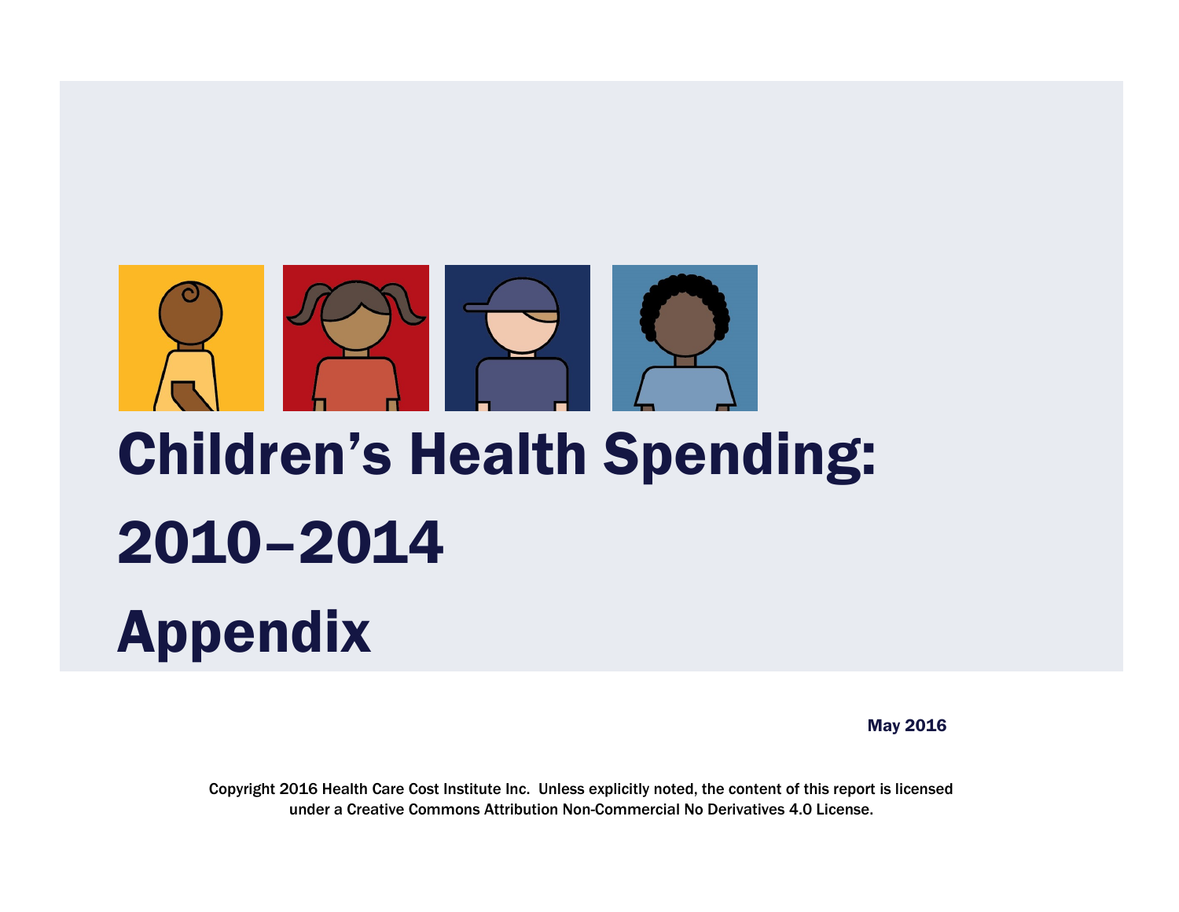# Children's Health Spending: 2010–2014 Appendix

May 2016

Copyright 2016 Health Care Cost Institute Inc. Unless explicitly noted, the content of this report is licensed under a Creative Commons Attribution Non-Commercial No Derivatives 4.0 License.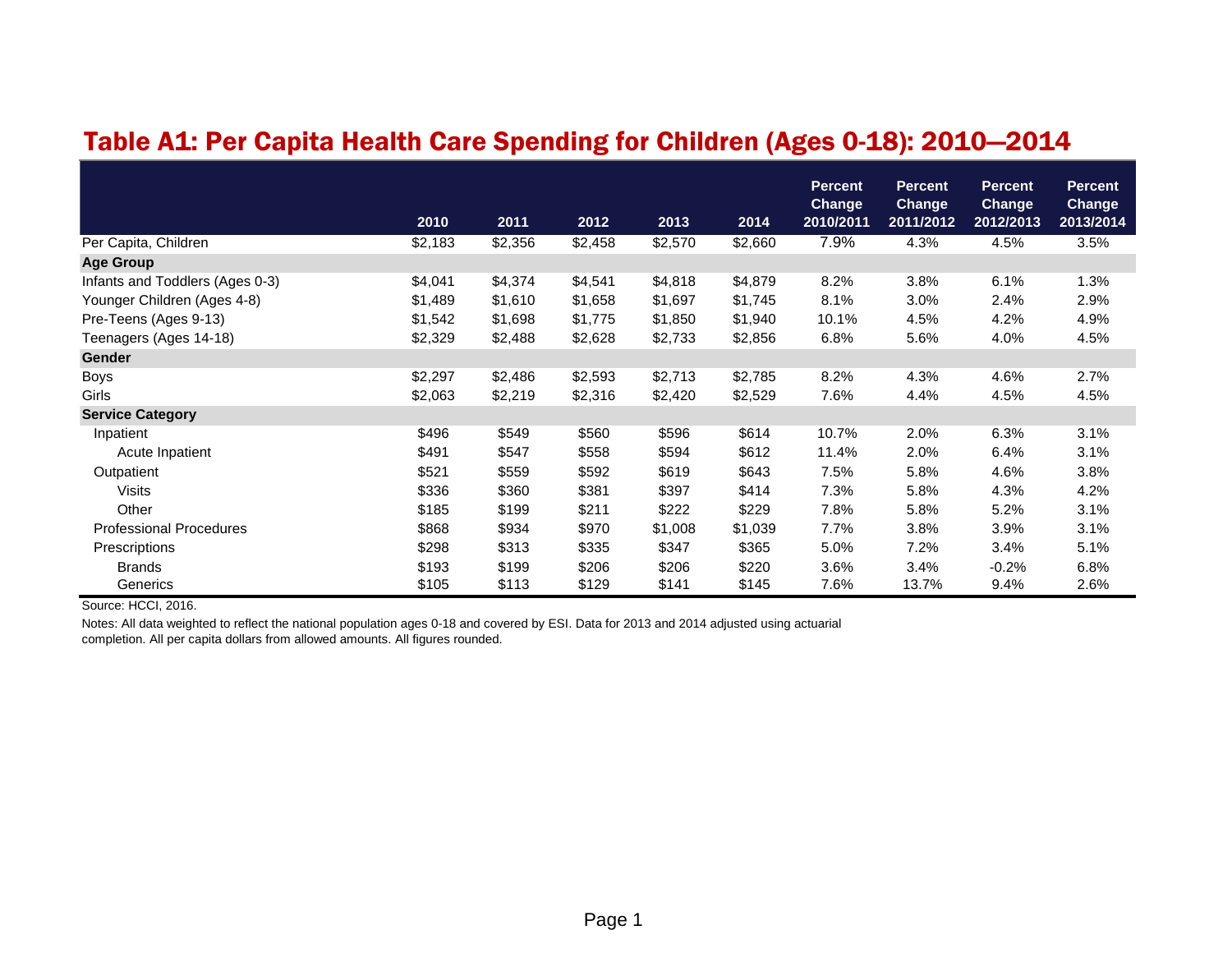# Table A1: Per Capita Health Care Spending for Children (Ages 0-18): 2010—2014

| | 2010 | 2011 | 2012 | 2013 | 2014 | Percent Change 2010/2011 | Percent Change 2011/2012 | Percent Change 2012/2013 | Percent Change 2013/2014 |
|---|---|---|---|---|---|---|---|---|---|
| Per Capita, Children | $2,183 | $2,356 | $2,458 | $2,570 | $2,660 | 7.9% | 4.3% | 4.5% | 3.5% |
| **Age Group** | | | | | | | | | |
| Infants and Toddlers (Ages 0-3) | $4,041 | $4,374 | $4,541 | $4,818 | $4,879 | 8.2% | 3.8% | 6.1% | 1.3% |
| Younger Children (Ages 4-8) | $1,489 | $1,610 | $1,658 | $1,697 | $1,745 | 8.1% | 3.0% | 2.4% | 2.9% |
| Pre-Teens (Ages 9-13) | $1,542 | $1,698 | $1,775 | $1,850 | $1,940 | 10.1% | 4.5% | 4.2% | 4.9% |
| Teenagers (Ages 14-18) | $2,329 | $2,488 | $2,628 | $2,733 | $2,856 | 6.8% | 5.6% | 4.0% | 4.5% |
| **Gender** | | | | | | | | | |
| Boys | $2,297 | $2,486 | $2,593 | $2,713 | $2,785 | 8.2% | 4.3% | 4.6% | 2.7% |
| Girls | $2,063 | $2,219 | $2,316 | $2,420 | $2,529 | 7.6% | 4.4% | 4.5% | 4.5% |
| **Service Category** | | | | | | | | | |
| Inpatient | $496 | $549 | $560 | $596 | $614 | 10.7% | 2.0% | 6.3% | 3.1% |
| Acute Inpatient | $491 | $547 | $558 | $594 | $612 | 11.4% | 2.0% | 6.4% | 3.1% |
| Outpatient | $521 | $559 | $592 | $619 | $643 | 7.5% | 5.8% | 4.6% | 3.8% |
| Visits | $336 | $360 | $381 | $397 | $414 | 7.3% | 5.8% | 4.3% | 4.2% |
| Other | $185 | $199 | $211 | $222 | $229 | 7.8% | 5.8% | 5.2% | 3.1% |
| Professional Procedures | $868 | $934 | $970 | $1,008 | $1,039 | 7.7% | 3.8% | 3.9% | 3.1% |
| Prescriptions | $298 | $313 | $335 | $347 | $365 | 5.0% | 7.2% | 3.4% | 5.1% |
| Brands | $193 | $199 | $206 | $206 | $220 | 3.6% | 3.4% | -0.2% | 6.8% |
| Generics | $105 | $113 | $129 | $141 | $145 | 7.6% | 13.7% | 9.4% | 2.6% |

Source: HCCI, 2016.

Notes: All data weighted to reflect the national population ages 0-18 and covered by ESI. Data for 2013 and 2014 adjusted using actuarial completion. All per capita dollars from allowed amounts. All figures rounded.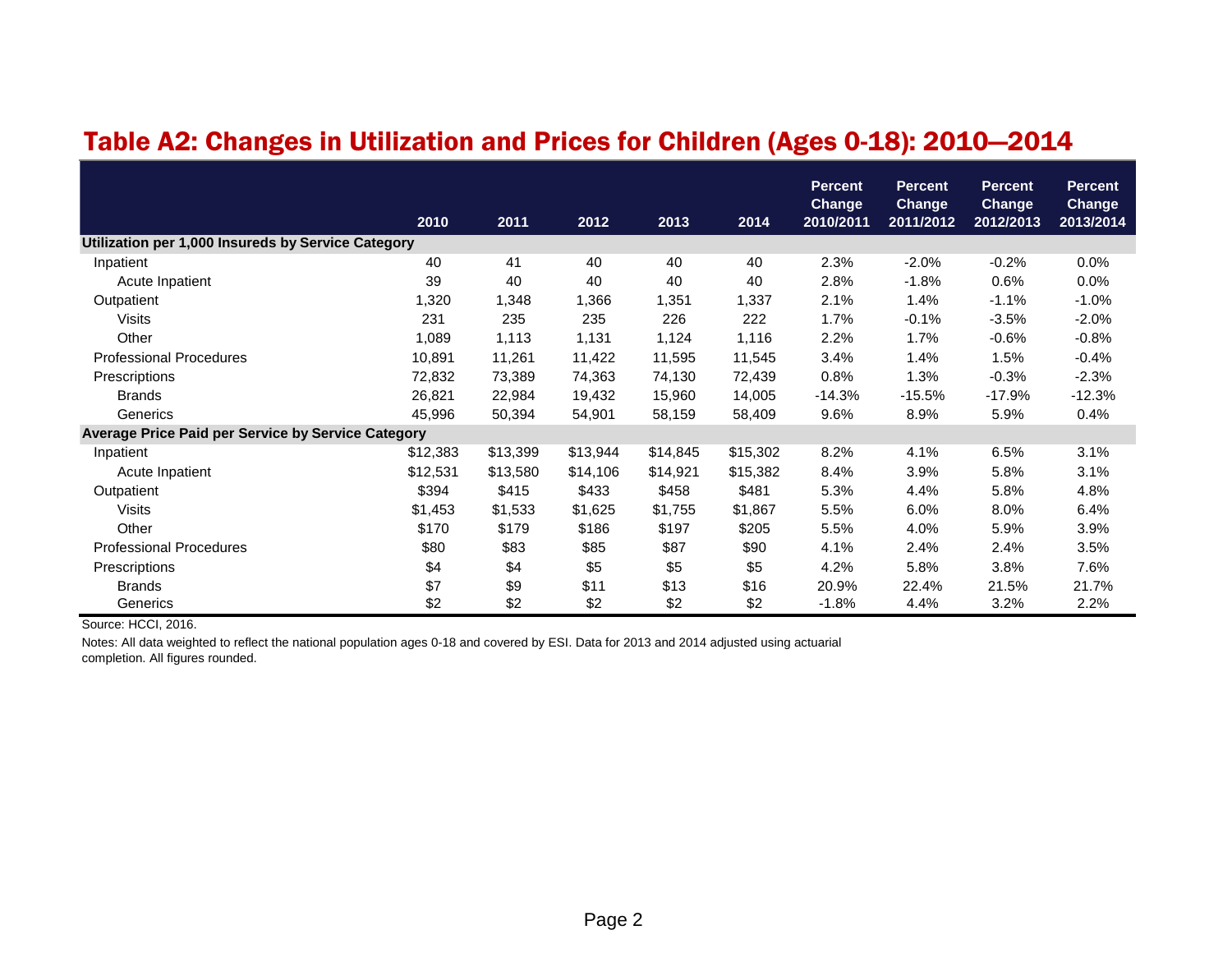# Table A2: Changes in Utilization and Prices for Children (Ages 0-18): 2010—2014

| | 2010 | 2011 | 2012 | 2013 | 2014 | Percent Change 2010/2011 | Percent Change 2011/2012 | Percent Change 2012/2013 | Percent Change 2013/2014 |
|---|---|---|---|---|---|---|---|---|---|
| **Utilization per 1,000 Insureds by Service Category** | | | | | | | | | |
| Inpatient | 40 | 41 | 40 | 40 | 40 | 2.3% | -2.0% | -0.2% | 0.0% |
| Acute Inpatient | 39 | 40 | 40 | 40 | 40 | 2.8% | -1.8% | 0.6% | 0.0% |
| Outpatient | 1,320 | 1,348 | 1,366 | 1,351 | 1,337 | 2.1% | 1.4% | -1.1% | -1.0% |
| Visits | 231 | 235 | 235 | 226 | 222 | 1.7% | -0.1% | -3.5% | -2.0% |
| Other | 1,089 | 1,113 | 1,131 | 1,124 | 1,116 | 2.2% | 1.7% | -0.6% | -0.8% |
| Professional Procedures | 10,891 | 11,261 | 11,422 | 11,595 | 11,545 | 3.4% | 1.4% | 1.5% | -0.4% |
| Prescriptions | 72,832 | 73,389 | 74,363 | 74,130 | 72,439 | 0.8% | 1.3% | -0.3% | -2.3% |
| Brands | 26,821 | 22,984 | 19,432 | 15,960 | 14,005 | -14.3% | -15.5% | -17.9% | -12.3% |
| Generics | 45,996 | 50,394 | 54,901 | 58,159 | 58,409 | 9.6% | 8.9% | 5.9% | 0.4% |
| **Average Price Paid per Service by Service Category** | | | | | | | | | |
| Inpatient | $12,383 | $13,399 | $13,944 | $14,845 | $15,302 | 8.2% | 4.1% | 6.5% | 3.1% |
| Acute Inpatient | $12,531 | $13,580 | $14,106 | $14,921 | $15,382 | 8.4% | 3.9% | 5.8% | 3.1% |
| Outpatient | $394 | $415 | $433 | $458 | $481 | 5.3% | 4.4% | 5.8% | 4.8% |
| Visits | $1,453 | $1,533 | $1,625 | $1,755 | $1,867 | 5.5% | 6.0% | 8.0% | 6.4% |
| Other | $170 | $179 | $186 | $197 | $205 | 5.5% | 4.0% | 5.9% | 3.9% |
| Professional Procedures | $80 | $83 | $85 | $87 | $90 | 4.1% | 2.4% | 2.4% | 3.5% |
| Prescriptions | $4 | $4 | $5 | $5 | $5 | 4.2% | 5.8% | 3.8% | 7.6% |
| Brands | $7 | $9 | $11 | $13 | $16 | 20.9% | 22.4% | 21.5% | 21.7% |
| Generics | $2 | $2 | $2 | $2 | $2 | -1.8% | 4.4% | 3.2% | 2.2% |

Source: HCCI, 2016.

Notes: All data weighted to reflect the national population ages 0-18 and covered by ESI. Data for 2013 and 2014 adjusted using actuarial completion. All figures rounded.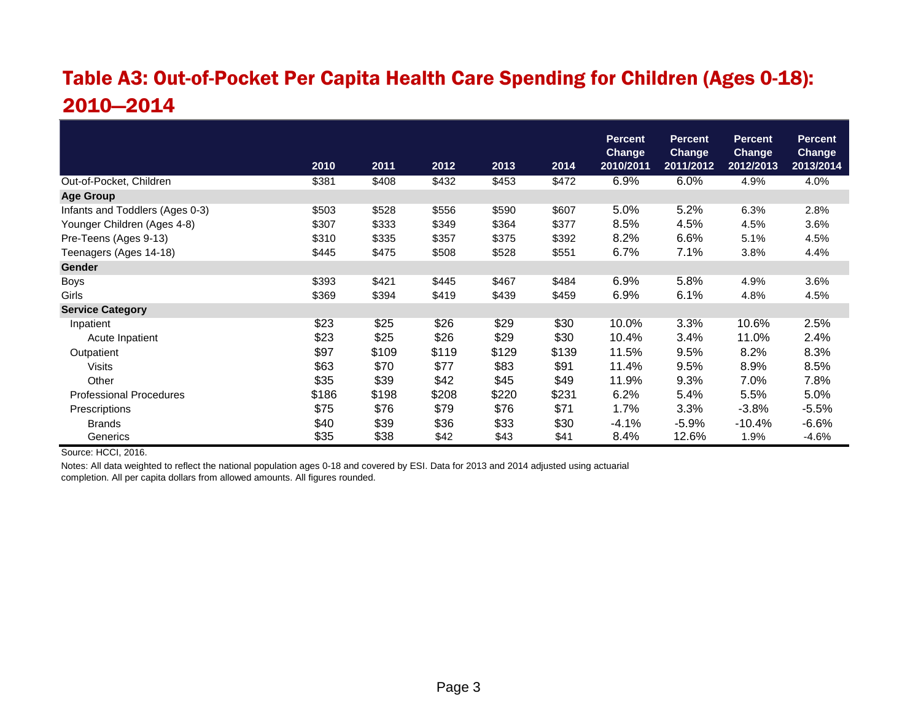## Table A3: Out-of-Pocket Per Capita Health Care Spending for Children (Ages 0-18): 2010—2014

| | 2010 | 2011 | 2012 | 2013 | 2014 | Percent Change 2010/2011 | Percent Change 2011/2012 | Percent Change 2012/2013 | Percent Change 2013/2014 |
|---|---|---|---|---|---|---|---|---|---|
| Out-of-Pocket, Children | $381 | $408 | $432 | $453 | $472 | 6.9% | 6.0% | 4.9% | 4.0% |
| **Age Group** | | | | | | | | | |
| Infants and Toddlers (Ages 0-3) | $503 | $528 | $556 | $590 | $607 | 5.0% | 5.2% | 6.3% | 2.8% |
| Younger Children (Ages 4-8) | $307 | $333 | $349 | $364 | $377 | 8.5% | 4.5% | 4.5% | 3.6% |
| Pre-Teens (Ages 9-13) | $310 | $335 | $357 | $375 | $392 | 8.2% | 6.6% | 5.1% | 4.5% |
| Teenagers (Ages 14-18) | $445 | $475 | $508 | $528 | $551 | 6.7% | 7.1% | 3.8% | 4.4% |
| **Gender** | | | | | | | | | |
| Boys | $393 | $421 | $445 | $467 | $484 | 6.9% | 5.8% | 4.9% | 3.6% |
| Girls | $369 | $394 | $419 | $439 | $459 | 6.9% | 6.1% | 4.8% | 4.5% |
| **Service Category** | | | | | | | | | |
| Inpatient | $23 | $25 | $26 | $29 | $30 | 10.0% | 3.3% | 10.6% | 2.5% |
| Acute Inpatient | $23 | $25 | $26 | $29 | $30 | 10.4% | 3.4% | 11.0% | 2.4% |
| Outpatient | $97 | $109 | $119 | $129 | $139 | 11.5% | 9.5% | 8.2% | 8.3% |
| Visits | $63 | $70 | $77 | $83 | $91 | 11.4% | 9.5% | 8.9% | 8.5% |
| Other | $35 | $39 | $42 | $45 | $49 | 11.9% | 9.3% | 7.0% | 7.8% |
| Professional Procedures | $186 | $198 | $208 | $220 | $231 | 6.2% | 5.4% | 5.5% | 5.0% |
| Prescriptions | $75 | $76 | $79 | $76 | $71 | 1.7% | 3.3% | -3.8% | -5.5% |
| Brands | $40 | $39 | $36 | $33 | $30 | -4.1% | -5.9% | -10.4% | -6.6% |
| Generics | $35 | $38 | $42 | $43 | $41 | 8.4% | 12.6% | 1.9% | -4.6% |

Source: HCCI, 2016.

Notes: All data weighted to reflect the national population ages 0-18 and covered by ESI. Data for 2013 and 2014 adjusted using actuarial completion. All per capita dollars from allowed amounts. All figures rounded.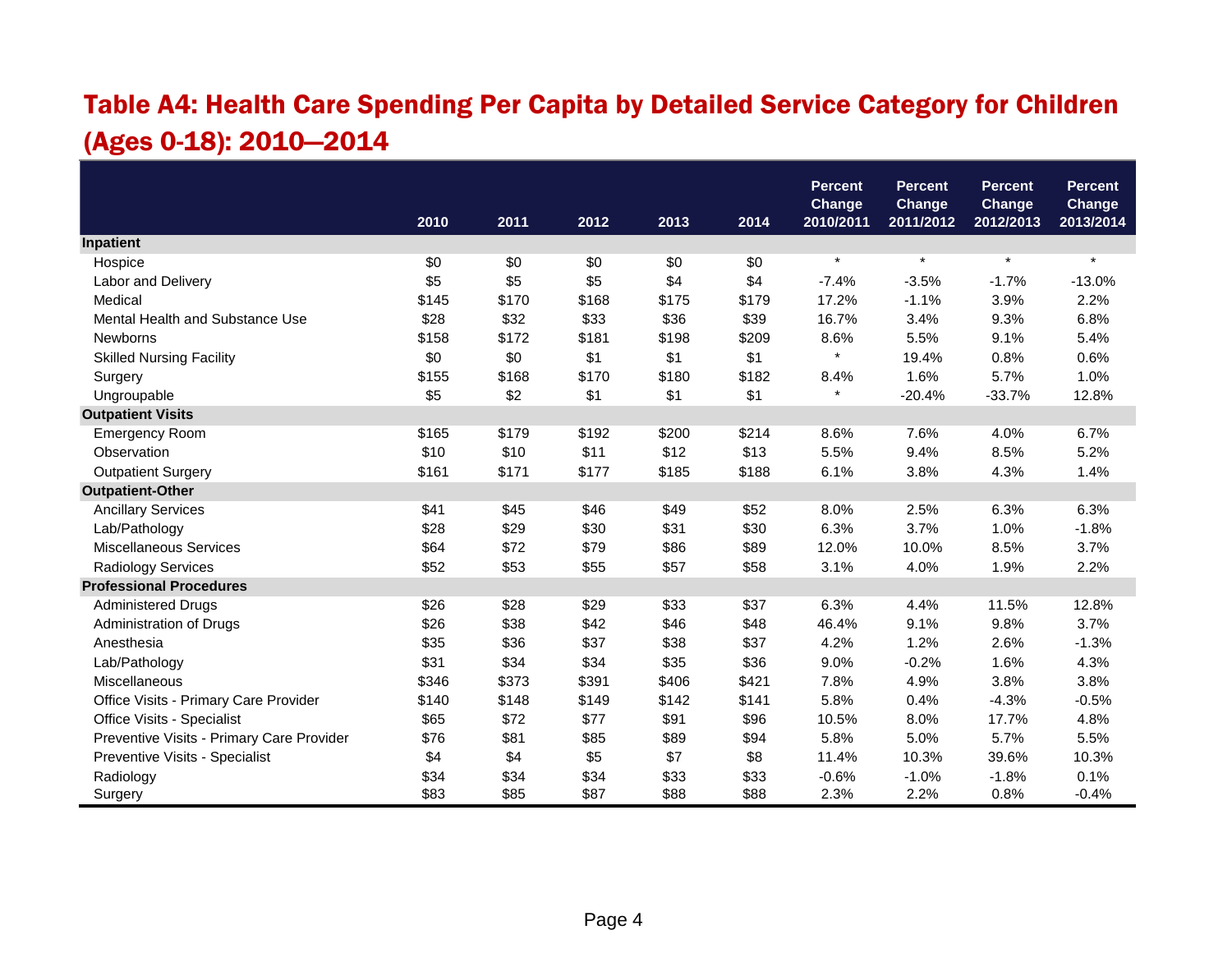## Table A4: Health Care Spending Per Capita by Detailed Service Category for Children (Ages 0-18): 2010—2014

| | 2010 | 2011 | 2012 | 2013 | 2014 | Percent Change 2010/2011 | Percent Change 2011/2012 | Percent Change 2012/2013 | Percent Change 2013/2014 |
|---|---|---|---|---|---|---|---|---|---|
| **Inpatient** | | | | | | | | | |
| Hospice | $0 | $0 | $0 | $0 | $0 | * | * | * | * |
| Labor and Delivery | $5 | $5 | $5 | $4 | $4 | -7.4% | -3.5% | -1.7% | -13.0% |
| Medical | $145 | $170 | $168 | $175 | $179 | 17.2% | -1.1% | 3.9% | 2.2% |
| Mental Health and Substance Use | $28 | $32 | $33 | $36 | $39 | 16.7% | 3.4% | 9.3% | 6.8% |
| Newborns | $158 | $172 | $181 | $198 | $209 | 8.6% | 5.5% | 9.1% | 5.4% |
| Skilled Nursing Facility | $0 | $0 | $1 | $1 | $1 | * | 19.4% | 0.8% | 0.6% |
| Surgery | $155 | $168 | $170 | $180 | $182 | 8.4% | 1.6% | 5.7% | 1.0% |
| Ungroupable | $5 | $2 | $1 | $1 | $1 | * | -20.4% | -33.7% | 12.8% |
| **Outpatient Visits** | | | | | | | | | |
| Emergency Room | $165 | $179 | $192 | $200 | $214 | 8.6% | 7.6% | 4.0% | 6.7% |
| Observation | $10 | $10 | $11 | $12 | $13 | 5.5% | 9.4% | 8.5% | 5.2% |
| Outpatient Surgery | $161 | $171 | $177 | $185 | $188 | 6.1% | 3.8% | 4.3% | 1.4% |
| **Outpatient-Other** | | | | | | | | | |
| Ancillary Services | $41 | $45 | $46 | $49 | $52 | 8.0% | 2.5% | 6.3% | 6.3% |
| Lab/Pathology | $28 | $29 | $30 | $31 | $30 | 6.3% | 3.7% | 1.0% | -1.8% |
| Miscellaneous Services | $64 | $72 | $79 | $86 | $89 | 12.0% | 10.0% | 8.5% | 3.7% |
| Radiology Services | $52 | $53 | $55 | $57 | $58 | 3.1% | 4.0% | 1.9% | 2.2% |
| **Professional Procedures** | | | | | | | | | |
| Administered Drugs | $26 | $28 | $29 | $33 | $37 | 6.3% | 4.4% | 11.5% | 12.8% |
| Administration of Drugs | $26 | $38 | $42 | $46 | $48 | 46.4% | 9.1% | 9.8% | 3.7% |
| Anesthesia | $35 | $36 | $37 | $38 | $37 | 4.2% | 1.2% | 2.6% | -1.3% |
| Lab/Pathology | $31 | $34 | $34 | $35 | $36 | 9.0% | -0.2% | 1.6% | 4.3% |
| Miscellaneous | $346 | $373 | $391 | $406 | $421 | 7.8% | 4.9% | 3.8% | 3.8% |
| Office Visits - Primary Care Provider | $140 | $148 | $149 | $142 | $141 | 5.8% | 0.4% | -4.3% | -0.5% |
| Office Visits - Specialist | $65 | $72 | $77 | $91 | $96 | 10.5% | 8.0% | 17.7% | 4.8% |
| Preventive Visits - Primary Care Provider | $76 | $81 | $85 | $89 | $94 | 5.8% | 5.0% | 5.7% | 5.5% |
| Preventive Visits - Specialist | $4 | $4 | $5 | $7 | $8 | 11.4% | 10.3% | 39.6% | 10.3% |
| Radiology | $34 | $34 | $34 | $33 | $33 | -0.6% | -1.0% | -1.8% | 0.1% |
| Surgery | $83 | $85 | $87 | $88 | $88 | 2.3% | 2.2% | 0.8% | -0.4% |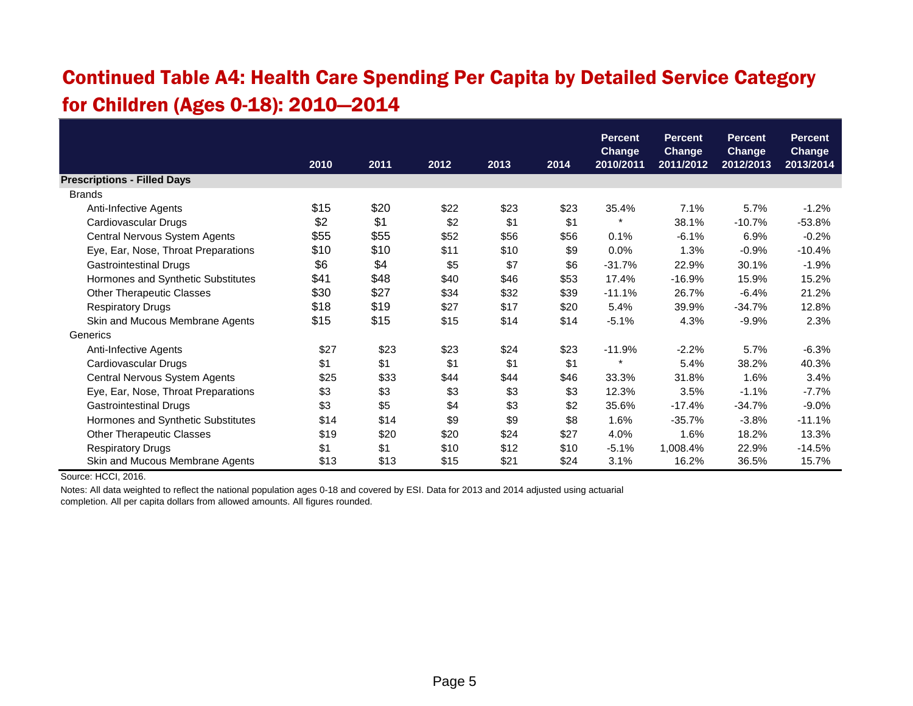## Continued Table A4: Health Care Spending Per Capita by Detailed Service Category for Children (Ages 0-18): 2010—2014

| | 2010 | 2011 | 2012 | 2013 | 2014 | Percent Change 2010/2011 | Percent Change 2011/2012 | Percent Change 2012/2013 | Percent Change 2013/2014 |
|---|---|---|---|---|---|---|---|---|---|
| **Prescriptions - Filled Days** | | | | | | | | | |
| Brands | | | | | | | | | |
| Anti-Infective Agents | $15 | $20 | $22 | $23 | $23 | 35.4% | 7.1% | 5.7% | -1.2% |
| Cardiovascular Drugs | $2 | $1 | $2 | $1 | $1 | * | 38.1% | -10.7% | -53.8% |
| Central Nervous System Agents | $55 | $55 | $52 | $56 | $56 | 0.1% | -6.1% | 6.9% | -0.2% |
| Eye, Ear, Nose, Throat Preparations | $10 | $10 | $11 | $10 | $9 | 0.0% | 1.3% | -0.9% | -10.4% |
| Gastrointestinal Drugs | $6 | $4 | $5 | $7 | $6 | -31.7% | 22.9% | 30.1% | -1.9% |
| Hormones and Synthetic Substitutes | $41 | $48 | $40 | $46 | $53 | 17.4% | -16.9% | 15.9% | 15.2% |
| Other Therapeutic Classes | $30 | $27 | $34 | $32 | $39 | -11.1% | 26.7% | -6.4% | 21.2% |
| Respiratory Drugs | $18 | $19 | $27 | $17 | $20 | 5.4% | 39.9% | -34.7% | 12.8% |
| Skin and Mucous Membrane Agents | $15 | $15 | $15 | $14 | $14 | -5.1% | 4.3% | -9.9% | 2.3% |
| Generics | | | | | | | | | |
| Anti-Infective Agents | $27 | $23 | $23 | $24 | $23 | -11.9% | -2.2% | 5.7% | -6.3% |
| Cardiovascular Drugs | $1 | $1 | $1 | $1 | $1 | * | 5.4% | 38.2% | 40.3% |
| Central Nervous System Agents | $25 | $33 | $44 | $44 | $46 | 33.3% | 31.8% | 1.6% | 3.4% |
| Eye, Ear, Nose, Throat Preparations | $3 | $3 | $3 | $3 | $3 | 12.3% | 3.5% | -1.1% | -7.7% |
| Gastrointestinal Drugs | $3 | $5 | $4 | $3 | $2 | 35.6% | -17.4% | -34.7% | -9.0% |
| Hormones and Synthetic Substitutes | $14 | $14 | $9 | $9 | $8 | 1.6% | -35.7% | -3.8% | -11.1% |
| Other Therapeutic Classes | $19 | $20 | $20 | $24 | $27 | 4.0% | 1.6% | 18.2% | 13.3% |
| Respiratory Drugs | $1 | $1 | $10 | $12 | $10 | -5.1% | 1,008.4% | 22.9% | -14.5% |
| Skin and Mucous Membrane Agents | $13 | $13 | $15 | $21 | $24 | 3.1% | 16.2% | 36.5% | 15.7% |

Source: HCCI, 2016.

Notes: All data weighted to reflect the national population ages 0-18 and covered by ESI. Data for 2013 and 2014 adjusted using actuarial completion. All per capita dollars from allowed amounts. All figures rounded.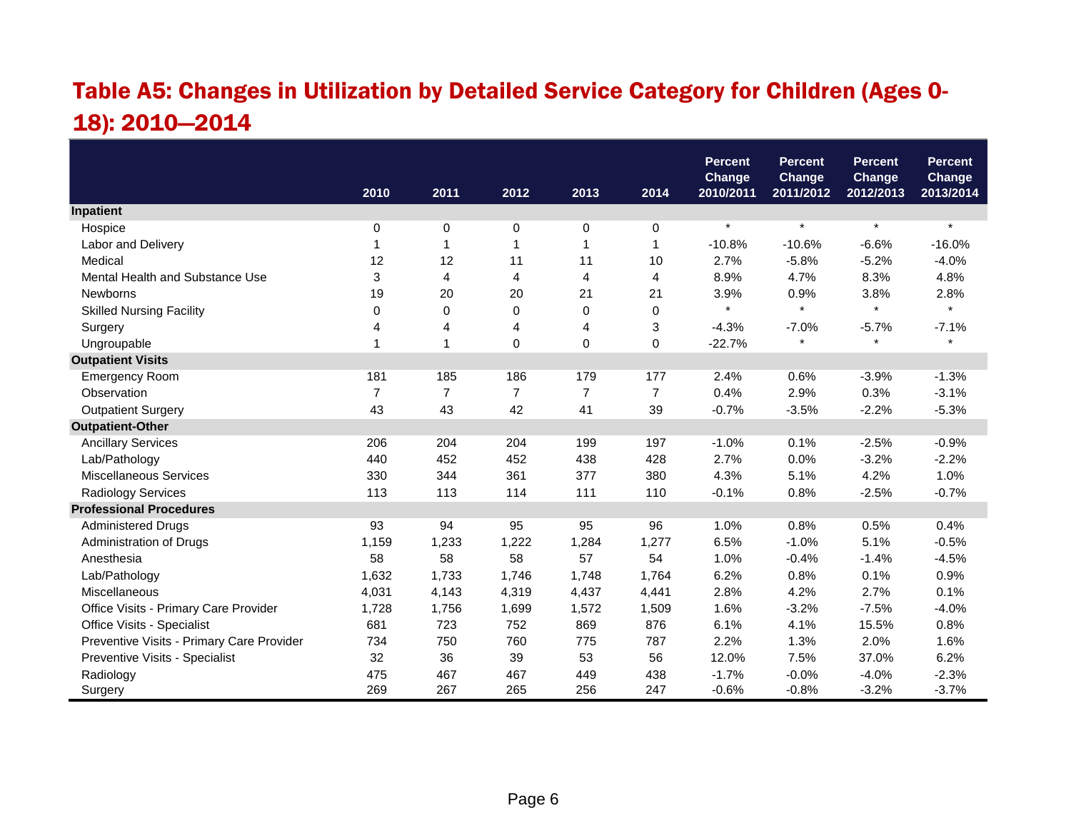# Table A5: Changes in Utilization by Detailed Service Category for Children (Ages 0-18): 2010—2014

| | 2010 | 2011 | 2012 | 2013 | 2014 | Percent Change 2010/2011 | Percent Change 2011/2012 | Percent Change 2012/2013 | Percent Change 2013/2014 |
|---|---|---|---|---|---|---|---|---|---|
| **Inpatient** | | | | | | | | | |
| Hospice | 0 | 0 | 0 | 0 | 0 | * | * | * | * |
| Labor and Delivery | 1 | 1 | 1 | 1 | 1 | -10.8% | -10.6% | -6.6% | -16.0% |
| Medical | 12 | 12 | 11 | 11 | 10 | 2.7% | -5.8% | -5.2% | -4.0% |
| Mental Health and Substance Use | 3 | 4 | 4 | 4 | 4 | 8.9% | 4.7% | 8.3% | 4.8% |
| Newborns | 19 | 20 | 20 | 21 | 21 | 3.9% | 0.9% | 3.8% | 2.8% |
| Skilled Nursing Facility | 0 | 0 | 0 | 0 | 0 | * | * | * | * |
| Surgery | 4 | 4 | 4 | 4 | 3 | -4.3% | -7.0% | -5.7% | -7.1% |
| Ungroupable | 1 | 1 | 0 | 0 | 0 | -22.7% | * | * | * |
| **Outpatient Visits** | | | | | | | | | |
| Emergency Room | 181 | 185 | 186 | 179 | 177 | 2.4% | 0.6% | -3.9% | -1.3% |
| Observation | 7 | 7 | 7 | 7 | 7 | 0.4% | 2.9% | 0.3% | -3.1% |
| Outpatient Surgery | 43 | 43 | 42 | 41 | 39 | -0.7% | -3.5% | -2.2% | -5.3% |
| **Outpatient-Other** | | | | | | | | | |
| Ancillary Services | 206 | 204 | 204 | 199 | 197 | -1.0% | 0.1% | -2.5% | -0.9% |
| Lab/Pathology | 440 | 452 | 452 | 438 | 428 | 2.7% | 0.0% | -3.2% | -2.2% |
| Miscellaneous Services | 330 | 344 | 361 | 377 | 380 | 4.3% | 5.1% | 4.2% | 1.0% |
| Radiology Services | 113 | 113 | 114 | 111 | 110 | -0.1% | 0.8% | -2.5% | -0.7% |
| **Professional Procedures** | | | | | | | | | |
| Administered Drugs | 93 | 94 | 95 | 95 | 96 | 1.0% | 0.8% | 0.5% | 0.4% |
| Administration of Drugs | 1,159 | 1,233 | 1,222 | 1,284 | 1,277 | 6.5% | -1.0% | 5.1% | -0.5% |
| Anesthesia | 58 | 58 | 58 | 57 | 54 | 1.0% | -0.4% | -1.4% | -4.5% |
| Lab/Pathology | 1,632 | 1,733 | 1,746 | 1,748 | 1,764 | 6.2% | 0.8% | 0.1% | 0.9% |
| Miscellaneous | 4,031 | 4,143 | 4,319 | 4,437 | 4,441 | 2.8% | 4.2% | 2.7% | 0.1% |
| Office Visits - Primary Care Provider | 1,728 | 1,756 | 1,699 | 1,572 | 1,509 | 1.6% | -3.2% | -7.5% | -4.0% |
| Office Visits - Specialist | 681 | 723 | 752 | 869 | 876 | 6.1% | 4.1% | 15.5% | 0.8% |
| Preventive Visits - Primary Care Provider | 734 | 750 | 760 | 775 | 787 | 2.2% | 1.3% | 2.0% | 1.6% |
| Preventive Visits - Specialist | 32 | 36 | 39 | 53 | 56 | 12.0% | 7.5% | 37.0% | 6.2% |
| Radiology | 475 | 467 | 467 | 449 | 438 | -1.7% | -0.0% | -4.0% | -2.3% |
| Surgery | 269 | 267 | 265 | 256 | 247 | -0.6% | -0.8% | -3.2% | -3.7% |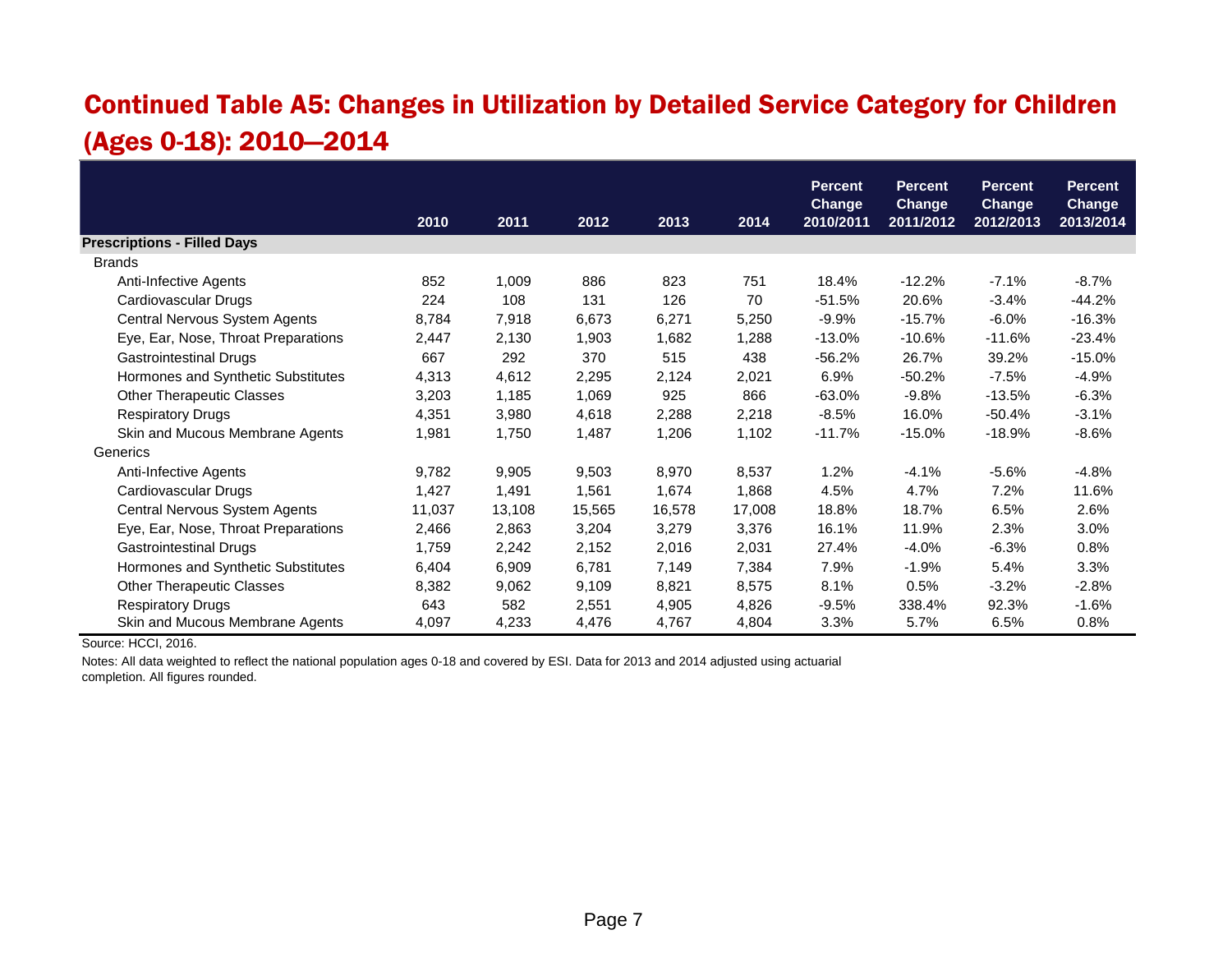# Continued Table A5: Changes in Utilization by Detailed Service Category for Children (Ages 0-18): 2010—2014

| | 2010 | 2011 | 2012 | 2013 | 2014 | Percent Change 2010/2011 | Percent Change 2011/2012 | Percent Change 2012/2013 | Percent Change 2013/2014 |
|---|---|---|---|---|---|---|---|---|---|
| **Prescriptions - Filled Days** | | | | | | | | | |
| Brands | | | | | | | | | |
| Anti-Infective Agents | 852 | 1,009 | 886 | 823 | 751 | 18.4% | -12.2% | -7.1% | -8.7% |
| Cardiovascular Drugs | 224 | 108 | 131 | 126 | 70 | -51.5% | 20.6% | -3.4% | -44.2% |
| Central Nervous System Agents | 8,784 | 7,918 | 6,673 | 6,271 | 5,250 | -9.9% | -15.7% | -6.0% | -16.3% |
| Eye, Ear, Nose, Throat Preparations | 2,447 | 2,130 | 1,903 | 1,682 | 1,288 | -13.0% | -10.6% | -11.6% | -23.4% |
| Gastrointestinal Drugs | 667 | 292 | 370 | 515 | 438 | -56.2% | 26.7% | 39.2% | -15.0% |
| Hormones and Synthetic Substitutes | 4,313 | 4,612 | 2,295 | 2,124 | 2,021 | 6.9% | -50.2% | -7.5% | -4.9% |
| Other Therapeutic Classes | 3,203 | 1,185 | 1,069 | 925 | 866 | -63.0% | -9.8% | -13.5% | -6.3% |
| Respiratory Drugs | 4,351 | 3,980 | 4,618 | 2,288 | 2,218 | -8.5% | 16.0% | -50.4% | -3.1% |
| Skin and Mucous Membrane Agents | 1,981 | 1,750 | 1,487 | 1,206 | 1,102 | -11.7% | -15.0% | -18.9% | -8.6% |
| Generics | | | | | | | | | |
| Anti-Infective Agents | 9,782 | 9,905 | 9,503 | 8,970 | 8,537 | 1.2% | -4.1% | -5.6% | -4.8% |
| Cardiovascular Drugs | 1,427 | 1,491 | 1,561 | 1,674 | 1,868 | 4.5% | 4.7% | 7.2% | 11.6% |
| Central Nervous System Agents | 11,037 | 13,108 | 15,565 | 16,578 | 17,008 | 18.8% | 18.7% | 6.5% | 2.6% |
| Eye, Ear, Nose, Throat Preparations | 2,466 | 2,863 | 3,204 | 3,279 | 3,376 | 16.1% | 11.9% | 2.3% | 3.0% |
| Gastrointestinal Drugs | 1,759 | 2,242 | 2,152 | 2,016 | 2,031 | 27.4% | -4.0% | -6.3% | 0.8% |
| Hormones and Synthetic Substitutes | 6,404 | 6,909 | 6,781 | 7,149 | 7,384 | 7.9% | -1.9% | 5.4% | 3.3% |
| Other Therapeutic Classes | 8,382 | 9,062 | 9,109 | 8,821 | 8,575 | 8.1% | 0.5% | -3.2% | -2.8% |
| Respiratory Drugs | 643 | 582 | 2,551 | 4,905 | 4,826 | -9.5% | 338.4% | 92.3% | -1.6% |
| Skin and Mucous Membrane Agents | 4,097 | 4,233 | 4,476 | 4,767 | 4,804 | 3.3% | 5.7% | 6.5% | 0.8% |

Source: HCCI, 2016.

Notes: All data weighted to reflect the national population ages 0-18 and covered by ESI. Data for 2013 and 2014 adjusted using actuarial completion. All figures rounded.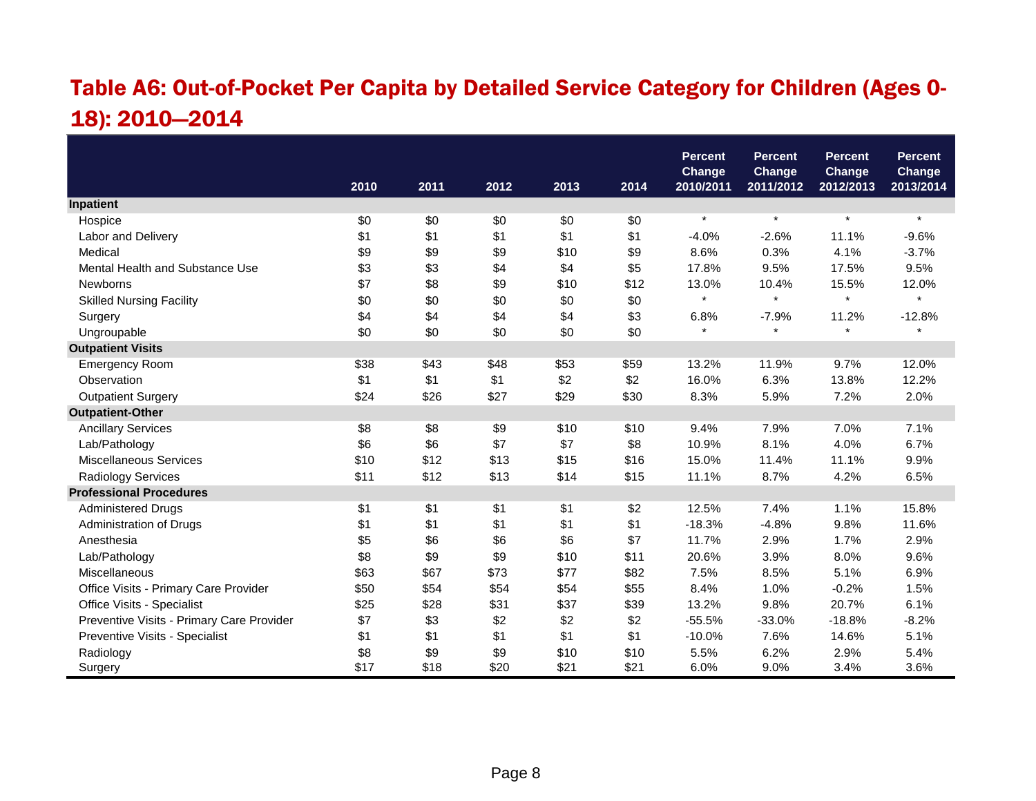## Table A6: Out-of-Pocket Per Capita by Detailed Service Category for Children (Ages 0-18): 2010—2014

| | 2010 | 2011 | 2012 | 2013 | 2014 | Percent Change 2010/2011 | Percent Change 2011/2012 | Percent Change 2012/2013 | Percent Change 2013/2014 |
|---|---|---|---|---|---|---|---|---|---|
| **Inpatient** | | | | | | | | | |
| Hospice | $0 | $0 | $0 | $0 | $0 | * | * | * | * |
| Labor and Delivery | $1 | $1 | $1 | $1 | $1 | -4.0% | -2.6% | 11.1% | -9.6% |
| Medical | $9 | $9 | $9 | $10 | $9 | 8.6% | 0.3% | 4.1% | -3.7% |
| Mental Health and Substance Use | $3 | $3 | $4 | $4 | $5 | 17.8% | 9.5% | 17.5% | 9.5% |
| Newborns | $7 | $8 | $9 | $10 | $12 | 13.0% | 10.4% | 15.5% | 12.0% |
| Skilled Nursing Facility | $0 | $0 | $0 | $0 | $0 | * | * | * | * |
| Surgery | $4 | $4 | $4 | $4 | $3 | 6.8% | -7.9% | 11.2% | -12.8% |
| Ungroupable | $0 | $0 | $0 | $0 | $0 | * | * | * | * |
| **Outpatient Visits** | | | | | | | | | |
| Emergency Room | $38 | $43 | $48 | $53 | $59 | 13.2% | 11.9% | 9.7% | 12.0% |
| Observation | $1 | $1 | $1 | $2 | $2 | 16.0% | 6.3% | 13.8% | 12.2% |
| Outpatient Surgery | $24 | $26 | $27 | $29 | $30 | 8.3% | 5.9% | 7.2% | 2.0% |
| **Outpatient-Other** | | | | | | | | | |
| Ancillary Services | $8 | $8 | $9 | $10 | $10 | 9.4% | 7.9% | 7.0% | 7.1% |
| Lab/Pathology | $6 | $6 | $7 | $7 | $8 | 10.9% | 8.1% | 4.0% | 6.7% |
| Miscellaneous Services | $10 | $12 | $13 | $15 | $16 | 15.0% | 11.4% | 11.1% | 9.9% |
| Radiology Services | $11 | $12 | $13 | $14 | $15 | 11.1% | 8.7% | 4.2% | 6.5% |
| **Professional Procedures** | | | | | | | | | |
| Administered Drugs | $1 | $1 | $1 | $1 | $2 | 12.5% | 7.4% | 1.1% | 15.8% |
| Administration of Drugs | $1 | $1 | $1 | $1 | $1 | -18.3% | -4.8% | 9.8% | 11.6% |
| Anesthesia | $5 | $6 | $6 | $6 | $7 | 11.7% | 2.9% | 1.7% | 2.9% |
| Lab/Pathology | $8 | $9 | $9 | $10 | $11 | 20.6% | 3.9% | 8.0% | 9.6% |
| Miscellaneous | $63 | $67 | $73 | $77 | $82 | 7.5% | 8.5% | 5.1% | 6.9% |
| Office Visits - Primary Care Provider | $50 | $54 | $54 | $54 | $55 | 8.4% | 1.0% | -0.2% | 1.5% |
| Office Visits - Specialist | $25 | $28 | $31 | $37 | $39 | 13.2% | 9.8% | 20.7% | 6.1% |
| Preventive Visits - Primary Care Provider | $7 | $3 | $2 | $2 | $2 | -55.5% | -33.0% | -18.8% | -8.2% |
| Preventive Visits - Specialist | $1 | $1 | $1 | $1 | $1 | -10.0% | 7.6% | 14.6% | 5.1% |
| Radiology | $8 | $9 | $9 | $10 | $10 | 5.5% | 6.2% | 2.9% | 5.4% |
| Surgery | $17 | $18 | $20 | $21 | $21 | 6.0% | 9.0% | 3.4% | 3.6% |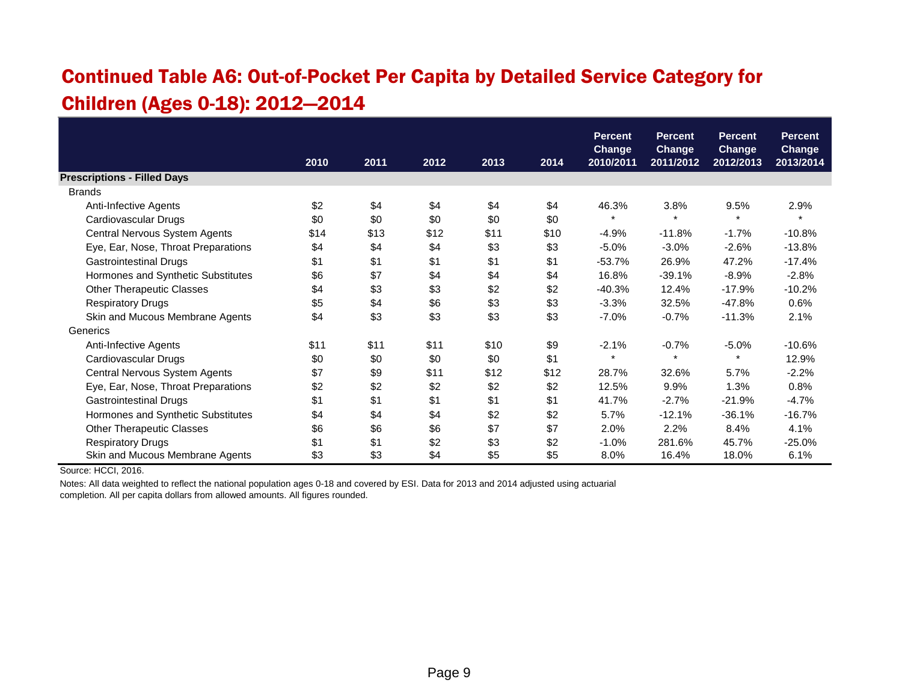## Continued Table A6: Out-of-Pocket Per Capita by Detailed Service Category for Children (Ages 0-18): 2012—2014

| | 2010 | 2011 | 2012 | 2013 | 2014 | Percent Change 2010/2011 | Percent Change 2011/2012 | Percent Change 2012/2013 | Percent Change 2013/2014 |
|---|---|---|---|---|---|---|---|---|---|
| **Prescriptions - Filled Days** | | | | | | | | | |
| Brands | | | | | | | | | |
| Anti-Infective Agents | $2 | $4 | $4 | $4 | $4 | 46.3% | 3.8% | 9.5% | 2.9% |
| Cardiovascular Drugs | $0 | $0 | $0 | $0 | $0 | * | * | * | * |
| Central Nervous System Agents | $14 | $13 | $12 | $11 | $10 | -4.9% | -11.8% | -1.7% | -10.8% |
| Eye, Ear, Nose, Throat Preparations | $4 | $4 | $4 | $3 | $3 | -5.0% | -3.0% | -2.6% | -13.8% |
| Gastrointestinal Drugs | $1 | $1 | $1 | $1 | $1 | -53.7% | 26.9% | 47.2% | -17.4% |
| Hormones and Synthetic Substitutes | $6 | $7 | $4 | $4 | $4 | 16.8% | -39.1% | -8.9% | -2.8% |
| Other Therapeutic Classes | $4 | $3 | $3 | $2 | $2 | -40.3% | 12.4% | -17.9% | -10.2% |
| Respiratory Drugs | $5 | $4 | $6 | $3 | $3 | -3.3% | 32.5% | -47.8% | 0.6% |
| Skin and Mucous Membrane Agents | $4 | $3 | $3 | $3 | $3 | -7.0% | -0.7% | -11.3% | 2.1% |
| Generics | | | | | | | | | |
| Anti-Infective Agents | $11 | $11 | $11 | $10 | $9 | -2.1% | -0.7% | -5.0% | -10.6% |
| Cardiovascular Drugs | $0 | $0 | $0 | $0 | $1 | * | * | * | 12.9% |
| Central Nervous System Agents | $7 | $9 | $11 | $12 | $12 | 28.7% | 32.6% | 5.7% | -2.2% |
| Eye, Ear, Nose, Throat Preparations | $2 | $2 | $2 | $2 | $2 | 12.5% | 9.9% | 1.3% | 0.8% |
| Gastrointestinal Drugs | $1 | $1 | $1 | $1 | $1 | 41.7% | -2.7% | -21.9% | -4.7% |
| Hormones and Synthetic Substitutes | $4 | $4 | $4 | $2 | $2 | 5.7% | -12.1% | -36.1% | -16.7% |
| Other Therapeutic Classes | $6 | $6 | $6 | $7 | $7 | 2.0% | 2.2% | 8.4% | 4.1% |
| Respiratory Drugs | $1 | $1 | $2 | $3 | $2 | -1.0% | 281.6% | 45.7% | -25.0% |
| Skin and Mucous Membrane Agents | $3 | $3 | $4 | $5 | $5 | 8.0% | 16.4% | 18.0% | 6.1% |

Source: HCCI, 2016.

Notes: All data weighted to reflect the national population ages 0-18 and covered by ESI. Data for 2013 and 2014 adjusted using actuarial completion. All per capita dollars from allowed amounts. All figures rounded.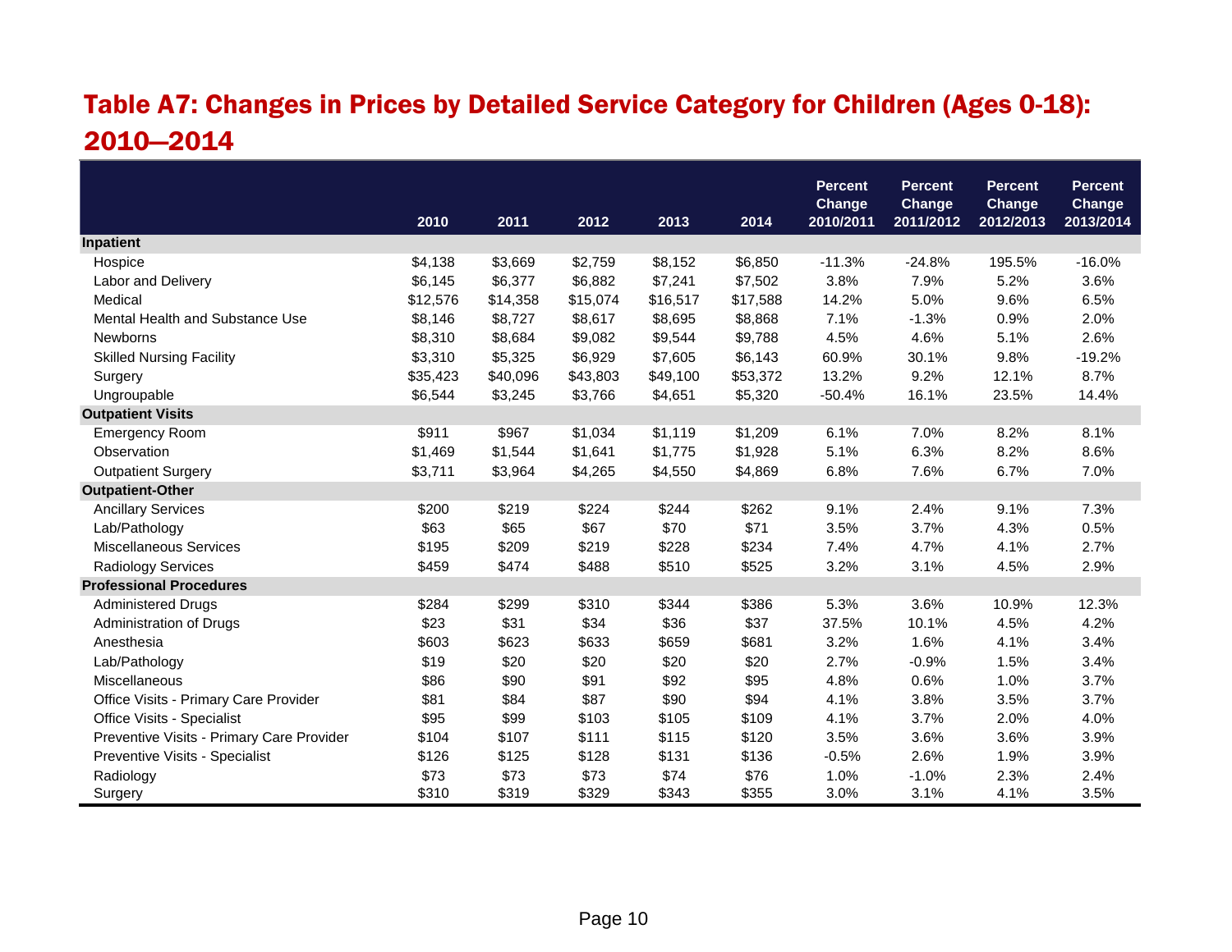# Table A7: Changes in Prices by Detailed Service Category for Children (Ages 0-18): 2010—2014

| | 2010 | 2011 | 2012 | 2013 | 2014 | Percent Change 2010/2011 | Percent Change 2011/2012 | Percent Change 2012/2013 | Percent Change 2013/2014 |
|---|---|---|---|---|---|---|---|---|---|
| **Inpatient** | | | | | | | | | |
| Hospice | $4,138 | $3,669 | $2,759 | $8,152 | $6,850 | -11.3% | -24.8% | 195.5% | -16.0% |
| Labor and Delivery | $6,145 | $6,377 | $6,882 | $7,241 | $7,502 | 3.8% | 7.9% | 5.2% | 3.6% |
| Medical | $12,576 | $14,358 | $15,074 | $16,517 | $17,588 | 14.2% | 5.0% | 9.6% | 6.5% |
| Mental Health and Substance Use | $8,146 | $8,727 | $8,617 | $8,695 | $8,868 | 7.1% | -1.3% | 0.9% | 2.0% |
| Newborns | $8,310 | $8,684 | $9,082 | $9,544 | $9,788 | 4.5% | 4.6% | 5.1% | 2.6% |
| Skilled Nursing Facility | $3,310 | $5,325 | $6,929 | $7,605 | $6,143 | 60.9% | 30.1% | 9.8% | -19.2% |
| Surgery | $35,423 | $40,096 | $43,803 | $49,100 | $53,372 | 13.2% | 9.2% | 12.1% | 8.7% |
| Ungroupable | $6,544 | $3,245 | $3,766 | $4,651 | $5,320 | -50.4% | 16.1% | 23.5% | 14.4% |
| **Outpatient Visits** | | | | | | | | | |
| Emergency Room | $911 | $967 | $1,034 | $1,119 | $1,209 | 6.1% | 7.0% | 8.2% | 8.1% |
| Observation | $1,469 | $1,544 | $1,641 | $1,775 | $1,928 | 5.1% | 6.3% | 8.2% | 8.6% |
| Outpatient Surgery | $3,711 | $3,964 | $4,265 | $4,550 | $4,869 | 6.8% | 7.6% | 6.7% | 7.0% |
| **Outpatient-Other** | | | | | | | | | |
| Ancillary Services | $200 | $219 | $224 | $244 | $262 | 9.1% | 2.4% | 9.1% | 7.3% |
| Lab/Pathology | $63 | $65 | $67 | $70 | $71 | 3.5% | 3.7% | 4.3% | 0.5% |
| Miscellaneous Services | $195 | $209 | $219 | $228 | $234 | 7.4% | 4.7% | 4.1% | 2.7% |
| Radiology Services | $459 | $474 | $488 | $510 | $525 | 3.2% | 3.1% | 4.5% | 2.9% |
| **Professional Procedures** | | | | | | | | | |
| Administered Drugs | $284 | $299 | $310 | $344 | $386 | 5.3% | 3.6% | 10.9% | 12.3% |
| Administration of Drugs | $23 | $31 | $34 | $36 | $37 | 37.5% | 10.1% | 4.5% | 4.2% |
| Anesthesia | $603 | $623 | $633 | $659 | $681 | 3.2% | 1.6% | 4.1% | 3.4% |
| Lab/Pathology | $19 | $20 | $20 | $20 | $20 | 2.7% | -0.9% | 1.5% | 3.4% |
| Miscellaneous | $86 | $90 | $91 | $92 | $95 | 4.8% | 0.6% | 1.0% | 3.7% |
| Office Visits - Primary Care Provider | $81 | $84 | $87 | $90 | $94 | 4.1% | 3.8% | 3.5% | 3.7% |
| Office Visits - Specialist | $95 | $99 | $103 | $105 | $109 | 4.1% | 3.7% | 2.0% | 4.0% |
| Preventive Visits - Primary Care Provider | $104 | $107 | $111 | $115 | $120 | 3.5% | 3.6% | 3.6% | 3.9% |
| Preventive Visits - Specialist | $126 | $125 | $128 | $131 | $136 | -0.5% | 2.6% | 1.9% | 3.9% |
| Radiology | $73 | $73 | $73 | $74 | $76 | 1.0% | -1.0% | 2.3% | 2.4% |
| Surgery | $310 | $319 | $329 | $343 | $355 | 3.0% | 3.1% | 4.1% | 3.5% |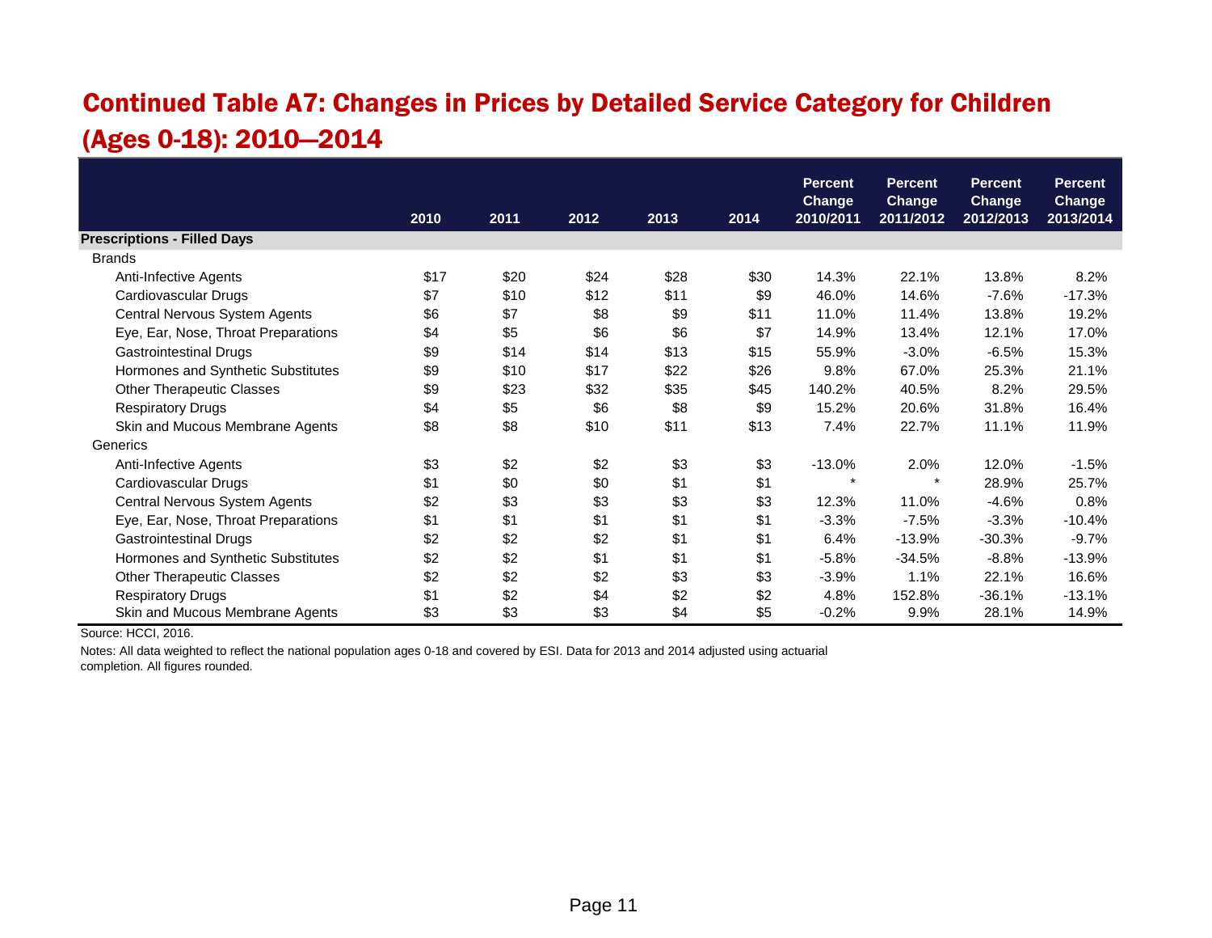# Continued Table A7: Changes in Prices by Detailed Service Category for Children (Ages 0-18): 2010—2014

| | 2010 | 2011 | 2012 | 2013 | 2014 | Percent Change 2010/2011 | Percent Change 2011/2012 | Percent Change 2012/2013 | Percent Change 2013/2014 |
|---|---|---|---|---|---|---|---|---|---|
| **Prescriptions - Filled Days** | | | | | | | | | |
| Brands | | | | | | | | | |
| Anti-Infective Agents | $17 | $20 | $24 | $28 | $30 | 14.3% | 22.1% | 13.8% | 8.2% |
| Cardiovascular Drugs | $7 | $10 | $12 | $11 | $9 | 46.0% | 14.6% | -7.6% | -17.3% |
| Central Nervous System Agents | $6 | $7 | $8 | $9 | $11 | 11.0% | 11.4% | 13.8% | 19.2% |
| Eye, Ear, Nose, Throat Preparations | $4 | $5 | $6 | $6 | $7 | 14.9% | 13.4% | 12.1% | 17.0% |
| Gastrointestinal Drugs | $9 | $14 | $14 | $13 | $15 | 55.9% | -3.0% | -6.5% | 15.3% |
| Hormones and Synthetic Substitutes | $9 | $10 | $17 | $22 | $26 | 9.8% | 67.0% | 25.3% | 21.1% |
| Other Therapeutic Classes | $9 | $23 | $32 | $35 | $45 | 140.2% | 40.5% | 8.2% | 29.5% |
| Respiratory Drugs | $4 | $5 | $6 | $8 | $9 | 15.2% | 20.6% | 31.8% | 16.4% |
| Skin and Mucous Membrane Agents | $8 | $8 | $10 | $11 | $13 | 7.4% | 22.7% | 11.1% | 11.9% |
| Generics | | | | | | | | | |
| Anti-Infective Agents | $3 | $2 | $2 | $3 | $3 | -13.0% | 2.0% | 12.0% | -1.5% |
| Cardiovascular Drugs | $1 | $0 | $0 | $1 | $1 | * | * | 28.9% | 25.7% |
| Central Nervous System Agents | $2 | $3 | $3 | $3 | $3 | 12.3% | 11.0% | -4.6% | 0.8% |
| Eye, Ear, Nose, Throat Preparations | $1 | $1 | $1 | $1 | $1 | -3.3% | -7.5% | -3.3% | -10.4% |
| Gastrointestinal Drugs | $2 | $2 | $2 | $1 | $1 | 6.4% | -13.9% | -30.3% | -9.7% |
| Hormones and Synthetic Substitutes | $2 | $2 | $1 | $1 | $1 | -5.8% | -34.5% | -8.8% | -13.9% |
| Other Therapeutic Classes | $2 | $2 | $2 | $3 | $3 | -3.9% | 1.1% | 22.1% | 16.6% |
| Respiratory Drugs | $1 | $2 | $4 | $2 | $2 | 4.8% | 152.8% | -36.1% | -13.1% |
| Skin and Mucous Membrane Agents | $3 | $3 | $3 | $4 | $5 | -0.2% | 9.9% | 28.1% | 14.9% |

Source: HCCI, 2016.

Notes: All data weighted to reflect the national population ages 0-18 and covered by ESI. Data for 2013 and 2014 adjusted using actuarial completion. All figures rounded.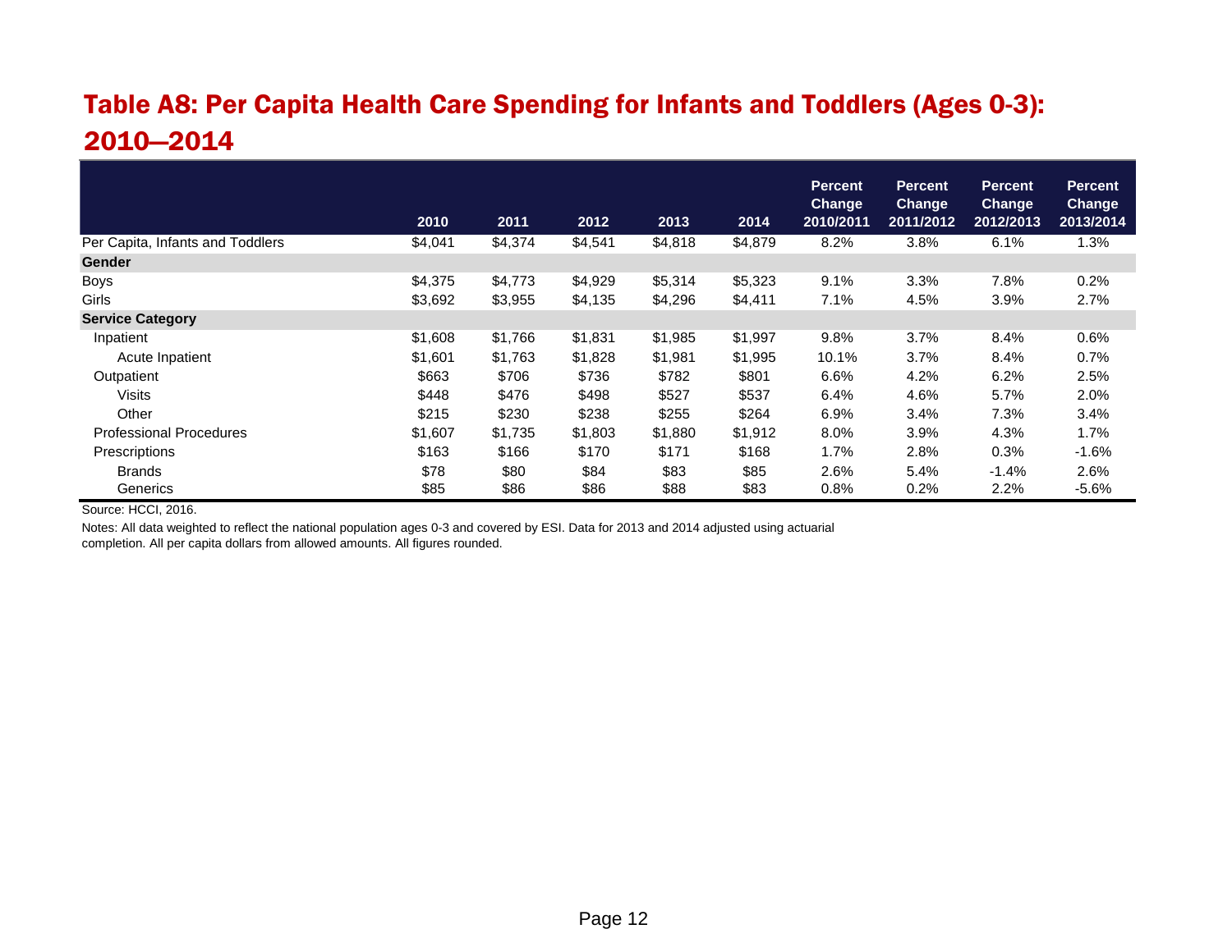# Table A8: Per Capita Health Care Spending for Infants and Toddlers (Ages 0-3): 2010—2014

| | 2010 | 2011 | 2012 | 2013 | 2014 | Percent Change 2010/2011 | Percent Change 2011/2012 | Percent Change 2012/2013 | Percent Change 2013/2014 |
|---|---|---|---|---|---|---|---|---|---|
| Per Capita, Infants and Toddlers | $4,041 | $4,374 | $4,541 | $4,818 | $4,879 | 8.2% | 3.8% | 6.1% | 1.3% |
| **Gender** | | | | | | | | | |
| Boys | $4,375 | $4,773 | $4,929 | $5,314 | $5,323 | 9.1% | 3.3% | 7.8% | 0.2% |
| Girls | $3,692 | $3,955 | $4,135 | $4,296 | $4,411 | 7.1% | 4.5% | 3.9% | 2.7% |
| **Service Category** | | | | | | | | | |
| Inpatient | $1,608 | $1,766 | $1,831 | $1,985 | $1,997 | 9.8% | 3.7% | 8.4% | 0.6% |
| Acute Inpatient | $1,601 | $1,763 | $1,828 | $1,981 | $1,995 | 10.1% | 3.7% | 8.4% | 0.7% |
| Outpatient | $663 | $706 | $736 | $782 | $801 | 6.6% | 4.2% | 6.2% | 2.5% |
| Visits | $448 | $476 | $498 | $527 | $537 | 6.4% | 4.6% | 5.7% | 2.0% |
| Other | $215 | $230 | $238 | $255 | $264 | 6.9% | 3.4% | 7.3% | 3.4% |
| Professional Procedures | $1,607 | $1,735 | $1,803 | $1,880 | $1,912 | 8.0% | 3.9% | 4.3% | 1.7% |
| Prescriptions | $163 | $166 | $170 | $171 | $168 | 1.7% | 2.8% | 0.3% | -1.6% |
| Brands | $78 | $80 | $84 | $83 | $85 | 2.6% | 5.4% | -1.4% | 2.6% |
| Generics | $85 | $86 | $86 | $88 | $83 | 0.8% | 0.2% | 2.2% | -5.6% |

Source: HCCI, 2016.

Notes: All data weighted to reflect the national population ages 0-3 and covered by ESI. Data for 2013 and 2014 adjusted using actuarial completion. All per capita dollars from allowed amounts. All figures rounded.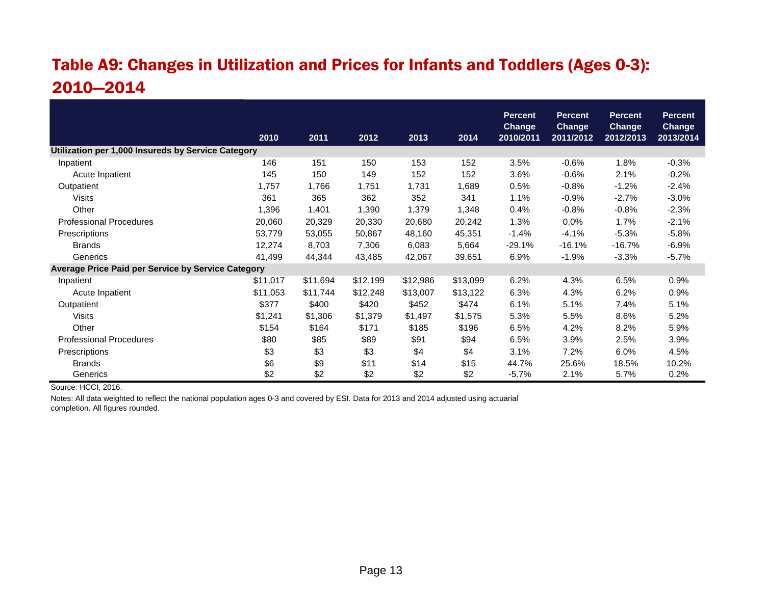## Table A9: Changes in Utilization and Prices for Infants and Toddlers (Ages 0-3): 2010—2014

| | 2010 | 2011 | 2012 | 2013 | 2014 | Percent Change 2010/2011 | Percent Change 2011/2012 | Percent Change 2012/2013 | Percent Change 2013/2014 |
|---|---|---|---|---|---|---|---|---|---|
| **Utilization per 1,000 Insureds by Service Category** | | | | | | | | | |
| Inpatient | 146 | 151 | 150 | 153 | 152 | 3.5% | -0.6% | 1.8% | -0.3% |
| Acute Inpatient | 145 | 150 | 149 | 152 | 152 | 3.6% | -0.6% | 2.1% | -0.2% |
| Outpatient | 1,757 | 1,766 | 1,751 | 1,731 | 1,689 | 0.5% | -0.8% | -1.2% | -2.4% |
| Visits | 361 | 365 | 362 | 352 | 341 | 1.1% | -0.9% | -2.7% | -3.0% |
| Other | 1,396 | 1,401 | 1,390 | 1,379 | 1,348 | 0.4% | -0.8% | -0.8% | -2.3% |
| Professional Procedures | 20,060 | 20,329 | 20,330 | 20,680 | 20,242 | 1.3% | 0.0% | 1.7% | -2.1% |
| Prescriptions | 53,779 | 53,055 | 50,867 | 48,160 | 45,351 | -1.4% | -4.1% | -5.3% | -5.8% |
| Brands | 12,274 | 8,703 | 7,306 | 6,083 | 5,664 | -29.1% | -16.1% | -16.7% | -6.9% |
| Generics | 41,499 | 44,344 | 43,485 | 42,067 | 39,651 | 6.9% | -1.9% | -3.3% | -5.7% |
| **Average Price Paid per Service by Service Category** | | | | | | | | | |
| Inpatient | $11,017 | $11,694 | $12,199 | $12,986 | $13,099 | 6.2% | 4.3% | 6.5% | 0.9% |
| Acute Inpatient | $11,053 | $11,744 | $12,248 | $13,007 | $13,122 | 6.3% | 4.3% | 6.2% | 0.9% |
| Outpatient | $377 | $400 | $420 | $452 | $474 | 6.1% | 5.1% | 7.4% | 5.1% |
| Visits | $1,241 | $1,306 | $1,379 | $1,497 | $1,575 | 5.3% | 5.5% | 8.6% | 5.2% |
| Other | $154 | $164 | $171 | $185 | $196 | 6.5% | 4.2% | 8.2% | 5.9% |
| Professional Procedures | $80 | $85 | $89 | $91 | $94 | 6.5% | 3.9% | 2.5% | 3.9% |
| Prescriptions | $3 | $3 | $3 | $4 | $4 | 3.1% | 7.2% | 6.0% | 4.5% |
| Brands | $6 | $9 | $11 | $14 | $15 | 44.7% | 25.6% | 18.5% | 10.2% |
| Generics | $2 | $2 | $2 | $2 | $2 | -5.7% | 2.1% | 5.7% | 0.2% |

Source: HCCI, 2016.

Notes: All data weighted to reflect the national population ages 0-3 and covered by ESI. Data for 2013 and 2014 adjusted using actuarial completion. All figures rounded.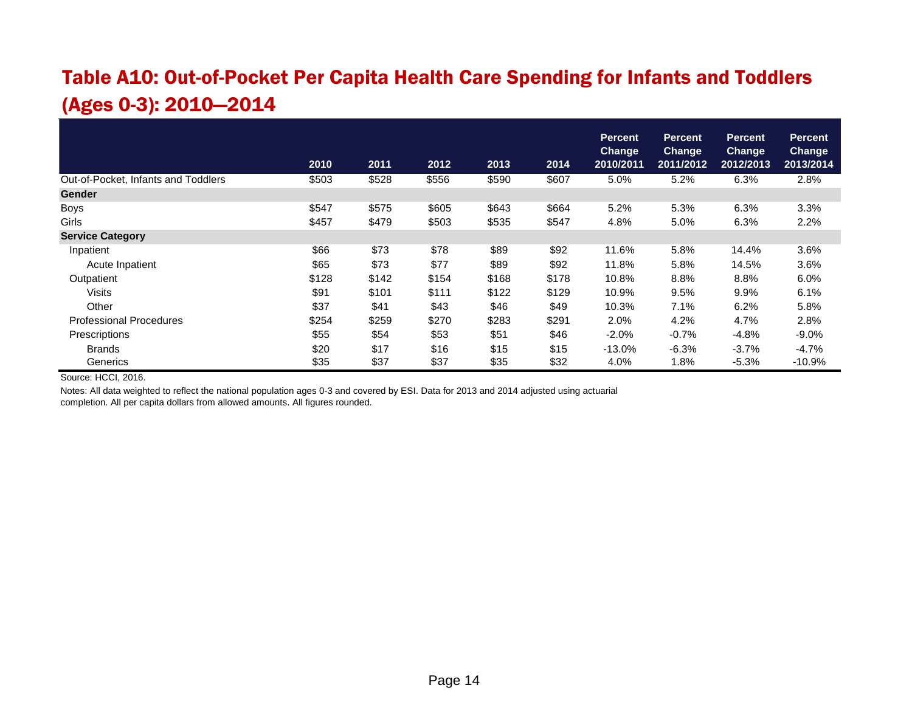# Table A10: Out-of-Pocket Per Capita Health Care Spending for Infants and Toddlers (Ages 0-3): 2010—2014

| | 2010 | 2011 | 2012 | 2013 | 2014 | Percent Change 2010/2011 | Percent Change 2011/2012 | Percent Change 2012/2013 | Percent Change 2013/2014 |
|---|---|---|---|---|---|---|---|---|---|
| Out-of-Pocket, Infants and Toddlers | $503 | $528 | $556 | $590 | $607 | 5.0% | 5.2% | 6.3% | 2.8% |
| **Gender** | | | | | | | | | |
| Boys | $547 | $575 | $605 | $643 | $664 | 5.2% | 5.3% | 6.3% | 3.3% |
| Girls | $457 | $479 | $503 | $535 | $547 | 4.8% | 5.0% | 6.3% | 2.2% |
| **Service Category** | | | | | | | | | |
| Inpatient | $66 | $73 | $78 | $89 | $92 | 11.6% | 5.8% | 14.4% | 3.6% |
| Acute Inpatient | $65 | $73 | $77 | $89 | $92 | 11.8% | 5.8% | 14.5% | 3.6% |
| Outpatient | $128 | $142 | $154 | $168 | $178 | 10.8% | 8.8% | 8.8% | 6.0% |
| Visits | $91 | $101 | $111 | $122 | $129 | 10.9% | 9.5% | 9.9% | 6.1% |
| Other | $37 | $41 | $43 | $46 | $49 | 10.3% | 7.1% | 6.2% | 5.8% |
| Professional Procedures | $254 | $259 | $270 | $283 | $291 | 2.0% | 4.2% | 4.7% | 2.8% |
| Prescriptions | $55 | $54 | $53 | $51 | $46 | -2.0% | -0.7% | -4.8% | -9.0% |
| Brands | $20 | $17 | $16 | $15 | $15 | -13.0% | -6.3% | -3.7% | -4.7% |
| Generics | $35 | $37 | $37 | $35 | $32 | 4.0% | 1.8% | -5.3% | -10.9% |

Source: HCCI, 2016.

Notes: All data weighted to reflect the national population ages 0-3 and covered by ESI. Data for 2013 and 2014 adjusted using actuarial completion. All per capita dollars from allowed amounts. All figures rounded.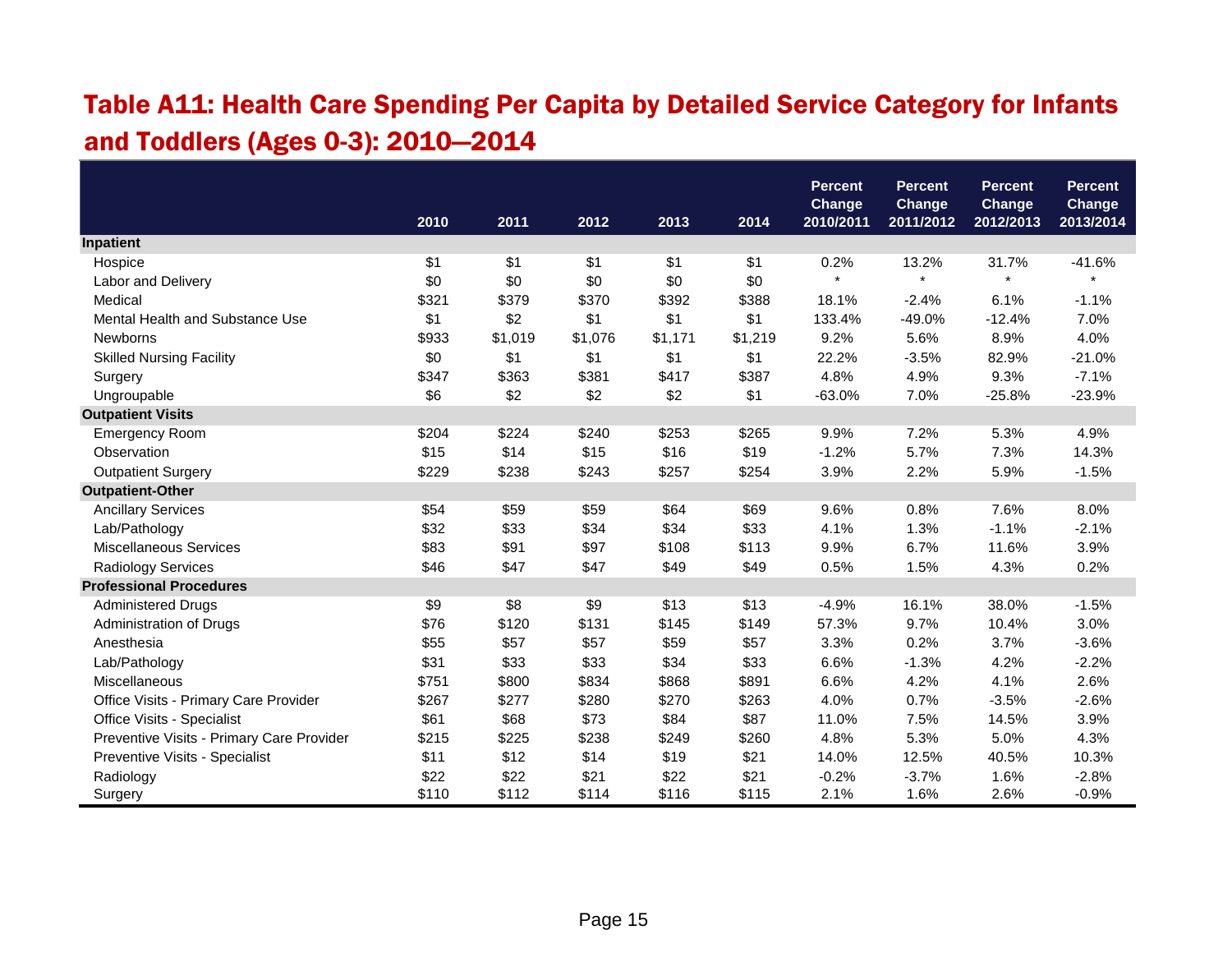# Table A11: Health Care Spending Per Capita by Detailed Service Category for Infants and Toddlers (Ages 0-3): 2010—2014

| | 2010 | 2011 | 2012 | 2013 | 2014 | Percent Change 2010/2011 | Percent Change 2011/2012 | Percent Change 2012/2013 | Percent Change 2013/2014 |
|---|---|---|---|---|---|---|---|---|---|
| **Inpatient** | | | | | | | | | |
| Hospice | $1 | $1 | $1 | $1 | $1 | 0.2% | 13.2% | 31.7% | -41.6% |
| Labor and Delivery | $0 | $0 | $0 | $0 | $0 | * | * | * | * |
| Medical | $321 | $379 | $370 | $392 | $388 | 18.1% | -2.4% | 6.1% | -1.1% |
| Mental Health and Substance Use | $1 | $2 | $1 | $1 | $1 | 133.4% | -49.0% | -12.4% | 7.0% |
| Newborns | $933 | $1,019 | $1,076 | $1,171 | $1,219 | 9.2% | 5.6% | 8.9% | 4.0% |
| Skilled Nursing Facility | $0 | $1 | $1 | $1 | $1 | 22.2% | -3.5% | 82.9% | -21.0% |
| Surgery | $347 | $363 | $381 | $417 | $387 | 4.8% | 4.9% | 9.3% | -7.1% |
| Ungroupable | $6 | $2 | $2 | $2 | $1 | -63.0% | 7.0% | -25.8% | -23.9% |
| **Outpatient Visits** | | | | | | | | | |
| Emergency Room | $204 | $224 | $240 | $253 | $265 | 9.9% | 7.2% | 5.3% | 4.9% |
| Observation | $15 | $14 | $15 | $16 | $19 | -1.2% | 5.7% | 7.3% | 14.3% |
| Outpatient Surgery | $229 | $238 | $243 | $257 | $254 | 3.9% | 2.2% | 5.9% | -1.5% |
| **Outpatient-Other** | | | | | | | | | |
| Ancillary Services | $54 | $59 | $59 | $64 | $69 | 9.6% | 0.8% | 7.6% | 8.0% |
| Lab/Pathology | $32 | $33 | $34 | $34 | $33 | 4.1% | 1.3% | -1.1% | -2.1% |
| Miscellaneous Services | $83 | $91 | $97 | $108 | $113 | 9.9% | 6.7% | 11.6% | 3.9% |
| Radiology Services | $46 | $47 | $47 | $49 | $49 | 0.5% | 1.5% | 4.3% | 0.2% |
| **Professional Procedures** | | | | | | | | | |
| Administered Drugs | $9 | $8 | $9 | $13 | $13 | -4.9% | 16.1% | 38.0% | -1.5% |
| Administration of Drugs | $76 | $120 | $131 | $145 | $149 | 57.3% | 9.7% | 10.4% | 3.0% |
| Anesthesia | $55 | $57 | $57 | $59 | $57 | 3.3% | 0.2% | 3.7% | -3.6% |
| Lab/Pathology | $31 | $33 | $33 | $34 | $33 | 6.6% | -1.3% | 4.2% | -2.2% |
| Miscellaneous | $751 | $800 | $834 | $868 | $891 | 6.6% | 4.2% | 4.1% | 2.6% |
| Office Visits - Primary Care Provider | $267 | $277 | $280 | $270 | $263 | 4.0% | 0.7% | -3.5% | -2.6% |
| Office Visits - Specialist | $61 | $68 | $73 | $84 | $87 | 11.0% | 7.5% | 14.5% | 3.9% |
| Preventive Visits - Primary Care Provider | $215 | $225 | $238 | $249 | $260 | 4.8% | 5.3% | 5.0% | 4.3% |
| Preventive Visits - Specialist | $11 | $12 | $14 | $19 | $21 | 14.0% | 12.5% | 40.5% | 10.3% |
| Radiology | $22 | $22 | $21 | $22 | $21 | -0.2% | -3.7% | 1.6% | -2.8% |
| Surgery | $110 | $112 | $114 | $116 | $115 | 2.1% | 1.6% | 2.6% | -0.9% |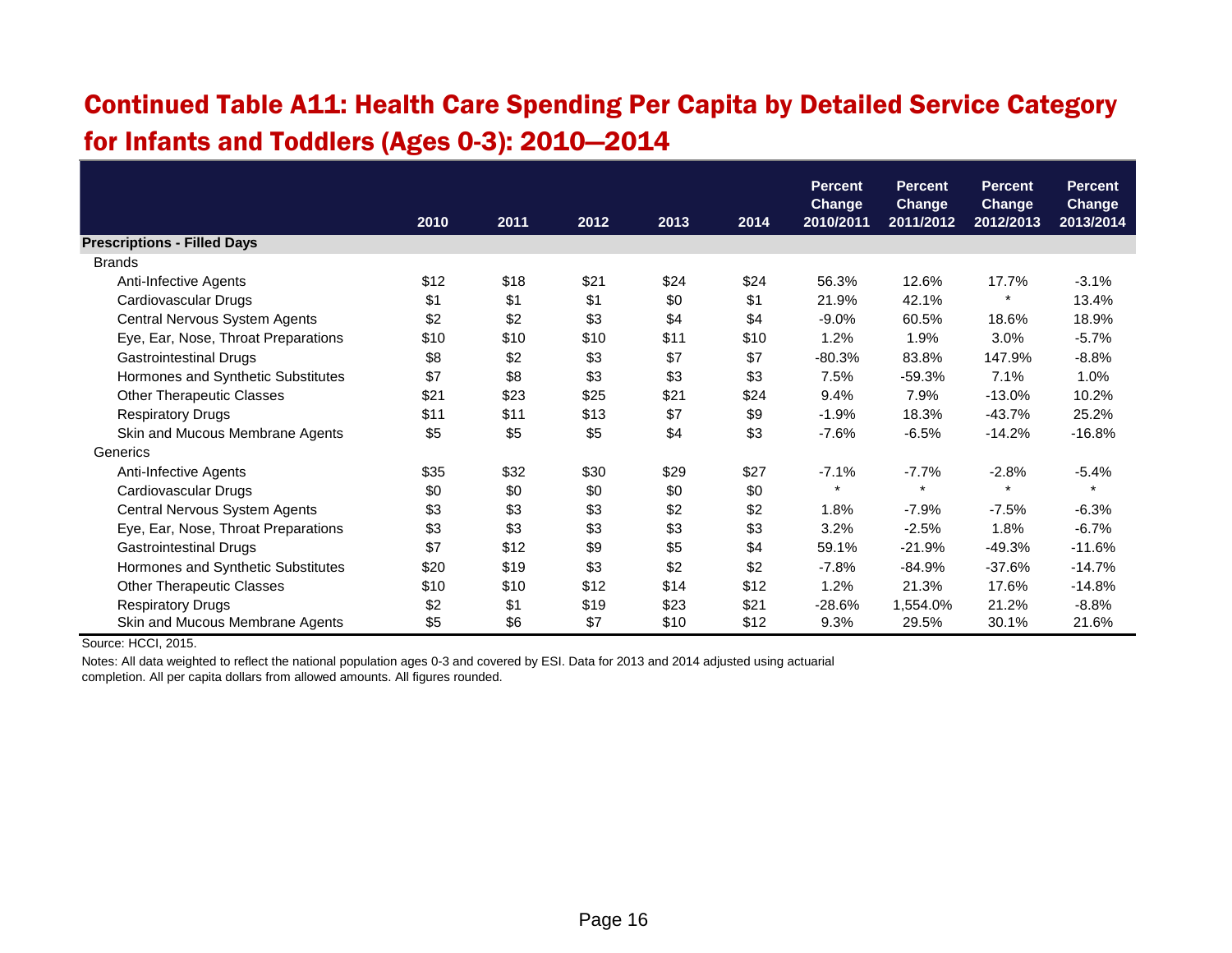## Continued Table A11: Health Care Spending Per Capita by Detailed Service Category for Infants and Toddlers (Ages 0-3): 2010—2014

| | 2010 | 2011 | 2012 | 2013 | 2014 | Percent Change 2010/2011 | Percent Change 2011/2012 | Percent Change 2012/2013 | Percent Change 2013/2014 |
|---|---|---|---|---|---|---|---|---|---|
| **Prescriptions - Filled Days** | | | | | | | | | |
| Brands | | | | | | | | | |
| Anti-Infective Agents | $12 | $18 | $21 | $24 | $24 | 56.3% | 12.6% | 17.7% | -3.1% |
| Cardiovascular Drugs | $1 | $1 | $1 | $0 | $1 | 21.9% | 42.1% | * | 13.4% |
| Central Nervous System Agents | $2 | $2 | $3 | $4 | $4 | -9.0% | 60.5% | 18.6% | 18.9% |
| Eye, Ear, Nose, Throat Preparations | $10 | $10 | $10 | $11 | $10 | 1.2% | 1.9% | 3.0% | -5.7% |
| Gastrointestinal Drugs | $8 | $2 | $3 | $7 | $7 | -80.3% | 83.8% | 147.9% | -8.8% |
| Hormones and Synthetic Substitutes | $7 | $8 | $3 | $3 | $3 | 7.5% | -59.3% | 7.1% | 1.0% |
| Other Therapeutic Classes | $21 | $23 | $25 | $21 | $24 | 9.4% | 7.9% | -13.0% | 10.2% |
| Respiratory Drugs | $11 | $11 | $13 | $7 | $9 | -1.9% | 18.3% | -43.7% | 25.2% |
| Skin and Mucous Membrane Agents | $5 | $5 | $5 | $4 | $3 | -7.6% | -6.5% | -14.2% | -16.8% |
| Generics | | | | | | | | | |
| Anti-Infective Agents | $35 | $32 | $30 | $29 | $27 | -7.1% | -7.7% | -2.8% | -5.4% |
| Cardiovascular Drugs | $0 | $0 | $0 | $0 | $0 | * | * | * | * |
| Central Nervous System Agents | $3 | $3 | $3 | $2 | $2 | 1.8% | -7.9% | -7.5% | -6.3% |
| Eye, Ear, Nose, Throat Preparations | $3 | $3 | $3 | $3 | $3 | 3.2% | -2.5% | 1.8% | -6.7% |
| Gastrointestinal Drugs | $7 | $12 | $9 | $5 | $4 | 59.1% | -21.9% | -49.3% | -11.6% |
| Hormones and Synthetic Substitutes | $20 | $19 | $3 | $2 | $2 | -7.8% | -84.9% | -37.6% | -14.7% |
| Other Therapeutic Classes | $10 | $10 | $12 | $14 | $12 | 1.2% | 21.3% | 17.6% | -14.8% |
| Respiratory Drugs | $2 | $1 | $19 | $23 | $21 | -28.6% | 1,554.0% | 21.2% | -8.8% |
| Skin and Mucous Membrane Agents | $5 | $6 | $7 | $10 | $12 | 9.3% | 29.5% | 30.1% | 21.6% |

Source: HCCI, 2015.

Notes: All data weighted to reflect the national population ages 0-3 and covered by ESI. Data for 2013 and 2014 adjusted using actuarial completion. All per capita dollars from allowed amounts. All figures rounded.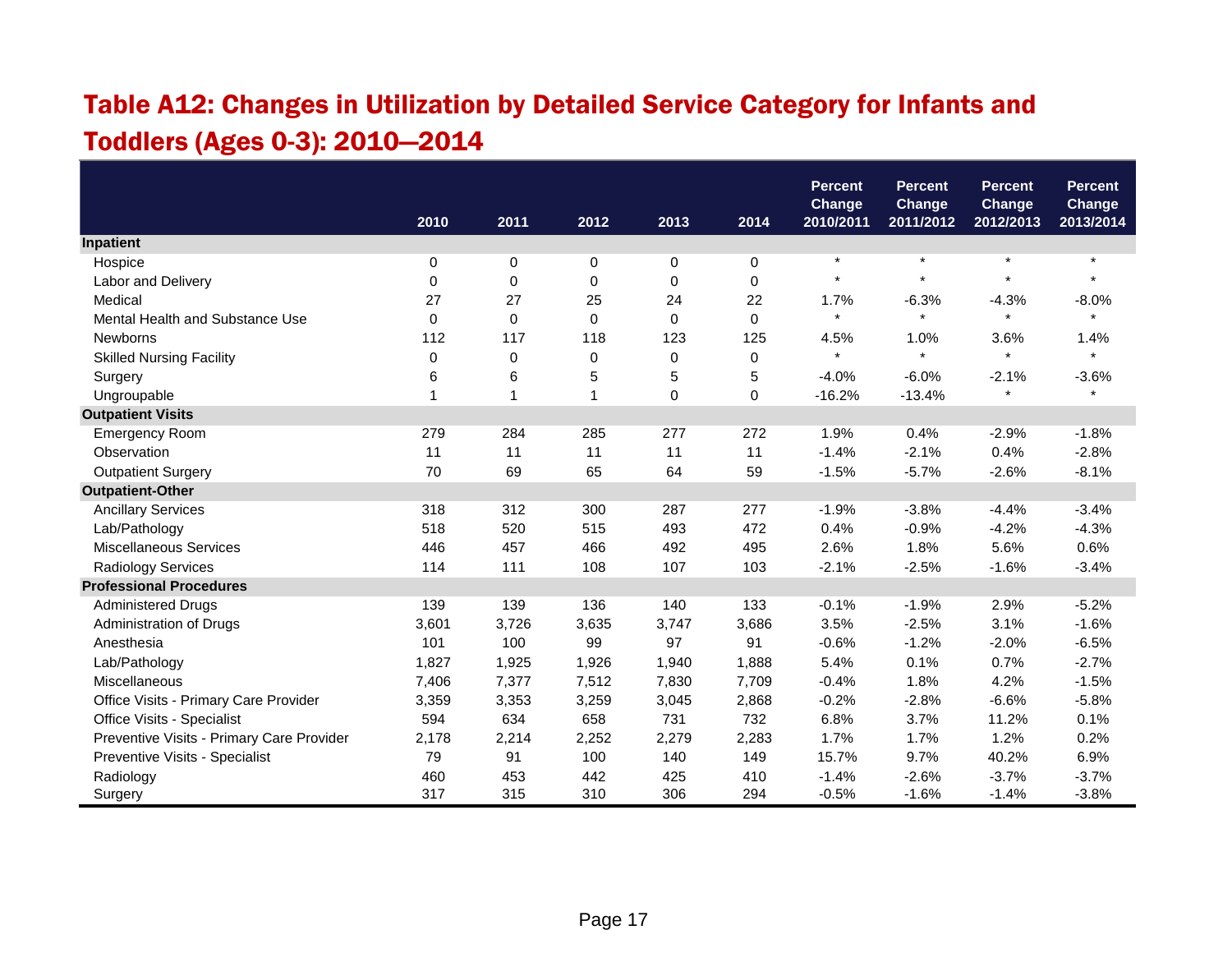## Table A12: Changes in Utilization by Detailed Service Category for Infants and Toddlers (Ages 0-3): 2010—2014

| | 2010 | 2011 | 2012 | 2013 | 2014 | Percent Change 2010/2011 | Percent Change 2011/2012 | Percent Change 2012/2013 | Percent Change 2013/2014 |
|---|---|---|---|---|---|---|---|---|---|
| **Inpatient** | | | | | | | | | |
| Hospice | 0 | 0 | 0 | 0 | 0 | * | * | * | * |
| Labor and Delivery | 0 | 0 | 0 | 0 | 0 | * | * | * | * |
| Medical | 27 | 27 | 25 | 24 | 22 | 1.7% | -6.3% | -4.3% | -8.0% |
| Mental Health and Substance Use | 0 | 0 | 0 | 0 | 0 | * | * | * | * |
| Newborns | 112 | 117 | 118 | 123 | 125 | 4.5% | 1.0% | 3.6% | 1.4% |
| Skilled Nursing Facility | 0 | 0 | 0 | 0 | 0 | * | * | * | * |
| Surgery | 6 | 6 | 5 | 5 | 5 | -4.0% | -6.0% | -2.1% | -3.6% |
| Ungroupable | 1 | 1 | 1 | 0 | 0 | -16.2% | -13.4% | * | * |
| **Outpatient Visits** | | | | | | | | | |
| Emergency Room | 279 | 284 | 285 | 277 | 272 | 1.9% | 0.4% | -2.9% | -1.8% |
| Observation | 11 | 11 | 11 | 11 | 11 | -1.4% | -2.1% | 0.4% | -2.8% |
| Outpatient Surgery | 70 | 69 | 65 | 64 | 59 | -1.5% | -5.7% | -2.6% | -8.1% |
| **Outpatient-Other** | | | | | | | | | |
| Ancillary Services | 318 | 312 | 300 | 287 | 277 | -1.9% | -3.8% | -4.4% | -3.4% |
| Lab/Pathology | 518 | 520 | 515 | 493 | 472 | 0.4% | -0.9% | -4.2% | -4.3% |
| Miscellaneous Services | 446 | 457 | 466 | 492 | 495 | 2.6% | 1.8% | 5.6% | 0.6% |
| Radiology Services | 114 | 111 | 108 | 107 | 103 | -2.1% | -2.5% | -1.6% | -3.4% |
| **Professional Procedures** | | | | | | | | | |
| Administered Drugs | 139 | 139 | 136 | 140 | 133 | -0.1% | -1.9% | 2.9% | -5.2% |
| Administration of Drugs | 3,601 | 3,726 | 3,635 | 3,747 | 3,686 | 3.5% | -2.5% | 3.1% | -1.6% |
| Anesthesia | 101 | 100 | 99 | 97 | 91 | -0.6% | -1.2% | -2.0% | -6.5% |
| Lab/Pathology | 1,827 | 1,925 | 1,926 | 1,940 | 1,888 | 5.4% | 0.1% | 0.7% | -2.7% |
| Miscellaneous | 7,406 | 7,377 | 7,512 | 7,830 | 7,709 | -0.4% | 1.8% | 4.2% | -1.5% |
| Office Visits - Primary Care Provider | 3,359 | 3,353 | 3,259 | 3,045 | 2,868 | -0.2% | -2.8% | -6.6% | -5.8% |
| Office Visits - Specialist | 594 | 634 | 658 | 731 | 732 | 6.8% | 3.7% | 11.2% | 0.1% |
| Preventive Visits - Primary Care Provider | 2,178 | 2,214 | 2,252 | 2,279 | 2,283 | 1.7% | 1.7% | 1.2% | 0.2% |
| Preventive Visits - Specialist | 79 | 91 | 100 | 140 | 149 | 15.7% | 9.7% | 40.2% | 6.9% |
| Radiology | 460 | 453 | 442 | 425 | 410 | -1.4% | -2.6% | -3.7% | -3.7% |
| Surgery | 317 | 315 | 310 | 306 | 294 | -0.5% | -1.6% | -1.4% | -3.8% |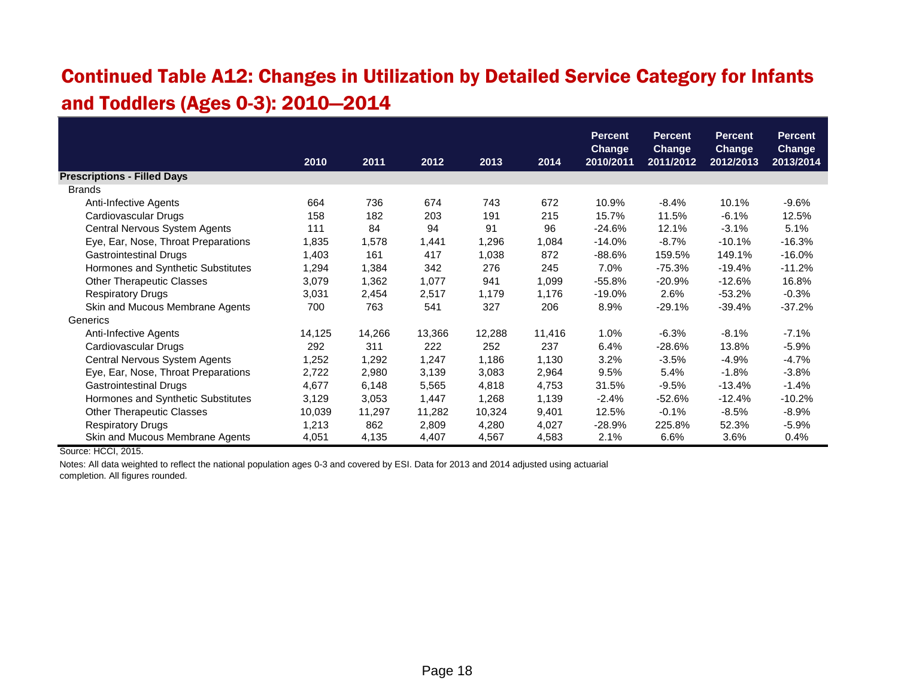## Continued Table A12: Changes in Utilization by Detailed Service Category for Infants and Toddlers (Ages 0-3): 2010—2014

| | 2010 | 2011 | 2012 | 2013 | 2014 | Percent Change 2010/2011 | Percent Change 2011/2012 | Percent Change 2012/2013 | Percent Change 2013/2014 |
|---|---|---|---|---|---|---|---|---|---|
| **Prescriptions - Filled Days** | | | | | | | | | |
| Brands | | | | | | | | | |
| Anti-Infective Agents | 664 | 736 | 674 | 743 | 672 | 10.9% | -8.4% | 10.1% | -9.6% |
| Cardiovascular Drugs | 158 | 182 | 203 | 191 | 215 | 15.7% | 11.5% | -6.1% | 12.5% |
| Central Nervous System Agents | 111 | 84 | 94 | 91 | 96 | -24.6% | 12.1% | -3.1% | 5.1% |
| Eye, Ear, Nose, Throat Preparations | 1,835 | 1,578 | 1,441 | 1,296 | 1,084 | -14.0% | -8.7% | -10.1% | -16.3% |
| Gastrointestinal Drugs | 1,403 | 161 | 417 | 1,038 | 872 | -88.6% | 159.5% | 149.1% | -16.0% |
| Hormones and Synthetic Substitutes | 1,294 | 1,384 | 342 | 276 | 245 | 7.0% | -75.3% | -19.4% | -11.2% |
| Other Therapeutic Classes | 3,079 | 1,362 | 1,077 | 941 | 1,099 | -55.8% | -20.9% | -12.6% | 16.8% |
| Respiratory Drugs | 3,031 | 2,454 | 2,517 | 1,179 | 1,176 | -19.0% | 2.6% | -53.2% | -0.3% |
| Skin and Mucous Membrane Agents | 700 | 763 | 541 | 327 | 206 | 8.9% | -29.1% | -39.4% | -37.2% |
| Generics | | | | | | | | | |
| Anti-Infective Agents | 14,125 | 14,266 | 13,366 | 12,288 | 11,416 | 1.0% | -6.3% | -8.1% | -7.1% |
| Cardiovascular Drugs | 292 | 311 | 222 | 252 | 237 | 6.4% | -28.6% | 13.8% | -5.9% |
| Central Nervous System Agents | 1,252 | 1,292 | 1,247 | 1,186 | 1,130 | 3.2% | -3.5% | -4.9% | -4.7% |
| Eye, Ear, Nose, Throat Preparations | 2,722 | 2,980 | 3,139 | 3,083 | 2,964 | 9.5% | 5.4% | -1.8% | -3.8% |
| Gastrointestinal Drugs | 4,677 | 6,148 | 5,565 | 4,818 | 4,753 | 31.5% | -9.5% | -13.4% | -1.4% |
| Hormones and Synthetic Substitutes | 3,129 | 3,053 | 1,447 | 1,268 | 1,139 | -2.4% | -52.6% | -12.4% | -10.2% |
| Other Therapeutic Classes | 10,039 | 11,297 | 11,282 | 10,324 | 9,401 | 12.5% | -0.1% | -8.5% | -8.9% |
| Respiratory Drugs | 1,213 | 862 | 2,809 | 4,280 | 4,027 | -28.9% | 225.8% | 52.3% | -5.9% |
| Skin and Mucous Membrane Agents | 4,051 | 4,135 | 4,407 | 4,567 | 4,583 | 2.1% | 6.6% | 3.6% | 0.4% |

Source: HCCI, 2015.

Notes: All data weighted to reflect the national population ages 0-3 and covered by ESI. Data for 2013 and 2014 adjusted using actuarial completion. All figures rounded.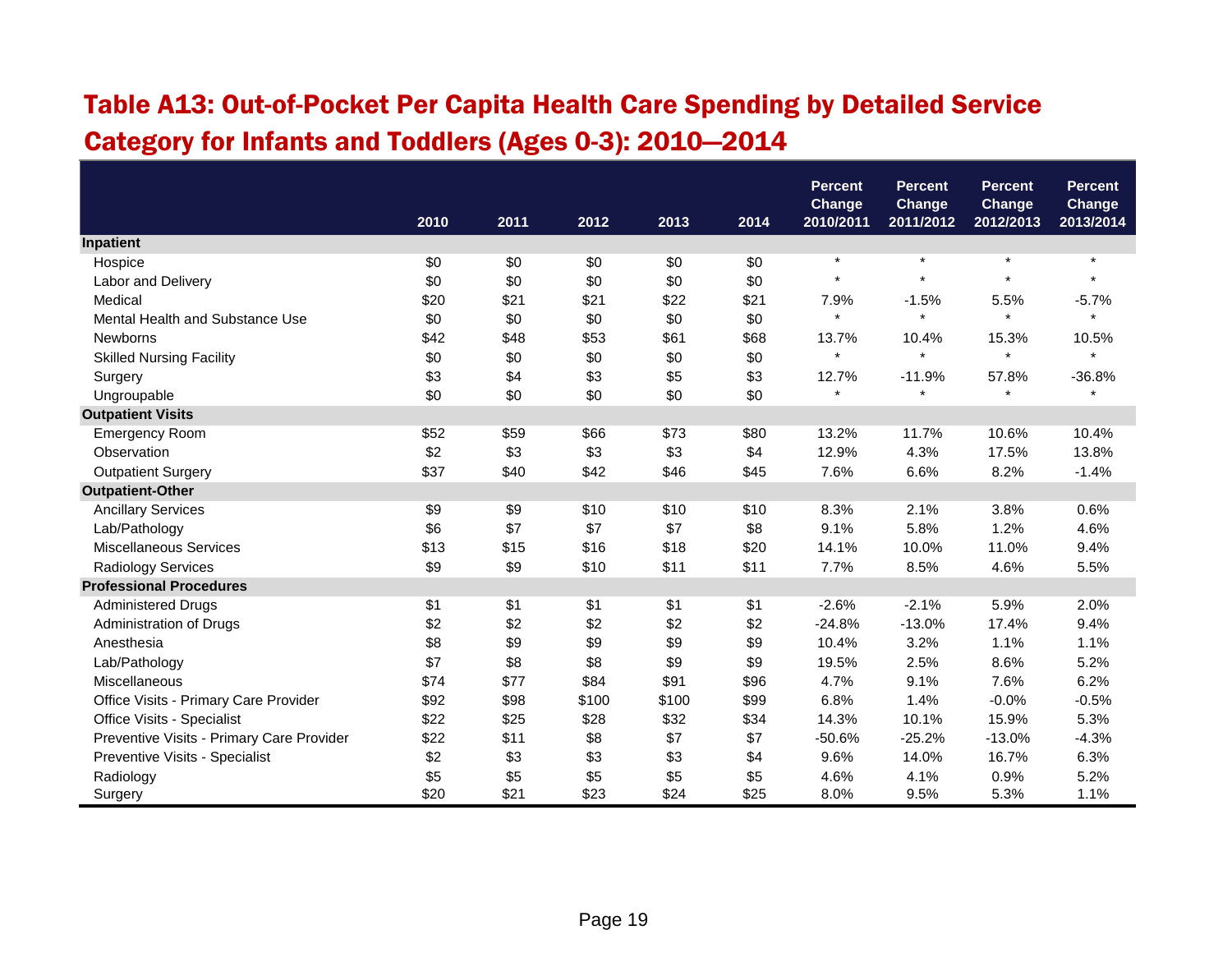## Table A13: Out-of-Pocket Per Capita Health Care Spending by Detailed Service Category for Infants and Toddlers (Ages 0-3): 2010—2014

| | 2010 | 2011 | 2012 | 2013 | 2014 | Percent Change 2010/2011 | Percent Change 2011/2012 | Percent Change 2012/2013 | Percent Change 2013/2014 |
|---|---|---|---|---|---|---|---|---|---|
| **Inpatient** | | | | | | | | | |
| Hospice | $0 | $0 | $0 | $0 | $0 | * | * | * | * |
| Labor and Delivery | $0 | $0 | $0 | $0 | $0 | * | * | * | * |
| Medical | $20 | $21 | $21 | $22 | $21 | 7.9% | -1.5% | 5.5% | -5.7% |
| Mental Health and Substance Use | $0 | $0 | $0 | $0 | $0 | * | * | * | * |
| Newborns | $42 | $48 | $53 | $61 | $68 | 13.7% | 10.4% | 15.3% | 10.5% |
| Skilled Nursing Facility | $0 | $0 | $0 | $0 | $0 | * | * | * | * |
| Surgery | $3 | $4 | $3 | $5 | $3 | 12.7% | -11.9% | 57.8% | -36.8% |
| Ungroupable | $0 | $0 | $0 | $0 | $0 | * | * | * | * |
| **Outpatient Visits** | | | | | | | | | |
| Emergency Room | $52 | $59 | $66 | $73 | $80 | 13.2% | 11.7% | 10.6% | 10.4% |
| Observation | $2 | $3 | $3 | $3 | $4 | 12.9% | 4.3% | 17.5% | 13.8% |
| Outpatient Surgery | $37 | $40 | $42 | $46 | $45 | 7.6% | 6.6% | 8.2% | -1.4% |
| **Outpatient-Other** | | | | | | | | | |
| Ancillary Services | $9 | $9 | $10 | $10 | $10 | 8.3% | 2.1% | 3.8% | 0.6% |
| Lab/Pathology | $6 | $7 | $7 | $7 | $8 | 9.1% | 5.8% | 1.2% | 4.6% |
| Miscellaneous Services | $13 | $15 | $16 | $18 | $20 | 14.1% | 10.0% | 11.0% | 9.4% |
| Radiology Services | $9 | $9 | $10 | $11 | $11 | 7.7% | 8.5% | 4.6% | 5.5% |
| **Professional Procedures** | | | | | | | | | |
| Administered Drugs | $1 | $1 | $1 | $1 | $1 | -2.6% | -2.1% | 5.9% | 2.0% |
| Administration of Drugs | $2 | $2 | $2 | $2 | $2 | -24.8% | -13.0% | 17.4% | 9.4% |
| Anesthesia | $8 | $9 | $9 | $9 | $9 | 10.4% | 3.2% | 1.1% | 1.1% |
| Lab/Pathology | $7 | $8 | $8 | $9 | $9 | 19.5% | 2.5% | 8.6% | 5.2% |
| Miscellaneous | $74 | $77 | $84 | $91 | $96 | 4.7% | 9.1% | 7.6% | 6.2% |
| Office Visits - Primary Care Provider | $92 | $98 | $100 | $100 | $99 | 6.8% | 1.4% | -0.0% | -0.5% |
| Office Visits - Specialist | $22 | $25 | $28 | $32 | $34 | 14.3% | 10.1% | 15.9% | 5.3% |
| Preventive Visits - Primary Care Provider | $22 | $11 | $8 | $7 | $7 | -50.6% | -25.2% | -13.0% | -4.3% |
| Preventive Visits - Specialist | $2 | $3 | $3 | $3 | $4 | 9.6% | 14.0% | 16.7% | 6.3% |
| Radiology | $5 | $5 | $5 | $5 | $5 | 4.6% | 4.1% | 0.9% | 5.2% |
| Surgery | $20 | $21 | $23 | $24 | $25 | 8.0% | 9.5% | 5.3% | 1.1% |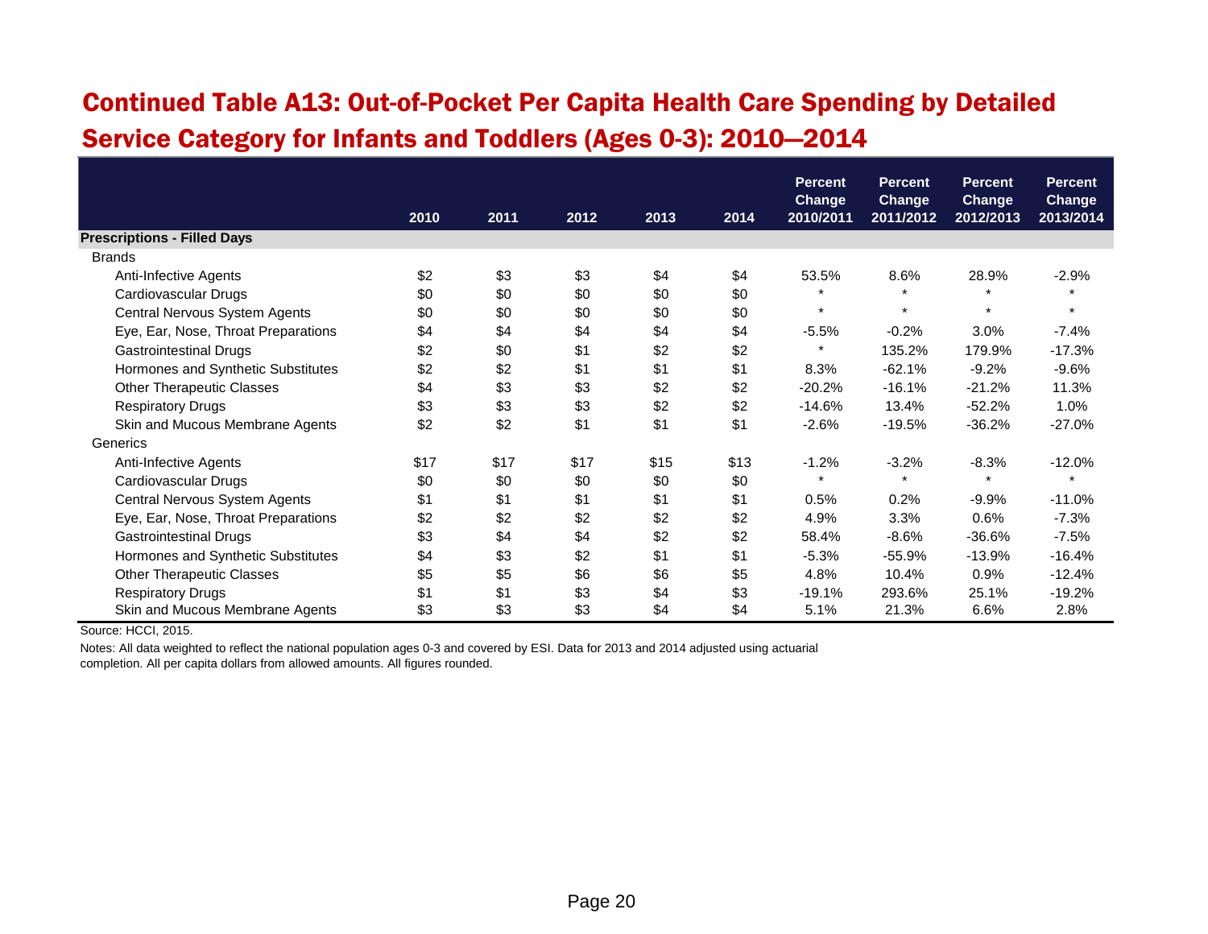# Continued Table A13: Out-of-Pocket Per Capita Health Care Spending by Detailed Service Category for Infants and Toddlers (Ages 0-3): 2010—2014

| | 2010 | 2011 | 2012 | 2013 | 2014 | Percent Change 2010/2011 | Percent Change 2011/2012 | Percent Change 2012/2013 | Percent Change 2013/2014 |
|---|---|---|---|---|---|---|---|---|---|
| **Prescriptions - Filled Days** | | | | | | | | | |
| Brands | | | | | | | | | |
| Anti-Infective Agents | $2 | $3 | $3 | $4 | $4 | 53.5% | 8.6% | 28.9% | -2.9% |
| Cardiovascular Drugs | $0 | $0 | $0 | $0 | $0 | * | * | * | * |
| Central Nervous System Agents | $0 | $0 | $0 | $0 | $0 | * | * | * | * |
| Eye, Ear, Nose, Throat Preparations | $4 | $4 | $4 | $4 | $4 | -5.5% | -0.2% | 3.0% | -7.4% |
| Gastrointestinal Drugs | $2 | $0 | $1 | $2 | $2 | * | 135.2% | 179.9% | -17.3% |
| Hormones and Synthetic Substitutes | $2 | $2 | $1 | $1 | $1 | 8.3% | -62.1% | -9.2% | -9.6% |
| Other Therapeutic Classes | $4 | $3 | $3 | $2 | $2 | -20.2% | -16.1% | -21.2% | 11.3% |
| Respiratory Drugs | $3 | $3 | $3 | $2 | $2 | -14.6% | 13.4% | -52.2% | 1.0% |
| Skin and Mucous Membrane Agents | $2 | $2 | $1 | $1 | $1 | -2.6% | -19.5% | -36.2% | -27.0% |
| Generics | | | | | | | | | |
| Anti-Infective Agents | $17 | $17 | $17 | $15 | $13 | -1.2% | -3.2% | -8.3% | -12.0% |
| Cardiovascular Drugs | $0 | $0 | $0 | $0 | $0 | * | * | * | * |
| Central Nervous System Agents | $1 | $1 | $1 | $1 | $1 | 0.5% | 0.2% | -9.9% | -11.0% |
| Eye, Ear, Nose, Throat Preparations | $2 | $2 | $2 | $2 | $2 | 4.9% | 3.3% | 0.6% | -7.3% |
| Gastrointestinal Drugs | $3 | $4 | $4 | $2 | $2 | 58.4% | -8.6% | -36.6% | -7.5% |
| Hormones and Synthetic Substitutes | $4 | $3 | $2 | $1 | $1 | -5.3% | -55.9% | -13.9% | -16.4% |
| Other Therapeutic Classes | $5 | $5 | $6 | $6 | $5 | 4.8% | 10.4% | 0.9% | -12.4% |
| Respiratory Drugs | $1 | $1 | $3 | $4 | $3 | -19.1% | 293.6% | 25.1% | -19.2% |
| Skin and Mucous Membrane Agents | $3 | $3 | $3 | $4 | $4 | 5.1% | 21.3% | 6.6% | 2.8% |

Source: HCCI, 2015.

Notes: All data weighted to reflect the national population ages 0-3 and covered by ESI. Data for 2013 and 2014 adjusted using actuarial completion. All per capita dollars from allowed amounts. All figures rounded.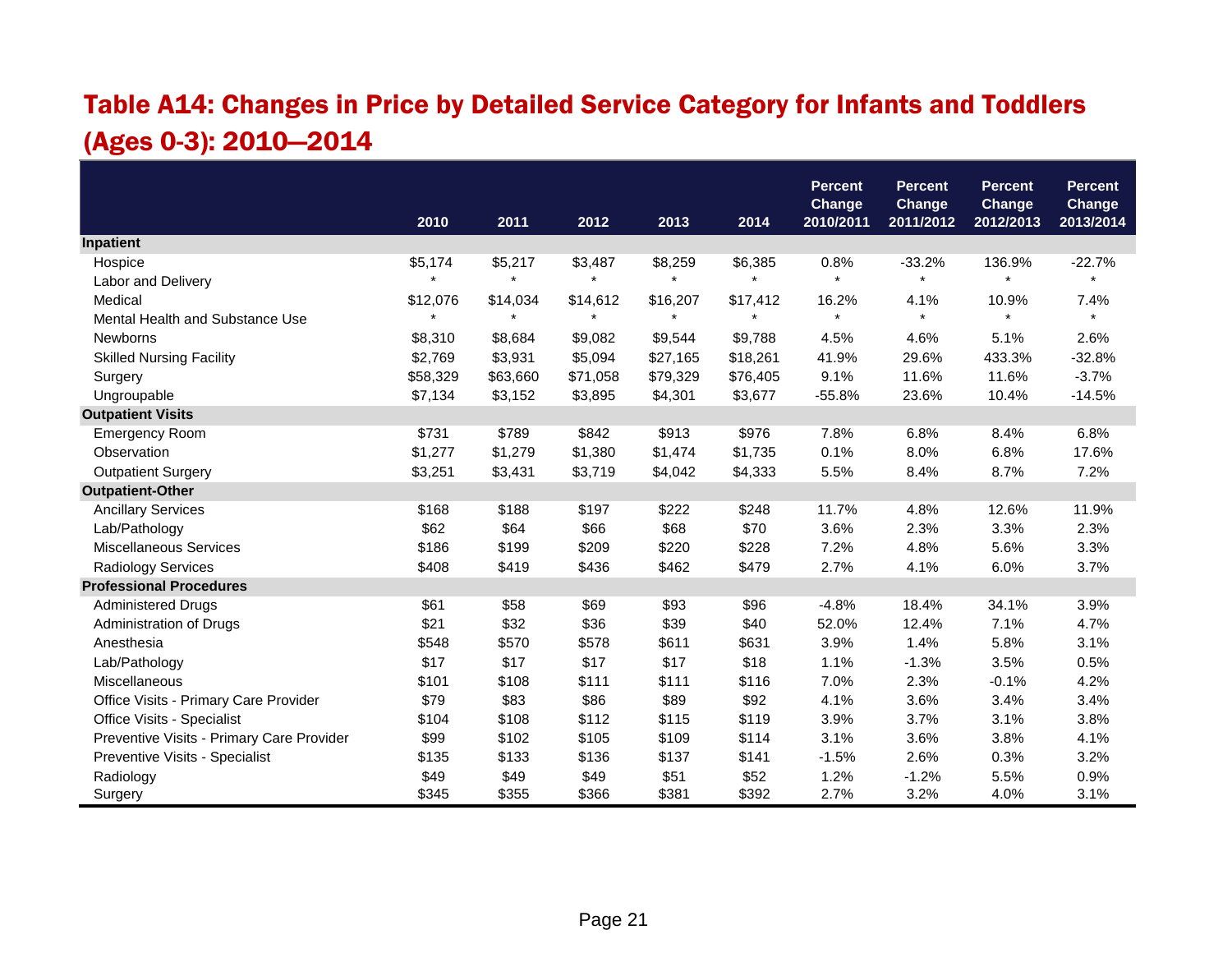# Table A14: Changes in Price by Detailed Service Category for Infants and Toddlers (Ages 0-3): 2010—2014

| | 2010 | 2011 | 2012 | 2013 | 2014 | Percent Change 2010/2011 | Percent Change 2011/2012 | Percent Change 2012/2013 | Percent Change 2013/2014 |
|---|---|---|---|---|---|---|---|---|---|
| **Inpatient** | | | | | | | | | |
| Hospice | $5,174 | $5,217 | $3,487 | $8,259 | $6,385 | 0.8% | -33.2% | 136.9% | -22.7% |
| Labor and Delivery | * | * | * | * | * | * | * | * | * |
| Medical | $12,076 | $14,034 | $14,612 | $16,207 | $17,412 | 16.2% | 4.1% | 10.9% | 7.4% |
| Mental Health and Substance Use | * | * | * | * | * | * | * | * | * |
| Newborns | $8,310 | $8,684 | $9,082 | $9,544 | $9,788 | 4.5% | 4.6% | 5.1% | 2.6% |
| Skilled Nursing Facility | $2,769 | $3,931 | $5,094 | $27,165 | $18,261 | 41.9% | 29.6% | 433.3% | -32.8% |
| Surgery | $58,329 | $63,660 | $71,058 | $79,329 | $76,405 | 9.1% | 11.6% | 11.6% | -3.7% |
| Ungroupable | $7,134 | $3,152 | $3,895 | $4,301 | $3,677 | -55.8% | 23.6% | 10.4% | -14.5% |
| **Outpatient Visits** | | | | | | | | | |
| Emergency Room | $731 | $789 | $842 | $913 | $976 | 7.8% | 6.8% | 8.4% | 6.8% |
| Observation | $1,277 | $1,279 | $1,380 | $1,474 | $1,735 | 0.1% | 8.0% | 6.8% | 17.6% |
| Outpatient Surgery | $3,251 | $3,431 | $3,719 | $4,042 | $4,333 | 5.5% | 8.4% | 8.7% | 7.2% |
| **Outpatient-Other** | | | | | | | | | |
| Ancillary Services | $168 | $188 | $197 | $222 | $248 | 11.7% | 4.8% | 12.6% | 11.9% |
| Lab/Pathology | $62 | $64 | $66 | $68 | $70 | 3.6% | 2.3% | 3.3% | 2.3% |
| Miscellaneous Services | $186 | $199 | $209 | $220 | $228 | 7.2% | 4.8% | 5.6% | 3.3% |
| Radiology Services | $408 | $419 | $436 | $462 | $479 | 2.7% | 4.1% | 6.0% | 3.7% |
| **Professional Procedures** | | | | | | | | | |
| Administered Drugs | $61 | $58 | $69 | $93 | $96 | -4.8% | 18.4% | 34.1% | 3.9% |
| Administration of Drugs | $21 | $32 | $36 | $39 | $40 | 52.0% | 12.4% | 7.1% | 4.7% |
| Anesthesia | $548 | $570 | $578 | $611 | $631 | 3.9% | 1.4% | 5.8% | 3.1% |
| Lab/Pathology | $17 | $17 | $17 | $17 | $18 | 1.1% | -1.3% | 3.5% | 0.5% |
| Miscellaneous | $101 | $108 | $111 | $111 | $116 | 7.0% | 2.3% | -0.1% | 4.2% |
| Office Visits - Primary Care Provider | $79 | $83 | $86 | $89 | $92 | 4.1% | 3.6% | 3.4% | 3.4% |
| Office Visits - Specialist | $104 | $108 | $112 | $115 | $119 | 3.9% | 3.7% | 3.1% | 3.8% |
| Preventive Visits - Primary Care Provider | $99 | $102 | $105 | $109 | $114 | 3.1% | 3.6% | 3.8% | 4.1% |
| Preventive Visits - Specialist | $135 | $133 | $136 | $137 | $141 | -1.5% | 2.6% | 0.3% | 3.2% |
| Radiology | $49 | $49 | $49 | $51 | $52 | 1.2% | -1.2% | 5.5% | 0.9% |
| Surgery | $345 | $355 | $366 | $381 | $392 | 2.7% | 3.2% | 4.0% | 3.1% |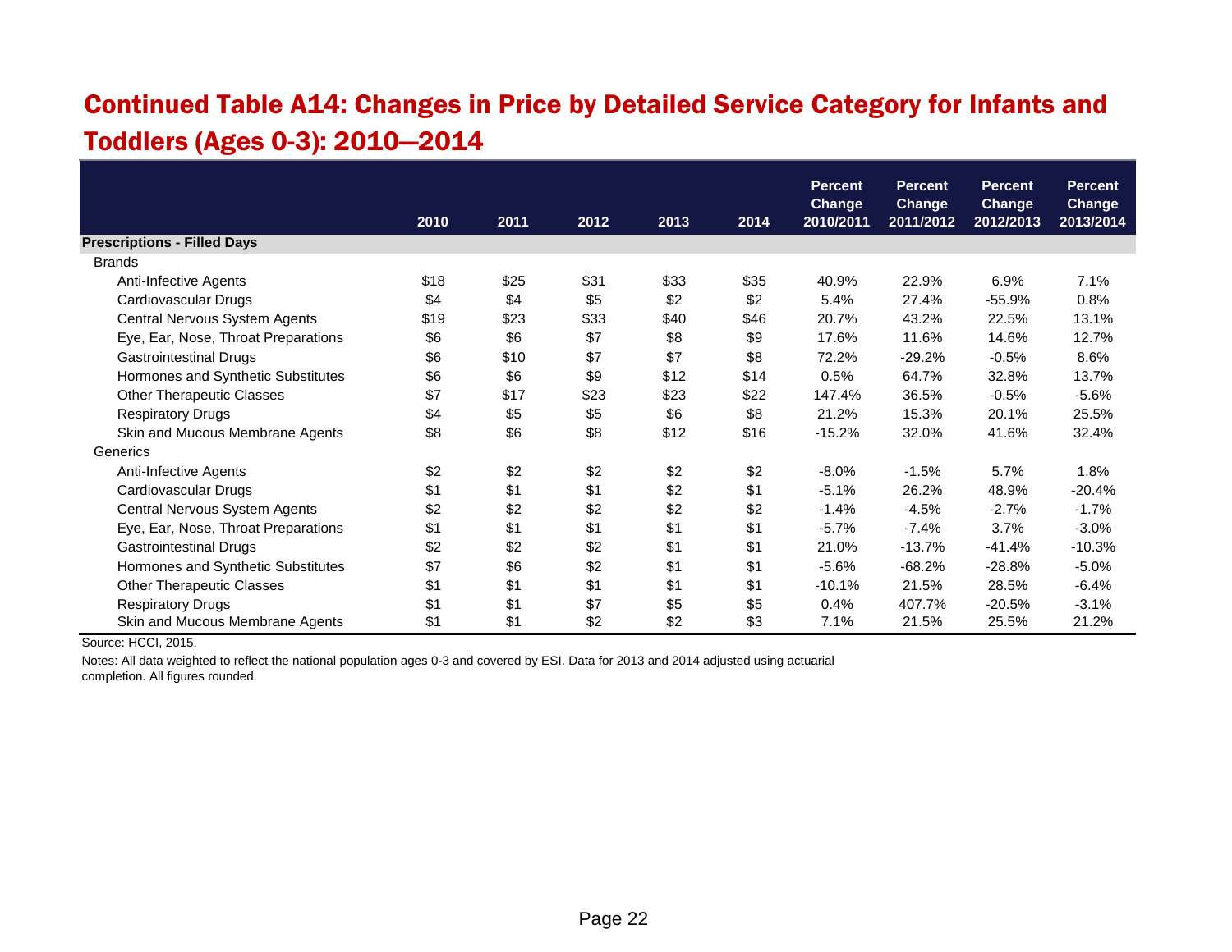# Continued Table A14: Changes in Price by Detailed Service Category for Infants and Toddlers (Ages 0-3): 2010—2014

| | 2010 | 2011 | 2012 | 2013 | 2014 | Percent Change 2010/2011 | Percent Change 2011/2012 | Percent Change 2012/2013 | Percent Change 2013/2014 |
|---|---|---|---|---|---|---|---|---|---|
| **Prescriptions - Filled Days** | | | | | | | | | |
| Brands | | | | | | | | | |
| Anti-Infective Agents | $18 | $25 | $31 | $33 | $35 | 40.9% | 22.9% | 6.9% | 7.1% |
| Cardiovascular Drugs | $4 | $4 | $5 | $2 | $2 | 5.4% | 27.4% | -55.9% | 0.8% |
| Central Nervous System Agents | $19 | $23 | $33 | $40 | $46 | 20.7% | 43.2% | 22.5% | 13.1% |
| Eye, Ear, Nose, Throat Preparations | $6 | $6 | $7 | $8 | $9 | 17.6% | 11.6% | 14.6% | 12.7% |
| Gastrointestinal Drugs | $6 | $10 | $7 | $7 | $8 | 72.2% | -29.2% | -0.5% | 8.6% |
| Hormones and Synthetic Substitutes | $6 | $6 | $9 | $12 | $14 | 0.5% | 64.7% | 32.8% | 13.7% |
| Other Therapeutic Classes | $7 | $17 | $23 | $23 | $22 | 147.4% | 36.5% | -0.5% | -5.6% |
| Respiratory Drugs | $4 | $5 | $5 | $6 | $8 | 21.2% | 15.3% | 20.1% | 25.5% |
| Skin and Mucous Membrane Agents | $8 | $6 | $8 | $12 | $16 | -15.2% | 32.0% | 41.6% | 32.4% |
| Generics | | | | | | | | | |
| Anti-Infective Agents | $2 | $2 | $2 | $2 | $2 | -8.0% | -1.5% | 5.7% | 1.8% |
| Cardiovascular Drugs | $1 | $1 | $1 | $2 | $1 | -5.1% | 26.2% | 48.9% | -20.4% |
| Central Nervous System Agents | $2 | $2 | $2 | $2 | $2 | -1.4% | -4.5% | -2.7% | -1.7% |
| Eye, Ear, Nose, Throat Preparations | $1 | $1 | $1 | $1 | $1 | -5.7% | -7.4% | 3.7% | -3.0% |
| Gastrointestinal Drugs | $2 | $2 | $2 | $1 | $1 | 21.0% | -13.7% | -41.4% | -10.3% |
| Hormones and Synthetic Substitutes | $7 | $6 | $2 | $1 | $1 | -5.6% | -68.2% | -28.8% | -5.0% |
| Other Therapeutic Classes | $1 | $1 | $1 | $1 | $1 | -10.1% | 21.5% | 28.5% | -6.4% |
| Respiratory Drugs | $1 | $1 | $7 | $5 | $5 | 0.4% | 407.7% | -20.5% | -3.1% |
| Skin and Mucous Membrane Agents | $1 | $1 | $2 | $2 | $3 | 7.1% | 21.5% | 25.5% | 21.2% |

Source: HCCI, 2015.

Notes: All data weighted to reflect the national population ages 0-3 and covered by ESI. Data for 2013 and 2014 adjusted using actuarial completion. All figures rounded.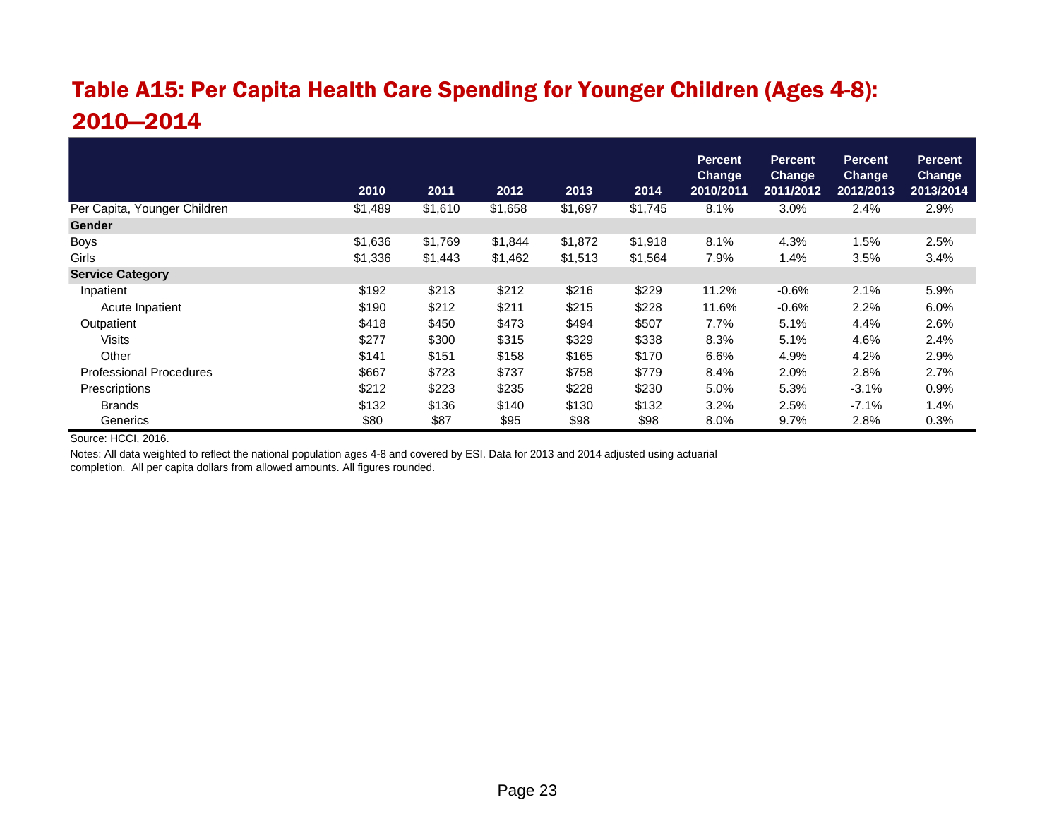# Table A15: Per Capita Health Care Spending for Younger Children (Ages 4-8): 2010—2014

| | 2010 | 2011 | 2012 | 2013 | 2014 | Percent Change 2010/2011 | Percent Change 2011/2012 | Percent Change 2012/2013 | Percent Change 2013/2014 |
|---|---|---|---|---|---|---|---|---|---|
| Per Capita, Younger Children | $1,489 | $1,610 | $1,658 | $1,697 | $1,745 | 8.1% | 3.0% | 2.4% | 2.9% |
| **Gender** | | | | | | | | | |
| Boys | $1,636 | $1,769 | $1,844 | $1,872 | $1,918 | 8.1% | 4.3% | 1.5% | 2.5% |
| Girls | $1,336 | $1,443 | $1,462 | $1,513 | $1,564 | 7.9% | 1.4% | 3.5% | 3.4% |
| **Service Category** | | | | | | | | | |
| Inpatient | $192 | $213 | $212 | $216 | $229 | 11.2% | -0.6% | 2.1% | 5.9% |
| Acute Inpatient | $190 | $212 | $211 | $215 | $228 | 11.6% | -0.6% | 2.2% | 6.0% |
| Outpatient | $418 | $450 | $473 | $494 | $507 | 7.7% | 5.1% | 4.4% | 2.6% |
| Visits | $277 | $300 | $315 | $329 | $338 | 8.3% | 5.1% | 4.6% | 2.4% |
| Other | $141 | $151 | $158 | $165 | $170 | 6.6% | 4.9% | 4.2% | 2.9% |
| Professional Procedures | $667 | $723 | $737 | $758 | $779 | 8.4% | 2.0% | 2.8% | 2.7% |
| Prescriptions | $212 | $223 | $235 | $228 | $230 | 5.0% | 5.3% | -3.1% | 0.9% |
| Brands | $132 | $136 | $140 | $130 | $132 | 3.2% | 2.5% | -7.1% | 1.4% |
| Generics | $80 | $87 | $95 | $98 | $98 | 8.0% | 9.7% | 2.8% | 0.3% |

Source: HCCI, 2016.

Notes: All data weighted to reflect the national population ages 4-8 and covered by ESI. Data for 2013 and 2014 adjusted using actuarial completion. All per capita dollars from allowed amounts. All figures rounded.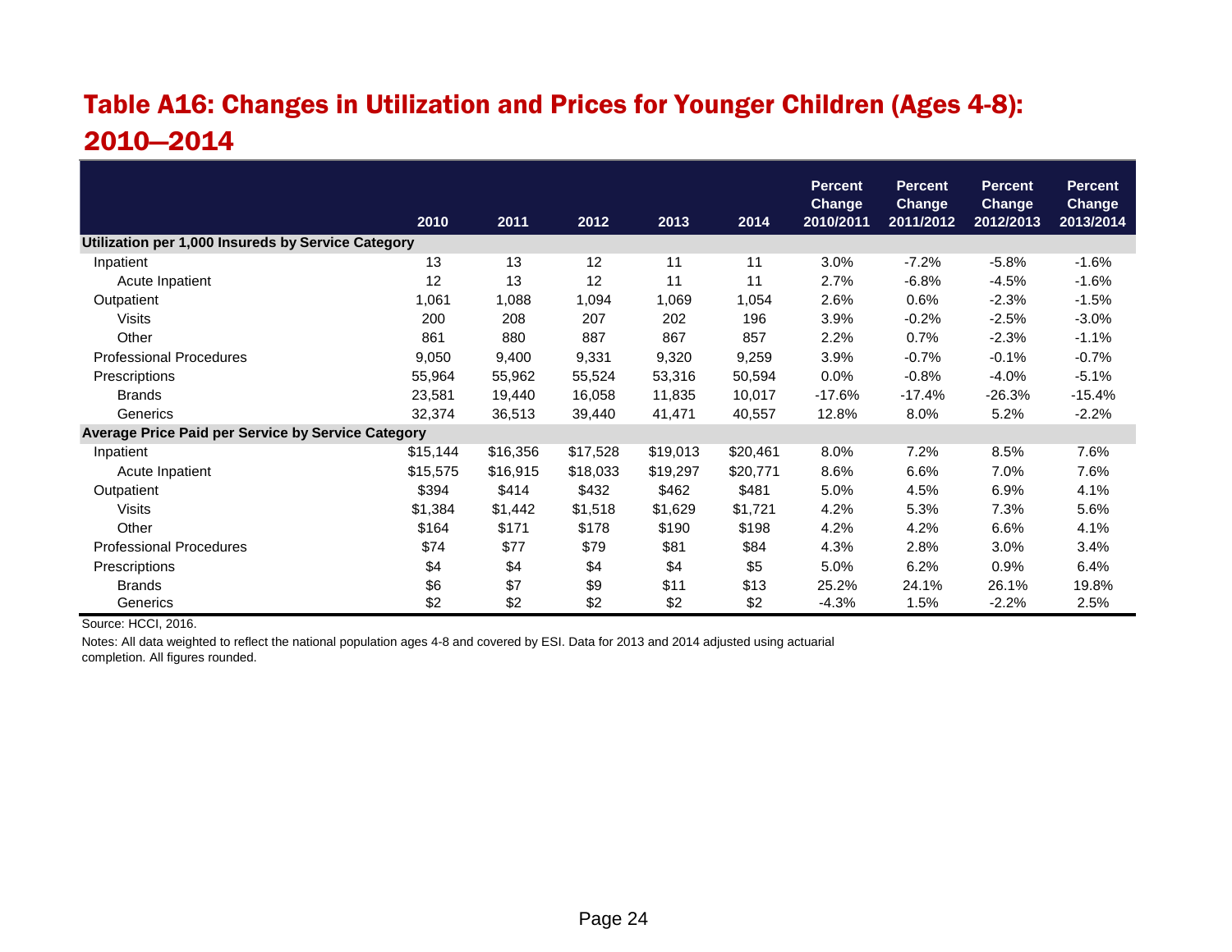## Table A16: Changes in Utilization and Prices for Younger Children (Ages 4-8): 2010—2014

| | 2010 | 2011 | 2012 | 2013 | 2014 | Percent Change 2010/2011 | Percent Change 2011/2012 | Percent Change 2012/2013 | Percent Change 2013/2014 |
|---|---|---|---|---|---|---|---|---|---|
| **Utilization per 1,000 Insureds by Service Category** | | | | | | | | | |
| Inpatient | 13 | 13 | 12 | 11 | 11 | 3.0% | -7.2% | -5.8% | -1.6% |
| Acute Inpatient | 12 | 13 | 12 | 11 | 11 | 2.7% | -6.8% | -4.5% | -1.6% |
| Outpatient | 1,061 | 1,088 | 1,094 | 1,069 | 1,054 | 2.6% | 0.6% | -2.3% | -1.5% |
| Visits | 200 | 208 | 207 | 202 | 196 | 3.9% | -0.2% | -2.5% | -3.0% |
| Other | 861 | 880 | 887 | 867 | 857 | 2.2% | 0.7% | -2.3% | -1.1% |
| Professional Procedures | 9,050 | 9,400 | 9,331 | 9,320 | 9,259 | 3.9% | -0.7% | -0.1% | -0.7% |
| Prescriptions | 55,964 | 55,962 | 55,524 | 53,316 | 50,594 | 0.0% | -0.8% | -4.0% | -5.1% |
| Brands | 23,581 | 19,440 | 16,058 | 11,835 | 10,017 | -17.6% | -17.4% | -26.3% | -15.4% |
| Generics | 32,374 | 36,513 | 39,440 | 41,471 | 40,557 | 12.8% | 8.0% | 5.2% | -2.2% |
| **Average Price Paid per Service by Service Category** | | | | | | | | | |
| Inpatient | $15,144 | $16,356 | $17,528 | $19,013 | $20,461 | 8.0% | 7.2% | 8.5% | 7.6% |
| Acute Inpatient | $15,575 | $16,915 | $18,033 | $19,297 | $20,771 | 8.6% | 6.6% | 7.0% | 7.6% |
| Outpatient | $394 | $414 | $432 | $462 | $481 | 5.0% | 4.5% | 6.9% | 4.1% |
| Visits | $1,384 | $1,442 | $1,518 | $1,629 | $1,721 | 4.2% | 5.3% | 7.3% | 5.6% |
| Other | $164 | $171 | $178 | $190 | $198 | 4.2% | 4.2% | 6.6% | 4.1% |
| Professional Procedures | $74 | $77 | $79 | $81 | $84 | 4.3% | 2.8% | 3.0% | 3.4% |
| Prescriptions | $4 | $4 | $4 | $4 | $5 | 5.0% | 6.2% | 0.9% | 6.4% |
| Brands | $6 | $7 | $9 | $11 | $13 | 25.2% | 24.1% | 26.1% | 19.8% |
| Generics | $2 | $2 | $2 | $2 | $2 | -4.3% | 1.5% | -2.2% | 2.5% |

Source: HCCI, 2016.

Notes: All data weighted to reflect the national population ages 4-8 and covered by ESI. Data for 2013 and 2014 adjusted using actuarial completion. All figures rounded.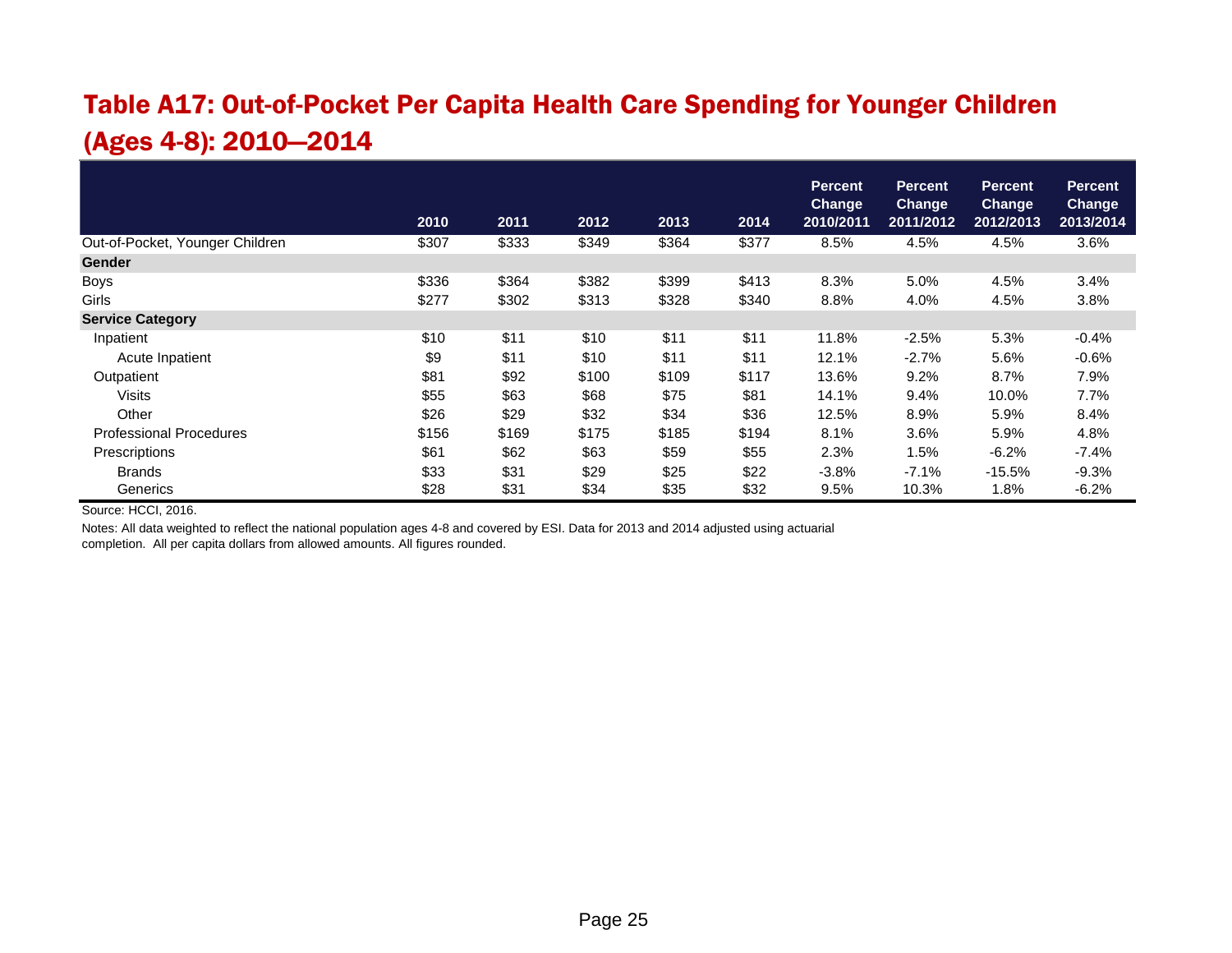# Table A17: Out-of-Pocket Per Capita Health Care Spending for Younger Children (Ages 4-8): 2010—2014

| | 2010 | 2011 | 2012 | 2013 | 2014 | Percent Change 2010/2011 | Percent Change 2011/2012 | Percent Change 2012/2013 | Percent Change 2013/2014 |
|---|---|---|---|---|---|---|---|---|---|
| Out-of-Pocket, Younger Children | $307 | $333 | $349 | $364 | $377 | 8.5% | 4.5% | 4.5% | 3.6% |
| **Gender** | | | | | | | | | |
| Boys | $336 | $364 | $382 | $399 | $413 | 8.3% | 5.0% | 4.5% | 3.4% |
| Girls | $277 | $302 | $313 | $328 | $340 | 8.8% | 4.0% | 4.5% | 3.8% |
| **Service Category** | | | | | | | | | |
| Inpatient | $10 | $11 | $10 | $11 | $11 | 11.8% | -2.5% | 5.3% | -0.4% |
| Acute Inpatient | $9 | $11 | $10 | $11 | $11 | 12.1% | -2.7% | 5.6% | -0.6% |
| Outpatient | $81 | $92 | $100 | $109 | $117 | 13.6% | 9.2% | 8.7% | 7.9% |
| Visits | $55 | $63 | $68 | $75 | $81 | 14.1% | 9.4% | 10.0% | 7.7% |
| Other | $26 | $29 | $32 | $34 | $36 | 12.5% | 8.9% | 5.9% | 8.4% |
| Professional Procedures | $156 | $169 | $175 | $185 | $194 | 8.1% | 3.6% | 5.9% | 4.8% |
| Prescriptions | $61 | $62 | $63 | $59 | $55 | 2.3% | 1.5% | -6.2% | -7.4% |
| Brands | $33 | $31 | $29 | $25 | $22 | -3.8% | -7.1% | -15.5% | -9.3% |
| Generics | $28 | $31 | $34 | $35 | $32 | 9.5% | 10.3% | 1.8% | -6.2% |

Source: HCCI, 2016.

Notes: All data weighted to reflect the national population ages 4-8 and covered by ESI. Data for 2013 and 2014 adjusted using actuarial completion. All per capita dollars from allowed amounts. All figures rounded.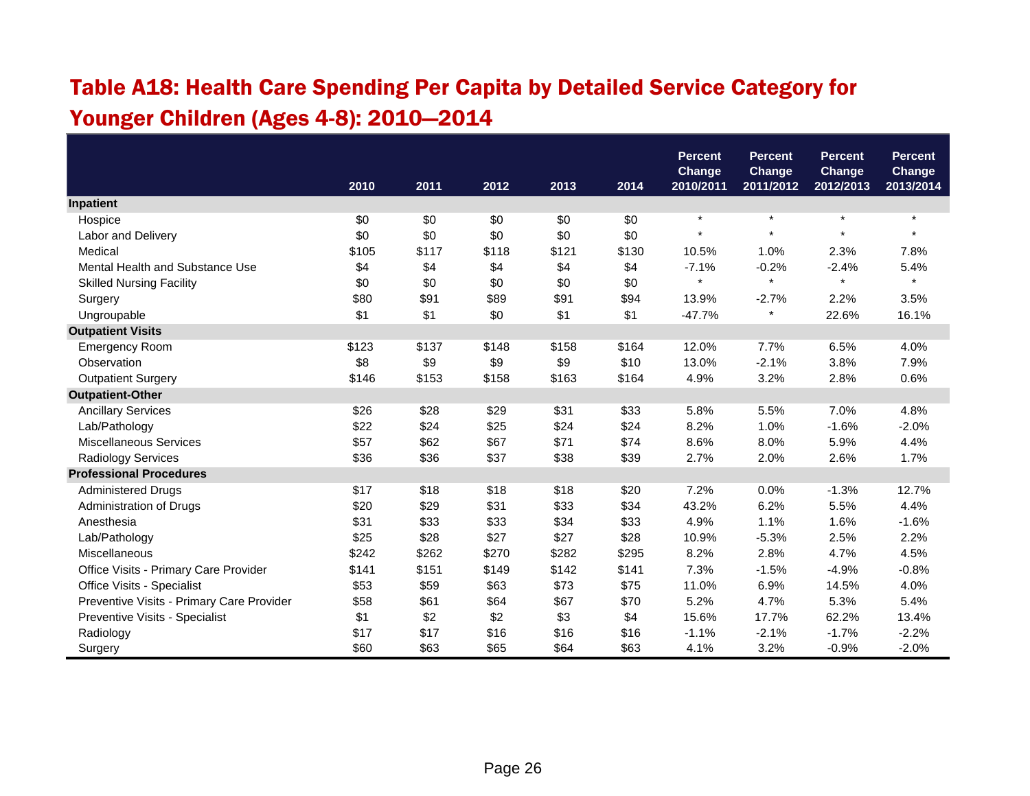## Table A18: Health Care Spending Per Capita by Detailed Service Category for Younger Children (Ages 4-8): 2010—2014

| | 2010 | 2011 | 2012 | 2013 | 2014 | Percent Change 2010/2011 | Percent Change 2011/2012 | Percent Change 2012/2013 | Percent Change 2013/2014 |
|---|---|---|---|---|---|---|---|---|---|
| **Inpatient** | | | | | | | | | |
| Hospice | $0 | $0 | $0 | $0 | $0 | * | * | * | * |
| Labor and Delivery | $0 | $0 | $0 | $0 | $0 | * | * | * | * |
| Medical | $105 | $117 | $118 | $121 | $130 | 10.5% | 1.0% | 2.3% | 7.8% |
| Mental Health and Substance Use | $4 | $4 | $4 | $4 | $4 | -7.1% | -0.2% | -2.4% | 5.4% |
| Skilled Nursing Facility | $0 | $0 | $0 | $0 | $0 | * | * | * | * |
| Surgery | $80 | $91 | $89 | $91 | $94 | 13.9% | -2.7% | 2.2% | 3.5% |
| Ungroupable | $1 | $1 | $0 | $1 | $1 | -47.7% | * | 22.6% | 16.1% |
| **Outpatient Visits** | | | | | | | | | |
| Emergency Room | $123 | $137 | $148 | $158 | $164 | 12.0% | 7.7% | 6.5% | 4.0% |
| Observation | $8 | $9 | $9 | $9 | $10 | 13.0% | -2.1% | 3.8% | 7.9% |
| Outpatient Surgery | $146 | $153 | $158 | $163 | $164 | 4.9% | 3.2% | 2.8% | 0.6% |
| **Outpatient-Other** | | | | | | | | | |
| Ancillary Services | $26 | $28 | $29 | $31 | $33 | 5.8% | 5.5% | 7.0% | 4.8% |
| Lab/Pathology | $22 | $24 | $25 | $24 | $24 | 8.2% | 1.0% | -1.6% | -2.0% |
| Miscellaneous Services | $57 | $62 | $67 | $71 | $74 | 8.6% | 8.0% | 5.9% | 4.4% |
| Radiology Services | $36 | $36 | $37 | $38 | $39 | 2.7% | 2.0% | 2.6% | 1.7% |
| **Professional Procedures** | | | | | | | | | |
| Administered Drugs | $17 | $18 | $18 | $18 | $20 | 7.2% | 0.0% | -1.3% | 12.7% |
| Administration of Drugs | $20 | $29 | $31 | $33 | $34 | 43.2% | 6.2% | 5.5% | 4.4% |
| Anesthesia | $31 | $33 | $33 | $34 | $33 | 4.9% | 1.1% | 1.6% | -1.6% |
| Lab/Pathology | $25 | $28 | $27 | $27 | $28 | 10.9% | -5.3% | 2.5% | 2.2% |
| Miscellaneous | $242 | $262 | $270 | $282 | $295 | 8.2% | 2.8% | 4.7% | 4.5% |
| Office Visits - Primary Care Provider | $141 | $151 | $149 | $142 | $141 | 7.3% | -1.5% | -4.9% | -0.8% |
| Office Visits - Specialist | $53 | $59 | $63 | $73 | $75 | 11.0% | 6.9% | 14.5% | 4.0% |
| Preventive Visits - Primary Care Provider | $58 | $61 | $64 | $67 | $70 | 5.2% | 4.7% | 5.3% | 5.4% |
| Preventive Visits - Specialist | $1 | $2 | $2 | $3 | $4 | 15.6% | 17.7% | 62.2% | 13.4% |
| Radiology | $17 | $17 | $16 | $16 | $16 | -1.1% | -2.1% | -1.7% | -2.2% |
| Surgery | $60 | $63 | $65 | $64 | $63 | 4.1% | 3.2% | -0.9% | -2.0% |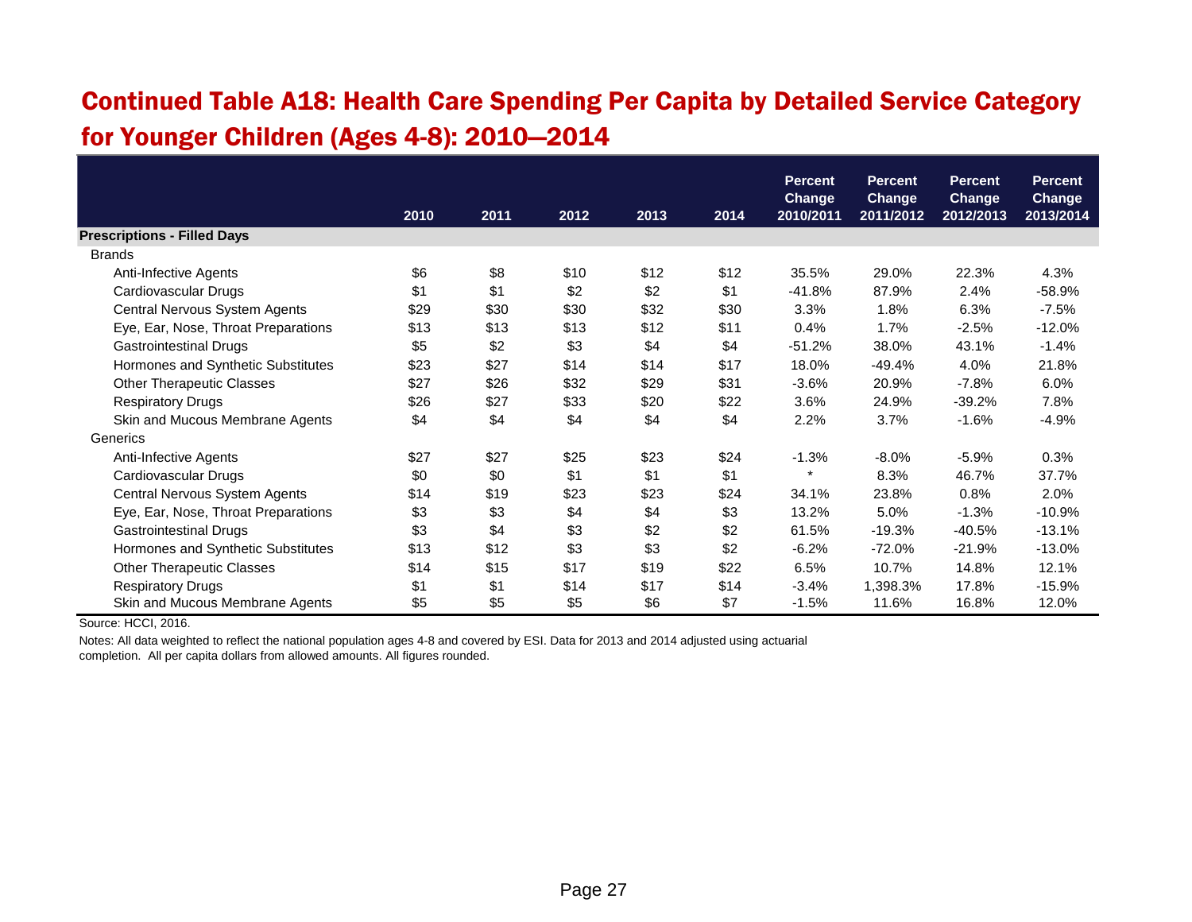# Continued Table A18: Health Care Spending Per Capita by Detailed Service Category for Younger Children (Ages 4-8): 2010—2014

| | 2010 | 2011 | 2012 | 2013 | 2014 | Percent Change 2010/2011 | Percent Change 2011/2012 | Percent Change 2012/2013 | Percent Change 2013/2014 |
|---|---|---|---|---|---|---|---|---|---|
| **Prescriptions - Filled Days** | | | | | | | | | |
| Brands | | | | | | | | | |
| Anti-Infective Agents | $6 | $8 | $10 | $12 | $12 | 35.5% | 29.0% | 22.3% | 4.3% |
| Cardiovascular Drugs | $1 | $1 | $2 | $2 | $1 | -41.8% | 87.9% | 2.4% | -58.9% |
| Central Nervous System Agents | $29 | $30 | $30 | $32 | $30 | 3.3% | 1.8% | 6.3% | -7.5% |
| Eye, Ear, Nose, Throat Preparations | $13 | $13 | $13 | $12 | $11 | 0.4% | 1.7% | -2.5% | -12.0% |
| Gastrointestinal Drugs | $5 | $2 | $3 | $4 | $4 | -51.2% | 38.0% | 43.1% | -1.4% |
| Hormones and Synthetic Substitutes | $23 | $27 | $14 | $14 | $17 | 18.0% | -49.4% | 4.0% | 21.8% |
| Other Therapeutic Classes | $27 | $26 | $32 | $29 | $31 | -3.6% | 20.9% | -7.8% | 6.0% |
| Respiratory Drugs | $26 | $27 | $33 | $20 | $22 | 3.6% | 24.9% | -39.2% | 7.8% |
| Skin and Mucous Membrane Agents | $4 | $4 | $4 | $4 | $4 | 2.2% | 3.7% | -1.6% | -4.9% |
| Generics | | | | | | | | | |
| Anti-Infective Agents | $27 | $27 | $25 | $23 | $24 | -1.3% | -8.0% | -5.9% | 0.3% |
| Cardiovascular Drugs | $0 | $0 | $1 | $1 | $1 | * | 8.3% | 46.7% | 37.7% |
| Central Nervous System Agents | $14 | $19 | $23 | $23 | $24 | 34.1% | 23.8% | 0.8% | 2.0% |
| Eye, Ear, Nose, Throat Preparations | $3 | $3 | $4 | $4 | $3 | 13.2% | 5.0% | -1.3% | -10.9% |
| Gastrointestinal Drugs | $3 | $4 | $3 | $2 | $2 | 61.5% | -19.3% | -40.5% | -13.1% |
| Hormones and Synthetic Substitutes | $13 | $12 | $3 | $3 | $2 | -6.2% | -72.0% | -21.9% | -13.0% |
| Other Therapeutic Classes | $14 | $15 | $17 | $19 | $22 | 6.5% | 10.7% | 14.8% | 12.1% |
| Respiratory Drugs | $1 | $1 | $14 | $17 | $14 | -3.4% | 1,398.3% | 17.8% | -15.9% |
| Skin and Mucous Membrane Agents | $5 | $5 | $5 | $6 | $7 | -1.5% | 11.6% | 16.8% | 12.0% |

Source: HCCI, 2016.

Notes: All data weighted to reflect the national population ages 4-8 and covered by ESI. Data for 2013 and 2014 adjusted using actuarial completion. All per capita dollars from allowed amounts. All figures rounded.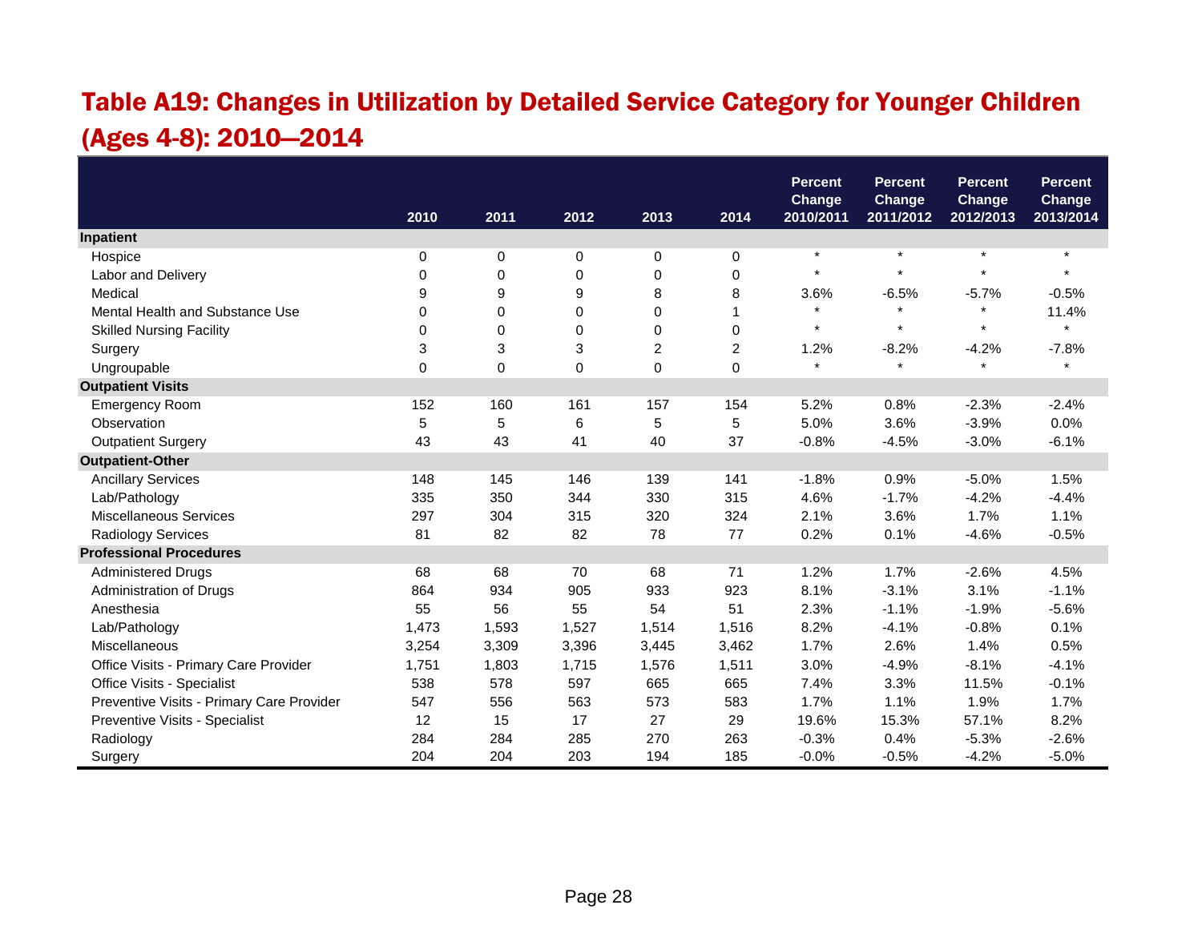## Table A19: Changes in Utilization by Detailed Service Category for Younger Children (Ages 4-8): 2010—2014

| | 2010 | 2011 | 2012 | 2013 | 2014 | Percent Change 2010/2011 | Percent Change 2011/2012 | Percent Change 2012/2013 | Percent Change 2013/2014 |
|---|---|---|---|---|---|---|---|---|---|
| **Inpatient** | | | | | | | | | |
| Hospice | 0 | 0 | 0 | 0 | 0 | * | * | * | * |
| Labor and Delivery | 0 | 0 | 0 | 0 | 0 | * | * | * | * |
| Medical | 9 | 9 | 9 | 8 | 8 | 3.6% | -6.5% | -5.7% | -0.5% |
| Mental Health and Substance Use | 0 | 0 | 0 | 0 | 1 | * | * | * | 11.4% |
| Skilled Nursing Facility | 0 | 0 | 0 | 0 | 0 | * | * | * | * |
| Surgery | 3 | 3 | 3 | 2 | 2 | 1.2% | -8.2% | -4.2% | -7.8% |
| Ungroupable | 0 | 0 | 0 | 0 | 0 | * | * | * | * |
| **Outpatient Visits** | | | | | | | | | |
| Emergency Room | 152 | 160 | 161 | 157 | 154 | 5.2% | 0.8% | -2.3% | -2.4% |
| Observation | 5 | 5 | 6 | 5 | 5 | 5.0% | 3.6% | -3.9% | 0.0% |
| Outpatient Surgery | 43 | 43 | 41 | 40 | 37 | -0.8% | -4.5% | -3.0% | -6.1% |
| **Outpatient-Other** | | | | | | | | | |
| Ancillary Services | 148 | 145 | 146 | 139 | 141 | -1.8% | 0.9% | -5.0% | 1.5% |
| Lab/Pathology | 335 | 350 | 344 | 330 | 315 | 4.6% | -1.7% | -4.2% | -4.4% |
| Miscellaneous Services | 297 | 304 | 315 | 320 | 324 | 2.1% | 3.6% | 1.7% | 1.1% |
| Radiology Services | 81 | 82 | 82 | 78 | 77 | 0.2% | 0.1% | -4.6% | -0.5% |
| **Professional Procedures** | | | | | | | | | |
| Administered Drugs | 68 | 68 | 70 | 68 | 71 | 1.2% | 1.7% | -2.6% | 4.5% |
| Administration of Drugs | 864 | 934 | 905 | 933 | 923 | 8.1% | -3.1% | 3.1% | -1.1% |
| Anesthesia | 55 | 56 | 55 | 54 | 51 | 2.3% | -1.1% | -1.9% | -5.6% |
| Lab/Pathology | 1,473 | 1,593 | 1,527 | 1,514 | 1,516 | 8.2% | -4.1% | -0.8% | 0.1% |
| Miscellaneous | 3,254 | 3,309 | 3,396 | 3,445 | 3,462 | 1.7% | 2.6% | 1.4% | 0.5% |
| Office Visits - Primary Care Provider | 1,751 | 1,803 | 1,715 | 1,576 | 1,511 | 3.0% | -4.9% | -8.1% | -4.1% |
| Office Visits - Specialist | 538 | 578 | 597 | 665 | 665 | 7.4% | 3.3% | 11.5% | -0.1% |
| Preventive Visits - Primary Care Provider | 547 | 556 | 563 | 573 | 583 | 1.7% | 1.1% | 1.9% | 1.7% |
| Preventive Visits - Specialist | 12 | 15 | 17 | 27 | 29 | 19.6% | 15.3% | 57.1% | 8.2% |
| Radiology | 284 | 284 | 285 | 270 | 263 | -0.3% | 0.4% | -5.3% | -2.6% |
| Surgery | 204 | 204 | 203 | 194 | 185 | -0.0% | -0.5% | -4.2% | -5.0% |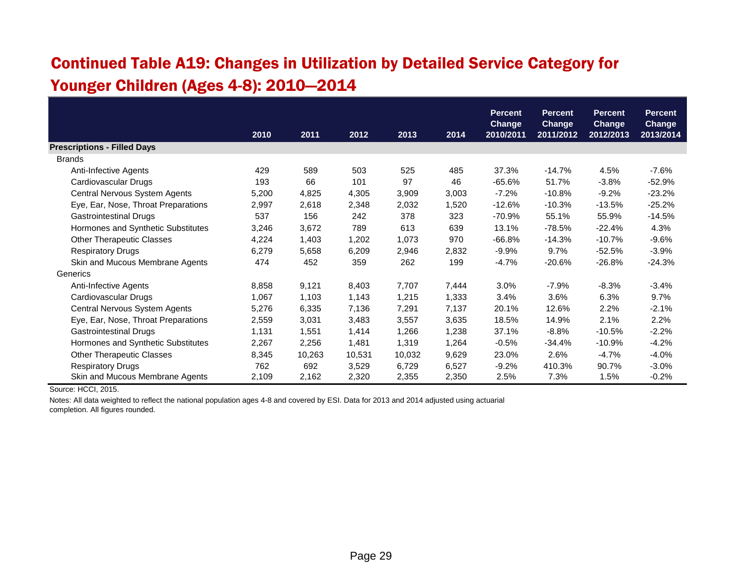# Continued Table A19: Changes in Utilization by Detailed Service Category for Younger Children (Ages 4-8): 2010—2014

| | 2010 | 2011 | 2012 | 2013 | 2014 | Percent Change 2010/2011 | Percent Change 2011/2012 | Percent Change 2012/2013 | Percent Change 2013/2014 |
|---|---|---|---|---|---|---|---|---|---|
| **Prescriptions - Filled Days** | | | | | | | | | |
| Brands | | | | | | | | | |
| Anti-Infective Agents | 429 | 589 | 503 | 525 | 485 | 37.3% | -14.7% | 4.5% | -7.6% |
| Cardiovascular Drugs | 193 | 66 | 101 | 97 | 46 | -65.6% | 51.7% | -3.8% | -52.9% |
| Central Nervous System Agents | 5,200 | 4,825 | 4,305 | 3,909 | 3,003 | -7.2% | -10.8% | -9.2% | -23.2% |
| Eye, Ear, Nose, Throat Preparations | 2,997 | 2,618 | 2,348 | 2,032 | 1,520 | -12.6% | -10.3% | -13.5% | -25.2% |
| Gastrointestinal Drugs | 537 | 156 | 242 | 378 | 323 | -70.9% | 55.1% | 55.9% | -14.5% |
| Hormones and Synthetic Substitutes | 3,246 | 3,672 | 789 | 613 | 639 | 13.1% | -78.5% | -22.4% | 4.3% |
| Other Therapeutic Classes | 4,224 | 1,403 | 1,202 | 1,073 | 970 | -66.8% | -14.3% | -10.7% | -9.6% |
| Respiratory Drugs | 6,279 | 5,658 | 6,209 | 2,946 | 2,832 | -9.9% | 9.7% | -52.5% | -3.9% |
| Skin and Mucous Membrane Agents | 474 | 452 | 359 | 262 | 199 | -4.7% | -20.6% | -26.8% | -24.3% |
| Generics | | | | | | | | | |
| Anti-Infective Agents | 8,858 | 9,121 | 8,403 | 7,707 | 7,444 | 3.0% | -7.9% | -8.3% | -3.4% |
| Cardiovascular Drugs | 1,067 | 1,103 | 1,143 | 1,215 | 1,333 | 3.4% | 3.6% | 6.3% | 9.7% |
| Central Nervous System Agents | 5,276 | 6,335 | 7,136 | 7,291 | 7,137 | 20.1% | 12.6% | 2.2% | -2.1% |
| Eye, Ear, Nose, Throat Preparations | 2,559 | 3,031 | 3,483 | 3,557 | 3,635 | 18.5% | 14.9% | 2.1% | 2.2% |
| Gastrointestinal Drugs | 1,131 | 1,551 | 1,414 | 1,266 | 1,238 | 37.1% | -8.8% | -10.5% | -2.2% |
| Hormones and Synthetic Substitutes | 2,267 | 2,256 | 1,481 | 1,319 | 1,264 | -0.5% | -34.4% | -10.9% | -4.2% |
| Other Therapeutic Classes | 8,345 | 10,263 | 10,531 | 10,032 | 9,629 | 23.0% | 2.6% | -4.7% | -4.0% |
| Respiratory Drugs | 762 | 692 | 3,529 | 6,729 | 6,527 | -9.2% | 410.3% | 90.7% | -3.0% |
| Skin and Mucous Membrane Agents | 2,109 | 2,162 | 2,320 | 2,355 | 2,350 | 2.5% | 7.3% | 1.5% | -0.2% |

Source: HCCI, 2015.

Notes: All data weighted to reflect the national population ages 4-8 and covered by ESI. Data for 2013 and 2014 adjusted using actuarial completion. All figures rounded.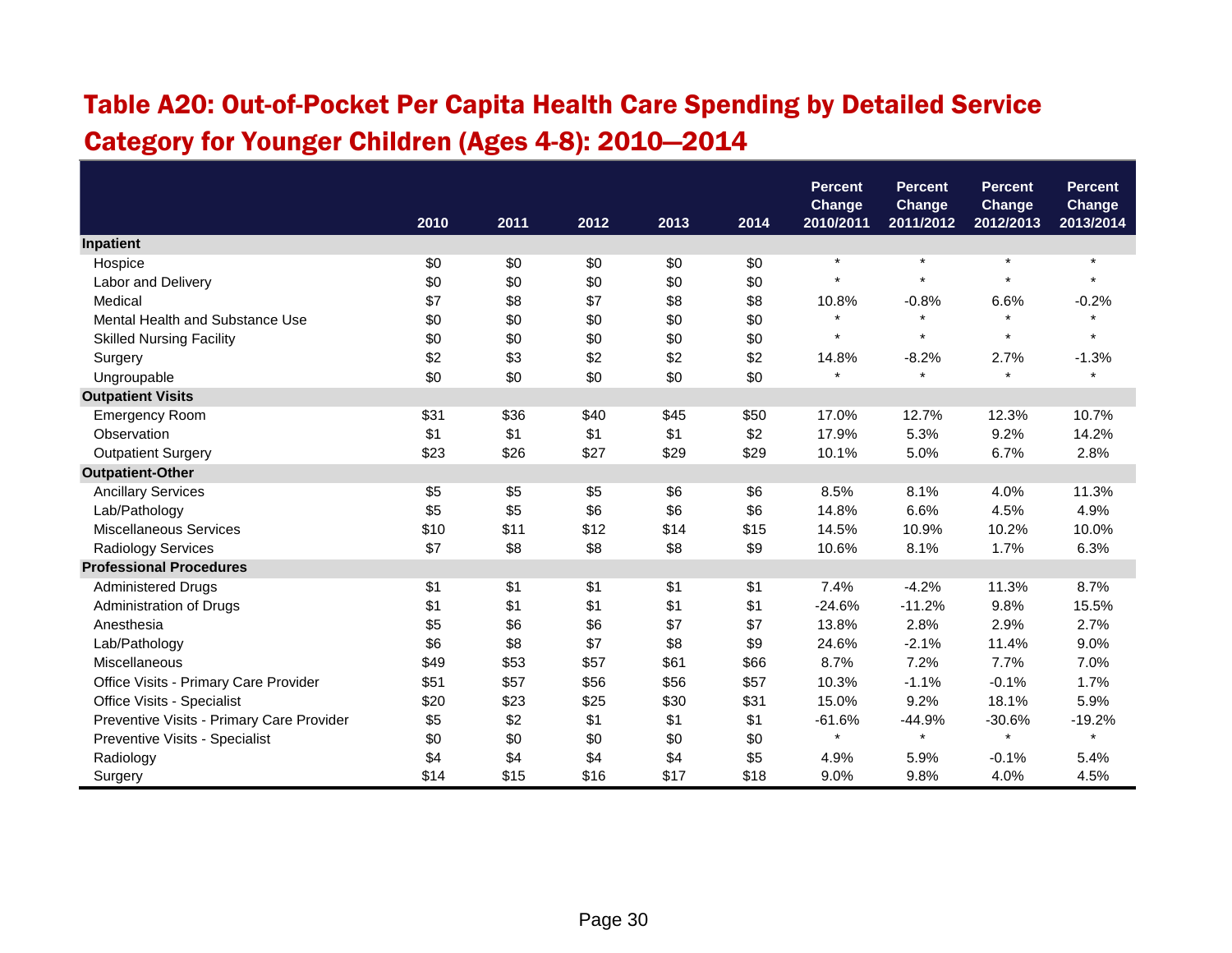## Table A20: Out-of-Pocket Per Capita Health Care Spending by Detailed Service Category for Younger Children (Ages 4-8): 2010—2014

| | 2010 | 2011 | 2012 | 2013 | 2014 | Percent Change 2010/2011 | Percent Change 2011/2012 | Percent Change 2012/2013 | Percent Change 2013/2014 |
|---|---|---|---|---|---|---|---|---|---|
| **Inpatient** | | | | | | | | | |
| Hospice | $0 | $0 | $0 | $0 | $0 | * | * | * | * |
| Labor and Delivery | $0 | $0 | $0 | $0 | $0 | * | * | * | * |
| Medical | $7 | $8 | $7 | $8 | $8 | 10.8% | -0.8% | 6.6% | -0.2% |
| Mental Health and Substance Use | $0 | $0 | $0 | $0 | $0 | * | * | * | * |
| Skilled Nursing Facility | $0 | $0 | $0 | $0 | $0 | * | * | * | * |
| Surgery | $2 | $3 | $2 | $2 | $2 | 14.8% | -8.2% | 2.7% | -1.3% |
| Ungroupable | $0 | $0 | $0 | $0 | $0 | * | * | * | * |
| **Outpatient Visits** | | | | | | | | | |
| Emergency Room | $31 | $36 | $40 | $45 | $50 | 17.0% | 12.7% | 12.3% | 10.7% |
| Observation | $1 | $1 | $1 | $1 | $2 | 17.9% | 5.3% | 9.2% | 14.2% |
| Outpatient Surgery | $23 | $26 | $27 | $29 | $29 | 10.1% | 5.0% | 6.7% | 2.8% |
| **Outpatient-Other** | | | | | | | | | |
| Ancillary Services | $5 | $5 | $5 | $6 | $6 | 8.5% | 8.1% | 4.0% | 11.3% |
| Lab/Pathology | $5 | $5 | $6 | $6 | $6 | 14.8% | 6.6% | 4.5% | 4.9% |
| Miscellaneous Services | $10 | $11 | $12 | $14 | $15 | 14.5% | 10.9% | 10.2% | 10.0% |
| Radiology Services | $7 | $8 | $8 | $8 | $9 | 10.6% | 8.1% | 1.7% | 6.3% |
| **Professional Procedures** | | | | | | | | | |
| Administered Drugs | $1 | $1 | $1 | $1 | $1 | 7.4% | -4.2% | 11.3% | 8.7% |
| Administration of Drugs | $1 | $1 | $1 | $1 | $1 | -24.6% | -11.2% | 9.8% | 15.5% |
| Anesthesia | $5 | $6 | $6 | $7 | $7 | 13.8% | 2.8% | 2.9% | 2.7% |
| Lab/Pathology | $6 | $8 | $7 | $8 | $9 | 24.6% | -2.1% | 11.4% | 9.0% |
| Miscellaneous | $49 | $53 | $57 | $61 | $66 | 8.7% | 7.2% | 7.7% | 7.0% |
| Office Visits - Primary Care Provider | $51 | $57 | $56 | $56 | $57 | 10.3% | -1.1% | -0.1% | 1.7% |
| Office Visits - Specialist | $20 | $23 | $25 | $30 | $31 | 15.0% | 9.2% | 18.1% | 5.9% |
| Preventive Visits - Primary Care Provider | $5 | $2 | $1 | $1 | $1 | -61.6% | -44.9% | -30.6% | -19.2% |
| Preventive Visits - Specialist | $0 | $0 | $0 | $0 | $0 | * | * | * | * |
| Radiology | $4 | $4 | $4 | $4 | $5 | 4.9% | 5.9% | -0.1% | 5.4% |
| Surgery | $14 | $15 | $16 | $17 | $18 | 9.0% | 9.8% | 4.0% | 4.5% |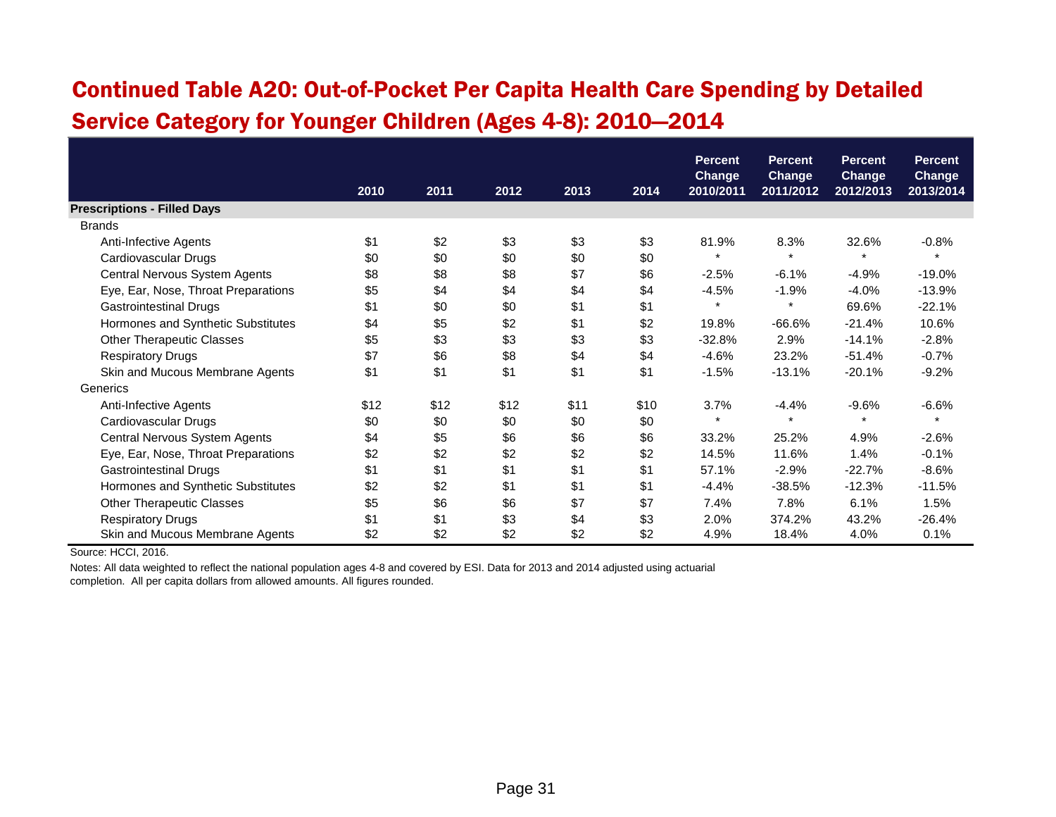# Continued Table A20: Out-of-Pocket Per Capita Health Care Spending by Detailed Service Category for Younger Children (Ages 4-8): 2010—2014

| | 2010 | 2011 | 2012 | 2013 | 2014 | Percent Change 2010/2011 | Percent Change 2011/2012 | Percent Change 2012/2013 | Percent Change 2013/2014 |
|---|---|---|---|---|---|---|---|---|---|
| **Prescriptions - Filled Days** | | | | | | | | | |
| Brands | | | | | | | | | |
| Anti-Infective Agents | $1 | $2 | $3 | $3 | $3 | 81.9% | 8.3% | 32.6% | -0.8% |
| Cardiovascular Drugs | $0 | $0 | $0 | $0 | $0 | * | * | * | * |
| Central Nervous System Agents | $8 | $8 | $8 | $7 | $6 | -2.5% | -6.1% | -4.9% | -19.0% |
| Eye, Ear, Nose, Throat Preparations | $5 | $4 | $4 | $4 | $4 | -4.5% | -1.9% | -4.0% | -13.9% |
| Gastrointestinal Drugs | $1 | $0 | $0 | $1 | $1 | * | * | 69.6% | -22.1% |
| Hormones and Synthetic Substitutes | $4 | $5 | $2 | $1 | $2 | 19.8% | -66.6% | -21.4% | 10.6% |
| Other Therapeutic Classes | $5 | $3 | $3 | $3 | $3 | -32.8% | 2.9% | -14.1% | -2.8% |
| Respiratory Drugs | $7 | $6 | $8 | $4 | $4 | -4.6% | 23.2% | -51.4% | -0.7% |
| Skin and Mucous Membrane Agents | $1 | $1 | $1 | $1 | $1 | -1.5% | -13.1% | -20.1% | -9.2% |
| Generics | | | | | | | | | |
| Anti-Infective Agents | $12 | $12 | $12 | $11 | $10 | 3.7% | -4.4% | -9.6% | -6.6% |
| Cardiovascular Drugs | $0 | $0 | $0 | $0 | $0 | * | * | * | * |
| Central Nervous System Agents | $4 | $5 | $6 | $6 | $6 | 33.2% | 25.2% | 4.9% | -2.6% |
| Eye, Ear, Nose, Throat Preparations | $2 | $2 | $2 | $2 | $2 | 14.5% | 11.6% | 1.4% | -0.1% |
| Gastrointestinal Drugs | $1 | $1 | $1 | $1 | $1 | 57.1% | -2.9% | -22.7% | -8.6% |
| Hormones and Synthetic Substitutes | $2 | $2 | $1 | $1 | $1 | -4.4% | -38.5% | -12.3% | -11.5% |
| Other Therapeutic Classes | $5 | $6 | $6 | $7 | $7 | 7.4% | 7.8% | 6.1% | 1.5% |
| Respiratory Drugs | $1 | $1 | $3 | $4 | $3 | 2.0% | 374.2% | 43.2% | -26.4% |
| Skin and Mucous Membrane Agents | $2 | $2 | $2 | $2 | $2 | 4.9% | 18.4% | 4.0% | 0.1% |

Source: HCCI, 2016.

Notes: All data weighted to reflect the national population ages 4-8 and covered by ESI. Data for 2013 and 2014 adjusted using actuarial completion. All per capita dollars from allowed amounts. All figures rounded.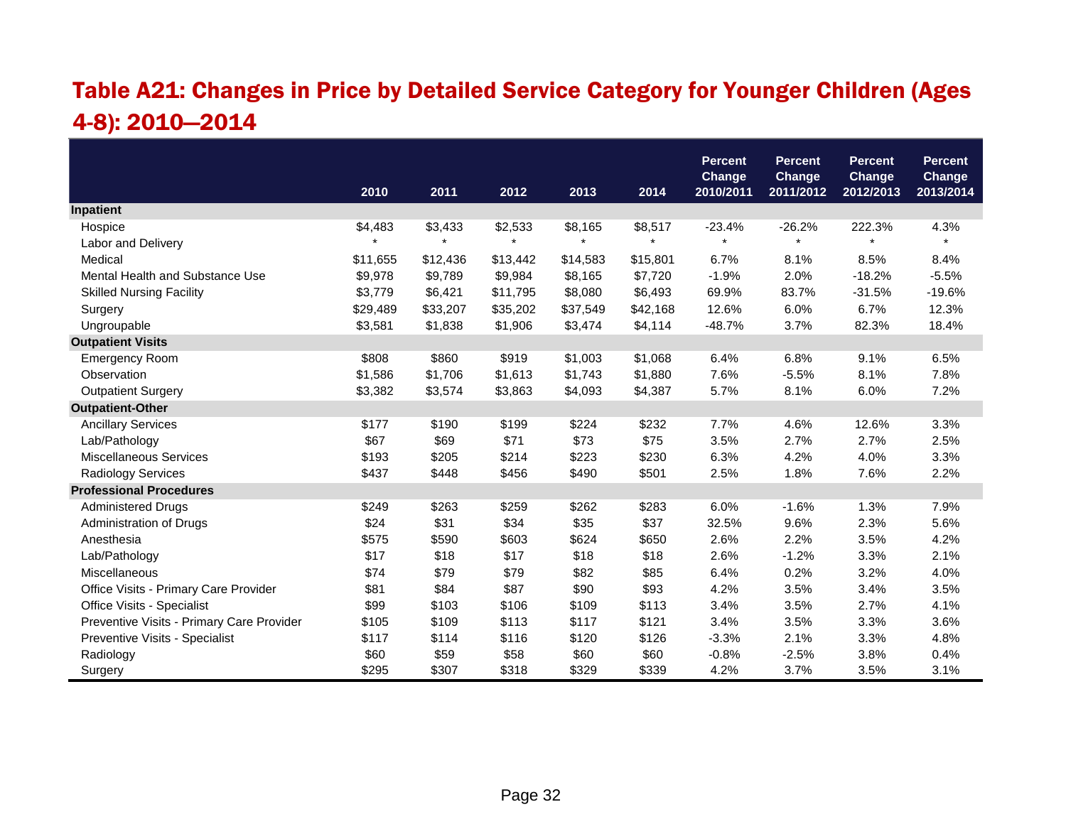## Table A21: Changes in Price by Detailed Service Category for Younger Children (Ages 4-8): 2010—2014

| | 2010 | 2011 | 2012 | 2013 | 2014 | Percent Change 2010/2011 | Percent Change 2011/2012 | Percent Change 2012/2013 | Percent Change 2013/2014 |
|---|---|---|---|---|---|---|---|---|---|
| **Inpatient** | | | | | | | | | |
| Hospice | $4,483 | $3,433 | $2,533 | $8,165 | $8,517 | -23.4% | -26.2% | 222.3% | 4.3% |
| Labor and Delivery | * | * | * | * | * | * | * | * | * |
| Medical | $11,655 | $12,436 | $13,442 | $14,583 | $15,801 | 6.7% | 8.1% | 8.5% | 8.4% |
| Mental Health and Substance Use | $9,978 | $9,789 | $9,984 | $8,165 | $7,720 | -1.9% | 2.0% | -18.2% | -5.5% |
| Skilled Nursing Facility | $3,779 | $6,421 | $11,795 | $8,080 | $6,493 | 69.9% | 83.7% | -31.5% | -19.6% |
| Surgery | $29,489 | $33,207 | $35,202 | $37,549 | $42,168 | 12.6% | 6.0% | 6.7% | 12.3% |
| Ungroupable | $3,581 | $1,838 | $1,906 | $3,474 | $4,114 | -48.7% | 3.7% | 82.3% | 18.4% |
| **Outpatient Visits** | | | | | | | | | |
| Emergency Room | $808 | $860 | $919 | $1,003 | $1,068 | 6.4% | 6.8% | 9.1% | 6.5% |
| Observation | $1,586 | $1,706 | $1,613 | $1,743 | $1,880 | 7.6% | -5.5% | 8.1% | 7.8% |
| Outpatient Surgery | $3,382 | $3,574 | $3,863 | $4,093 | $4,387 | 5.7% | 8.1% | 6.0% | 7.2% |
| **Outpatient-Other** | | | | | | | | | |
| Ancillary Services | $177 | $190 | $199 | $224 | $232 | 7.7% | 4.6% | 12.6% | 3.3% |
| Lab/Pathology | $67 | $69 | $71 | $73 | $75 | 3.5% | 2.7% | 2.7% | 2.5% |
| Miscellaneous Services | $193 | $205 | $214 | $223 | $230 | 6.3% | 4.2% | 4.0% | 3.3% |
| Radiology Services | $437 | $448 | $456 | $490 | $501 | 2.5% | 1.8% | 7.6% | 2.2% |
| **Professional Procedures** | | | | | | | | | |
| Administered Drugs | $249 | $263 | $259 | $262 | $283 | 6.0% | -1.6% | 1.3% | 7.9% |
| Administration of Drugs | $24 | $31 | $34 | $35 | $37 | 32.5% | 9.6% | 2.3% | 5.6% |
| Anesthesia | $575 | $590 | $603 | $624 | $650 | 2.6% | 2.2% | 3.5% | 4.2% |
| Lab/Pathology | $17 | $18 | $17 | $18 | $18 | 2.6% | -1.2% | 3.3% | 2.1% |
| Miscellaneous | $74 | $79 | $79 | $82 | $85 | 6.4% | 0.2% | 3.2% | 4.0% |
| Office Visits - Primary Care Provider | $81 | $84 | $87 | $90 | $93 | 4.2% | 3.5% | 3.4% | 3.5% |
| Office Visits - Specialist | $99 | $103 | $106 | $109 | $113 | 3.4% | 3.5% | 2.7% | 4.1% |
| Preventive Visits - Primary Care Provider | $105 | $109 | $113 | $117 | $121 | 3.4% | 3.5% | 3.3% | 3.6% |
| Preventive Visits - Specialist | $117 | $114 | $116 | $120 | $126 | -3.3% | 2.1% | 3.3% | 4.8% |
| Radiology | $60 | $59 | $58 | $60 | $60 | -0.8% | -2.5% | 3.8% | 0.4% |
| Surgery | $295 | $307 | $318 | $329 | $339 | 4.2% | 3.7% | 3.5% | 3.1% |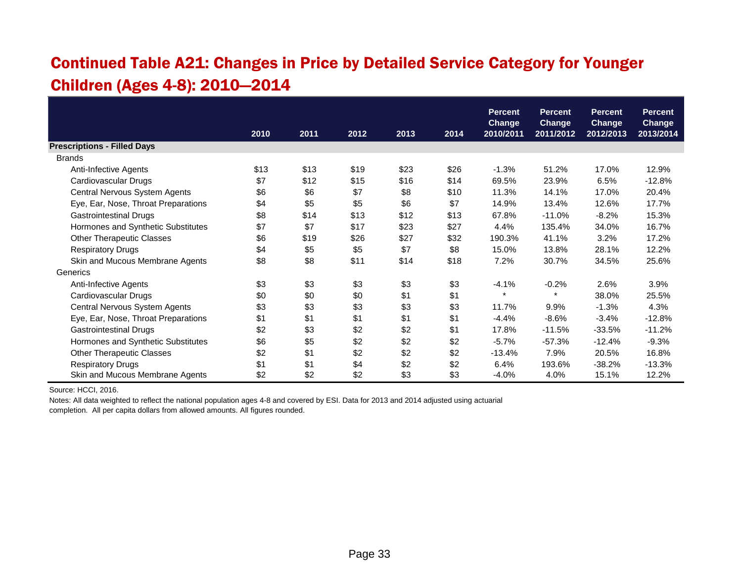# Continued Table A21: Changes in Price by Detailed Service Category for Younger Children (Ages 4-8): 2010—2014

| | 2010 | 2011 | 2012 | 2013 | 2014 | Percent Change 2010/2011 | Percent Change 2011/2012 | Percent Change 2012/2013 | Percent Change 2013/2014 |
|---|---|---|---|---|---|---|---|---|---|
| **Prescriptions - Filled Days** | | | | | | | | | |
| Brands | | | | | | | | | |
| Anti-Infective Agents | $13 | $13 | $19 | $23 | $26 | -1.3% | 51.2% | 17.0% | 12.9% |
| Cardiovascular Drugs | $7 | $12 | $15 | $16 | $14 | 69.5% | 23.9% | 6.5% | -12.8% |
| Central Nervous System Agents | $6 | $6 | $7 | $8 | $10 | 11.3% | 14.1% | 17.0% | 20.4% |
| Eye, Ear, Nose, Throat Preparations | $4 | $5 | $5 | $6 | $7 | 14.9% | 13.4% | 12.6% | 17.7% |
| Gastrointestinal Drugs | $8 | $14 | $13 | $12 | $13 | 67.8% | -11.0% | -8.2% | 15.3% |
| Hormones and Synthetic Substitutes | $7 | $7 | $17 | $23 | $27 | 4.4% | 135.4% | 34.0% | 16.7% |
| Other Therapeutic Classes | $6 | $19 | $26 | $27 | $32 | 190.3% | 41.1% | 3.2% | 17.2% |
| Respiratory Drugs | $4 | $5 | $5 | $7 | $8 | 15.0% | 13.8% | 28.1% | 12.2% |
| Skin and Mucous Membrane Agents | $8 | $8 | $11 | $14 | $18 | 7.2% | 30.7% | 34.5% | 25.6% |
| Generics | | | | | | | | | |
| Anti-Infective Agents | $3 | $3 | $3 | $3 | $3 | -4.1% | -0.2% | 2.6% | 3.9% |
| Cardiovascular Drugs | $0 | $0 | $0 | $1 | $1 | * | * | 38.0% | 25.5% |
| Central Nervous System Agents | $3 | $3 | $3 | $3 | $3 | 11.7% | 9.9% | -1.3% | 4.3% |
| Eye, Ear, Nose, Throat Preparations | $1 | $1 | $1 | $1 | $1 | -4.4% | -8.6% | -3.4% | -12.8% |
| Gastrointestinal Drugs | $2 | $3 | $2 | $2 | $1 | 17.8% | -11.5% | -33.5% | -11.2% |
| Hormones and Synthetic Substitutes | $6 | $5 | $2 | $2 | $2 | -5.7% | -57.3% | -12.4% | -9.3% |
| Other Therapeutic Classes | $2 | $1 | $2 | $2 | $2 | -13.4% | 7.9% | 20.5% | 16.8% |
| Respiratory Drugs | $1 | $1 | $4 | $2 | $2 | 6.4% | 193.6% | -38.2% | -13.3% |
| Skin and Mucous Membrane Agents | $2 | $2 | $2 | $3 | $3 | -4.0% | 4.0% | 15.1% | 12.2% |

Source: HCCI, 2016.

Notes: All data weighted to reflect the national population ages 4-8 and covered by ESI. Data for 2013 and 2014 adjusted using actuarial completion. All per capita dollars from allowed amounts. All figures rounded.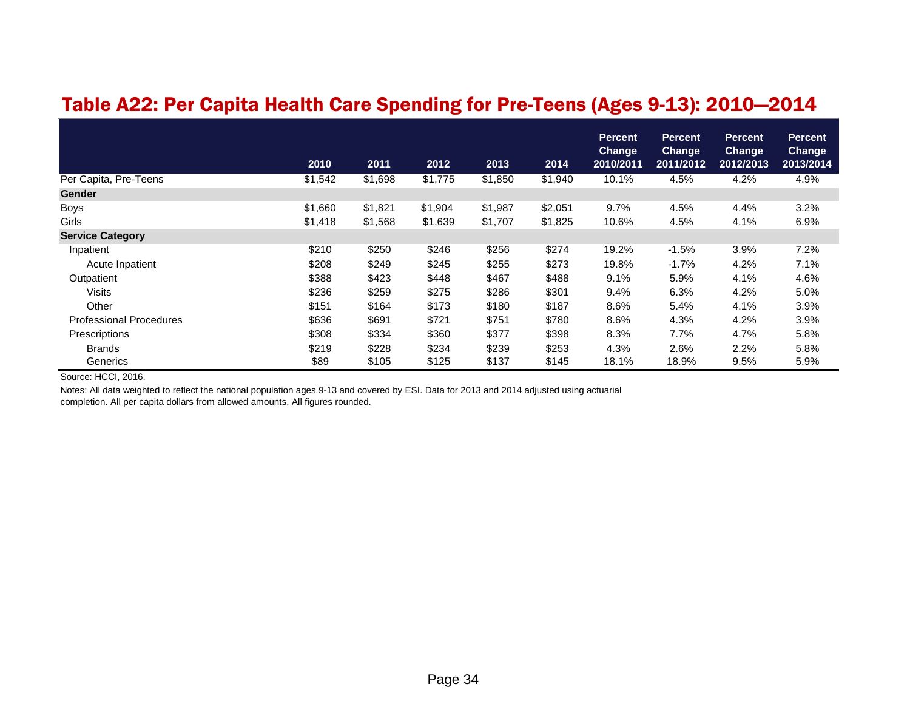## Table A22: Per Capita Health Care Spending for Pre-Teens (Ages 9-13): 2010—2014

| | 2010 | 2011 | 2012 | 2013 | 2014 | Percent Change 2010/2011 | Percent Change 2011/2012 | Percent Change 2012/2013 | Percent Change 2013/2014 |
|---|---|---|---|---|---|---|---|---|---|
| Per Capita, Pre-Teens | $1,542 | $1,698 | $1,775 | $1,850 | $1,940 | 10.1% | 4.5% | 4.2% | 4.9% |
| **Gender** | | | | | | | | | |
| Boys | $1,660 | $1,821 | $1,904 | $1,987 | $2,051 | 9.7% | 4.5% | 4.4% | 3.2% |
| Girls | $1,418 | $1,568 | $1,639 | $1,707 | $1,825 | 10.6% | 4.5% | 4.1% | 6.9% |
| **Service Category** | | | | | | | | | |
| Inpatient | $210 | $250 | $246 | $256 | $274 | 19.2% | -1.5% | 3.9% | 7.2% |
| Acute Inpatient | $208 | $249 | $245 | $255 | $273 | 19.8% | -1.7% | 4.2% | 7.1% |
| Outpatient | $388 | $423 | $448 | $467 | $488 | 9.1% | 5.9% | 4.1% | 4.6% |
| Visits | $236 | $259 | $275 | $286 | $301 | 9.4% | 6.3% | 4.2% | 5.0% |
| Other | $151 | $164 | $173 | $180 | $187 | 8.6% | 5.4% | 4.1% | 3.9% |
| Professional Procedures | $636 | $691 | $721 | $751 | $780 | 8.6% | 4.3% | 4.2% | 3.9% |
| Prescriptions | $308 | $334 | $360 | $377 | $398 | 8.3% | 7.7% | 4.7% | 5.8% |
| Brands | $219 | $228 | $234 | $239 | $253 | 4.3% | 2.6% | 2.2% | 5.8% |
| Generics | $89 | $105 | $125 | $137 | $145 | 18.1% | 18.9% | 9.5% | 5.9% |

Source: HCCI, 2016.

Notes: All data weighted to reflect the national population ages 9-13 and covered by ESI. Data for 2013 and 2014 adjusted using actuarial completion. All per capita dollars from allowed amounts. All figures rounded.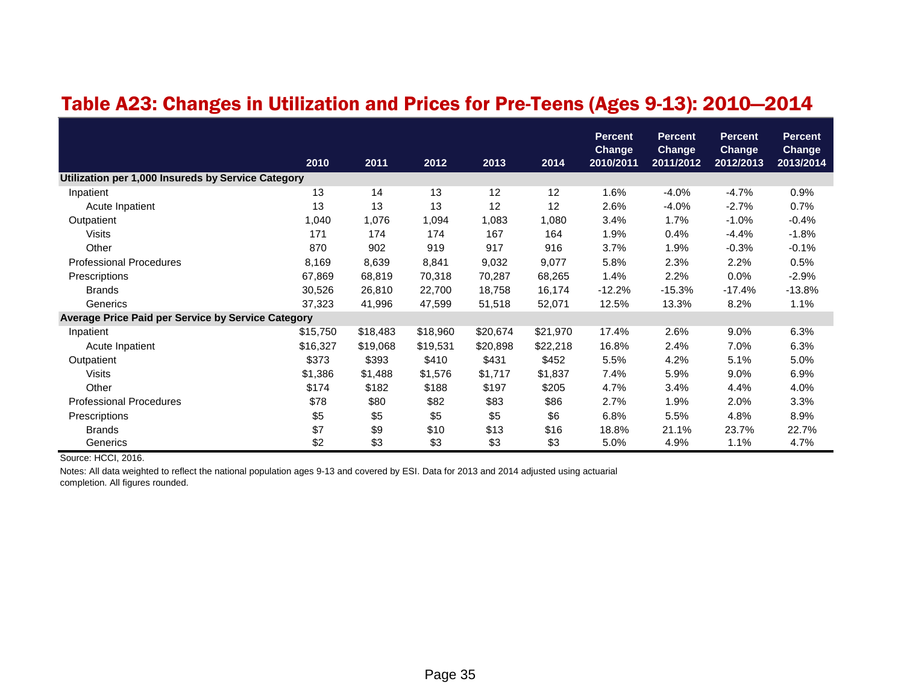## Table A23: Changes in Utilization and Prices for Pre-Teens (Ages 9-13): 2010—2014

| | 2010 | 2011 | 2012 | 2013 | 2014 | Percent Change 2010/2011 | Percent Change 2011/2012 | Percent Change 2012/2013 | Percent Change 2013/2014 |
|---|---|---|---|---|---|---|---|---|---|
| **Utilization per 1,000 Insureds by Service Category** | | | | | | | | | |
| Inpatient | 13 | 14 | 13 | 12 | 12 | 1.6% | -4.0% | -4.7% | 0.9% |
| Acute Inpatient | 13 | 13 | 13 | 12 | 12 | 2.6% | -4.0% | -2.7% | 0.7% |
| Outpatient | 1,040 | 1,076 | 1,094 | 1,083 | 1,080 | 3.4% | 1.7% | -1.0% | -0.4% |
| Visits | 171 | 174 | 174 | 167 | 164 | 1.9% | 0.4% | -4.4% | -1.8% |
| Other | 870 | 902 | 919 | 917 | 916 | 3.7% | 1.9% | -0.3% | -0.1% |
| Professional Procedures | 8,169 | 8,639 | 8,841 | 9,032 | 9,077 | 5.8% | 2.3% | 2.2% | 0.5% |
| Prescriptions | 67,869 | 68,819 | 70,318 | 70,287 | 68,265 | 1.4% | 2.2% | 0.0% | -2.9% |
| Brands | 30,526 | 26,810 | 22,700 | 18,758 | 16,174 | -12.2% | -15.3% | -17.4% | -13.8% |
| Generics | 37,323 | 41,996 | 47,599 | 51,518 | 52,071 | 12.5% | 13.3% | 8.2% | 1.1% |
| **Average Price Paid per Service by Service Category** | | | | | | | | | |
| Inpatient | $15,750 | $18,483 | $18,960 | $20,674 | $21,970 | 17.4% | 2.6% | 9.0% | 6.3% |
| Acute Inpatient | $16,327 | $19,068 | $19,531 | $20,898 | $22,218 | 16.8% | 2.4% | 7.0% | 6.3% |
| Outpatient | $373 | $393 | $410 | $431 | $452 | 5.5% | 4.2% | 5.1% | 5.0% |
| Visits | $1,386 | $1,488 | $1,576 | $1,717 | $1,837 | 7.4% | 5.9% | 9.0% | 6.9% |
| Other | $174 | $182 | $188 | $197 | $205 | 4.7% | 3.4% | 4.4% | 4.0% |
| Professional Procedures | $78 | $80 | $82 | $83 | $86 | 2.7% | 1.9% | 2.0% | 3.3% |
| Prescriptions | $5 | $5 | $5 | $5 | $6 | 6.8% | 5.5% | 4.8% | 8.9% |
| Brands | $7 | $9 | $10 | $13 | $16 | 18.8% | 21.1% | 23.7% | 22.7% |
| Generics | $2 | $3 | $3 | $3 | $3 | 5.0% | 4.9% | 1.1% | 4.7% |

Source: HCCI, 2016.

Notes: All data weighted to reflect the national population ages 9-13 and covered by ESI. Data for 2013 and 2014 adjusted using actuarial completion. All figures rounded.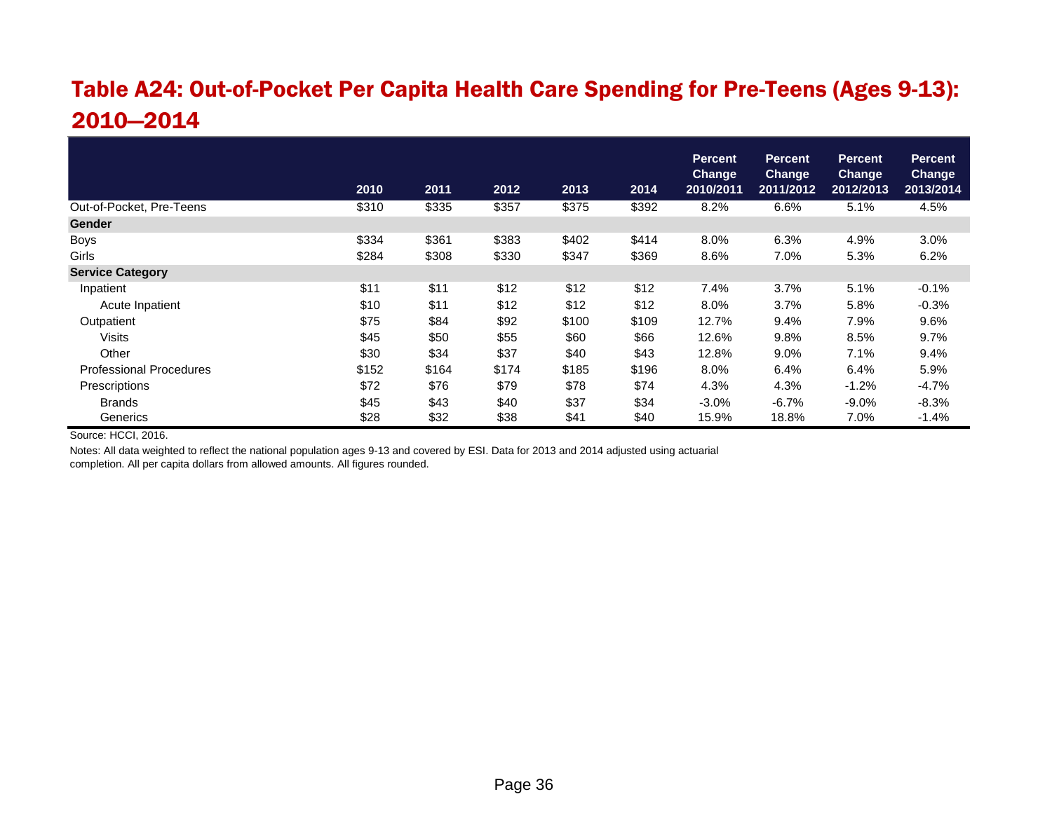# Table A24: Out-of-Pocket Per Capita Health Care Spending for Pre-Teens (Ages 9-13): 2010—2014

| | 2010 | 2011 | 2012 | 2013 | 2014 | Percent Change 2010/2011 | Percent Change 2011/2012 | Percent Change 2012/2013 | Percent Change 2013/2014 |
|---|---|---|---|---|---|---|---|---|---|
| Out-of-Pocket, Pre-Teens | $310 | $335 | $357 | $375 | $392 | 8.2% | 6.6% | 5.1% | 4.5% |
| **Gender** | | | | | | | | | |
| Boys | $334 | $361 | $383 | $402 | $414 | 8.0% | 6.3% | 4.9% | 3.0% |
| Girls | $284 | $308 | $330 | $347 | $369 | 8.6% | 7.0% | 5.3% | 6.2% |
| **Service Category** | | | | | | | | | |
| Inpatient | $11 | $11 | $12 | $12 | $12 | 7.4% | 3.7% | 5.1% | -0.1% |
| Acute Inpatient | $10 | $11 | $12 | $12 | $12 | 8.0% | 3.7% | 5.8% | -0.3% |
| Outpatient | $75 | $84 | $92 | $100 | $109 | 12.7% | 9.4% | 7.9% | 9.6% |
| Visits | $45 | $50 | $55 | $60 | $66 | 12.6% | 9.8% | 8.5% | 9.7% |
| Other | $30 | $34 | $37 | $40 | $43 | 12.8% | 9.0% | 7.1% | 9.4% |
| Professional Procedures | $152 | $164 | $174 | $185 | $196 | 8.0% | 6.4% | 6.4% | 5.9% |
| Prescriptions | $72 | $76 | $79 | $78 | $74 | 4.3% | 4.3% | -1.2% | -4.7% |
| Brands | $45 | $43 | $40 | $37 | $34 | -3.0% | -6.7% | -9.0% | -8.3% |
| Generics | $28 | $32 | $38 | $41 | $40 | 15.9% | 18.8% | 7.0% | -1.4% |

Source: HCCI, 2016.

Notes: All data weighted to reflect the national population ages 9-13 and covered by ESI. Data for 2013 and 2014 adjusted using actuarial completion. All per capita dollars from allowed amounts. All figures rounded.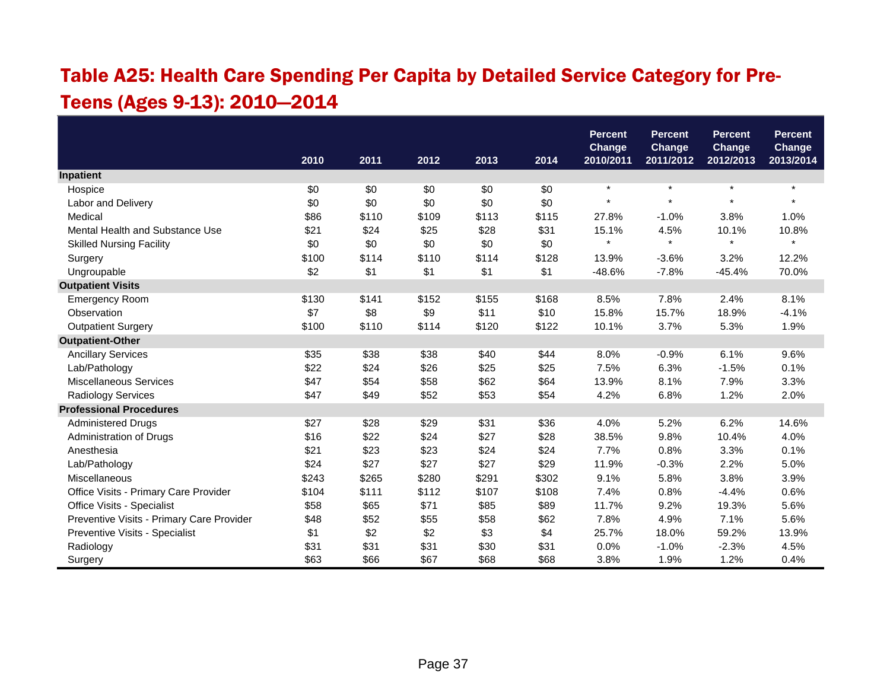## Table A25: Health Care Spending Per Capita by Detailed Service Category for Pre-Teens (Ages 9-13): 2010—2014

| | 2010 | 2011 | 2012 | 2013 | 2014 | Percent Change 2010/2011 | Percent Change 2011/2012 | Percent Change 2012/2013 | Percent Change 2013/2014 |
|---|---|---|---|---|---|---|---|---|---|
| **Inpatient** | | | | | | | | | |
| Hospice | $0 | $0 | $0 | $0 | $0 | * | * | * | * |
| Labor and Delivery | $0 | $0 | $0 | $0 | $0 | * | * | * | * |
| Medical | $86 | $110 | $109 | $113 | $115 | 27.8% | -1.0% | 3.8% | 1.0% |
| Mental Health and Substance Use | $21 | $24 | $25 | $28 | $31 | 15.1% | 4.5% | 10.1% | 10.8% |
| Skilled Nursing Facility | $0 | $0 | $0 | $0 | $0 | * | * | * | * |
| Surgery | $100 | $114 | $110 | $114 | $128 | 13.9% | -3.6% | 3.2% | 12.2% |
| Ungroupable | $2 | $1 | $1 | $1 | $1 | -48.6% | -7.8% | -45.4% | 70.0% |
| **Outpatient Visits** | | | | | | | | | |
| Emergency Room | $130 | $141 | $152 | $155 | $168 | 8.5% | 7.8% | 2.4% | 8.1% |
| Observation | $7 | $8 | $9 | $11 | $10 | 15.8% | 15.7% | 18.9% | -4.1% |
| Outpatient Surgery | $100 | $110 | $114 | $120 | $122 | 10.1% | 3.7% | 5.3% | 1.9% |
| **Outpatient-Other** | | | | | | | | | |
| Ancillary Services | $35 | $38 | $38 | $40 | $44 | 8.0% | -0.9% | 6.1% | 9.6% |
| Lab/Pathology | $22 | $24 | $26 | $25 | $25 | 7.5% | 6.3% | -1.5% | 0.1% |
| Miscellaneous Services | $47 | $54 | $58 | $62 | $64 | 13.9% | 8.1% | 7.9% | 3.3% |
| Radiology Services | $47 | $49 | $52 | $53 | $54 | 4.2% | 6.8% | 1.2% | 2.0% |
| **Professional Procedures** | | | | | | | | | |
| Administered Drugs | $27 | $28 | $29 | $31 | $36 | 4.0% | 5.2% | 6.2% | 14.6% |
| Administration of Drugs | $16 | $22 | $24 | $27 | $28 | 38.5% | 9.8% | 10.4% | 4.0% |
| Anesthesia | $21 | $23 | $23 | $24 | $24 | 7.7% | 0.8% | 3.3% | 0.1% |
| Lab/Pathology | $24 | $27 | $27 | $27 | $29 | 11.9% | -0.3% | 2.2% | 5.0% |
| Miscellaneous | $243 | $265 | $280 | $291 | $302 | 9.1% | 5.8% | 3.8% | 3.9% |
| Office Visits - Primary Care Provider | $104 | $111 | $112 | $107 | $108 | 7.4% | 0.8% | -4.4% | 0.6% |
| Office Visits - Specialist | $58 | $65 | $71 | $85 | $89 | 11.7% | 9.2% | 19.3% | 5.6% |
| Preventive Visits - Primary Care Provider | $48 | $52 | $55 | $58 | $62 | 7.8% | 4.9% | 7.1% | 5.6% |
| Preventive Visits - Specialist | $1 | $2 | $2 | $3 | $4 | 25.7% | 18.0% | 59.2% | 13.9% |
| Radiology | $31 | $31 | $31 | $30 | $31 | 0.0% | -1.0% | -2.3% | 4.5% |
| Surgery | $63 | $66 | $67 | $68 | $68 | 3.8% | 1.9% | 1.2% | 0.4% |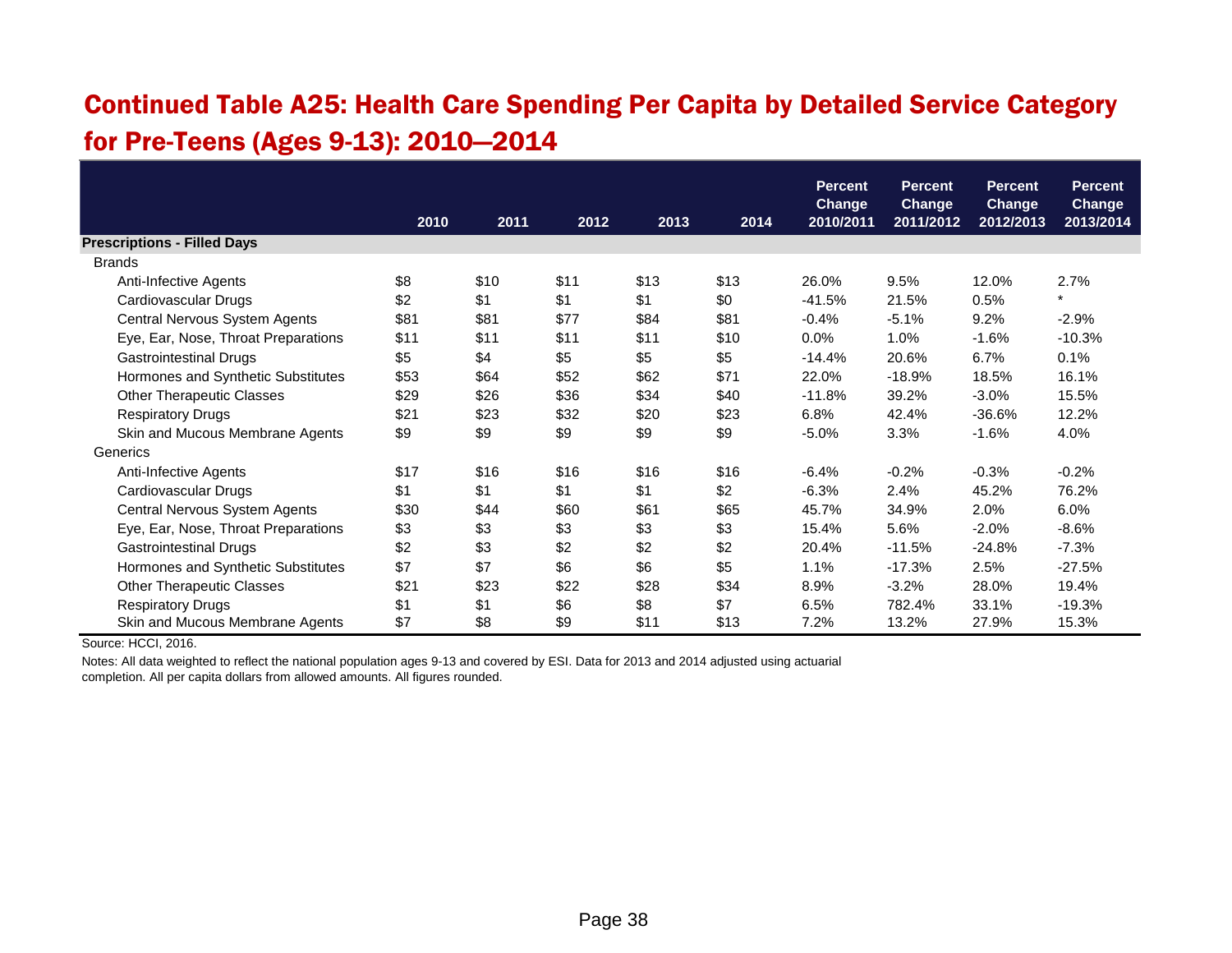## Continued Table A25: Health Care Spending Per Capita by Detailed Service Category for Pre-Teens (Ages 9-13): 2010—2014

| | 2010 | 2011 | 2012 | 2013 | 2014 | Percent Change 2010/2011 | Percent Change 2011/2012 | Percent Change 2012/2013 | Percent Change 2013/2014 |
|---|---|---|---|---|---|---|---|---|---|
| **Prescriptions - Filled Days** | | | | | | | | | |
| Brands | | | | | | | | | |
| Anti-Infective Agents | $8 | $10 | $11 | $13 | $13 | 26.0% | 9.5% | 12.0% | 2.7% |
| Cardiovascular Drugs | $2 | $1 | $1 | $1 | $0 | -41.5% | 21.5% | 0.5% | * |
| Central Nervous System Agents | $81 | $81 | $77 | $84 | $81 | -0.4% | -5.1% | 9.2% | -2.9% |
| Eye, Ear, Nose, Throat Preparations | $11 | $11 | $11 | $11 | $10 | 0.0% | 1.0% | -1.6% | -10.3% |
| Gastrointestinal Drugs | $5 | $4 | $5 | $5 | $5 | -14.4% | 20.6% | 6.7% | 0.1% |
| Hormones and Synthetic Substitutes | $53 | $64 | $52 | $62 | $71 | 22.0% | -18.9% | 18.5% | 16.1% |
| Other Therapeutic Classes | $29 | $26 | $36 | $34 | $40 | -11.8% | 39.2% | -3.0% | 15.5% |
| Respiratory Drugs | $21 | $23 | $32 | $20 | $23 | 6.8% | 42.4% | -36.6% | 12.2% |
| Skin and Mucous Membrane Agents | $9 | $9 | $9 | $9 | $9 | -5.0% | 3.3% | -1.6% | 4.0% |
| Generics | | | | | | | | | |
| Anti-Infective Agents | $17 | $16 | $16 | $16 | $16 | -6.4% | -0.2% | -0.3% | -0.2% |
| Cardiovascular Drugs | $1 | $1 | $1 | $1 | $2 | -6.3% | 2.4% | 45.2% | 76.2% |
| Central Nervous System Agents | $30 | $44 | $60 | $61 | $65 | 45.7% | 34.9% | 2.0% | 6.0% |
| Eye, Ear, Nose, Throat Preparations | $3 | $3 | $3 | $3 | $3 | 15.4% | 5.6% | -2.0% | -8.6% |
| Gastrointestinal Drugs | $2 | $3 | $2 | $2 | $2 | 20.4% | -11.5% | -24.8% | -7.3% |
| Hormones and Synthetic Substitutes | $7 | $7 | $6 | $6 | $5 | 1.1% | -17.3% | 2.5% | -27.5% |
| Other Therapeutic Classes | $21 | $23 | $22 | $28 | $34 | 8.9% | -3.2% | 28.0% | 19.4% |
| Respiratory Drugs | $1 | $1 | $6 | $8 | $7 | 6.5% | 782.4% | 33.1% | -19.3% |
| Skin and Mucous Membrane Agents | $7 | $8 | $9 | $11 | $13 | 7.2% | 13.2% | 27.9% | 15.3% |

Source: HCCI, 2016.

Notes: All data weighted to reflect the national population ages 9-13 and covered by ESI. Data for 2013 and 2014 adjusted using actuarial completion. All per capita dollars from allowed amounts. All figures rounded.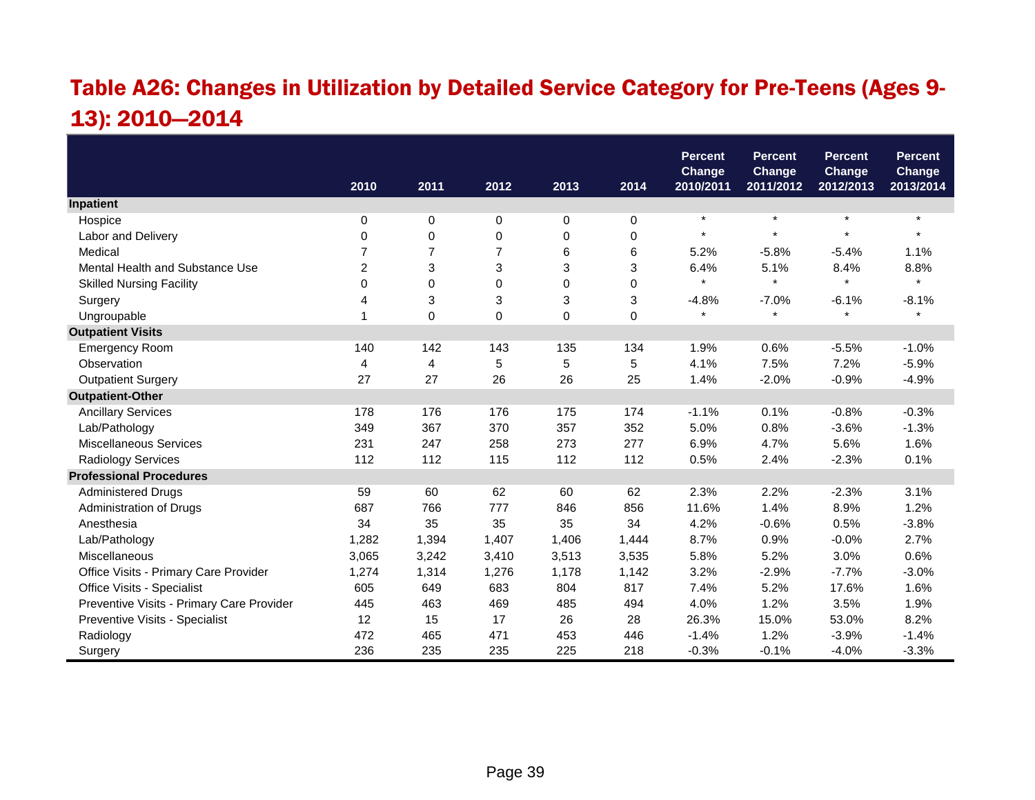## Table A26: Changes in Utilization by Detailed Service Category for Pre-Teens (Ages 9-13): 2010—2014

| | 2010 | 2011 | 2012 | 2013 | 2014 | Percent Change 2010/2011 | Percent Change 2011/2012 | Percent Change 2012/2013 | Percent Change 2013/2014 |
|---|---|---|---|---|---|---|---|---|---|
| **Inpatient** | | | | | | | | | |
| Hospice | 0 | 0 | 0 | 0 | 0 | * | * | * | * |
| Labor and Delivery | 0 | 0 | 0 | 0 | 0 | * | * | * | * |
| Medical | 7 | 7 | 7 | 6 | 6 | 5.2% | -5.8% | -5.4% | 1.1% |
| Mental Health and Substance Use | 2 | 3 | 3 | 3 | 3 | 6.4% | 5.1% | 8.4% | 8.8% |
| Skilled Nursing Facility | 0 | 0 | 0 | 0 | 0 | * | * | * | * |
| Surgery | 4 | 3 | 3 | 3 | 3 | -4.8% | -7.0% | -6.1% | -8.1% |
| Ungroupable | 1 | 0 | 0 | 0 | 0 | * | * | * | * |
| **Outpatient Visits** | | | | | | | | | |
| Emergency Room | 140 | 142 | 143 | 135 | 134 | 1.9% | 0.6% | -5.5% | -1.0% |
| Observation | 4 | 4 | 5 | 5 | 5 | 4.1% | 7.5% | 7.2% | -5.9% |
| Outpatient Surgery | 27 | 27 | 26 | 26 | 25 | 1.4% | -2.0% | -0.9% | -4.9% |
| **Outpatient-Other** | | | | | | | | | |
| Ancillary Services | 178 | 176 | 176 | 175 | 174 | -1.1% | 0.1% | -0.8% | -0.3% |
| Lab/Pathology | 349 | 367 | 370 | 357 | 352 | 5.0% | 0.8% | -3.6% | -1.3% |
| Miscellaneous Services | 231 | 247 | 258 | 273 | 277 | 6.9% | 4.7% | 5.6% | 1.6% |
| Radiology Services | 112 | 112 | 115 | 112 | 112 | 0.5% | 2.4% | -2.3% | 0.1% |
| **Professional Procedures** | | | | | | | | | |
| Administered Drugs | 59 | 60 | 62 | 60 | 62 | 2.3% | 2.2% | -2.3% | 3.1% |
| Administration of Drugs | 687 | 766 | 777 | 846 | 856 | 11.6% | 1.4% | 8.9% | 1.2% |
| Anesthesia | 34 | 35 | 35 | 35 | 34 | 4.2% | -0.6% | 0.5% | -3.8% |
| Lab/Pathology | 1,282 | 1,394 | 1,407 | 1,406 | 1,444 | 8.7% | 0.9% | -0.0% | 2.7% |
| Miscellaneous | 3,065 | 3,242 | 3,410 | 3,513 | 3,535 | 5.8% | 5.2% | 3.0% | 0.6% |
| Office Visits - Primary Care Provider | 1,274 | 1,314 | 1,276 | 1,178 | 1,142 | 3.2% | -2.9% | -7.7% | -3.0% |
| Office Visits - Specialist | 605 | 649 | 683 | 804 | 817 | 7.4% | 5.2% | 17.6% | 1.6% |
| Preventive Visits - Primary Care Provider | 445 | 463 | 469 | 485 | 494 | 4.0% | 1.2% | 3.5% | 1.9% |
| Preventive Visits - Specialist | 12 | 15 | 17 | 26 | 28 | 26.3% | 15.0% | 53.0% | 8.2% |
| Radiology | 472 | 465 | 471 | 453 | 446 | -1.4% | 1.2% | -3.9% | -1.4% |
| Surgery | 236 | 235 | 235 | 225 | 218 | -0.3% | -0.1% | -4.0% | -3.3% |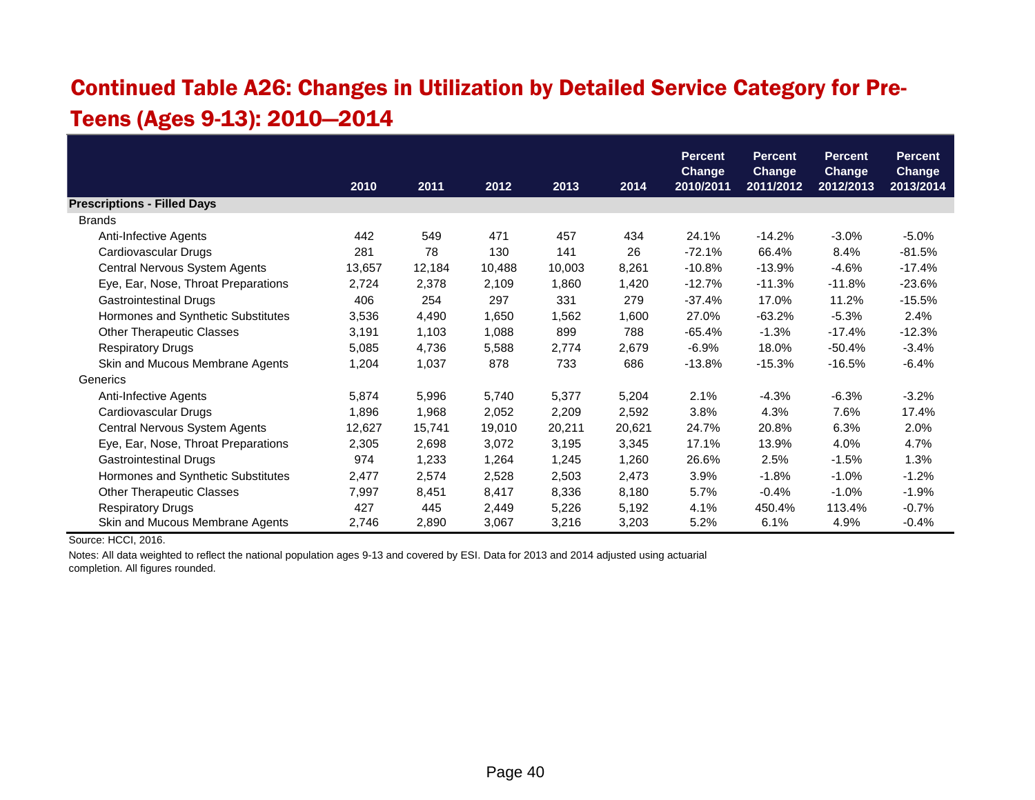# Continued Table A26: Changes in Utilization by Detailed Service Category for Pre-Teens (Ages 9-13): 2010—2014

| | 2010 | 2011 | 2012 | 2013 | 2014 | Percent Change 2010/2011 | Percent Change 2011/2012 | Percent Change 2012/2013 | Percent Change 2013/2014 |
|---|---|---|---|---|---|---|---|---|---|
| **Prescriptions - Filled Days** | | | | | | | | | |
| Brands | | | | | | | | | |
| Anti-Infective Agents | 442 | 549 | 471 | 457 | 434 | 24.1% | -14.2% | -3.0% | -5.0% |
| Cardiovascular Drugs | 281 | 78 | 130 | 141 | 26 | -72.1% | 66.4% | 8.4% | -81.5% |
| Central Nervous System Agents | 13,657 | 12,184 | 10,488 | 10,003 | 8,261 | -10.8% | -13.9% | -4.6% | -17.4% |
| Eye, Ear, Nose, Throat Preparations | 2,724 | 2,378 | 2,109 | 1,860 | 1,420 | -12.7% | -11.3% | -11.8% | -23.6% |
| Gastrointestinal Drugs | 406 | 254 | 297 | 331 | 279 | -37.4% | 17.0% | 11.2% | -15.5% |
| Hormones and Synthetic Substitutes | 3,536 | 4,490 | 1,650 | 1,562 | 1,600 | 27.0% | -63.2% | -5.3% | 2.4% |
| Other Therapeutic Classes | 3,191 | 1,103 | 1,088 | 899 | 788 | -65.4% | -1.3% | -17.4% | -12.3% |
| Respiratory Drugs | 5,085 | 4,736 | 5,588 | 2,774 | 2,679 | -6.9% | 18.0% | -50.4% | -3.4% |
| Skin and Mucous Membrane Agents | 1,204 | 1,037 | 878 | 733 | 686 | -13.8% | -15.3% | -16.5% | -6.4% |
| Generics | | | | | | | | | |
| Anti-Infective Agents | 5,874 | 5,996 | 5,740 | 5,377 | 5,204 | 2.1% | -4.3% | -6.3% | -3.2% |
| Cardiovascular Drugs | 1,896 | 1,968 | 2,052 | 2,209 | 2,592 | 3.8% | 4.3% | 7.6% | 17.4% |
| Central Nervous System Agents | 12,627 | 15,741 | 19,010 | 20,211 | 20,621 | 24.7% | 20.8% | 6.3% | 2.0% |
| Eye, Ear, Nose, Throat Preparations | 2,305 | 2,698 | 3,072 | 3,195 | 3,345 | 17.1% | 13.9% | 4.0% | 4.7% |
| Gastrointestinal Drugs | 974 | 1,233 | 1,264 | 1,245 | 1,260 | 26.6% | 2.5% | -1.5% | 1.3% |
| Hormones and Synthetic Substitutes | 2,477 | 2,574 | 2,528 | 2,503 | 2,473 | 3.9% | -1.8% | -1.0% | -1.2% |
| Other Therapeutic Classes | 7,997 | 8,451 | 8,417 | 8,336 | 8,180 | 5.7% | -0.4% | -1.0% | -1.9% |
| Respiratory Drugs | 427 | 445 | 2,449 | 5,226 | 5,192 | 4.1% | 450.4% | 113.4% | -0.7% |
| Skin and Mucous Membrane Agents | 2,746 | 2,890 | 3,067 | 3,216 | 3,203 | 5.2% | 6.1% | 4.9% | -0.4% |

Source: HCCI, 2016.

Notes: All data weighted to reflect the national population ages 9-13 and covered by ESI. Data for 2013 and 2014 adjusted using actuarial completion. All figures rounded.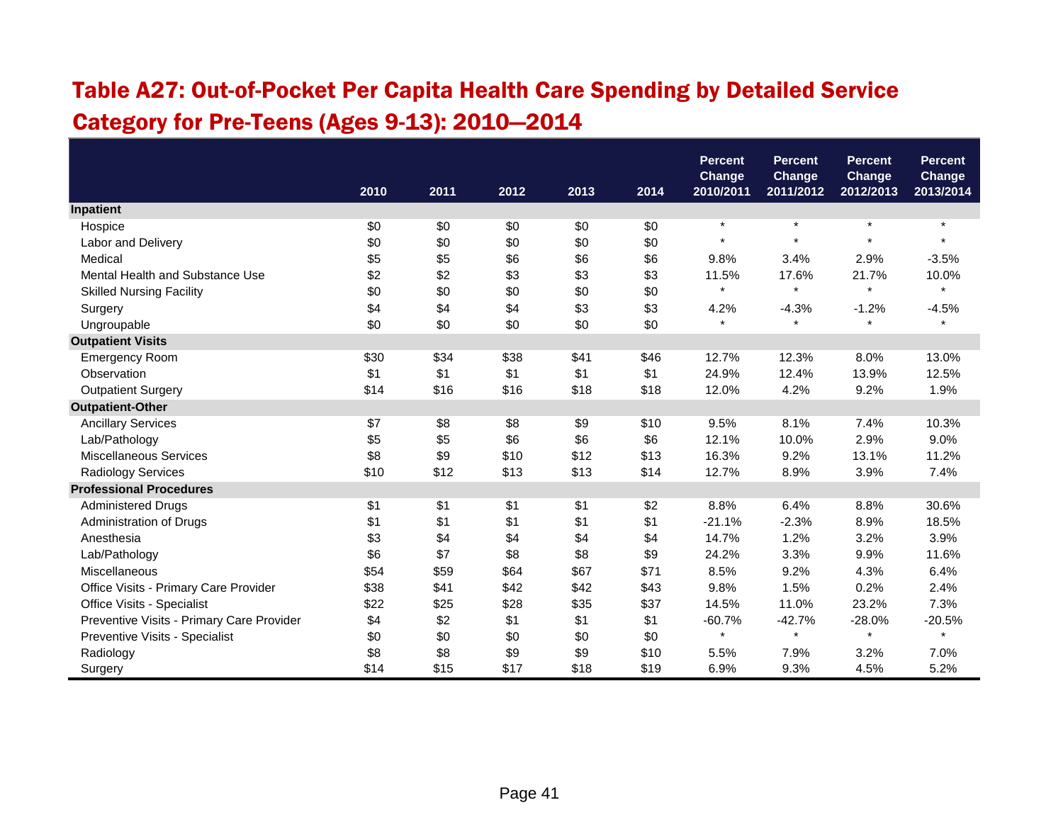## Table A27: Out-of-Pocket Per Capita Health Care Spending by Detailed Service Category for Pre-Teens (Ages 9-13): 2010—2014

| | 2010 | 2011 | 2012 | 2013 | 2014 | Percent Change 2010/2011 | Percent Change 2011/2012 | Percent Change 2012/2013 | Percent Change 2013/2014 |
|---|---|---|---|---|---|---|---|---|---|
| **Inpatient** | | | | | | | | | |
| Hospice | $0 | $0 | $0 | $0 | $0 | * | * | * | * |
| Labor and Delivery | $0 | $0 | $0 | $0 | $0 | * | * | * | * |
| Medical | $5 | $5 | $6 | $6 | $6 | 9.8% | 3.4% | 2.9% | -3.5% |
| Mental Health and Substance Use | $2 | $2 | $3 | $3 | $3 | 11.5% | 17.6% | 21.7% | 10.0% |
| Skilled Nursing Facility | $0 | $0 | $0 | $0 | $0 | * | * | * | * |
| Surgery | $4 | $4 | $4 | $3 | $3 | 4.2% | -4.3% | -1.2% | -4.5% |
| Ungroupable | $0 | $0 | $0 | $0 | $0 | * | * | * | * |
| **Outpatient Visits** | | | | | | | | | |
| Emergency Room | $30 | $34 | $38 | $41 | $46 | 12.7% | 12.3% | 8.0% | 13.0% |
| Observation | $1 | $1 | $1 | $1 | $1 | 24.9% | 12.4% | 13.9% | 12.5% |
| Outpatient Surgery | $14 | $16 | $16 | $18 | $18 | 12.0% | 4.2% | 9.2% | 1.9% |
| **Outpatient-Other** | | | | | | | | | |
| Ancillary Services | $7 | $8 | $8 | $9 | $10 | 9.5% | 8.1% | 7.4% | 10.3% |
| Lab/Pathology | $5 | $5 | $6 | $6 | $6 | 12.1% | 10.0% | 2.9% | 9.0% |
| Miscellaneous Services | $8 | $9 | $10 | $12 | $13 | 16.3% | 9.2% | 13.1% | 11.2% |
| Radiology Services | $10 | $12 | $13 | $13 | $14 | 12.7% | 8.9% | 3.9% | 7.4% |
| **Professional Procedures** | | | | | | | | | |
| Administered Drugs | $1 | $1 | $1 | $1 | $2 | 8.8% | 6.4% | 8.8% | 30.6% |
| Administration of Drugs | $1 | $1 | $1 | $1 | $1 | -21.1% | -2.3% | 8.9% | 18.5% |
| Anesthesia | $3 | $4 | $4 | $4 | $4 | 14.7% | 1.2% | 3.2% | 3.9% |
| Lab/Pathology | $6 | $7 | $8 | $8 | $9 | 24.2% | 3.3% | 9.9% | 11.6% |
| Miscellaneous | $54 | $59 | $64 | $67 | $71 | 8.5% | 9.2% | 4.3% | 6.4% |
| Office Visits - Primary Care Provider | $38 | $41 | $42 | $42 | $43 | 9.8% | 1.5% | 0.2% | 2.4% |
| Office Visits - Specialist | $22 | $25 | $28 | $35 | $37 | 14.5% | 11.0% | 23.2% | 7.3% |
| Preventive Visits - Primary Care Provider | $4 | $2 | $1 | $1 | $1 | -60.7% | -42.7% | -28.0% | -20.5% |
| Preventive Visits - Specialist | $0 | $0 | $0 | $0 | $0 | * | * | * | * |
| Radiology | $8 | $8 | $9 | $9 | $10 | 5.5% | 7.9% | 3.2% | 7.0% |
| Surgery | $14 | $15 | $17 | $18 | $19 | 6.9% | 9.3% | 4.5% | 5.2% |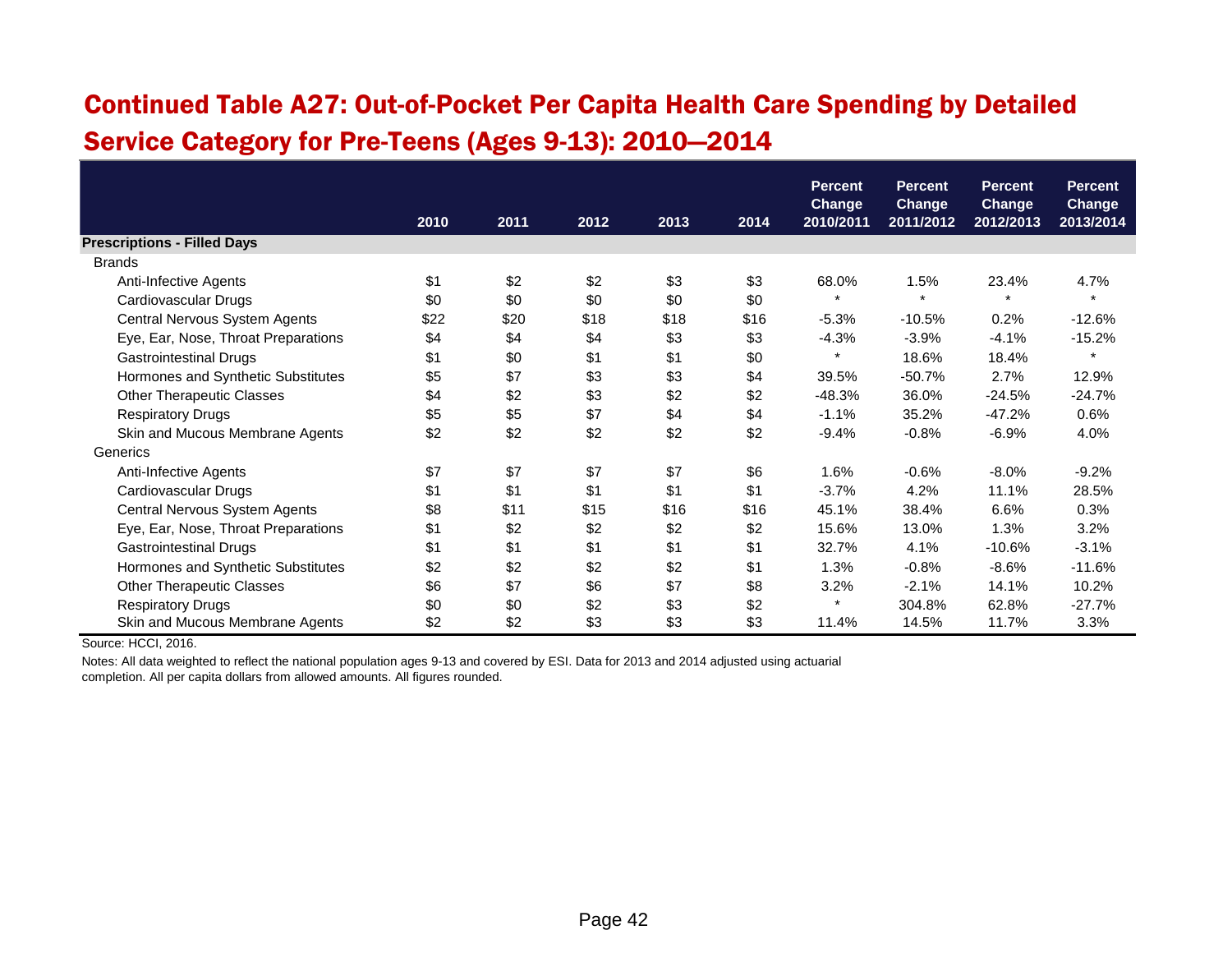# Continued Table A27: Out-of-Pocket Per Capita Health Care Spending by Detailed Service Category for Pre-Teens (Ages 9-13): 2010—2014

| | 2010 | 2011 | 2012 | 2013 | 2014 | Percent Change 2010/2011 | Percent Change 2011/2012 | Percent Change 2012/2013 | Percent Change 2013/2014 |
|---|---|---|---|---|---|---|---|---|---|
| **Prescriptions - Filled Days** | | | | | | | | | |
| Brands | | | | | | | | | |
| Anti-Infective Agents | $1 | $2 | $2 | $3 | $3 | 68.0% | 1.5% | 23.4% | 4.7% |
| Cardiovascular Drugs | $0 | $0 | $0 | $0 | $0 | * | * | * | * |
| Central Nervous System Agents | $22 | $20 | $18 | $18 | $16 | -5.3% | -10.5% | 0.2% | -12.6% |
| Eye, Ear, Nose, Throat Preparations | $4 | $4 | $4 | $3 | $3 | -4.3% | -3.9% | -4.1% | -15.2% |
| Gastrointestinal Drugs | $1 | $0 | $1 | $1 | $0 | * | 18.6% | 18.4% | * |
| Hormones and Synthetic Substitutes | $5 | $7 | $3 | $3 | $4 | 39.5% | -50.7% | 2.7% | 12.9% |
| Other Therapeutic Classes | $4 | $2 | $3 | $2 | $2 | -48.3% | 36.0% | -24.5% | -24.7% |
| Respiratory Drugs | $5 | $5 | $7 | $4 | $4 | -1.1% | 35.2% | -47.2% | 0.6% |
| Skin and Mucous Membrane Agents | $2 | $2 | $2 | $2 | $2 | -9.4% | -0.8% | -6.9% | 4.0% |
| Generics | | | | | | | | | |
| Anti-Infective Agents | $7 | $7 | $7 | $7 | $6 | 1.6% | -0.6% | -8.0% | -9.2% |
| Cardiovascular Drugs | $1 | $1 | $1 | $1 | $1 | -3.7% | 4.2% | 11.1% | 28.5% |
| Central Nervous System Agents | $8 | $11 | $15 | $16 | $16 | 45.1% | 38.4% | 6.6% | 0.3% |
| Eye, Ear, Nose, Throat Preparations | $1 | $2 | $2 | $2 | $2 | 15.6% | 13.0% | 1.3% | 3.2% |
| Gastrointestinal Drugs | $1 | $1 | $1 | $1 | $1 | 32.7% | 4.1% | -10.6% | -3.1% |
| Hormones and Synthetic Substitutes | $2 | $2 | $2 | $2 | $1 | 1.3% | -0.8% | -8.6% | -11.6% |
| Other Therapeutic Classes | $6 | $7 | $6 | $7 | $8 | 3.2% | -2.1% | 14.1% | 10.2% |
| Respiratory Drugs | $0 | $0 | $2 | $3 | $2 | * | 304.8% | 62.8% | -27.7% |
| Skin and Mucous Membrane Agents | $2 | $2 | $3 | $3 | $3 | 11.4% | 14.5% | 11.7% | 3.3% |

Source: HCCI, 2016.

Notes: All data weighted to reflect the national population ages 9-13 and covered by ESI. Data for 2013 and 2014 adjusted using actuarial completion. All per capita dollars from allowed amounts. All figures rounded.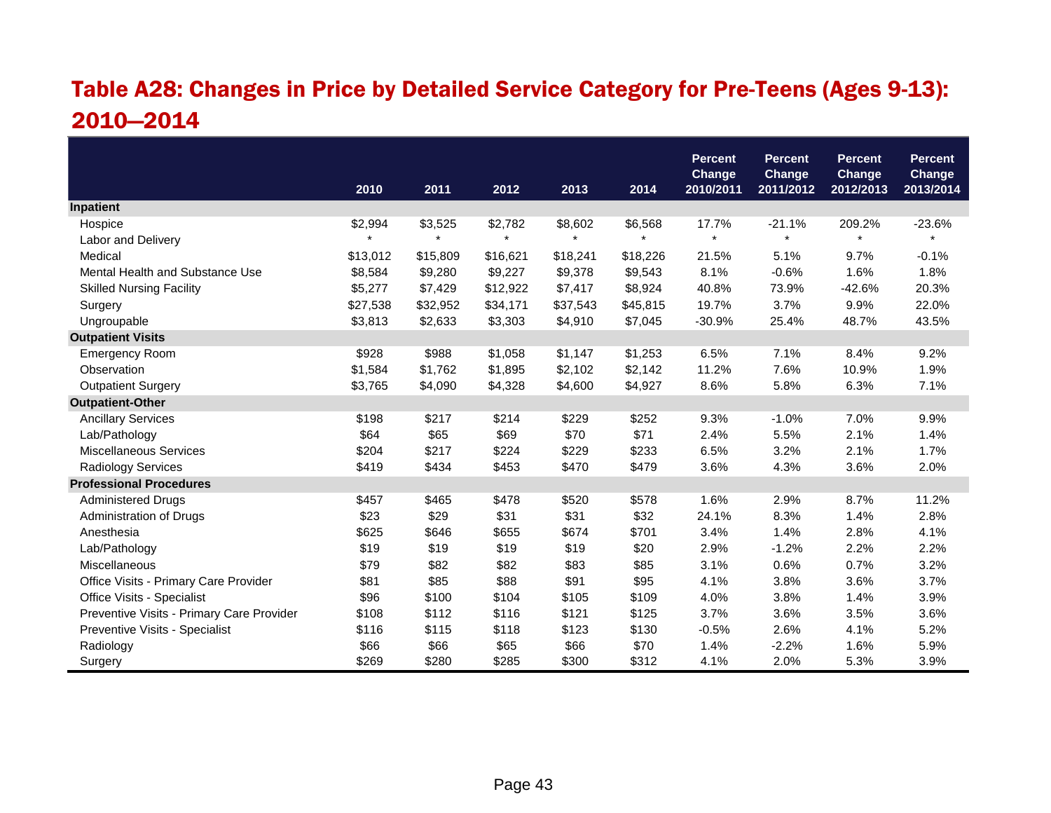# Table A28: Changes in Price by Detailed Service Category for Pre-Teens (Ages 9-13): 2010—2014

| | 2010 | 2011 | 2012 | 2013 | 2014 | Percent Change 2010/2011 | Percent Change 2011/2012 | Percent Change 2012/2013 | Percent Change 2013/2014 |
|---|---|---|---|---|---|---|---|---|---|
| **Inpatient** | | | | | | | | | |
| Hospice | $2,994 | $3,525 | $2,782 | $8,602 | $6,568 | 17.7% | -21.1% | 209.2% | -23.6% |
| Labor and Delivery | * | * | * | * | * | * | * | * | * |
| Medical | $13,012 | $15,809 | $16,621 | $18,241 | $18,226 | 21.5% | 5.1% | 9.7% | -0.1% |
| Mental Health and Substance Use | $8,584 | $9,280 | $9,227 | $9,378 | $9,543 | 8.1% | -0.6% | 1.6% | 1.8% |
| Skilled Nursing Facility | $5,277 | $7,429 | $12,922 | $7,417 | $8,924 | 40.8% | 73.9% | -42.6% | 20.3% |
| Surgery | $27,538 | $32,952 | $34,171 | $37,543 | $45,815 | 19.7% | 3.7% | 9.9% | 22.0% |
| Ungroupable | $3,813 | $2,633 | $3,303 | $4,910 | $7,045 | -30.9% | 25.4% | 48.7% | 43.5% |
| **Outpatient Visits** | | | | | | | | | |
| Emergency Room | $928 | $988 | $1,058 | $1,147 | $1,253 | 6.5% | 7.1% | 8.4% | 9.2% |
| Observation | $1,584 | $1,762 | $1,895 | $2,102 | $2,142 | 11.2% | 7.6% | 10.9% | 1.9% |
| Outpatient Surgery | $3,765 | $4,090 | $4,328 | $4,600 | $4,927 | 8.6% | 5.8% | 6.3% | 7.1% |
| **Outpatient-Other** | | | | | | | | | |
| Ancillary Services | $198 | $217 | $214 | $229 | $252 | 9.3% | -1.0% | 7.0% | 9.9% |
| Lab/Pathology | $64 | $65 | $69 | $70 | $71 | 2.4% | 5.5% | 2.1% | 1.4% |
| Miscellaneous Services | $204 | $217 | $224 | $229 | $233 | 6.5% | 3.2% | 2.1% | 1.7% |
| Radiology Services | $419 | $434 | $453 | $470 | $479 | 3.6% | 4.3% | 3.6% | 2.0% |
| **Professional Procedures** | | | | | | | | | |
| Administered Drugs | $457 | $465 | $478 | $520 | $578 | 1.6% | 2.9% | 8.7% | 11.2% |
| Administration of Drugs | $23 | $29 | $31 | $31 | $32 | 24.1% | 8.3% | 1.4% | 2.8% |
| Anesthesia | $625 | $646 | $655 | $674 | $701 | 3.4% | 1.4% | 2.8% | 4.1% |
| Lab/Pathology | $19 | $19 | $19 | $19 | $20 | 2.9% | -1.2% | 2.2% | 2.2% |
| Miscellaneous | $79 | $82 | $82 | $83 | $85 | 3.1% | 0.6% | 0.7% | 3.2% |
| Office Visits - Primary Care Provider | $81 | $85 | $88 | $91 | $95 | 4.1% | 3.8% | 3.6% | 3.7% |
| Office Visits - Specialist | $96 | $100 | $104 | $105 | $109 | 4.0% | 3.8% | 1.4% | 3.9% |
| Preventive Visits - Primary Care Provider | $108 | $112 | $116 | $121 | $125 | 3.7% | 3.6% | 3.5% | 3.6% |
| Preventive Visits - Specialist | $116 | $115 | $118 | $123 | $130 | -0.5% | 2.6% | 4.1% | 5.2% |
| Radiology | $66 | $66 | $65 | $66 | $70 | 1.4% | -2.2% | 1.6% | 5.9% |
| Surgery | $269 | $280 | $285 | $300 | $312 | 4.1% | 2.0% | 5.3% | 3.9% |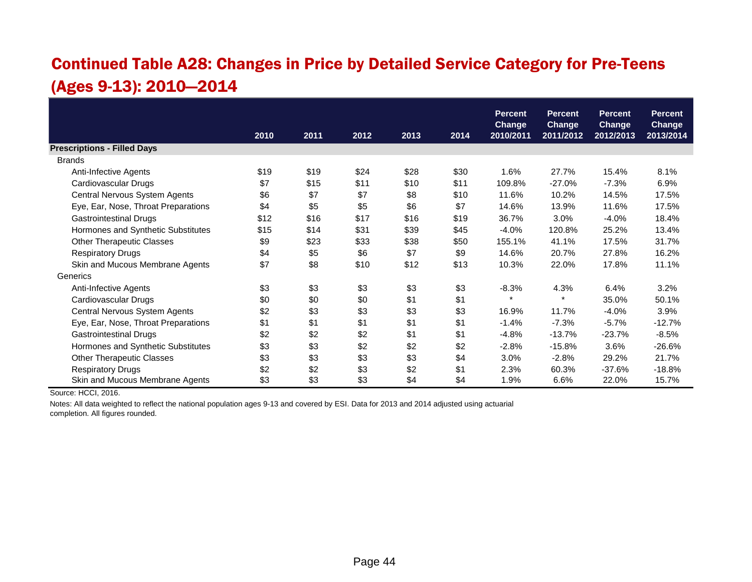# Continued Table A28: Changes in Price by Detailed Service Category for Pre-Teens (Ages 9-13): 2010—2014

| | 2010 | 2011 | 2012 | 2013 | 2014 | Percent Change 2010/2011 | Percent Change 2011/2012 | Percent Change 2012/2013 | Percent Change 2013/2014 |
|---|---|---|---|---|---|---|---|---|---|
| **Prescriptions - Filled Days** | | | | | | | | | |
| Brands | | | | | | | | | |
| Anti-Infective Agents | $19 | $19 | $24 | $28 | $30 | 1.6% | 27.7% | 15.4% | 8.1% |
| Cardiovascular Drugs | $7 | $15 | $11 | $10 | $11 | 109.8% | -27.0% | -7.3% | 6.9% |
| Central Nervous System Agents | $6 | $7 | $7 | $8 | $10 | 11.6% | 10.2% | 14.5% | 17.5% |
| Eye, Ear, Nose, Throat Preparations | $4 | $5 | $5 | $6 | $7 | 14.6% | 13.9% | 11.6% | 17.5% |
| Gastrointestinal Drugs | $12 | $16 | $17 | $16 | $19 | 36.7% | 3.0% | -4.0% | 18.4% |
| Hormones and Synthetic Substitutes | $15 | $14 | $31 | $39 | $45 | -4.0% | 120.8% | 25.2% | 13.4% |
| Other Therapeutic Classes | $9 | $23 | $33 | $38 | $50 | 155.1% | 41.1% | 17.5% | 31.7% |
| Respiratory Drugs | $4 | $5 | $6 | $7 | $9 | 14.6% | 20.7% | 27.8% | 16.2% |
| Skin and Mucous Membrane Agents | $7 | $8 | $10 | $12 | $13 | 10.3% | 22.0% | 17.8% | 11.1% |
| Generics | | | | | | | | | |
| Anti-Infective Agents | $3 | $3 | $3 | $3 | $3 | -8.3% | 4.3% | 6.4% | 3.2% |
| Cardiovascular Drugs | $0 | $0 | $0 | $1 | $1 | * | * | 35.0% | 50.1% |
| Central Nervous System Agents | $2 | $3 | $3 | $3 | $3 | 16.9% | 11.7% | -4.0% | 3.9% |
| Eye, Ear, Nose, Throat Preparations | $1 | $1 | $1 | $1 | $1 | -1.4% | -7.3% | -5.7% | -12.7% |
| Gastrointestinal Drugs | $2 | $2 | $2 | $1 | $1 | -4.8% | -13.7% | -23.7% | -8.5% |
| Hormones and Synthetic Substitutes | $3 | $3 | $2 | $2 | $2 | -2.8% | -15.8% | 3.6% | -26.6% |
| Other Therapeutic Classes | $3 | $3 | $3 | $3 | $4 | 3.0% | -2.8% | 29.2% | 21.7% |
| Respiratory Drugs | $2 | $2 | $3 | $2 | $1 | 2.3% | 60.3% | -37.6% | -18.8% |
| Skin and Mucous Membrane Agents | $3 | $3 | $3 | $4 | $4 | 1.9% | 6.6% | 22.0% | 15.7% |

Source: HCCI, 2016.

Notes: All data weighted to reflect the national population ages 9-13 and covered by ESI. Data for 2013 and 2014 adjusted using actuarial completion. All figures rounded.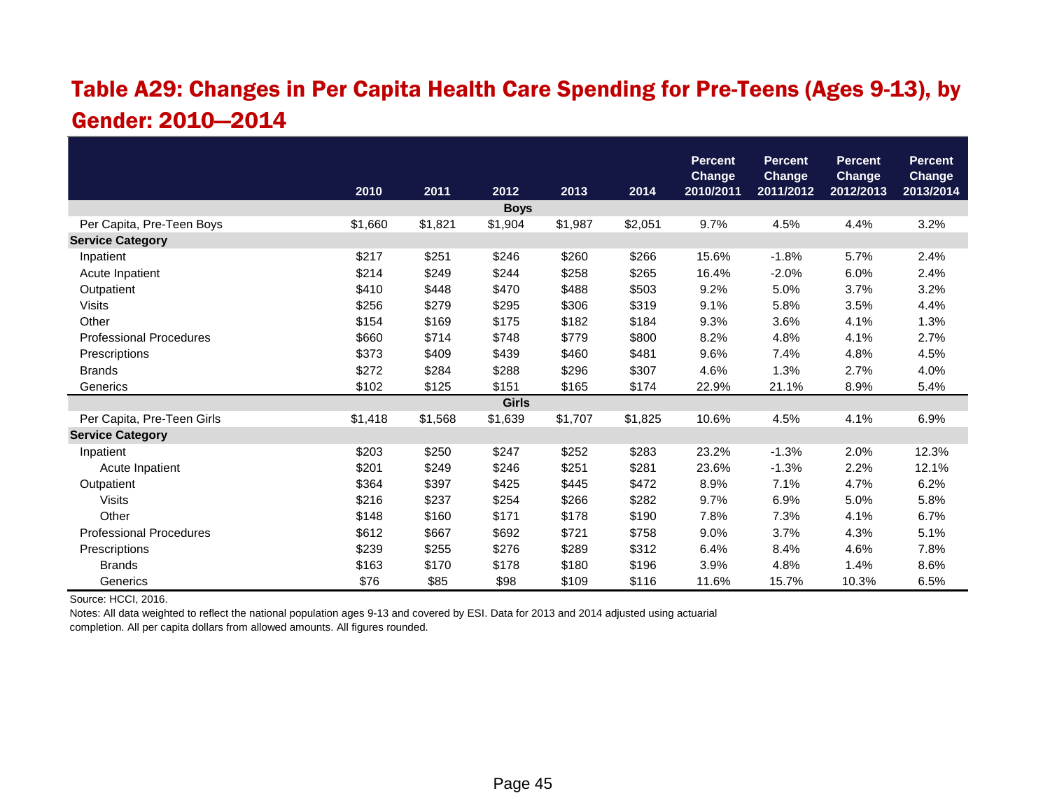## Table A29: Changes in Per Capita Health Care Spending for Pre-Teens (Ages 9-13), by Gender: 2010—2014

| | 2010 | 2011 | 2012 | 2013 | 2014 | Percent Change 2010/2011 | Percent Change 2011/2012 | Percent Change 2012/2013 | Percent Change 2013/2014 |
|---|---|---|---|---|---|---|---|---|---|
| **Boys** | | | | | | | | | |
| Per Capita, Pre-Teen Boys | $1,660 | $1,821 | $1,904 | $1,987 | $2,051 | 9.7% | 4.5% | 4.4% | 3.2% |
| **Service Category** | | | | | | | | | |
| Inpatient | $217 | $251 | $246 | $260 | $266 | 15.6% | -1.8% | 5.7% | 2.4% |
| Acute Inpatient | $214 | $249 | $244 | $258 | $265 | 16.4% | -2.0% | 6.0% | 2.4% |
| Outpatient | $410 | $448 | $470 | $488 | $503 | 9.2% | 5.0% | 3.7% | 3.2% |
| Visits | $256 | $279 | $295 | $306 | $319 | 9.1% | 5.8% | 3.5% | 4.4% |
| Other | $154 | $169 | $175 | $182 | $184 | 9.3% | 3.6% | 4.1% | 1.3% |
| Professional Procedures | $660 | $714 | $748 | $779 | $800 | 8.2% | 4.8% | 4.1% | 2.7% |
| Prescriptions | $373 | $409 | $439 | $460 | $481 | 9.6% | 7.4% | 4.8% | 4.5% |
| Brands | $272 | $284 | $288 | $296 | $307 | 4.6% | 1.3% | 2.7% | 4.0% |
| Generics | $102 | $125 | $151 | $165 | $174 | 22.9% | 21.1% | 8.9% | 5.4% |
| **Girls** | | | | | | | | | |
| Per Capita, Pre-Teen Girls | $1,418 | $1,568 | $1,639 | $1,707 | $1,825 | 10.6% | 4.5% | 4.1% | 6.9% |
| **Service Category** | | | | | | | | | |
| Inpatient | $203 | $250 | $247 | $252 | $283 | 23.2% | -1.3% | 2.0% | 12.3% |
| Acute Inpatient | $201 | $249 | $246 | $251 | $281 | 23.6% | -1.3% | 2.2% | 12.1% |
| Outpatient | $364 | $397 | $425 | $445 | $472 | 8.9% | 7.1% | 4.7% | 6.2% |
| Visits | $216 | $237 | $254 | $266 | $282 | 9.7% | 6.9% | 5.0% | 5.8% |
| Other | $148 | $160 | $171 | $178 | $190 | 7.8% | 7.3% | 4.1% | 6.7% |
| Professional Procedures | $612 | $667 | $692 | $721 | $758 | 9.0% | 3.7% | 4.3% | 5.1% |
| Prescriptions | $239 | $255 | $276 | $289 | $312 | 6.4% | 8.4% | 4.6% | 7.8% |
| Brands | $163 | $170 | $178 | $180 | $196 | 3.9% | 4.8% | 1.4% | 8.6% |
| Generics | $76 | $85 | $98 | $109 | $116 | 11.6% | 15.7% | 10.3% | 6.5% |

Source: HCCI, 2016.

Notes: All data weighted to reflect the national population ages 9-13 and covered by ESI. Data for 2013 and 2014 adjusted using actuarial completion. All per capita dollars from allowed amounts. All figures rounded.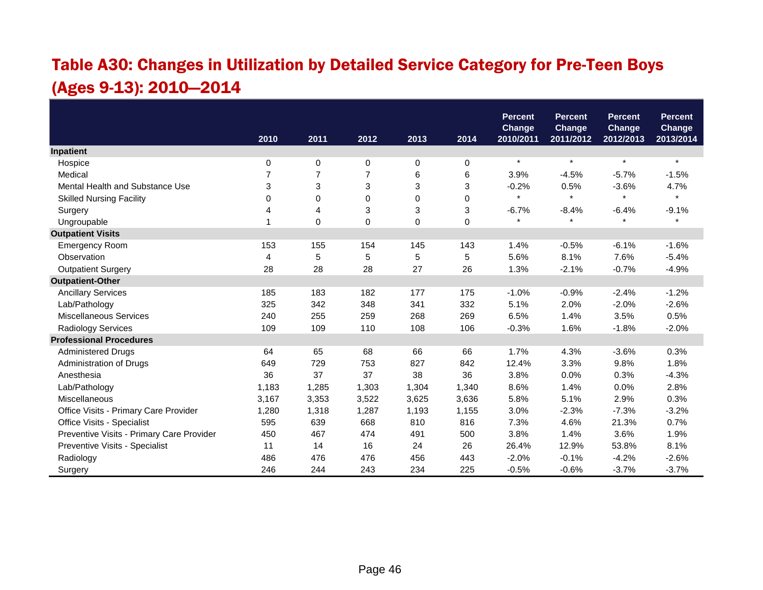## Table A30: Changes in Utilization by Detailed Service Category for Pre-Teen Boys (Ages 9-13): 2010—2014

| | 2010 | 2011 | 2012 | 2013 | 2014 | Percent Change 2010/2011 | Percent Change 2011/2012 | Percent Change 2012/2013 | Percent Change 2013/2014 |
|---|---|---|---|---|---|---|---|---|---|
| **Inpatient** | | | | | | | | | |
| Hospice | 0 | 0 | 0 | 0 | 0 | * | * | * | * |
| Medical | 7 | 7 | 7 | 6 | 6 | 3.9% | -4.5% | -5.7% | -1.5% |
| Mental Health and Substance Use | 3 | 3 | 3 | 3 | 3 | -0.2% | 0.5% | -3.6% | 4.7% |
| Skilled Nursing Facility | 0 | 0 | 0 | 0 | 0 | * | * | * | * |
| Surgery | 4 | 4 | 3 | 3 | 3 | -6.7% | -8.4% | -6.4% | -9.1% |
| Ungroupable | 1 | 0 | 0 | 0 | 0 | * | * | * | * |
| **Outpatient Visits** | | | | | | | | | |
| Emergency Room | 153 | 155 | 154 | 145 | 143 | 1.4% | -0.5% | -6.1% | -1.6% |
| Observation | 4 | 5 | 5 | 5 | 5 | 5.6% | 8.1% | 7.6% | -5.4% |
| Outpatient Surgery | 28 | 28 | 28 | 27 | 26 | 1.3% | -2.1% | -0.7% | -4.9% |
| **Outpatient-Other** | | | | | | | | | |
| Ancillary Services | 185 | 183 | 182 | 177 | 175 | -1.0% | -0.9% | -2.4% | -1.2% |
| Lab/Pathology | 325 | 342 | 348 | 341 | 332 | 5.1% | 2.0% | -2.0% | -2.6% |
| Miscellaneous Services | 240 | 255 | 259 | 268 | 269 | 6.5% | 1.4% | 3.5% | 0.5% |
| Radiology Services | 109 | 109 | 110 | 108 | 106 | -0.3% | 1.6% | -1.8% | -2.0% |
| **Professional Procedures** | | | | | | | | | |
| Administered Drugs | 64 | 65 | 68 | 66 | 66 | 1.7% | 4.3% | -3.6% | 0.3% |
| Administration of Drugs | 649 | 729 | 753 | 827 | 842 | 12.4% | 3.3% | 9.8% | 1.8% |
| Anesthesia | 36 | 37 | 37 | 38 | 36 | 3.8% | 0.0% | 0.3% | -4.3% |
| Lab/Pathology | 1,183 | 1,285 | 1,303 | 1,304 | 1,340 | 8.6% | 1.4% | 0.0% | 2.8% |
| Miscellaneous | 3,167 | 3,353 | 3,522 | 3,625 | 3,636 | 5.8% | 5.1% | 2.9% | 0.3% |
| Office Visits - Primary Care Provider | 1,280 | 1,318 | 1,287 | 1,193 | 1,155 | 3.0% | -2.3% | -7.3% | -3.2% |
| Office Visits - Specialist | 595 | 639 | 668 | 810 | 816 | 7.3% | 4.6% | 21.3% | 0.7% |
| Preventive Visits - Primary Care Provider | 450 | 467 | 474 | 491 | 500 | 3.8% | 1.4% | 3.6% | 1.9% |
| Preventive Visits - Specialist | 11 | 14 | 16 | 24 | 26 | 26.4% | 12.9% | 53.8% | 8.1% |
| Radiology | 486 | 476 | 476 | 456 | 443 | -2.0% | -0.1% | -4.2% | -2.6% |
| Surgery | 246 | 244 | 243 | 234 | 225 | -0.5% | -0.6% | -3.7% | -3.7% |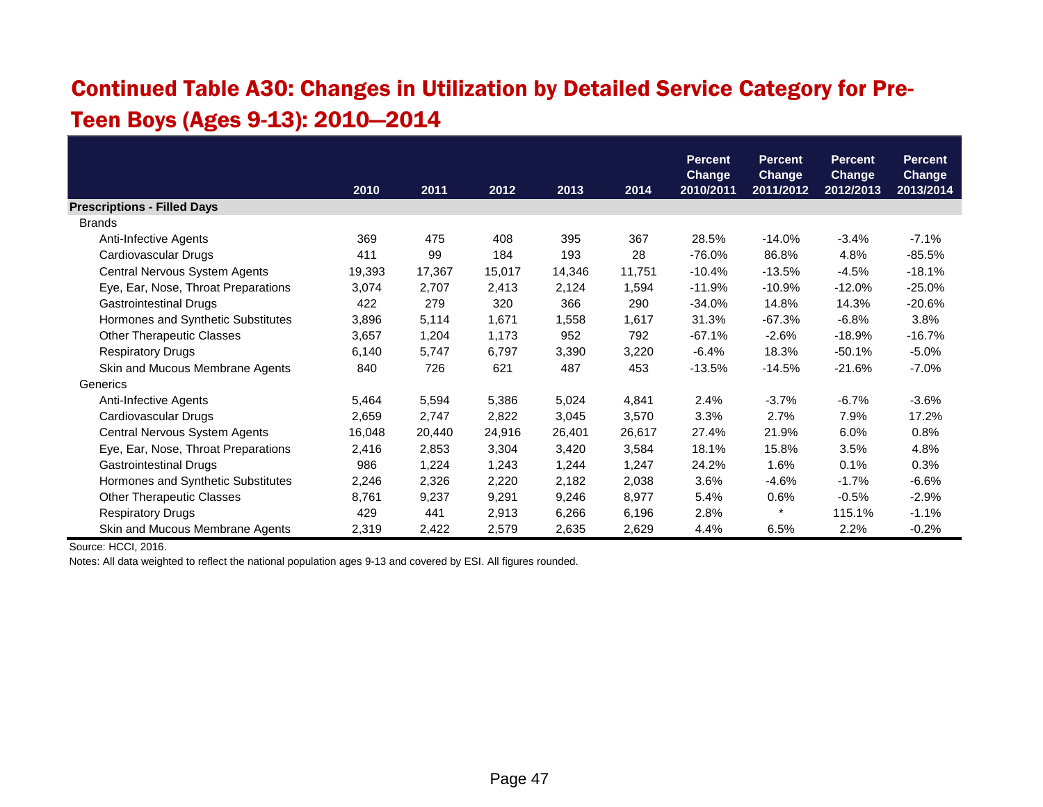# Continued Table A30: Changes in Utilization by Detailed Service Category for Pre-Teen Boys (Ages 9-13): 2010—2014

| | 2010 | 2011 | 2012 | 2013 | 2014 | Percent Change 2010/2011 | Percent Change 2011/2012 | Percent Change 2012/2013 | Percent Change 2013/2014 |
|---|---|---|---|---|---|---|---|---|---|
| **Prescriptions - Filled Days** | | | | | | | | | |
| Brands | | | | | | | | | |
| Anti-Infective Agents | 369 | 475 | 408 | 395 | 367 | 28.5% | -14.0% | -3.4% | -7.1% |
| Cardiovascular Drugs | 411 | 99 | 184 | 193 | 28 | -76.0% | 86.8% | 4.8% | -85.5% |
| Central Nervous System Agents | 19,393 | 17,367 | 15,017 | 14,346 | 11,751 | -10.4% | -13.5% | -4.5% | -18.1% |
| Eye, Ear, Nose, Throat Preparations | 3,074 | 2,707 | 2,413 | 2,124 | 1,594 | -11.9% | -10.9% | -12.0% | -25.0% |
| Gastrointestinal Drugs | 422 | 279 | 320 | 366 | 290 | -34.0% | 14.8% | 14.3% | -20.6% |
| Hormones and Synthetic Substitutes | 3,896 | 5,114 | 1,671 | 1,558 | 1,617 | 31.3% | -67.3% | -6.8% | 3.8% |
| Other Therapeutic Classes | 3,657 | 1,204 | 1,173 | 952 | 792 | -67.1% | -2.6% | -18.9% | -16.7% |
| Respiratory Drugs | 6,140 | 5,747 | 6,797 | 3,390 | 3,220 | -6.4% | 18.3% | -50.1% | -5.0% |
| Skin and Mucous Membrane Agents | 840 | 726 | 621 | 487 | 453 | -13.5% | -14.5% | -21.6% | -7.0% |
| Generics | | | | | | | | | |
| Anti-Infective Agents | 5,464 | 5,594 | 5,386 | 5,024 | 4,841 | 2.4% | -3.7% | -6.7% | -3.6% |
| Cardiovascular Drugs | 2,659 | 2,747 | 2,822 | 3,045 | 3,570 | 3.3% | 2.7% | 7.9% | 17.2% |
| Central Nervous System Agents | 16,048 | 20,440 | 24,916 | 26,401 | 26,617 | 27.4% | 21.9% | 6.0% | 0.8% |
| Eye, Ear, Nose, Throat Preparations | 2,416 | 2,853 | 3,304 | 3,420 | 3,584 | 18.1% | 15.8% | 3.5% | 4.8% |
| Gastrointestinal Drugs | 986 | 1,224 | 1,243 | 1,244 | 1,247 | 24.2% | 1.6% | 0.1% | 0.3% |
| Hormones and Synthetic Substitutes | 2,246 | 2,326 | 2,220 | 2,182 | 2,038 | 3.6% | -4.6% | -1.7% | -6.6% |
| Other Therapeutic Classes | 8,761 | 9,237 | 9,291 | 9,246 | 8,977 | 5.4% | 0.6% | -0.5% | -2.9% |
| Respiratory Drugs | 429 | 441 | 2,913 | 6,266 | 6,196 | 2.8% | * | 115.1% | -1.1% |
| Skin and Mucous Membrane Agents | 2,319 | 2,422 | 2,579 | 2,635 | 2,629 | 4.4% | 6.5% | 2.2% | -0.2% |

Source: HCCI, 2016.

Notes: All data weighted to reflect the national population ages 9-13 and covered by ESI. All figures rounded.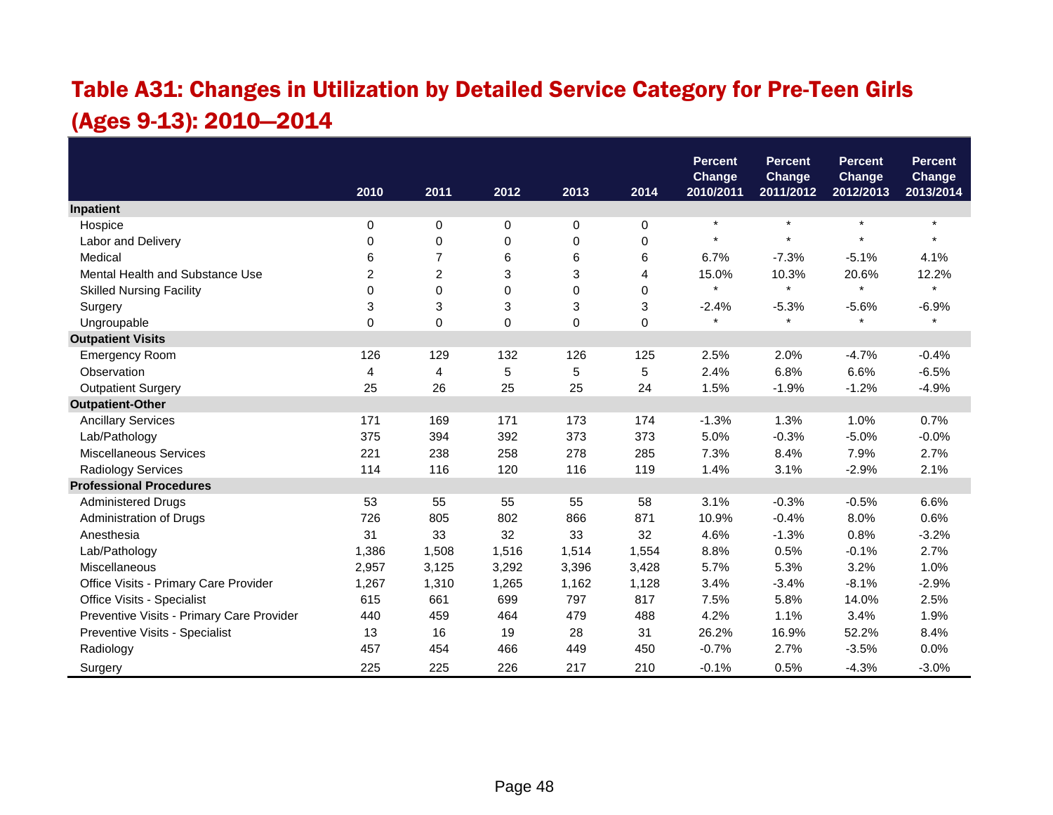## Table A31: Changes in Utilization by Detailed Service Category for Pre-Teen Girls (Ages 9-13): 2010—2014

| | 2010 | 2011 | 2012 | 2013 | 2014 | Percent Change 2010/2011 | Percent Change 2011/2012 | Percent Change 2012/2013 | Percent Change 2013/2014 |
|---|---|---|---|---|---|---|---|---|---|
| **Inpatient** | | | | | | | | | |
| Hospice | 0 | 0 | 0 | 0 | 0 | * | * | * | * |
| Labor and Delivery | 0 | 0 | 0 | 0 | 0 | * | * | * | * |
| Medical | 6 | 7 | 6 | 6 | 6 | 6.7% | -7.3% | -5.1% | 4.1% |
| Mental Health and Substance Use | 2 | 2 | 3 | 3 | 4 | 15.0% | 10.3% | 20.6% | 12.2% |
| Skilled Nursing Facility | 0 | 0 | 0 | 0 | 0 | * | * | * | * |
| Surgery | 3 | 3 | 3 | 3 | 3 | -2.4% | -5.3% | -5.6% | -6.9% |
| Ungroupable | 0 | 0 | 0 | 0 | 0 | * | * | * | * |
| **Outpatient Visits** | | | | | | | | | |
| Emergency Room | 126 | 129 | 132 | 126 | 125 | 2.5% | 2.0% | -4.7% | -0.4% |
| Observation | 4 | 4 | 5 | 5 | 5 | 2.4% | 6.8% | 6.6% | -6.5% |
| Outpatient Surgery | 25 | 26 | 25 | 25 | 24 | 1.5% | -1.9% | -1.2% | -4.9% |
| **Outpatient-Other** | | | | | | | | | |
| Ancillary Services | 171 | 169 | 171 | 173 | 174 | -1.3% | 1.3% | 1.0% | 0.7% |
| Lab/Pathology | 375 | 394 | 392 | 373 | 373 | 5.0% | -0.3% | -5.0% | -0.0% |
| Miscellaneous Services | 221 | 238 | 258 | 278 | 285 | 7.3% | 8.4% | 7.9% | 2.7% |
| Radiology Services | 114 | 116 | 120 | 116 | 119 | 1.4% | 3.1% | -2.9% | 2.1% |
| **Professional Procedures** | | | | | | | | | |
| Administered Drugs | 53 | 55 | 55 | 55 | 58 | 3.1% | -0.3% | -0.5% | 6.6% |
| Administration of Drugs | 726 | 805 | 802 | 866 | 871 | 10.9% | -0.4% | 8.0% | 0.6% |
| Anesthesia | 31 | 33 | 32 | 33 | 32 | 4.6% | -1.3% | 0.8% | -3.2% |
| Lab/Pathology | 1,386 | 1,508 | 1,516 | 1,514 | 1,554 | 8.8% | 0.5% | -0.1% | 2.7% |
| Miscellaneous | 2,957 | 3,125 | 3,292 | 3,396 | 3,428 | 5.7% | 5.3% | 3.2% | 1.0% |
| Office Visits - Primary Care Provider | 1,267 | 1,310 | 1,265 | 1,162 | 1,128 | 3.4% | -3.4% | -8.1% | -2.9% |
| Office Visits - Specialist | 615 | 661 | 699 | 797 | 817 | 7.5% | 5.8% | 14.0% | 2.5% |
| Preventive Visits - Primary Care Provider | 440 | 459 | 464 | 479 | 488 | 4.2% | 1.1% | 3.4% | 1.9% |
| Preventive Visits - Specialist | 13 | 16 | 19 | 28 | 31 | 26.2% | 16.9% | 52.2% | 8.4% |
| Radiology | 457 | 454 | 466 | 449 | 450 | -0.7% | 2.7% | -3.5% | 0.0% |
| Surgery | 225 | 225 | 226 | 217 | 210 | -0.1% | 0.5% | -4.3% | -3.0% |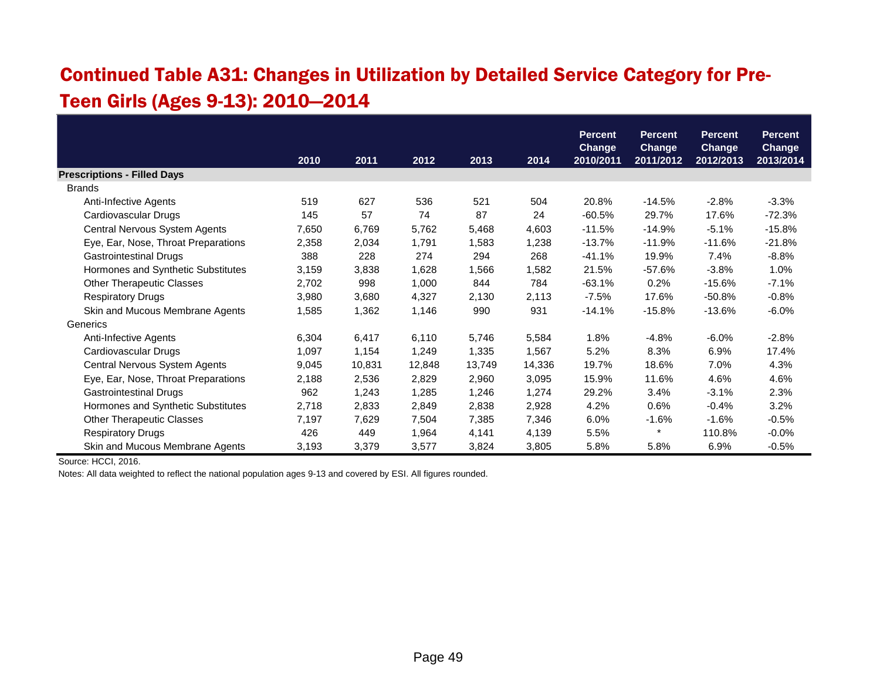## Continued Table A31: Changes in Utilization by Detailed Service Category for Pre-Teen Girls (Ages 9-13): 2010—2014

| | 2010 | 2011 | 2012 | 2013 | 2014 | Percent Change 2010/2011 | Percent Change 2011/2012 | Percent Change 2012/2013 | Percent Change 2013/2014 |
|---|---|---|---|---|---|---|---|---|---|
| **Prescriptions - Filled Days** | | | | | | | | | |
| Brands | | | | | | | | | |
| Anti-Infective Agents | 519 | 627 | 536 | 521 | 504 | 20.8% | -14.5% | -2.8% | -3.3% |
| Cardiovascular Drugs | 145 | 57 | 74 | 87 | 24 | -60.5% | 29.7% | 17.6% | -72.3% |
| Central Nervous System Agents | 7,650 | 6,769 | 5,762 | 5,468 | 4,603 | -11.5% | -14.9% | -5.1% | -15.8% |
| Eye, Ear, Nose, Throat Preparations | 2,358 | 2,034 | 1,791 | 1,583 | 1,238 | -13.7% | -11.9% | -11.6% | -21.8% |
| Gastrointestinal Drugs | 388 | 228 | 274 | 294 | 268 | -41.1% | 19.9% | 7.4% | -8.8% |
| Hormones and Synthetic Substitutes | 3,159 | 3,838 | 1,628 | 1,566 | 1,582 | 21.5% | -57.6% | -3.8% | 1.0% |
| Other Therapeutic Classes | 2,702 | 998 | 1,000 | 844 | 784 | -63.1% | 0.2% | -15.6% | -7.1% |
| Respiratory Drugs | 3,980 | 3,680 | 4,327 | 2,130 | 2,113 | -7.5% | 17.6% | -50.8% | -0.8% |
| Skin and Mucous Membrane Agents | 1,585 | 1,362 | 1,146 | 990 | 931 | -14.1% | -15.8% | -13.6% | -6.0% |
| Generics | | | | | | | | | |
| Anti-Infective Agents | 6,304 | 6,417 | 6,110 | 5,746 | 5,584 | 1.8% | -4.8% | -6.0% | -2.8% |
| Cardiovascular Drugs | 1,097 | 1,154 | 1,249 | 1,335 | 1,567 | 5.2% | 8.3% | 6.9% | 17.4% |
| Central Nervous System Agents | 9,045 | 10,831 | 12,848 | 13,749 | 14,336 | 19.7% | 18.6% | 7.0% | 4.3% |
| Eye, Ear, Nose, Throat Preparations | 2,188 | 2,536 | 2,829 | 2,960 | 3,095 | 15.9% | 11.6% | 4.6% | 4.6% |
| Gastrointestinal Drugs | 962 | 1,243 | 1,285 | 1,246 | 1,274 | 29.2% | 3.4% | -3.1% | 2.3% |
| Hormones and Synthetic Substitutes | 2,718 | 2,833 | 2,849 | 2,838 | 2,928 | 4.2% | 0.6% | -0.4% | 3.2% |
| Other Therapeutic Classes | 7,197 | 7,629 | 7,504 | 7,385 | 7,346 | 6.0% | -1.6% | -1.6% | -0.5% |
| Respiratory Drugs | 426 | 449 | 1,964 | 4,141 | 4,139 | 5.5% | * | 110.8% | -0.0% |
| Skin and Mucous Membrane Agents | 3,193 | 3,379 | 3,577 | 3,824 | 3,805 | 5.8% | 5.8% | 6.9% | -0.5% |

Source: HCCI, 2016.

Notes: All data weighted to reflect the national population ages 9-13 and covered by ESI. All figures rounded.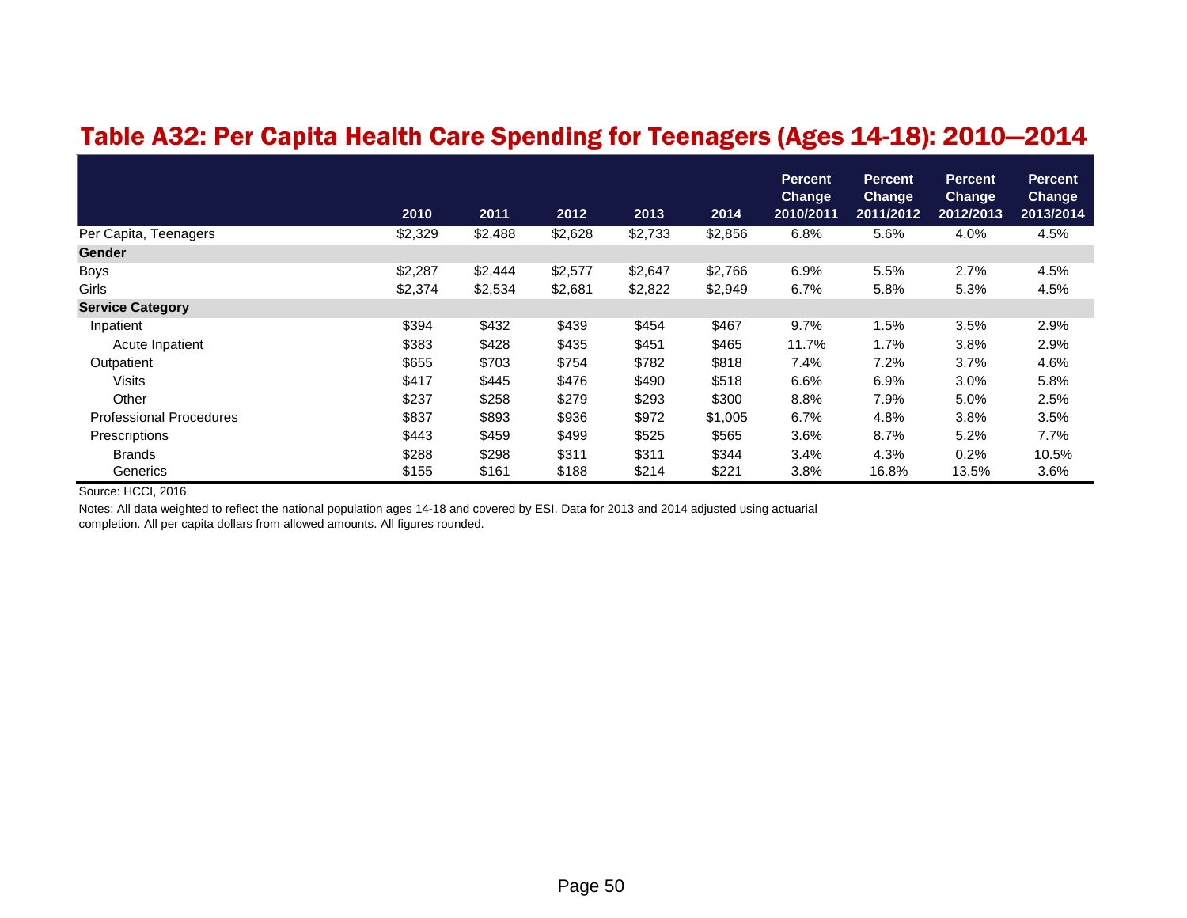## Table A32: Per Capita Health Care Spending for Teenagers (Ages 14-18): 2010—2014

| | 2010 | 2011 | 2012 | 2013 | 2014 | Percent Change 2010/2011 | Percent Change 2011/2012 | Percent Change 2012/2013 | Percent Change 2013/2014 |
|---|---|---|---|---|---|---|---|---|---|
| Per Capita, Teenagers | $2,329 | $2,488 | $2,628 | $2,733 | $2,856 | 6.8% | 5.6% | 4.0% | 4.5% |
| **Gender** | | | | | | | | | |
| Boys | $2,287 | $2,444 | $2,577 | $2,647 | $2,766 | 6.9% | 5.5% | 2.7% | 4.5% |
| Girls | $2,374 | $2,534 | $2,681 | $2,822 | $2,949 | 6.7% | 5.8% | 5.3% | 4.5% |
| **Service Category** | | | | | | | | | |
| Inpatient | $394 | $432 | $439 | $454 | $467 | 9.7% | 1.5% | 3.5% | 2.9% |
| Acute Inpatient | $383 | $428 | $435 | $451 | $465 | 11.7% | 1.7% | 3.8% | 2.9% |
| Outpatient | $655 | $703 | $754 | $782 | $818 | 7.4% | 7.2% | 3.7% | 4.6% |
| Visits | $417 | $445 | $476 | $490 | $518 | 6.6% | 6.9% | 3.0% | 5.8% |
| Other | $237 | $258 | $279 | $293 | $300 | 8.8% | 7.9% | 5.0% | 2.5% |
| Professional Procedures | $837 | $893 | $936 | $972 | $1,005 | 6.7% | 4.8% | 3.8% | 3.5% |
| Prescriptions | $443 | $459 | $499 | $525 | $565 | 3.6% | 8.7% | 5.2% | 7.7% |
| Brands | $288 | $298 | $311 | $311 | $344 | 3.4% | 4.3% | 0.2% | 10.5% |
| Generics | $155 | $161 | $188 | $214 | $221 | 3.8% | 16.8% | 13.5% | 3.6% |

Source: HCCI, 2016.

Notes: All data weighted to reflect the national population ages 14-18 and covered by ESI. Data for 2013 and 2014 adjusted using actuarial completion. All per capita dollars from allowed amounts. All figures rounded.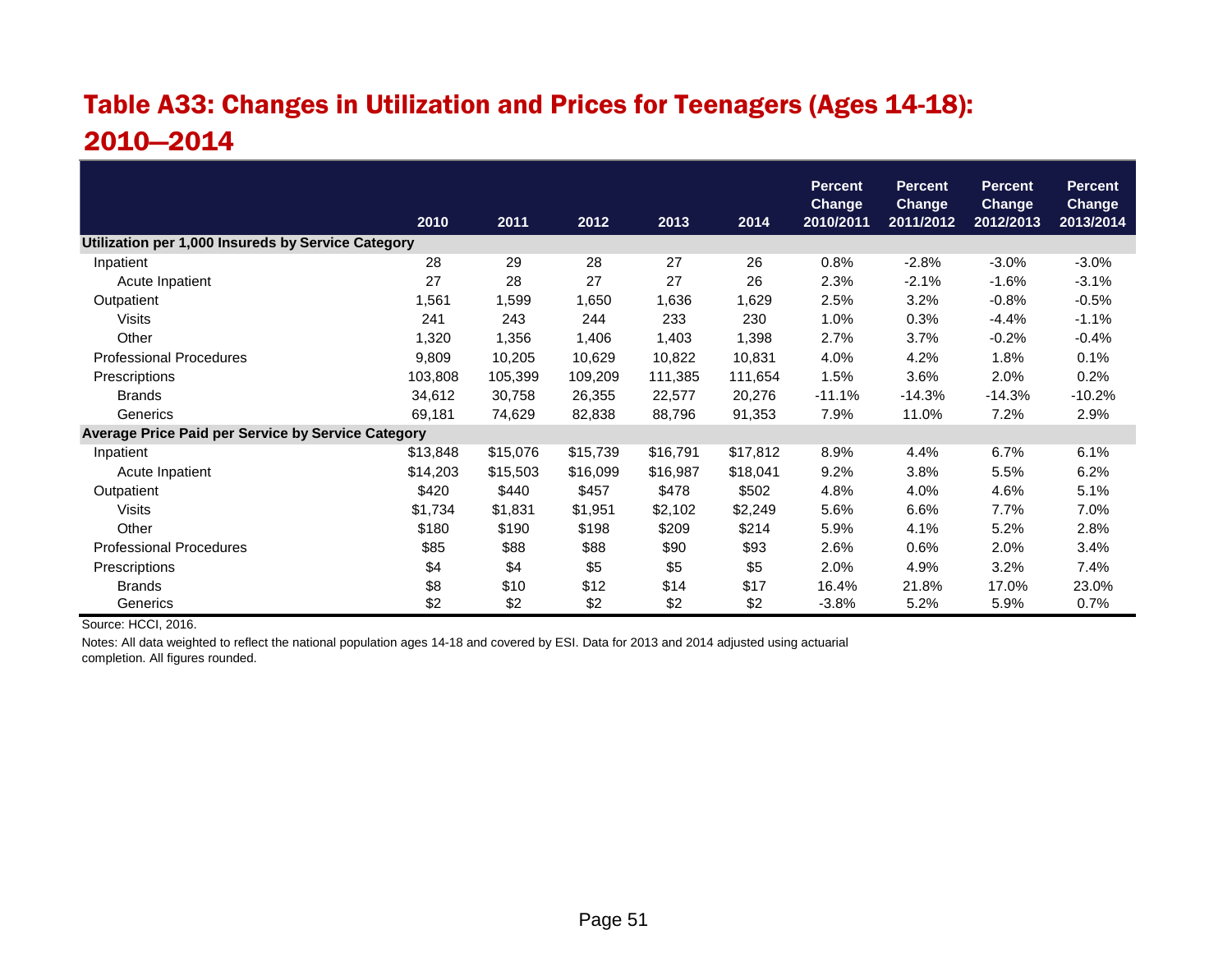## Table A33: Changes in Utilization and Prices for Teenagers (Ages 14-18): 2010—2014

| | 2010 | 2011 | 2012 | 2013 | 2014 | Percent Change 2010/2011 | Percent Change 2011/2012 | Percent Change 2012/2013 | Percent Change 2013/2014 |
|---|---|---|---|---|---|---|---|---|---|
| **Utilization per 1,000 Insureds by Service Category** | | | | | | | | | |
| Inpatient | 28 | 29 | 28 | 27 | 26 | 0.8% | -2.8% | -3.0% | -3.0% |
| Acute Inpatient | 27 | 28 | 27 | 27 | 26 | 2.3% | -2.1% | -1.6% | -3.1% |
| Outpatient | 1,561 | 1,599 | 1,650 | 1,636 | 1,629 | 2.5% | 3.2% | -0.8% | -0.5% |
| Visits | 241 | 243 | 244 | 233 | 230 | 1.0% | 0.3% | -4.4% | -1.1% |
| Other | 1,320 | 1,356 | 1,406 | 1,403 | 1,398 | 2.7% | 3.7% | -0.2% | -0.4% |
| Professional Procedures | 9,809 | 10,205 | 10,629 | 10,822 | 10,831 | 4.0% | 4.2% | 1.8% | 0.1% |
| Prescriptions | 103,808 | 105,399 | 109,209 | 111,385 | 111,654 | 1.5% | 3.6% | 2.0% | 0.2% |
| Brands | 34,612 | 30,758 | 26,355 | 22,577 | 20,276 | -11.1% | -14.3% | -14.3% | -10.2% |
| Generics | 69,181 | 74,629 | 82,838 | 88,796 | 91,353 | 7.9% | 11.0% | 7.2% | 2.9% |
| **Average Price Paid per Service by Service Category** | | | | | | | | | |
| Inpatient | $13,848 | $15,076 | $15,739 | $16,791 | $17,812 | 8.9% | 4.4% | 6.7% | 6.1% |
| Acute Inpatient | $14,203 | $15,503 | $16,099 | $16,987 | $18,041 | 9.2% | 3.8% | 5.5% | 6.2% |
| Outpatient | $420 | $440 | $457 | $478 | $502 | 4.8% | 4.0% | 4.6% | 5.1% |
| Visits | $1,734 | $1,831 | $1,951 | $2,102 | $2,249 | 5.6% | 6.6% | 7.7% | 7.0% |
| Other | $180 | $190 | $198 | $209 | $214 | 5.9% | 4.1% | 5.2% | 2.8% |
| Professional Procedures | $85 | $88 | $88 | $90 | $93 | 2.6% | 0.6% | 2.0% | 3.4% |
| Prescriptions | $4 | $4 | $5 | $5 | $5 | 2.0% | 4.9% | 3.2% | 7.4% |
| Brands | $8 | $10 | $12 | $14 | $17 | 16.4% | 21.8% | 17.0% | 23.0% |
| Generics | $2 | $2 | $2 | $2 | $2 | -3.8% | 5.2% | 5.9% | 0.7% |

Source: HCCI, 2016.

Notes: All data weighted to reflect the national population ages 14-18 and covered by ESI. Data for 2013 and 2014 adjusted using actuarial completion. All figures rounded.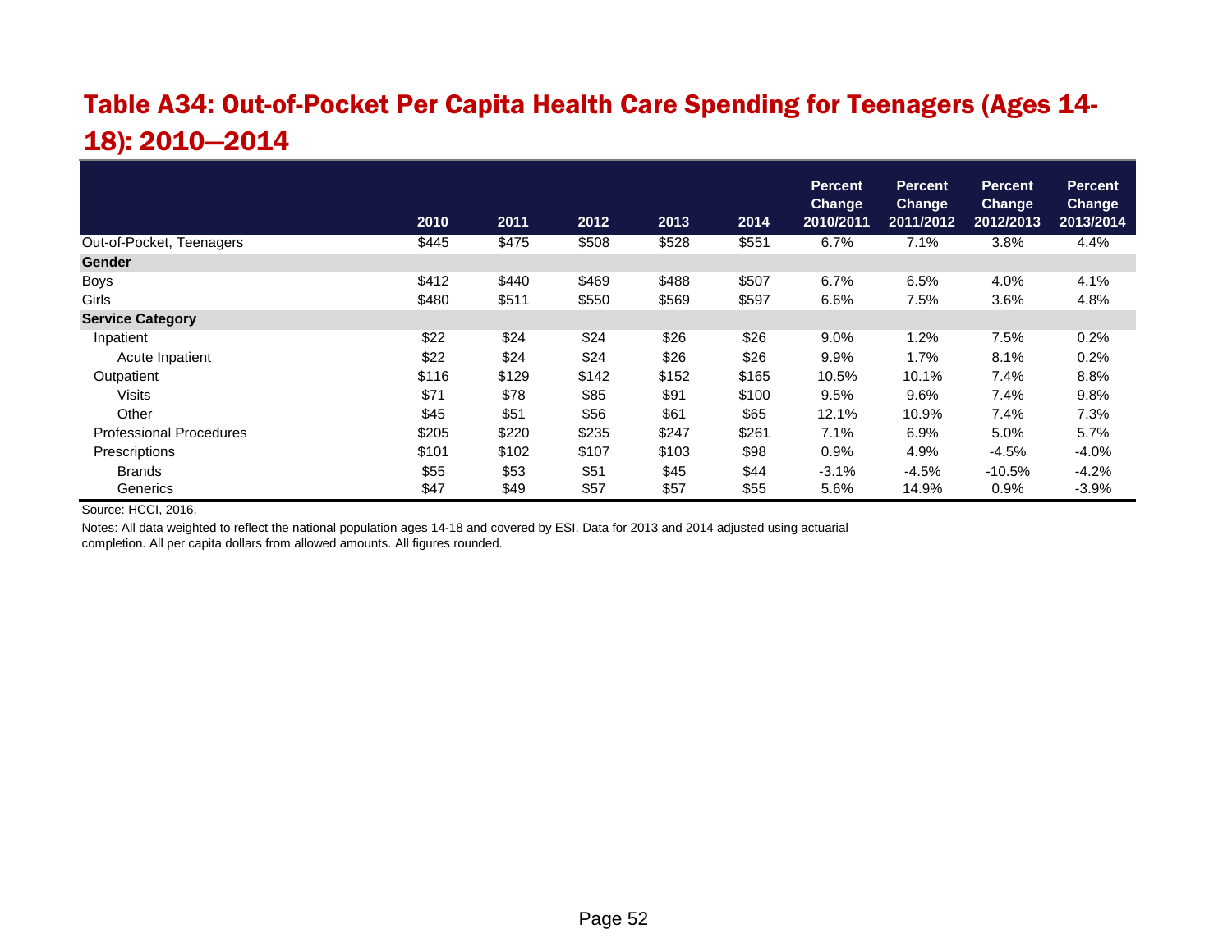## Table A34: Out-of-Pocket Per Capita Health Care Spending for Teenagers (Ages 14-18): 2010—2014

| | 2010 | 2011 | 2012 | 2013 | 2014 | Percent Change 2010/2011 | Percent Change 2011/2012 | Percent Change 2012/2013 | Percent Change 2013/2014 |
|---|---|---|---|---|---|---|---|---|---|
| Out-of-Pocket, Teenagers | $445 | $475 | $508 | $528 | $551 | 6.7% | 7.1% | 3.8% | 4.4% |
| **Gender** | | | | | | | | | |
| Boys | $412 | $440 | $469 | $488 | $507 | 6.7% | 6.5% | 4.0% | 4.1% |
| Girls | $480 | $511 | $550 | $569 | $597 | 6.6% | 7.5% | 3.6% | 4.8% |
| **Service Category** | | | | | | | | | |
| Inpatient | $22 | $24 | $24 | $26 | $26 | 9.0% | 1.2% | 7.5% | 0.2% |
| Acute Inpatient | $22 | $24 | $24 | $26 | $26 | 9.9% | 1.7% | 8.1% | 0.2% |
| Outpatient | $116 | $129 | $142 | $152 | $165 | 10.5% | 10.1% | 7.4% | 8.8% |
| Visits | $71 | $78 | $85 | $91 | $100 | 9.5% | 9.6% | 7.4% | 9.8% |
| Other | $45 | $51 | $56 | $61 | $65 | 12.1% | 10.9% | 7.4% | 7.3% |
| Professional Procedures | $205 | $220 | $235 | $247 | $261 | 7.1% | 6.9% | 5.0% | 5.7% |
| Prescriptions | $101 | $102 | $107 | $103 | $98 | 0.9% | 4.9% | -4.5% | -4.0% |
| Brands | $55 | $53 | $51 | $45 | $44 | -3.1% | -4.5% | -10.5% | -4.2% |
| Generics | $47 | $49 | $57 | $57 | $55 | 5.6% | 14.9% | 0.9% | -3.9% |

Source: HCCI, 2016.

Notes: All data weighted to reflect the national population ages 14-18 and covered by ESI. Data for 2013 and 2014 adjusted using actuarial completion. All per capita dollars from allowed amounts. All figures rounded.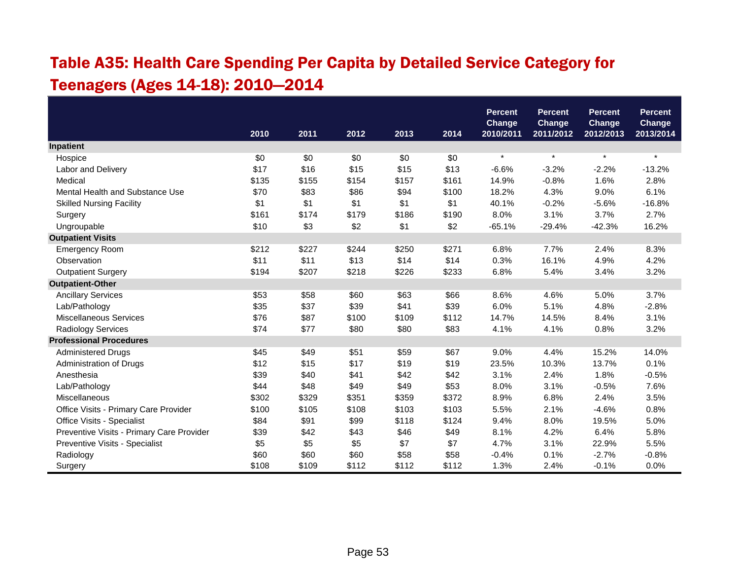## Table A35: Health Care Spending Per Capita by Detailed Service Category for Teenagers (Ages 14-18): 2010—2014

| | 2010 | 2011 | 2012 | 2013 | 2014 | Percent Change 2010/2011 | Percent Change 2011/2012 | Percent Change 2012/2013 | Percent Change 2013/2014 |
|---|---|---|---|---|---|---|---|---|---|
| **Inpatient** | | | | | | | | | |
| Hospice | $0 | $0 | $0 | $0 | $0 | * | * | * | * |
| Labor and Delivery | $17 | $16 | $15 | $15 | $13 | -6.6% | -3.2% | -2.2% | -13.2% |
| Medical | $135 | $155 | $154 | $157 | $161 | 14.9% | -0.8% | 1.6% | 2.8% |
| Mental Health and Substance Use | $70 | $83 | $86 | $94 | $100 | 18.2% | 4.3% | 9.0% | 6.1% |
| Skilled Nursing Facility | $1 | $1 | $1 | $1 | $1 | 40.1% | -0.2% | -5.6% | -16.8% |
| Surgery | $161 | $174 | $179 | $186 | $190 | 8.0% | 3.1% | 3.7% | 2.7% |
| Ungroupable | $10 | $3 | $2 | $1 | $2 | -65.1% | -29.4% | -42.3% | 16.2% |
| **Outpatient Visits** | | | | | | | | | |
| Emergency Room | $212 | $227 | $244 | $250 | $271 | 6.8% | 7.7% | 2.4% | 8.3% |
| Observation | $11 | $11 | $13 | $14 | $14 | 0.3% | 16.1% | 4.9% | 4.2% |
| Outpatient Surgery | $194 | $207 | $218 | $226 | $233 | 6.8% | 5.4% | 3.4% | 3.2% |
| **Outpatient-Other** | | | | | | | | | |
| Ancillary Services | $53 | $58 | $60 | $63 | $66 | 8.6% | 4.6% | 5.0% | 3.7% |
| Lab/Pathology | $35 | $37 | $39 | $41 | $39 | 6.0% | 5.1% | 4.8% | -2.8% |
| Miscellaneous Services | $76 | $87 | $100 | $109 | $112 | 14.7% | 14.5% | 8.4% | 3.1% |
| Radiology Services | $74 | $77 | $80 | $80 | $83 | 4.1% | 4.1% | 0.8% | 3.2% |
| **Professional Procedures** | | | | | | | | | |
| Administered Drugs | $45 | $49 | $51 | $59 | $67 | 9.0% | 4.4% | 15.2% | 14.0% |
| Administration of Drugs | $12 | $15 | $17 | $19 | $19 | 23.5% | 10.3% | 13.7% | 0.1% |
| Anesthesia | $39 | $40 | $41 | $42 | $42 | 3.1% | 2.4% | 1.8% | -0.5% |
| Lab/Pathology | $44 | $48 | $49 | $49 | $53 | 8.0% | 3.1% | -0.5% | 7.6% |
| Miscellaneous | $302 | $329 | $351 | $359 | $372 | 8.9% | 6.8% | 2.4% | 3.5% |
| Office Visits - Primary Care Provider | $100 | $105 | $108 | $103 | $103 | 5.5% | 2.1% | -4.6% | 0.8% |
| Office Visits - Specialist | $84 | $91 | $99 | $118 | $124 | 9.4% | 8.0% | 19.5% | 5.0% |
| Preventive Visits - Primary Care Provider | $39 | $42 | $43 | $46 | $49 | 8.1% | 4.2% | 6.4% | 5.8% |
| Preventive Visits - Specialist | $5 | $5 | $5 | $7 | $7 | 4.7% | 3.1% | 22.9% | 5.5% |
| Radiology | $60 | $60 | $60 | $58 | $58 | -0.4% | 0.1% | -2.7% | -0.8% |
| Surgery | $108 | $109 | $112 | $112 | $112 | 1.3% | 2.4% | -0.1% | 0.0% |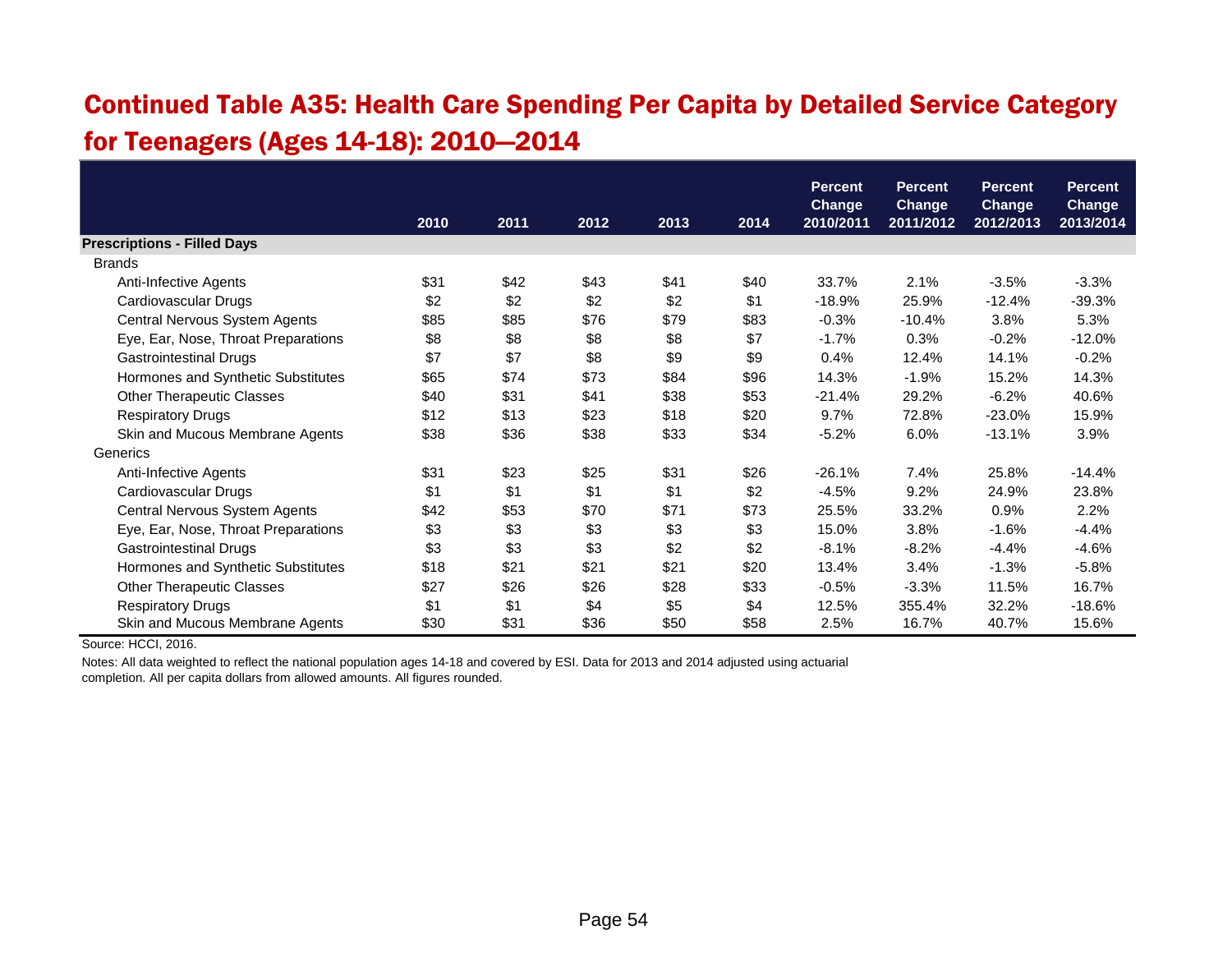# Continued Table A35: Health Care Spending Per Capita by Detailed Service Category for Teenagers (Ages 14-18): 2010—2014

| | 2010 | 2011 | 2012 | 2013 | 2014 | Percent Change 2010/2011 | Percent Change 2011/2012 | Percent Change 2012/2013 | Percent Change 2013/2014 |
|---|---|---|---|---|---|---|---|---|---|
| **Prescriptions - Filled Days** | | | | | | | | | |
| Brands | | | | | | | | | |
| Anti-Infective Agents | $31 | $42 | $43 | $41 | $40 | 33.7% | 2.1% | -3.5% | -3.3% |
| Cardiovascular Drugs | $2 | $2 | $2 | $2 | $1 | -18.9% | 25.9% | -12.4% | -39.3% |
| Central Nervous System Agents | $85 | $85 | $76 | $79 | $83 | -0.3% | -10.4% | 3.8% | 5.3% |
| Eye, Ear, Nose, Throat Preparations | $8 | $8 | $8 | $8 | $7 | -1.7% | 0.3% | -0.2% | -12.0% |
| Gastrointestinal Drugs | $7 | $7 | $8 | $9 | $9 | 0.4% | 12.4% | 14.1% | -0.2% |
| Hormones and Synthetic Substitutes | $65 | $74 | $73 | $84 | $96 | 14.3% | -1.9% | 15.2% | 14.3% |
| Other Therapeutic Classes | $40 | $31 | $41 | $38 | $53 | -21.4% | 29.2% | -6.2% | 40.6% |
| Respiratory Drugs | $12 | $13 | $23 | $18 | $20 | 9.7% | 72.8% | -23.0% | 15.9% |
| Skin and Mucous Membrane Agents | $38 | $36 | $38 | $33 | $34 | -5.2% | 6.0% | -13.1% | 3.9% |
| Generics | | | | | | | | | |
| Anti-Infective Agents | $31 | $23 | $25 | $31 | $26 | -26.1% | 7.4% | 25.8% | -14.4% |
| Cardiovascular Drugs | $1 | $1 | $1 | $1 | $2 | -4.5% | 9.2% | 24.9% | 23.8% |
| Central Nervous System Agents | $42 | $53 | $70 | $71 | $73 | 25.5% | 33.2% | 0.9% | 2.2% |
| Eye, Ear, Nose, Throat Preparations | $3 | $3 | $3 | $3 | $3 | 15.0% | 3.8% | -1.6% | -4.4% |
| Gastrointestinal Drugs | $3 | $3 | $3 | $2 | $2 | -8.1% | -8.2% | -4.4% | -4.6% |
| Hormones and Synthetic Substitutes | $18 | $21 | $21 | $21 | $20 | 13.4% | 3.4% | -1.3% | -5.8% |
| Other Therapeutic Classes | $27 | $26 | $26 | $28 | $33 | -0.5% | -3.3% | 11.5% | 16.7% |
| Respiratory Drugs | $1 | $1 | $4 | $5 | $4 | 12.5% | 355.4% | 32.2% | -18.6% |
| Skin and Mucous Membrane Agents | $30 | $31 | $36 | $50 | $58 | 2.5% | 16.7% | 40.7% | 15.6% |

Source: HCCI, 2016.

Notes: All data weighted to reflect the national population ages 14-18 and covered by ESI. Data for 2013 and 2014 adjusted using actuarial completion. All per capita dollars from allowed amounts. All figures rounded.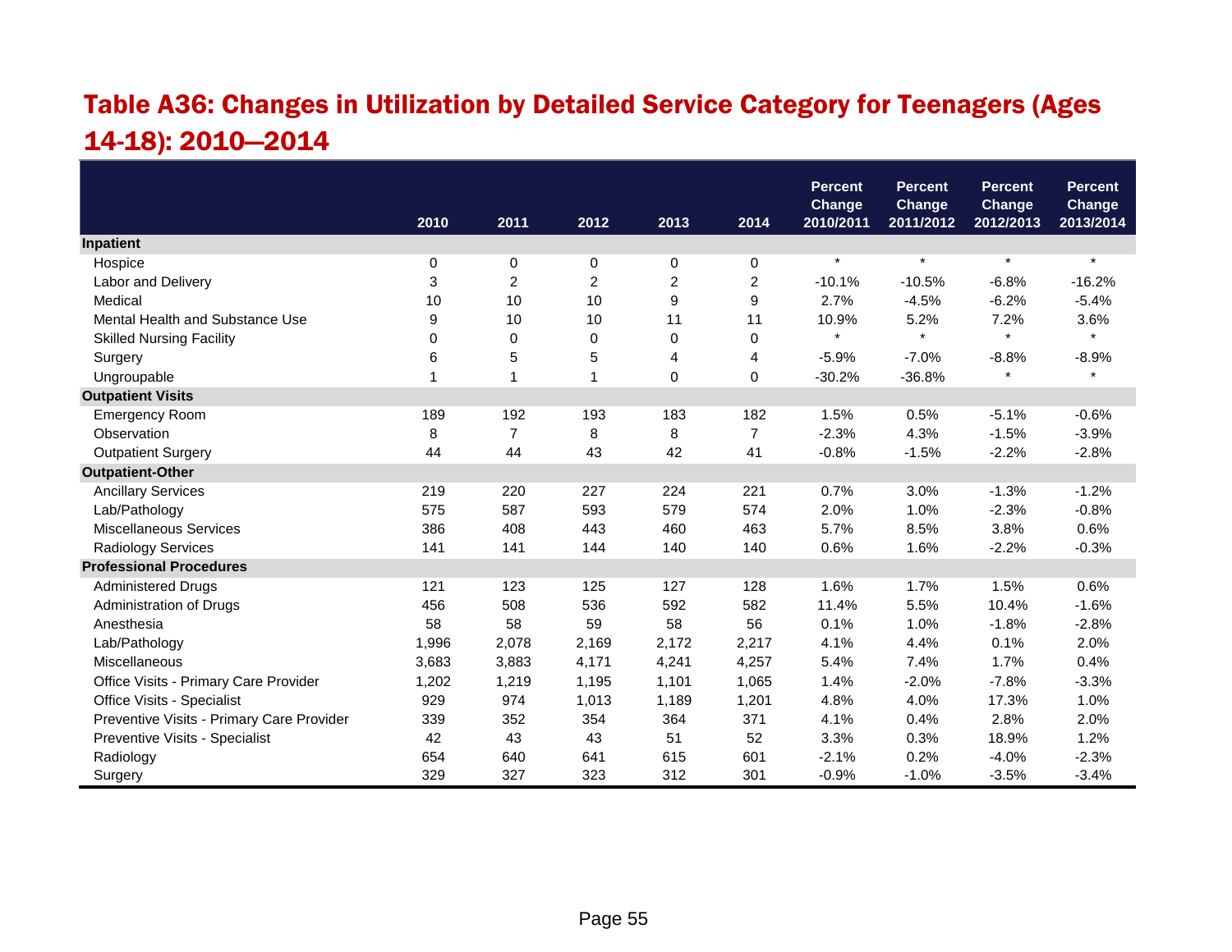# Table A36: Changes in Utilization by Detailed Service Category for Teenagers (Ages 14-18): 2010—2014

| | 2010 | 2011 | 2012 | 2013 | 2014 | Percent Change 2010/2011 | Percent Change 2011/2012 | Percent Change 2012/2013 | Percent Change 2013/2014 |
|---|---|---|---|---|---|---|---|---|---|
| **Inpatient** | | | | | | | | | |
| Hospice | 0 | 0 | 0 | 0 | 0 | * | * | * | * |
| Labor and Delivery | 3 | 2 | 2 | 2 | 2 | -10.1% | -10.5% | -6.8% | -16.2% |
| Medical | 10 | 10 | 10 | 9 | 9 | 2.7% | -4.5% | -6.2% | -5.4% |
| Mental Health and Substance Use | 9 | 10 | 10 | 11 | 11 | 10.9% | 5.2% | 7.2% | 3.6% |
| Skilled Nursing Facility | 0 | 0 | 0 | 0 | 0 | * | * | * | * |
| Surgery | 6 | 5 | 5 | 4 | 4 | -5.9% | -7.0% | -8.8% | -8.9% |
| Ungroupable | 1 | 1 | 1 | 0 | 0 | -30.2% | -36.8% | * | * |
| **Outpatient Visits** | | | | | | | | | |
| Emergency Room | 189 | 192 | 193 | 183 | 182 | 1.5% | 0.5% | -5.1% | -0.6% |
| Observation | 8 | 7 | 8 | 8 | 7 | -2.3% | 4.3% | -1.5% | -3.9% |
| Outpatient Surgery | 44 | 44 | 43 | 42 | 41 | -0.8% | -1.5% | -2.2% | -2.8% |
| **Outpatient-Other** | | | | | | | | | |
| Ancillary Services | 219 | 220 | 227 | 224 | 221 | 0.7% | 3.0% | -1.3% | -1.2% |
| Lab/Pathology | 575 | 587 | 593 | 579 | 574 | 2.0% | 1.0% | -2.3% | -0.8% |
| Miscellaneous Services | 386 | 408 | 443 | 460 | 463 | 5.7% | 8.5% | 3.8% | 0.6% |
| Radiology Services | 141 | 141 | 144 | 140 | 140 | 0.6% | 1.6% | -2.2% | -0.3% |
| **Professional Procedures** | | | | | | | | | |
| Administered Drugs | 121 | 123 | 125 | 127 | 128 | 1.6% | 1.7% | 1.5% | 0.6% |
| Administration of Drugs | 456 | 508 | 536 | 592 | 582 | 11.4% | 5.5% | 10.4% | -1.6% |
| Anesthesia | 58 | 58 | 59 | 58 | 56 | 0.1% | 1.0% | -1.8% | -2.8% |
| Lab/Pathology | 1,996 | 2,078 | 2,169 | 2,172 | 2,217 | 4.1% | 4.4% | 0.1% | 2.0% |
| Miscellaneous | 3,683 | 3,883 | 4,171 | 4,241 | 4,257 | 5.4% | 7.4% | 1.7% | 0.4% |
| Office Visits - Primary Care Provider | 1,202 | 1,219 | 1,195 | 1,101 | 1,065 | 1.4% | -2.0% | -7.8% | -3.3% |
| Office Visits - Specialist | 929 | 974 | 1,013 | 1,189 | 1,201 | 4.8% | 4.0% | 17.3% | 1.0% |
| Preventive Visits - Primary Care Provider | 339 | 352 | 354 | 364 | 371 | 4.1% | 0.4% | 2.8% | 2.0% |
| Preventive Visits - Specialist | 42 | 43 | 43 | 51 | 52 | 3.3% | 0.3% | 18.9% | 1.2% |
| Radiology | 654 | 640 | 641 | 615 | 601 | -2.1% | 0.2% | -4.0% | -2.3% |
| Surgery | 329 | 327 | 323 | 312 | 301 | -0.9% | -1.0% | -3.5% | -3.4% |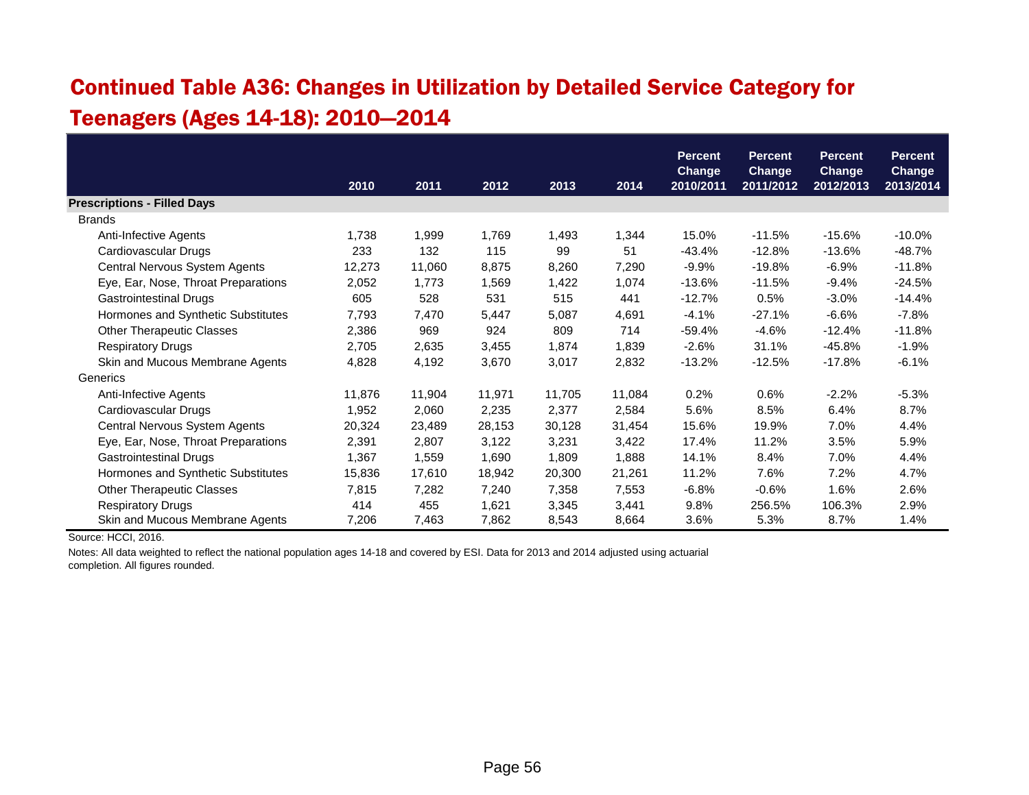# Continued Table A36: Changes in Utilization by Detailed Service Category for Teenagers (Ages 14-18): 2010—2014

| | 2010 | 2011 | 2012 | 2013 | 2014 | Percent Change 2010/2011 | Percent Change 2011/2012 | Percent Change 2012/2013 | Percent Change 2013/2014 |
|---|---|---|---|---|---|---|---|---|---|
| **Prescriptions - Filled Days** | | | | | | | | | |
| Brands | | | | | | | | | |
| Anti-Infective Agents | 1,738 | 1,999 | 1,769 | 1,493 | 1,344 | 15.0% | -11.5% | -15.6% | -10.0% |
| Cardiovascular Drugs | 233 | 132 | 115 | 99 | 51 | -43.4% | -12.8% | -13.6% | -48.7% |
| Central Nervous System Agents | 12,273 | 11,060 | 8,875 | 8,260 | 7,290 | -9.9% | -19.8% | -6.9% | -11.8% |
| Eye, Ear, Nose, Throat Preparations | 2,052 | 1,773 | 1,569 | 1,422 | 1,074 | -13.6% | -11.5% | -9.4% | -24.5% |
| Gastrointestinal Drugs | 605 | 528 | 531 | 515 | 441 | -12.7% | 0.5% | -3.0% | -14.4% |
| Hormones and Synthetic Substitutes | 7,793 | 7,470 | 5,447 | 5,087 | 4,691 | -4.1% | -27.1% | -6.6% | -7.8% |
| Other Therapeutic Classes | 2,386 | 969 | 924 | 809 | 714 | -59.4% | -4.6% | -12.4% | -11.8% |
| Respiratory Drugs | 2,705 | 2,635 | 3,455 | 1,874 | 1,839 | -2.6% | 31.1% | -45.8% | -1.9% |
| Skin and Mucous Membrane Agents | 4,828 | 4,192 | 3,670 | 3,017 | 2,832 | -13.2% | -12.5% | -17.8% | -6.1% |
| Generics | | | | | | | | | |
| Anti-Infective Agents | 11,876 | 11,904 | 11,971 | 11,705 | 11,084 | 0.2% | 0.6% | -2.2% | -5.3% |
| Cardiovascular Drugs | 1,952 | 2,060 | 2,235 | 2,377 | 2,584 | 5.6% | 8.5% | 6.4% | 8.7% |
| Central Nervous System Agents | 20,324 | 23,489 | 28,153 | 30,128 | 31,454 | 15.6% | 19.9% | 7.0% | 4.4% |
| Eye, Ear, Nose, Throat Preparations | 2,391 | 2,807 | 3,122 | 3,231 | 3,422 | 17.4% | 11.2% | 3.5% | 5.9% |
| Gastrointestinal Drugs | 1,367 | 1,559 | 1,690 | 1,809 | 1,888 | 14.1% | 8.4% | 7.0% | 4.4% |
| Hormones and Synthetic Substitutes | 15,836 | 17,610 | 18,942 | 20,300 | 21,261 | 11.2% | 7.6% | 7.2% | 4.7% |
| Other Therapeutic Classes | 7,815 | 7,282 | 7,240 | 7,358 | 7,553 | -6.8% | -0.6% | 1.6% | 2.6% |
| Respiratory Drugs | 414 | 455 | 1,621 | 3,345 | 3,441 | 9.8% | 256.5% | 106.3% | 2.9% |
| Skin and Mucous Membrane Agents | 7,206 | 7,463 | 7,862 | 8,543 | 8,664 | 3.6% | 5.3% | 8.7% | 1.4% |

Source: HCCI, 2016.

Notes: All data weighted to reflect the national population ages 14-18 and covered by ESI. Data for 2013 and 2014 adjusted using actuarial completion. All figures rounded.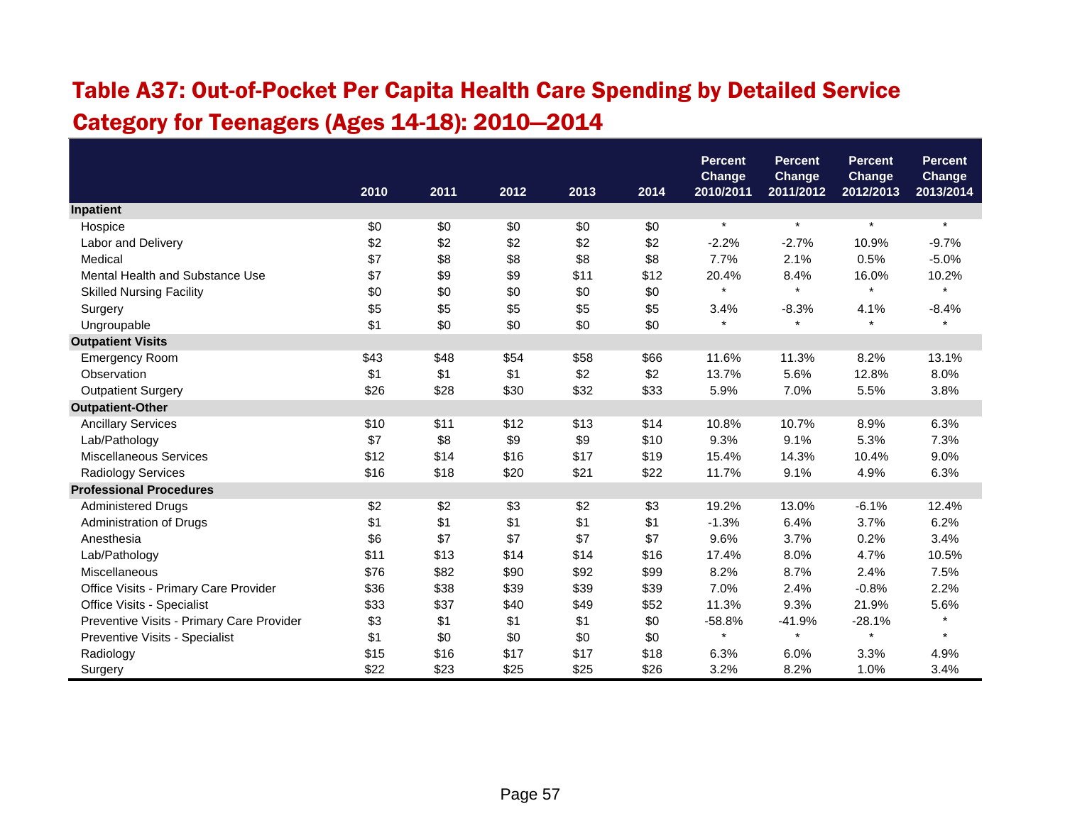## Table A37: Out-of-Pocket Per Capita Health Care Spending by Detailed Service Category for Teenagers (Ages 14-18): 2010—2014

| | 2010 | 2011 | 2012 | 2013 | 2014 | Percent Change 2010/2011 | Percent Change 2011/2012 | Percent Change 2012/2013 | Percent Change 2013/2014 |
|---|---|---|---|---|---|---|---|---|---|
| **Inpatient** | | | | | | | | | |
| Hospice | $0 | $0 | $0 | $0 | $0 | * | * | * | * |
| Labor and Delivery | $2 | $2 | $2 | $2 | $2 | -2.2% | -2.7% | 10.9% | -9.7% |
| Medical | $7 | $8 | $8 | $8 | $8 | 7.7% | 2.1% | 0.5% | -5.0% |
| Mental Health and Substance Use | $7 | $9 | $9 | $11 | $12 | 20.4% | 8.4% | 16.0% | 10.2% |
| Skilled Nursing Facility | $0 | $0 | $0 | $0 | $0 | * | * | * | * |
| Surgery | $5 | $5 | $5 | $5 | $5 | 3.4% | -8.3% | 4.1% | -8.4% |
| Ungroupable | $1 | $0 | $0 | $0 | $0 | * | * | * | * |
| **Outpatient Visits** | | | | | | | | | |
| Emergency Room | $43 | $48 | $54 | $58 | $66 | 11.6% | 11.3% | 8.2% | 13.1% |
| Observation | $1 | $1 | $1 | $2 | $2 | 13.7% | 5.6% | 12.8% | 8.0% |
| Outpatient Surgery | $26 | $28 | $30 | $32 | $33 | 5.9% | 7.0% | 5.5% | 3.8% |
| **Outpatient-Other** | | | | | | | | | |
| Ancillary Services | $10 | $11 | $12 | $13 | $14 | 10.8% | 10.7% | 8.9% | 6.3% |
| Lab/Pathology | $7 | $8 | $9 | $9 | $10 | 9.3% | 9.1% | 5.3% | 7.3% |
| Miscellaneous Services | $12 | $14 | $16 | $17 | $19 | 15.4% | 14.3% | 10.4% | 9.0% |
| Radiology Services | $16 | $18 | $20 | $21 | $22 | 11.7% | 9.1% | 4.9% | 6.3% |
| **Professional Procedures** | | | | | | | | | |
| Administered Drugs | $2 | $2 | $3 | $2 | $3 | 19.2% | 13.0% | -6.1% | 12.4% |
| Administration of Drugs | $1 | $1 | $1 | $1 | $1 | -1.3% | 6.4% | 3.7% | 6.2% |
| Anesthesia | $6 | $7 | $7 | $7 | $7 | 9.6% | 3.7% | 0.2% | 3.4% |
| Lab/Pathology | $11 | $13 | $14 | $14 | $16 | 17.4% | 8.0% | 4.7% | 10.5% |
| Miscellaneous | $76 | $82 | $90 | $92 | $99 | 8.2% | 8.7% | 2.4% | 7.5% |
| Office Visits - Primary Care Provider | $36 | $38 | $39 | $39 | $39 | 7.0% | 2.4% | -0.8% | 2.2% |
| Office Visits - Specialist | $33 | $37 | $40 | $49 | $52 | 11.3% | 9.3% | 21.9% | 5.6% |
| Preventive Visits - Primary Care Provider | $3 | $1 | $1 | $1 | $0 | -58.8% | -41.9% | -28.1% | * |
| Preventive Visits - Specialist | $1 | $0 | $0 | $0 | $0 | * | * | * | * |
| Radiology | $15 | $16 | $17 | $17 | $18 | 6.3% | 6.0% | 3.3% | 4.9% |
| Surgery | $22 | $23 | $25 | $25 | $26 | 3.2% | 8.2% | 1.0% | 3.4% |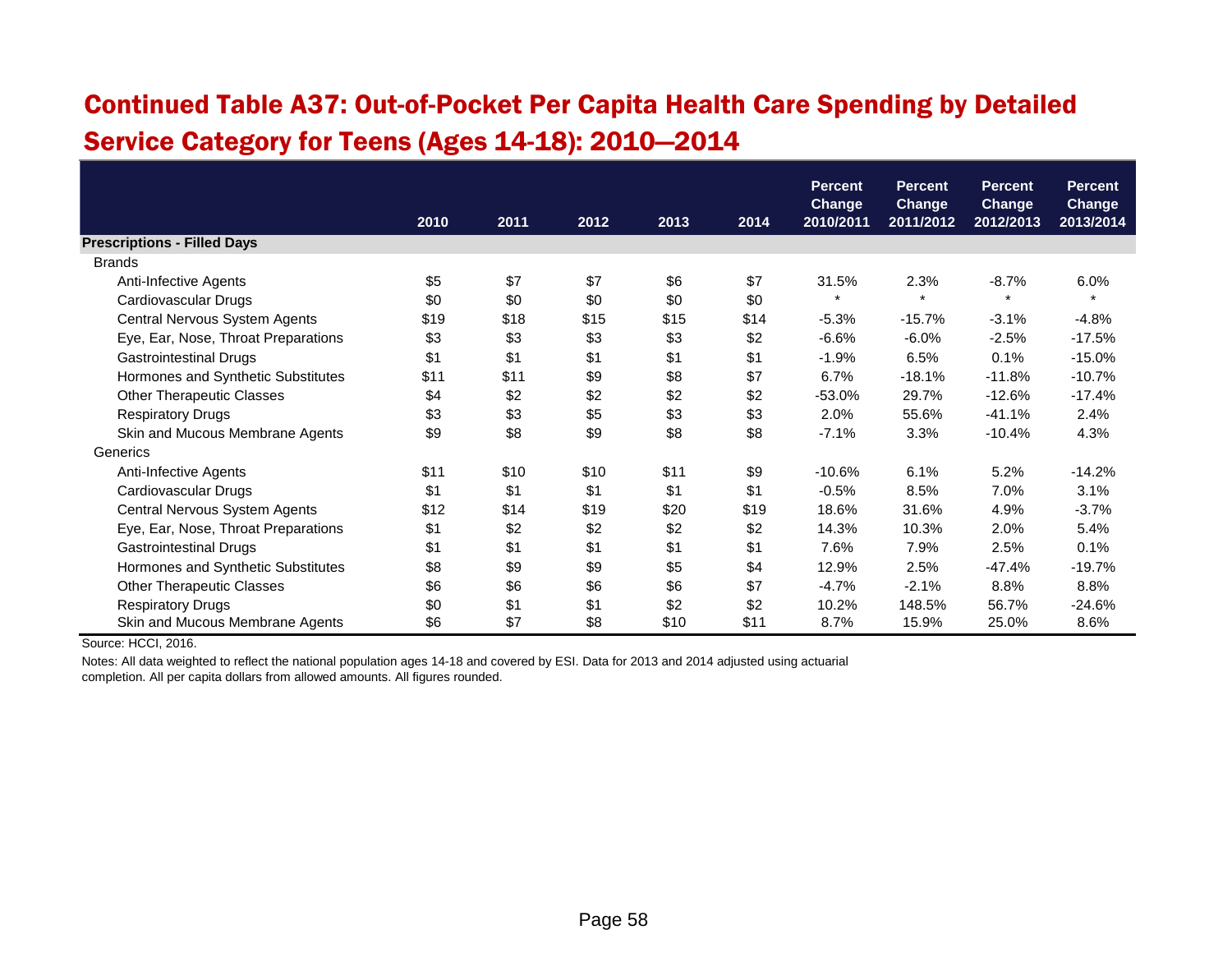# Continued Table A37: Out-of-Pocket Per Capita Health Care Spending by Detailed Service Category for Teens (Ages 14-18): 2010—2014

| | 2010 | 2011 | 2012 | 2013 | 2014 | Percent Change 2010/2011 | Percent Change 2011/2012 | Percent Change 2012/2013 | Percent Change 2013/2014 |
|---|---|---|---|---|---|---|---|---|---|
| **Prescriptions - Filled Days** | | | | | | | | | |
| Brands | | | | | | | | | |
| Anti-Infective Agents | $5 | $7 | $7 | $6 | $7 | 31.5% | 2.3% | -8.7% | 6.0% |
| Cardiovascular Drugs | $0 | $0 | $0 | $0 | $0 | * | * | * | * |
| Central Nervous System Agents | $19 | $18 | $15 | $15 | $14 | -5.3% | -15.7% | -3.1% | -4.8% |
| Eye, Ear, Nose, Throat Preparations | $3 | $3 | $3 | $3 | $2 | -6.6% | -6.0% | -2.5% | -17.5% |
| Gastrointestinal Drugs | $1 | $1 | $1 | $1 | $1 | -1.9% | 6.5% | 0.1% | -15.0% |
| Hormones and Synthetic Substitutes | $11 | $11 | $9 | $8 | $7 | 6.7% | -18.1% | -11.8% | -10.7% |
| Other Therapeutic Classes | $4 | $2 | $2 | $2 | $2 | -53.0% | 29.7% | -12.6% | -17.4% |
| Respiratory Drugs | $3 | $3 | $5 | $3 | $3 | 2.0% | 55.6% | -41.1% | 2.4% |
| Skin and Mucous Membrane Agents | $9 | $8 | $9 | $8 | $8 | -7.1% | 3.3% | -10.4% | 4.3% |
| Generics | | | | | | | | | |
| Anti-Infective Agents | $11 | $10 | $10 | $11 | $9 | -10.6% | 6.1% | 5.2% | -14.2% |
| Cardiovascular Drugs | $1 | $1 | $1 | $1 | $1 | -0.5% | 8.5% | 7.0% | 3.1% |
| Central Nervous System Agents | $12 | $14 | $19 | $20 | $19 | 18.6% | 31.6% | 4.9% | -3.7% |
| Eye, Ear, Nose, Throat Preparations | $1 | $2 | $2 | $2 | $2 | 14.3% | 10.3% | 2.0% | 5.4% |
| Gastrointestinal Drugs | $1 | $1 | $1 | $1 | $1 | 7.6% | 7.9% | 2.5% | 0.1% |
| Hormones and Synthetic Substitutes | $8 | $9 | $9 | $5 | $4 | 12.9% | 2.5% | -47.4% | -19.7% |
| Other Therapeutic Classes | $6 | $6 | $6 | $6 | $7 | -4.7% | -2.1% | 8.8% | 8.8% |
| Respiratory Drugs | $0 | $1 | $1 | $2 | $2 | 10.2% | 148.5% | 56.7% | -24.6% |
| Skin and Mucous Membrane Agents | $6 | $7 | $8 | $10 | $11 | 8.7% | 15.9% | 25.0% | 8.6% |

Source: HCCI, 2016.

Notes: All data weighted to reflect the national population ages 14-18 and covered by ESI. Data for 2013 and 2014 adjusted using actuarial completion. All per capita dollars from allowed amounts. All figures rounded.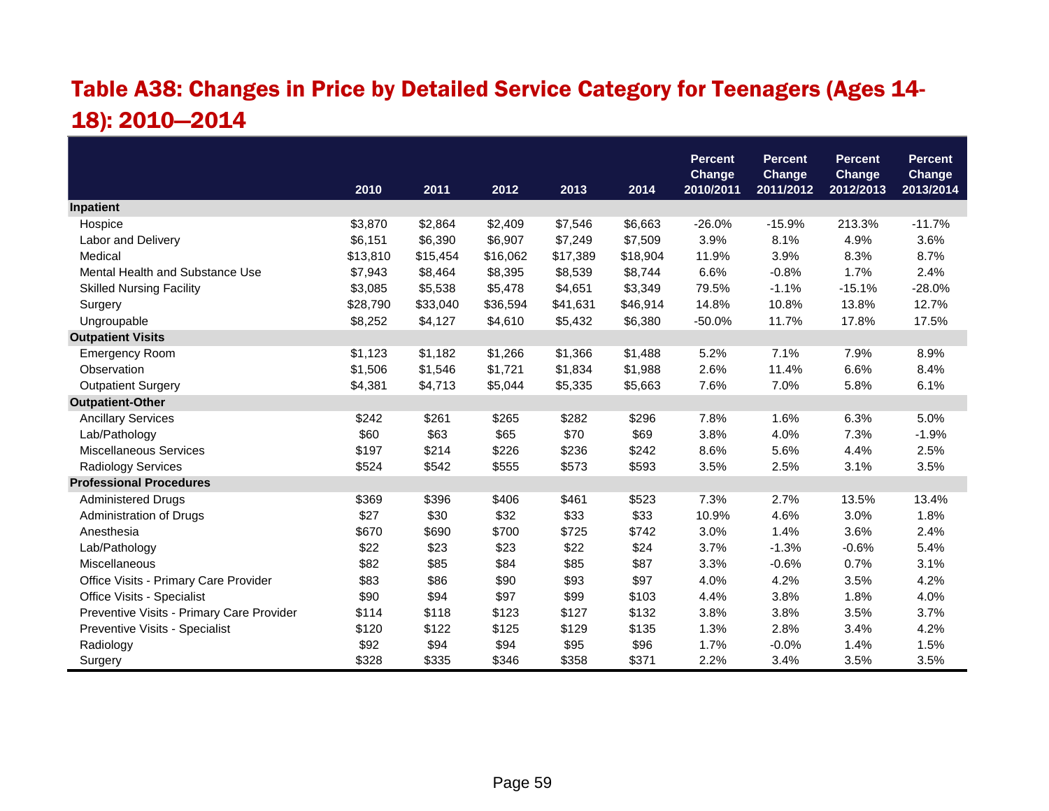## Table A38: Changes in Price by Detailed Service Category for Teenagers (Ages 14-18): 2010—2014

| | 2010 | 2011 | 2012 | 2013 | 2014 | Percent Change 2010/2011 | Percent Change 2011/2012 | Percent Change 2012/2013 | Percent Change 2013/2014 |
|---|---|---|---|---|---|---|---|---|---|
| **Inpatient** | | | | | | | | | |
| Hospice | $3,870 | $2,864 | $2,409 | $7,546 | $6,663 | -26.0% | -15.9% | 213.3% | -11.7% |
| Labor and Delivery | $6,151 | $6,390 | $6,907 | $7,249 | $7,509 | 3.9% | 8.1% | 4.9% | 3.6% |
| Medical | $13,810 | $15,454 | $16,062 | $17,389 | $18,904 | 11.9% | 3.9% | 8.3% | 8.7% |
| Mental Health and Substance Use | $7,943 | $8,464 | $8,395 | $8,539 | $8,744 | 6.6% | -0.8% | 1.7% | 2.4% |
| Skilled Nursing Facility | $3,085 | $5,538 | $5,478 | $4,651 | $3,349 | 79.5% | -1.1% | -15.1% | -28.0% |
| Surgery | $28,790 | $33,040 | $36,594 | $41,631 | $46,914 | 14.8% | 10.8% | 13.8% | 12.7% |
| Ungroupable | $8,252 | $4,127 | $4,610 | $5,432 | $6,380 | -50.0% | 11.7% | 17.8% | 17.5% |
| **Outpatient Visits** | | | | | | | | | |
| Emergency Room | $1,123 | $1,182 | $1,266 | $1,366 | $1,488 | 5.2% | 7.1% | 7.9% | 8.9% |
| Observation | $1,506 | $1,546 | $1,721 | $1,834 | $1,988 | 2.6% | 11.4% | 6.6% | 8.4% |
| Outpatient Surgery | $4,381 | $4,713 | $5,044 | $5,335 | $5,663 | 7.6% | 7.0% | 5.8% | 6.1% |
| **Outpatient-Other** | | | | | | | | | |
| Ancillary Services | $242 | $261 | $265 | $282 | $296 | 7.8% | 1.6% | 6.3% | 5.0% |
| Lab/Pathology | $60 | $63 | $65 | $70 | $69 | 3.8% | 4.0% | 7.3% | -1.9% |
| Miscellaneous Services | $197 | $214 | $226 | $236 | $242 | 8.6% | 5.6% | 4.4% | 2.5% |
| Radiology Services | $524 | $542 | $555 | $573 | $593 | 3.5% | 2.5% | 3.1% | 3.5% |
| **Professional Procedures** | | | | | | | | | |
| Administered Drugs | $369 | $396 | $406 | $461 | $523 | 7.3% | 2.7% | 13.5% | 13.4% |
| Administration of Drugs | $27 | $30 | $32 | $33 | $33 | 10.9% | 4.6% | 3.0% | 1.8% |
| Anesthesia | $670 | $690 | $700 | $725 | $742 | 3.0% | 1.4% | 3.6% | 2.4% |
| Lab/Pathology | $22 | $23 | $23 | $22 | $24 | 3.7% | -1.3% | -0.6% | 5.4% |
| Miscellaneous | $82 | $85 | $84 | $85 | $87 | 3.3% | -0.6% | 0.7% | 3.1% |
| Office Visits - Primary Care Provider | $83 | $86 | $90 | $93 | $97 | 4.0% | 4.2% | 3.5% | 4.2% |
| Office Visits - Specialist | $90 | $94 | $97 | $99 | $103 | 4.4% | 3.8% | 1.8% | 4.0% |
| Preventive Visits - Primary Care Provider | $114 | $118 | $123 | $127 | $132 | 3.8% | 3.8% | 3.5% | 3.7% |
| Preventive Visits - Specialist | $120 | $122 | $125 | $129 | $135 | 1.3% | 2.8% | 3.4% | 4.2% |
| Radiology | $92 | $94 | $94 | $95 | $96 | 1.7% | -0.0% | 1.4% | 1.5% |
| Surgery | $328 | $335 | $346 | $358 | $371 | 2.2% | 3.4% | 3.5% | 3.5% |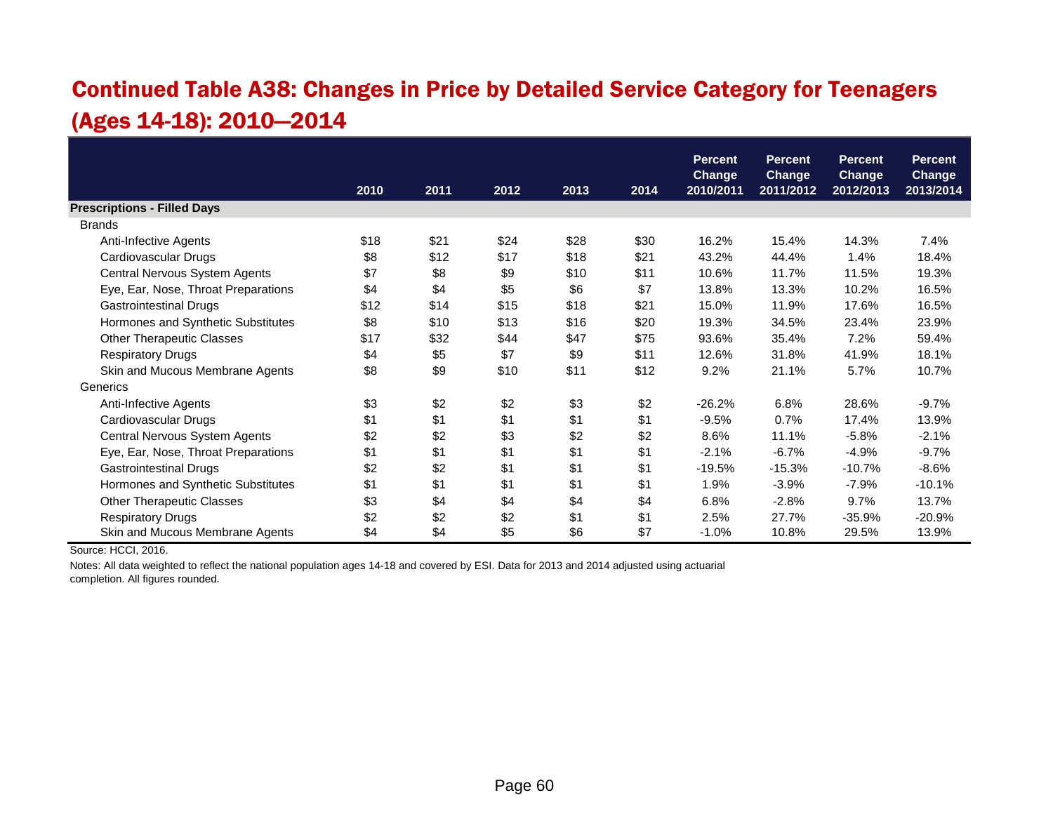## Continued Table A38: Changes in Price by Detailed Service Category for Teenagers (Ages 14-18): 2010—2014

| | 2010 | 2011 | 2012 | 2013 | 2014 | Percent Change 2010/2011 | Percent Change 2011/2012 | Percent Change 2012/2013 | Percent Change 2013/2014 |
|---|---|---|---|---|---|---|---|---|---|
| **Prescriptions - Filled Days** | | | | | | | | | |
| Brands | | | | | | | | | |
| Anti-Infective Agents | $18 | $21 | $24 | $28 | $30 | 16.2% | 15.4% | 14.3% | 7.4% |
| Cardiovascular Drugs | $8 | $12 | $17 | $18 | $21 | 43.2% | 44.4% | 1.4% | 18.4% |
| Central Nervous System Agents | $7 | $8 | $9 | $10 | $11 | 10.6% | 11.7% | 11.5% | 19.3% |
| Eye, Ear, Nose, Throat Preparations | $4 | $4 | $5 | $6 | $7 | 13.8% | 13.3% | 10.2% | 16.5% |
| Gastrointestinal Drugs | $12 | $14 | $15 | $18 | $21 | 15.0% | 11.9% | 17.6% | 16.5% |
| Hormones and Synthetic Substitutes | $8 | $10 | $13 | $16 | $20 | 19.3% | 34.5% | 23.4% | 23.9% |
| Other Therapeutic Classes | $17 | $32 | $44 | $47 | $75 | 93.6% | 35.4% | 7.2% | 59.4% |
| Respiratory Drugs | $4 | $5 | $7 | $9 | $11 | 12.6% | 31.8% | 41.9% | 18.1% |
| Skin and Mucous Membrane Agents | $8 | $9 | $10 | $11 | $12 | 9.2% | 21.1% | 5.7% | 10.7% |
| Generics | | | | | | | | | |
| Anti-Infective Agents | $3 | $2 | $2 | $3 | $2 | -26.2% | 6.8% | 28.6% | -9.7% |
| Cardiovascular Drugs | $1 | $1 | $1 | $1 | $1 | -9.5% | 0.7% | 17.4% | 13.9% |
| Central Nervous System Agents | $2 | $2 | $3 | $2 | $2 | 8.6% | 11.1% | -5.8% | -2.1% |
| Eye, Ear, Nose, Throat Preparations | $1 | $1 | $1 | $1 | $1 | -2.1% | -6.7% | -4.9% | -9.7% |
| Gastrointestinal Drugs | $2 | $2 | $1 | $1 | $1 | -19.5% | -15.3% | -10.7% | -8.6% |
| Hormones and Synthetic Substitutes | $1 | $1 | $1 | $1 | $1 | 1.9% | -3.9% | -7.9% | -10.1% |
| Other Therapeutic Classes | $3 | $4 | $4 | $4 | $4 | 6.8% | -2.8% | 9.7% | 13.7% |
| Respiratory Drugs | $2 | $2 | $2 | $1 | $1 | 2.5% | 27.7% | -35.9% | -20.9% |
| Skin and Mucous Membrane Agents | $4 | $4 | $5 | $6 | $7 | -1.0% | 10.8% | 29.5% | 13.9% |

Source: HCCI, 2016.

Notes: All data weighted to reflect the national population ages 14-18 and covered by ESI. Data for 2013 and 2014 adjusted using actuarial completion. All figures rounded.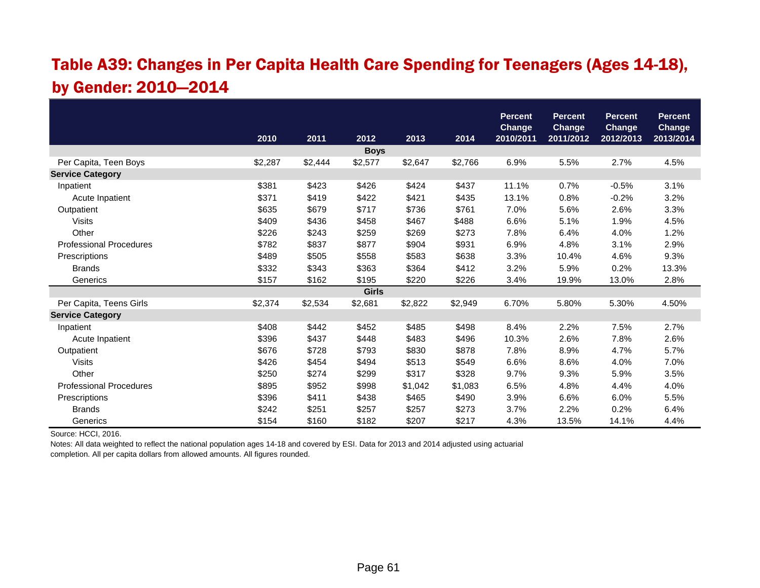# Table A39: Changes in Per Capita Health Care Spending for Teenagers (Ages 14-18), by Gender: 2010—2014

| | 2010 | 2011 | 2012 | 2013 | 2014 | Percent Change 2010/2011 | Percent Change 2011/2012 | Percent Change 2012/2013 | Percent Change 2013/2014 |
|---|---|---|---|---|---|---|---|---|---|
| **Boys** | | | | | | | | | |
| Per Capita, Teen Boys | $2,287 | $2,444 | $2,577 | $2,647 | $2,766 | 6.9% | 5.5% | 2.7% | 4.5% |
| **Service Category** | | | | | | | | | |
| Inpatient | $381 | $423 | $426 | $424 | $437 | 11.1% | 0.7% | -0.5% | 3.1% |
| Acute Inpatient | $371 | $419 | $422 | $421 | $435 | 13.1% | 0.8% | -0.2% | 3.2% |
| Outpatient | $635 | $679 | $717 | $736 | $761 | 7.0% | 5.6% | 2.6% | 3.3% |
| Visits | $409 | $436 | $458 | $467 | $488 | 6.6% | 5.1% | 1.9% | 4.5% |
| Other | $226 | $243 | $259 | $269 | $273 | 7.8% | 6.4% | 4.0% | 1.2% |
| Professional Procedures | $782 | $837 | $877 | $904 | $931 | 6.9% | 4.8% | 3.1% | 2.9% |
| Prescriptions | $489 | $505 | $558 | $583 | $638 | 3.3% | 10.4% | 4.6% | 9.3% |
| Brands | $332 | $343 | $363 | $364 | $412 | 3.2% | 5.9% | 0.2% | 13.3% |
| Generics | $157 | $162 | $195 | $220 | $226 | 3.4% | 19.9% | 13.0% | 2.8% |
| **Girls** | | | | | | | | | |
| Per Capita, Teens Girls | $2,374 | $2,534 | $2,681 | $2,822 | $2,949 | 6.70% | 5.80% | 5.30% | 4.50% |
| **Service Category** | | | | | | | | | |
| Inpatient | $408 | $442 | $452 | $485 | $498 | 8.4% | 2.2% | 7.5% | 2.7% |
| Acute Inpatient | $396 | $437 | $448 | $483 | $496 | 10.3% | 2.6% | 7.8% | 2.6% |
| Outpatient | $676 | $728 | $793 | $830 | $878 | 7.8% | 8.9% | 4.7% | 5.7% |
| Visits | $426 | $454 | $494 | $513 | $549 | 6.6% | 8.6% | 4.0% | 7.0% |
| Other | $250 | $274 | $299 | $317 | $328 | 9.7% | 9.3% | 5.9% | 3.5% |
| Professional Procedures | $895 | $952 | $998 | $1,042 | $1,083 | 6.5% | 4.8% | 4.4% | 4.0% |
| Prescriptions | $396 | $411 | $438 | $465 | $490 | 3.9% | 6.6% | 6.0% | 5.5% |
| Brands | $242 | $251 | $257 | $257 | $273 | 3.7% | 2.2% | 0.2% | 6.4% |
| Generics | $154 | $160 | $182 | $207 | $217 | 4.3% | 13.5% | 14.1% | 4.4% |

Source: HCCI, 2016.

Notes: All data weighted to reflect the national population ages 14-18 and covered by ESI. Data for 2013 and 2014 adjusted using actuarial completion. All per capita dollars from allowed amounts. All figures rounded.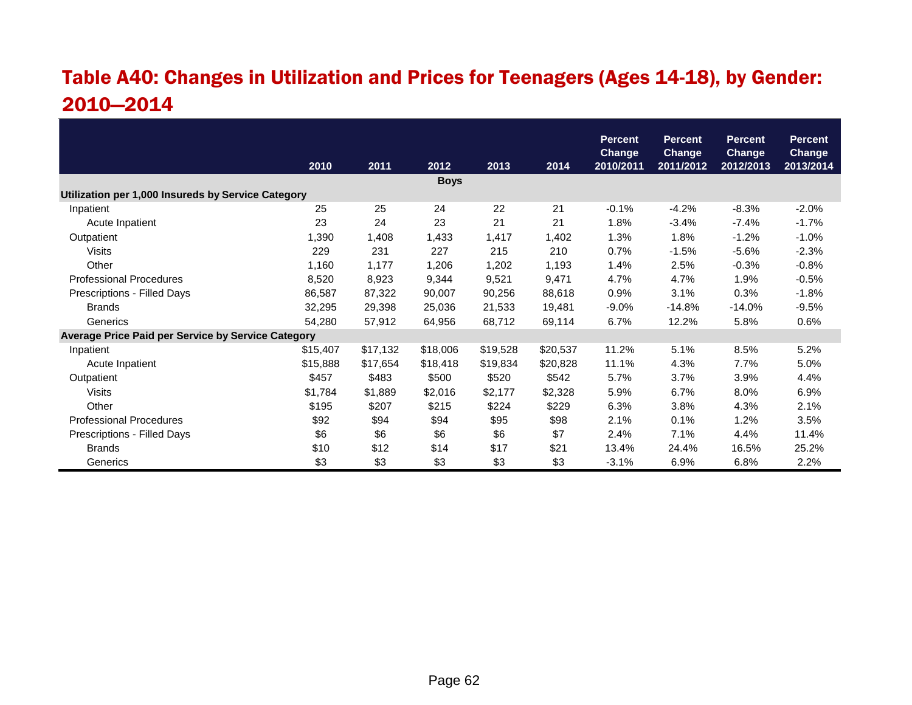# Table A40: Changes in Utilization and Prices for Teenagers (Ages 14-18), by Gender: 2010—2014

| | 2010 | 2011 | 2012 | 2013 | 2014 | Percent Change 2010/2011 | Percent Change 2011/2012 | Percent Change 2012/2013 | Percent Change 2013/2014 |
|---|---|---|---|---|---|---|---|---|---|
| | | | | **Boys** | | | | | |
| **Utilization per 1,000 Insureds by Service Category** | | | | | | | | | |
| Inpatient | 25 | 25 | 24 | 22 | 21 | -0.1% | -4.2% | -8.3% | -2.0% |
| Acute Inpatient | 23 | 24 | 23 | 21 | 21 | 1.8% | -3.4% | -7.4% | -1.7% |
| Outpatient | 1,390 | 1,408 | 1,433 | 1,417 | 1,402 | 1.3% | 1.8% | -1.2% | -1.0% |
| Visits | 229 | 231 | 227 | 215 | 210 | 0.7% | -1.5% | -5.6% | -2.3% |
| Other | 1,160 | 1,177 | 1,206 | 1,202 | 1,193 | 1.4% | 2.5% | -0.3% | -0.8% |
| Professional Procedures | 8,520 | 8,923 | 9,344 | 9,521 | 9,471 | 4.7% | 4.7% | 1.9% | -0.5% |
| Prescriptions - Filled Days | 86,587 | 87,322 | 90,007 | 90,256 | 88,618 | 0.9% | 3.1% | 0.3% | -1.8% |
| Brands | 32,295 | 29,398 | 25,036 | 21,533 | 19,481 | -9.0% | -14.8% | -14.0% | -9.5% |
| Generics | 54,280 | 57,912 | 64,956 | 68,712 | 69,114 | 6.7% | 12.2% | 5.8% | 0.6% |
| **Average Price Paid per Service by Service Category** | | | | | | | | | |
| Inpatient | $15,407 | $17,132 | $18,006 | $19,528 | $20,537 | 11.2% | 5.1% | 8.5% | 5.2% |
| Acute Inpatient | $15,888 | $17,654 | $18,418 | $19,834 | $20,828 | 11.1% | 4.3% | 7.7% | 5.0% |
| Outpatient | $457 | $483 | $500 | $520 | $542 | 5.7% | 3.7% | 3.9% | 4.4% |
| Visits | $1,784 | $1,889 | $2,016 | $2,177 | $2,328 | 5.9% | 6.7% | 8.0% | 6.9% |
| Other | $195 | $207 | $215 | $224 | $229 | 6.3% | 3.8% | 4.3% | 2.1% |
| Professional Procedures | $92 | $94 | $94 | $95 | $98 | 2.1% | 0.1% | 1.2% | 3.5% |
| Prescriptions - Filled Days | $6 | $6 | $6 | $6 | $7 | 2.4% | 7.1% | 4.4% | 11.4% |
| Brands | $10 | $12 | $14 | $17 | $21 | 13.4% | 24.4% | 16.5% | 25.2% |
| Generics | $3 | $3 | $3 | $3 | $3 | -3.1% | 6.9% | 6.8% | 2.2% |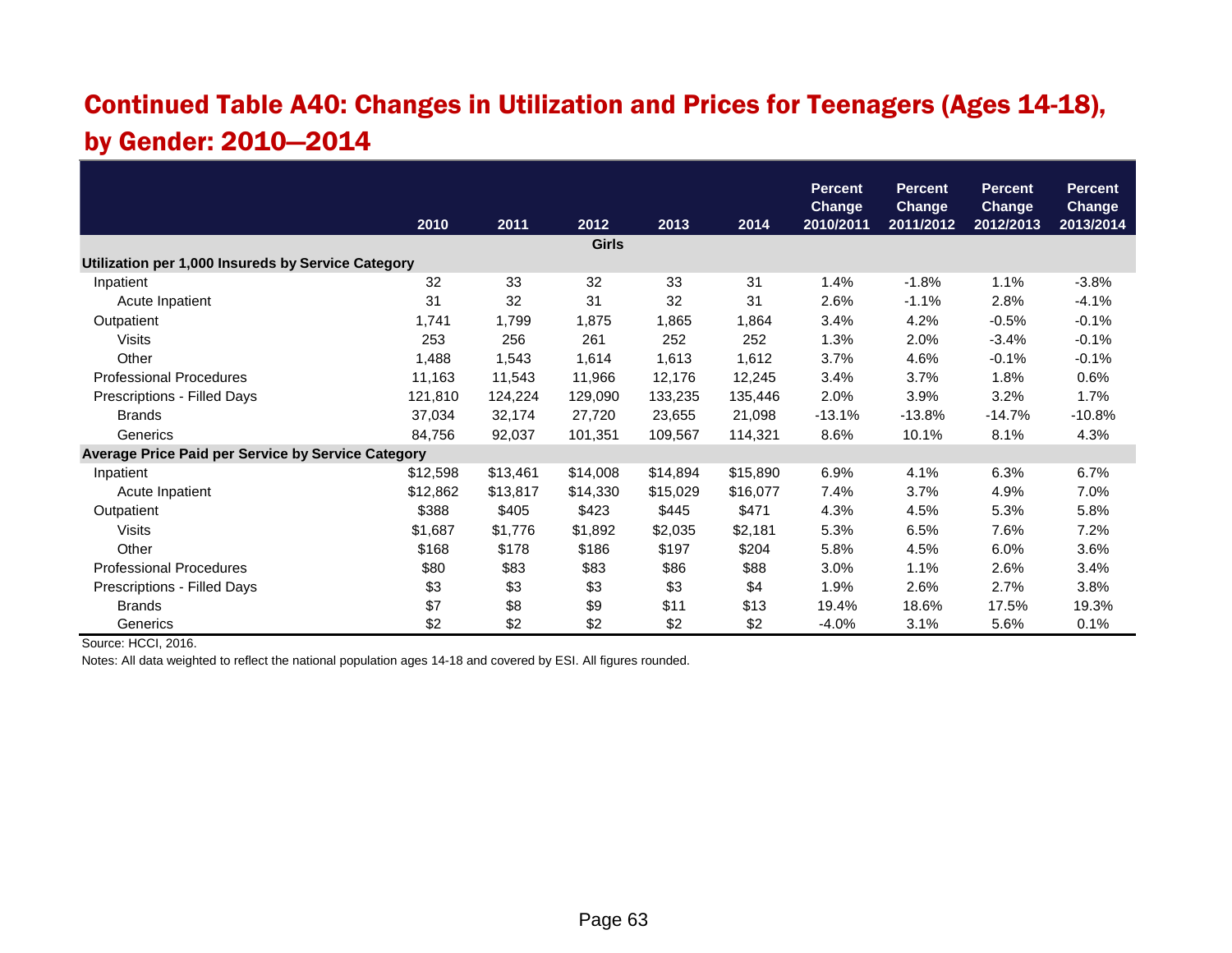## Continued Table A40: Changes in Utilization and Prices for Teenagers (Ages 14-18), by Gender: 2010—2014

| | 2010 | 2011 | 2012 | 2013 | 2014 | Percent Change 2010/2011 | Percent Change 2011/2012 | Percent Change 2012/2013 | Percent Change 2013/2014 |
|---|---|---|---|---|---|---|---|---|---|
| | | | **Girls** | | | | | | |
| **Utilization per 1,000 Insureds by Service Category** | | | | | | | | | |
| Inpatient | 32 | 33 | 32 | 33 | 31 | 1.4% | -1.8% | 1.1% | -3.8% |
| Acute Inpatient | 31 | 32 | 31 | 32 | 31 | 2.6% | -1.1% | 2.8% | -4.1% |
| Outpatient | 1,741 | 1,799 | 1,875 | 1,865 | 1,864 | 3.4% | 4.2% | -0.5% | -0.1% |
| Visits | 253 | 256 | 261 | 252 | 252 | 1.3% | 2.0% | -3.4% | -0.1% |
| Other | 1,488 | 1,543 | 1,614 | 1,613 | 1,612 | 3.7% | 4.6% | -0.1% | -0.1% |
| Professional Procedures | 11,163 | 11,543 | 11,966 | 12,176 | 12,245 | 3.4% | 3.7% | 1.8% | 0.6% |
| Prescriptions - Filled Days | 121,810 | 124,224 | 129,090 | 133,235 | 135,446 | 2.0% | 3.9% | 3.2% | 1.7% |
| Brands | 37,034 | 32,174 | 27,720 | 23,655 | 21,098 | -13.1% | -13.8% | -14.7% | -10.8% |
| Generics | 84,756 | 92,037 | 101,351 | 109,567 | 114,321 | 8.6% | 10.1% | 8.1% | 4.3% |
| **Average Price Paid per Service by Service Category** | | | | | | | | | |
| Inpatient | $12,598 | $13,461 | $14,008 | $14,894 | $15,890 | 6.9% | 4.1% | 6.3% | 6.7% |
| Acute Inpatient | $12,862 | $13,817 | $14,330 | $15,029 | $16,077 | 7.4% | 3.7% | 4.9% | 7.0% |
| Outpatient | $388 | $405 | $423 | $445 | $471 | 4.3% | 4.5% | 5.3% | 5.8% |
| Visits | $1,687 | $1,776 | $1,892 | $2,035 | $2,181 | 5.3% | 6.5% | 7.6% | 7.2% |
| Other | $168 | $178 | $186 | $197 | $204 | 5.8% | 4.5% | 6.0% | 3.6% |
| Professional Procedures | $80 | $83 | $83 | $86 | $88 | 3.0% | 1.1% | 2.6% | 3.4% |
| Prescriptions - Filled Days | $3 | $3 | $3 | $3 | $4 | 1.9% | 2.6% | 2.7% | 3.8% |
| Brands | $7 | $8 | $9 | $11 | $13 | 19.4% | 18.6% | 17.5% | 19.3% |
| Generics | $2 | $2 | $2 | $2 | $2 | -4.0% | 3.1% | 5.6% | 0.1% |

Source: HCCI, 2016.

Notes: All data weighted to reflect the national population ages 14-18 and covered by ESI. All figures rounded.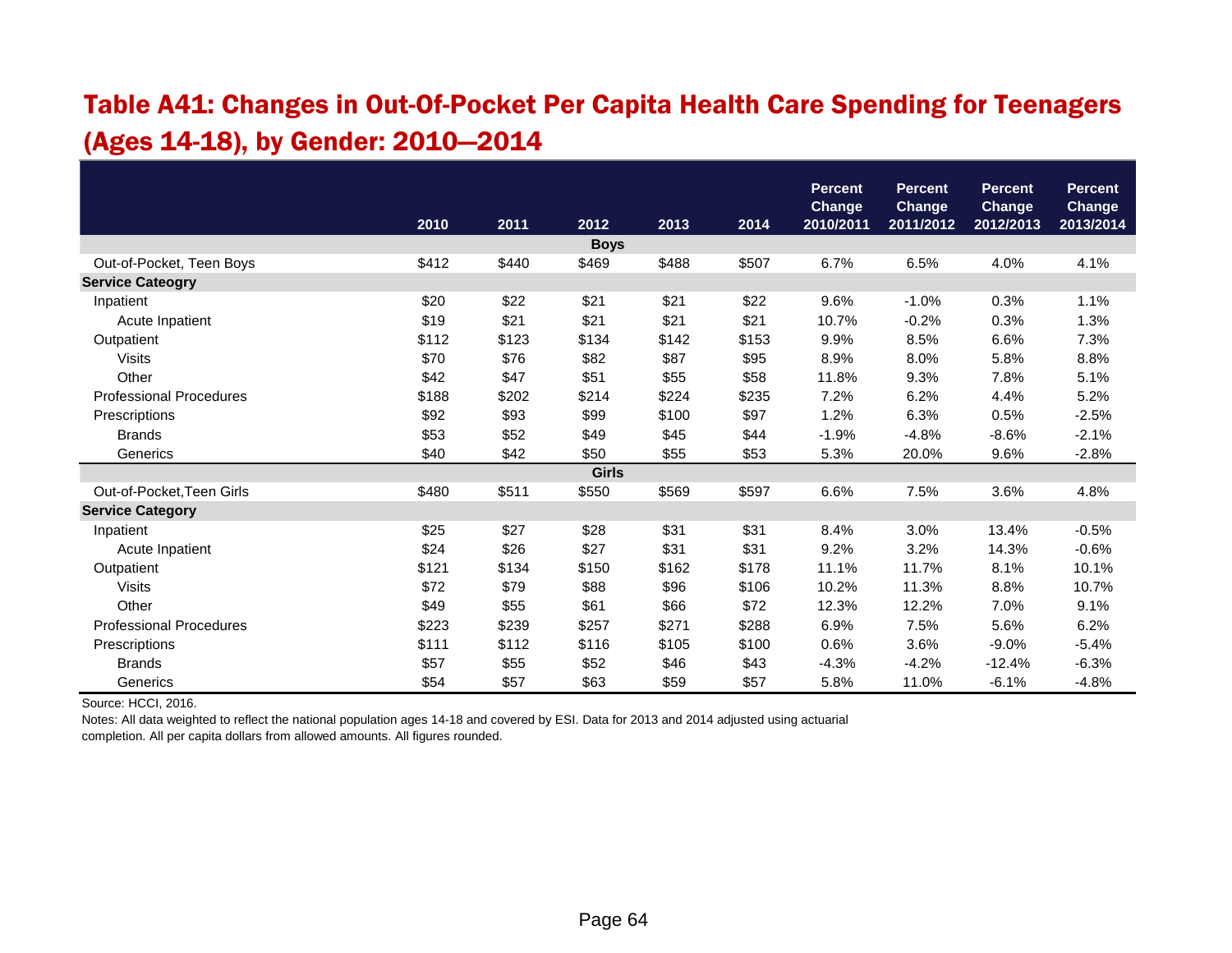# Table A41: Changes in Out-Of-Pocket Per Capita Health Care Spending for Teenagers (Ages 14-18), by Gender: 2010—2014

| | 2010 | 2011 | 2012 | 2013 | 2014 | Percent Change 2010/2011 | Percent Change 2011/2012 | Percent Change 2012/2013 | Percent Change 2013/2014 |
|---|---|---|---|---|---|---|---|---|---|
| **Boys** | | | | | | | | | |
| Out-of-Pocket, Teen Boys | $412 | $440 | $469 | $488 | $507 | 6.7% | 6.5% | 4.0% | 4.1% |
| **Service Cateogry** | | | | | | | | | |
| Inpatient | $20 | $22 | $21 | $21 | $22 | 9.6% | -1.0% | 0.3% | 1.1% |
| Acute Inpatient | $19 | $21 | $21 | $21 | $21 | 10.7% | -0.2% | 0.3% | 1.3% |
| Outpatient | $112 | $123 | $134 | $142 | $153 | 9.9% | 8.5% | 6.6% | 7.3% |
| Visits | $70 | $76 | $82 | $87 | $95 | 8.9% | 8.0% | 5.8% | 8.8% |
| Other | $42 | $47 | $51 | $55 | $58 | 11.8% | 9.3% | 7.8% | 5.1% |
| Professional Procedures | $188 | $202 | $214 | $224 | $235 | 7.2% | 6.2% | 4.4% | 5.2% |
| Prescriptions | $92 | $93 | $99 | $100 | $97 | 1.2% | 6.3% | 0.5% | -2.5% |
| Brands | $53 | $52 | $49 | $45 | $44 | -1.9% | -4.8% | -8.6% | -2.1% |
| Generics | $40 | $42 | $50 | $55 | $53 | 5.3% | 20.0% | 9.6% | -2.8% |
| **Girls** | | | | | | | | | |
| Out-of-Pocket,Teen Girls | $480 | $511 | $550 | $569 | $597 | 6.6% | 7.5% | 3.6% | 4.8% |
| **Service Category** | | | | | | | | | |
| Inpatient | $25 | $27 | $28 | $31 | $31 | 8.4% | 3.0% | 13.4% | -0.5% |
| Acute Inpatient | $24 | $26 | $27 | $31 | $31 | 9.2% | 3.2% | 14.3% | -0.6% |
| Outpatient | $121 | $134 | $150 | $162 | $178 | 11.1% | 11.7% | 8.1% | 10.1% |
| Visits | $72 | $79 | $88 | $96 | $106 | 10.2% | 11.3% | 8.8% | 10.7% |
| Other | $49 | $55 | $61 | $66 | $72 | 12.3% | 12.2% | 7.0% | 9.1% |
| Professional Procedures | $223 | $239 | $257 | $271 | $288 | 6.9% | 7.5% | 5.6% | 6.2% |
| Prescriptions | $111 | $112 | $116 | $105 | $100 | 0.6% | 3.6% | -9.0% | -5.4% |
| Brands | $57 | $55 | $52 | $46 | $43 | -4.3% | -4.2% | -12.4% | -6.3% |
| Generics | $54 | $57 | $63 | $59 | $57 | 5.8% | 11.0% | -6.1% | -4.8% |

Source: HCCI, 2016.

Notes: All data weighted to reflect the national population ages 14-18 and covered by ESI. Data for 2013 and 2014 adjusted using actuarial completion. All per capita dollars from allowed amounts. All figures rounded.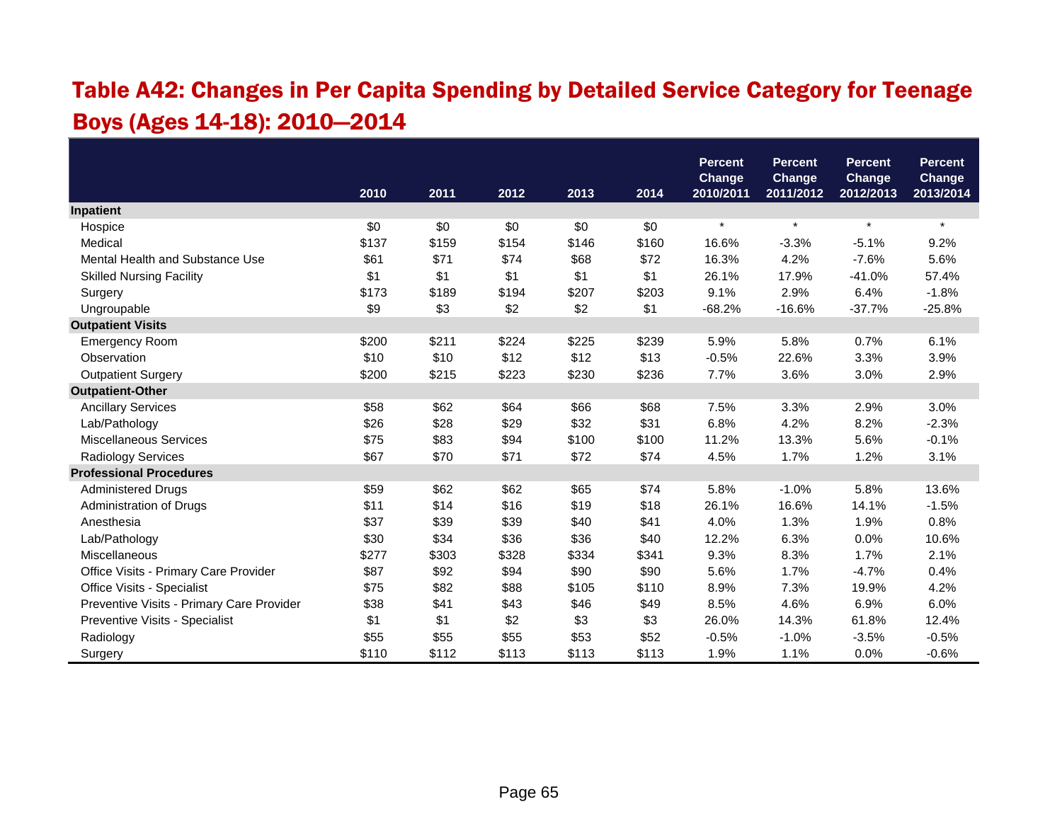## Table A42: Changes in Per Capita Spending by Detailed Service Category for Teenage Boys (Ages 14-18): 2010—2014

| | 2010 | 2011 | 2012 | 2013 | 2014 | Percent Change 2010/2011 | Percent Change 2011/2012 | Percent Change 2012/2013 | Percent Change 2013/2014 |
|---|---|---|---|---|---|---|---|---|---|
| **Inpatient** | | | | | | | | | |
| Hospice | $0 | $0 | $0 | $0 | $0 | * | * | * | * |
| Medical | $137 | $159 | $154 | $146 | $160 | 16.6% | -3.3% | -5.1% | 9.2% |
| Mental Health and Substance Use | $61 | $71 | $74 | $68 | $72 | 16.3% | 4.2% | -7.6% | 5.6% |
| Skilled Nursing Facility | $1 | $1 | $1 | $1 | $1 | 26.1% | 17.9% | -41.0% | 57.4% |
| Surgery | $173 | $189 | $194 | $207 | $203 | 9.1% | 2.9% | 6.4% | -1.8% |
| Ungroupable | $9 | $3 | $2 | $2 | $1 | -68.2% | -16.6% | -37.7% | -25.8% |
| **Outpatient Visits** | | | | | | | | | |
| Emergency Room | $200 | $211 | $224 | $225 | $239 | 5.9% | 5.8% | 0.7% | 6.1% |
| Observation | $10 | $10 | $12 | $12 | $13 | -0.5% | 22.6% | 3.3% | 3.9% |
| Outpatient Surgery | $200 | $215 | $223 | $230 | $236 | 7.7% | 3.6% | 3.0% | 2.9% |
| **Outpatient-Other** | | | | | | | | | |
| Ancillary Services | $58 | $62 | $64 | $66 | $68 | 7.5% | 3.3% | 2.9% | 3.0% |
| Lab/Pathology | $26 | $28 | $29 | $32 | $31 | 6.8% | 4.2% | 8.2% | -2.3% |
| Miscellaneous Services | $75 | $83 | $94 | $100 | $100 | 11.2% | 13.3% | 5.6% | -0.1% |
| Radiology Services | $67 | $70 | $71 | $72 | $74 | 4.5% | 1.7% | 1.2% | 3.1% |
| **Professional Procedures** | | | | | | | | | |
| Administered Drugs | $59 | $62 | $62 | $65 | $74 | 5.8% | -1.0% | 5.8% | 13.6% |
| Administration of Drugs | $11 | $14 | $16 | $19 | $18 | 26.1% | 16.6% | 14.1% | -1.5% |
| Anesthesia | $37 | $39 | $39 | $40 | $41 | 4.0% | 1.3% | 1.9% | 0.8% |
| Lab/Pathology | $30 | $34 | $36 | $36 | $40 | 12.2% | 6.3% | 0.0% | 10.6% |
| Miscellaneous | $277 | $303 | $328 | $334 | $341 | 9.3% | 8.3% | 1.7% | 2.1% |
| Office Visits - Primary Care Provider | $87 | $92 | $94 | $90 | $90 | 5.6% | 1.7% | -4.7% | 0.4% |
| Office Visits - Specialist | $75 | $82 | $88 | $105 | $110 | 8.9% | 7.3% | 19.9% | 4.2% |
| Preventive Visits - Primary Care Provider | $38 | $41 | $43 | $46 | $49 | 8.5% | 4.6% | 6.9% | 6.0% |
| Preventive Visits - Specialist | $1 | $1 | $2 | $3 | $3 | 26.0% | 14.3% | 61.8% | 12.4% |
| Radiology | $55 | $55 | $55 | $53 | $52 | -0.5% | -1.0% | -3.5% | -0.5% |
| Surgery | $110 | $112 | $113 | $113 | $113 | 1.9% | 1.1% | 0.0% | -0.6% |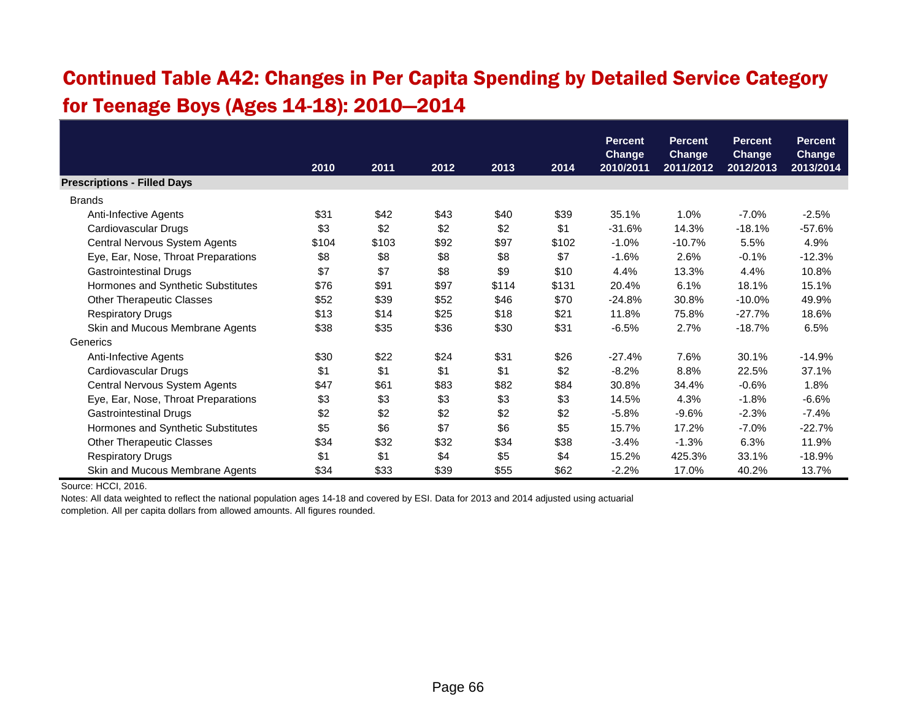## Continued Table A42: Changes in Per Capita Spending by Detailed Service Category for Teenage Boys (Ages 14-18): 2010—2014

| | 2010 | 2011 | 2012 | 2013 | 2014 | Percent Change 2010/2011 | Percent Change 2011/2012 | Percent Change 2012/2013 | Percent Change 2013/2014 |
|---|---|---|---|---|---|---|---|---|---|
| **Prescriptions - Filled Days** | | | | | | | | | |
| Brands | | | | | | | | | |
| Anti-Infective Agents | $31 | $42 | $43 | $40 | $39 | 35.1% | 1.0% | -7.0% | -2.5% |
| Cardiovascular Drugs | $3 | $2 | $2 | $2 | $1 | -31.6% | 14.3% | -18.1% | -57.6% |
| Central Nervous System Agents | $104 | $103 | $92 | $97 | $102 | -1.0% | -10.7% | 5.5% | 4.9% |
| Eye, Ear, Nose, Throat Preparations | $8 | $8 | $8 | $8 | $7 | -1.6% | 2.6% | -0.1% | -12.3% |
| Gastrointestinal Drugs | $7 | $7 | $8 | $9 | $10 | 4.4% | 13.3% | 4.4% | 10.8% |
| Hormones and Synthetic Substitutes | $76 | $91 | $97 | $114 | $131 | 20.4% | 6.1% | 18.1% | 15.1% |
| Other Therapeutic Classes | $52 | $39 | $52 | $46 | $70 | -24.8% | 30.8% | -10.0% | 49.9% |
| Respiratory Drugs | $13 | $14 | $25 | $18 | $21 | 11.8% | 75.8% | -27.7% | 18.6% |
| Skin and Mucous Membrane Agents | $38 | $35 | $36 | $30 | $31 | -6.5% | 2.7% | -18.7% | 6.5% |
| Generics | | | | | | | | | |
| Anti-Infective Agents | $30 | $22 | $24 | $31 | $26 | -27.4% | 7.6% | 30.1% | -14.9% |
| Cardiovascular Drugs | $1 | $1 | $1 | $1 | $2 | -8.2% | 8.8% | 22.5% | 37.1% |
| Central Nervous System Agents | $47 | $61 | $83 | $82 | $84 | 30.8% | 34.4% | -0.6% | 1.8% |
| Eye, Ear, Nose, Throat Preparations | $3 | $3 | $3 | $3 | $3 | 14.5% | 4.3% | -1.8% | -6.6% |
| Gastrointestinal Drugs | $2 | $2 | $2 | $2 | $2 | -5.8% | -9.6% | -2.3% | -7.4% |
| Hormones and Synthetic Substitutes | $5 | $6 | $7 | $6 | $5 | 15.7% | 17.2% | -7.0% | -22.7% |
| Other Therapeutic Classes | $34 | $32 | $32 | $34 | $38 | -3.4% | -1.3% | 6.3% | 11.9% |
| Respiratory Drugs | $1 | $1 | $4 | $5 | $4 | 15.2% | 425.3% | 33.1% | -18.9% |
| Skin and Mucous Membrane Agents | $34 | $33 | $39 | $55 | $62 | -2.2% | 17.0% | 40.2% | 13.7% |

Source: HCCI, 2016.

Notes: All data weighted to reflect the national population ages 14-18 and covered by ESI. Data for 2013 and 2014 adjusted using actuarial completion. All per capita dollars from allowed amounts. All figures rounded.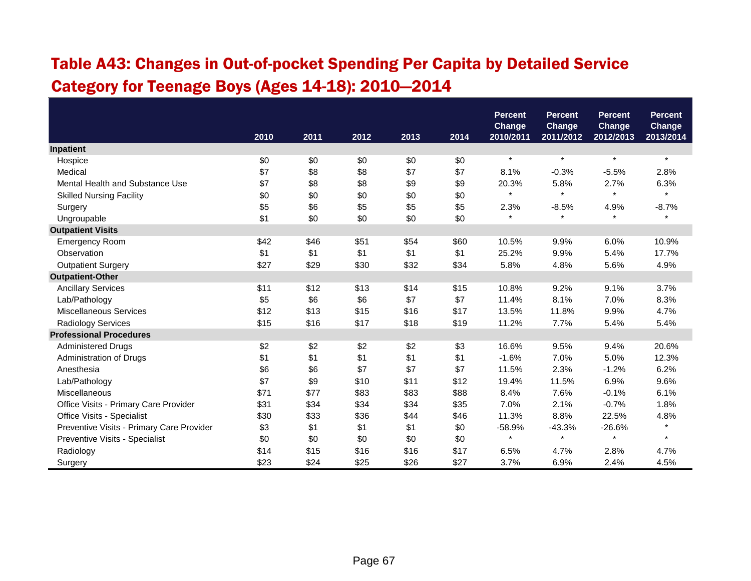# Table A43: Changes in Out-of-pocket Spending Per Capita by Detailed Service Category for Teenage Boys (Ages 14-18): 2010—2014

| | 2010 | 2011 | 2012 | 2013 | 2014 | Percent Change 2010/2011 | Percent Change 2011/2012 | Percent Change 2012/2013 | Percent Change 2013/2014 |
|---|---|---|---|---|---|---|---|---|---|
| **Inpatient** | | | | | | | | | |
| Hospice | $0 | $0 | $0 | $0 | $0 | * | * | * | * |
| Medical | $7 | $8 | $8 | $7 | $7 | 8.1% | -0.3% | -5.5% | 2.8% |
| Mental Health and Substance Use | $7 | $8 | $8 | $9 | $9 | 20.3% | 5.8% | 2.7% | 6.3% |
| Skilled Nursing Facility | $0 | $0 | $0 | $0 | $0 | * | * | * | * |
| Surgery | $5 | $6 | $5 | $5 | $5 | 2.3% | -8.5% | 4.9% | -8.7% |
| Ungroupable | $1 | $0 | $0 | $0 | $0 | * | * | * | * |
| **Outpatient Visits** | | | | | | | | | |
| Emergency Room | $42 | $46 | $51 | $54 | $60 | 10.5% | 9.9% | 6.0% | 10.9% |
| Observation | $1 | $1 | $1 | $1 | $1 | 25.2% | 9.9% | 5.4% | 17.7% |
| Outpatient Surgery | $27 | $29 | $30 | $32 | $34 | 5.8% | 4.8% | 5.6% | 4.9% |
| **Outpatient-Other** | | | | | | | | | |
| Ancillary Services | $11 | $12 | $13 | $14 | $15 | 10.8% | 9.2% | 9.1% | 3.7% |
| Lab/Pathology | $5 | $6 | $6 | $7 | $7 | 11.4% | 8.1% | 7.0% | 8.3% |
| Miscellaneous Services | $12 | $13 | $15 | $16 | $17 | 13.5% | 11.8% | 9.9% | 4.7% |
| Radiology Services | $15 | $16 | $17 | $18 | $19 | 11.2% | 7.7% | 5.4% | 5.4% |
| **Professional Procedures** | | | | | | | | | |
| Administered Drugs | $2 | $2 | $2 | $2 | $3 | 16.6% | 9.5% | 9.4% | 20.6% |
| Administration of Drugs | $1 | $1 | $1 | $1 | $1 | -1.6% | 7.0% | 5.0% | 12.3% |
| Anesthesia | $6 | $6 | $7 | $7 | $7 | 11.5% | 2.3% | -1.2% | 6.2% |
| Lab/Pathology | $7 | $9 | $10 | $11 | $12 | 19.4% | 11.5% | 6.9% | 9.6% |
| Miscellaneous | $71 | $77 | $83 | $83 | $88 | 8.4% | 7.6% | -0.1% | 6.1% |
| Office Visits - Primary Care Provider | $31 | $34 | $34 | $34 | $35 | 7.0% | 2.1% | -0.7% | 1.8% |
| Office Visits - Specialist | $30 | $33 | $36 | $44 | $46 | 11.3% | 8.8% | 22.5% | 4.8% |
| Preventive Visits - Primary Care Provider | $3 | $1 | $1 | $1 | $0 | -58.9% | -43.3% | -26.6% | * |
| Preventive Visits - Specialist | $0 | $0 | $0 | $0 | $0 | * | * | * | * |
| Radiology | $14 | $15 | $16 | $16 | $17 | 6.5% | 4.7% | 2.8% | 4.7% |
| Surgery | $23 | $24 | $25 | $26 | $27 | 3.7% | 6.9% | 2.4% | 4.5% |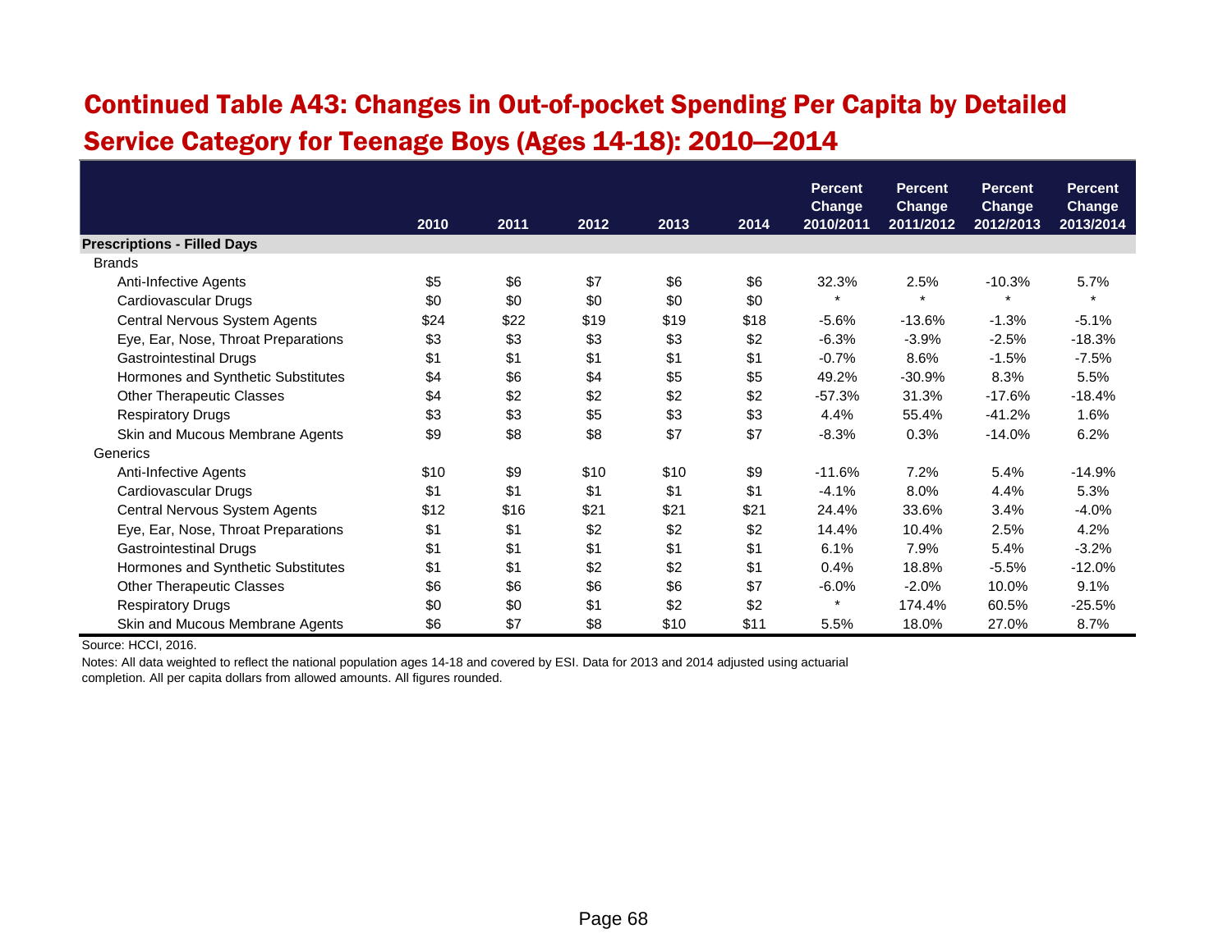# Continued Table A43: Changes in Out-of-pocket Spending Per Capita by Detailed Service Category for Teenage Boys (Ages 14-18): 2010—2014

| | 2010 | 2011 | 2012 | 2013 | 2014 | Percent Change 2010/2011 | Percent Change 2011/2012 | Percent Change 2012/2013 | Percent Change 2013/2014 |
|---|---|---|---|---|---|---|---|---|---|
| **Prescriptions - Filled Days** | | | | | | | | | |
| Brands | | | | | | | | | |
| Anti-Infective Agents | $5 | $6 | $7 | $6 | $6 | 32.3% | 2.5% | -10.3% | 5.7% |
| Cardiovascular Drugs | $0 | $0 | $0 | $0 | $0 | * | * | * | * |
| Central Nervous System Agents | $24 | $22 | $19 | $19 | $18 | -5.6% | -13.6% | -1.3% | -5.1% |
| Eye, Ear, Nose, Throat Preparations | $3 | $3 | $3 | $3 | $2 | -6.3% | -3.9% | -2.5% | -18.3% |
| Gastrointestinal Drugs | $1 | $1 | $1 | $1 | $1 | -0.7% | 8.6% | -1.5% | -7.5% |
| Hormones and Synthetic Substitutes | $4 | $6 | $4 | $5 | $5 | 49.2% | -30.9% | 8.3% | 5.5% |
| Other Therapeutic Classes | $4 | $2 | $2 | $2 | $2 | -57.3% | 31.3% | -17.6% | -18.4% |
| Respiratory Drugs | $3 | $3 | $5 | $3 | $3 | 4.4% | 55.4% | -41.2% | 1.6% |
| Skin and Mucous Membrane Agents | $9 | $8 | $8 | $7 | $7 | -8.3% | 0.3% | -14.0% | 6.2% |
| Generics | | | | | | | | | |
| Anti-Infective Agents | $10 | $9 | $10 | $10 | $9 | -11.6% | 7.2% | 5.4% | -14.9% |
| Cardiovascular Drugs | $1 | $1 | $1 | $1 | $1 | -4.1% | 8.0% | 4.4% | 5.3% |
| Central Nervous System Agents | $12 | $16 | $21 | $21 | $21 | 24.4% | 33.6% | 3.4% | -4.0% |
| Eye, Ear, Nose, Throat Preparations | $1 | $1 | $2 | $2 | $2 | 14.4% | 10.4% | 2.5% | 4.2% |
| Gastrointestinal Drugs | $1 | $1 | $1 | $1 | $1 | 6.1% | 7.9% | 5.4% | -3.2% |
| Hormones and Synthetic Substitutes | $1 | $1 | $2 | $2 | $1 | 0.4% | 18.8% | -5.5% | -12.0% |
| Other Therapeutic Classes | $6 | $6 | $6 | $6 | $7 | -6.0% | -2.0% | 10.0% | 9.1% |
| Respiratory Drugs | $0 | $0 | $1 | $2 | $2 | * | 174.4% | 60.5% | -25.5% |
| Skin and Mucous Membrane Agents | $6 | $7 | $8 | $10 | $11 | 5.5% | 18.0% | 27.0% | 8.7% |

Source: HCCI, 2016.

Notes: All data weighted to reflect the national population ages 14-18 and covered by ESI. Data for 2013 and 2014 adjusted using actuarial completion. All per capita dollars from allowed amounts. All figures rounded.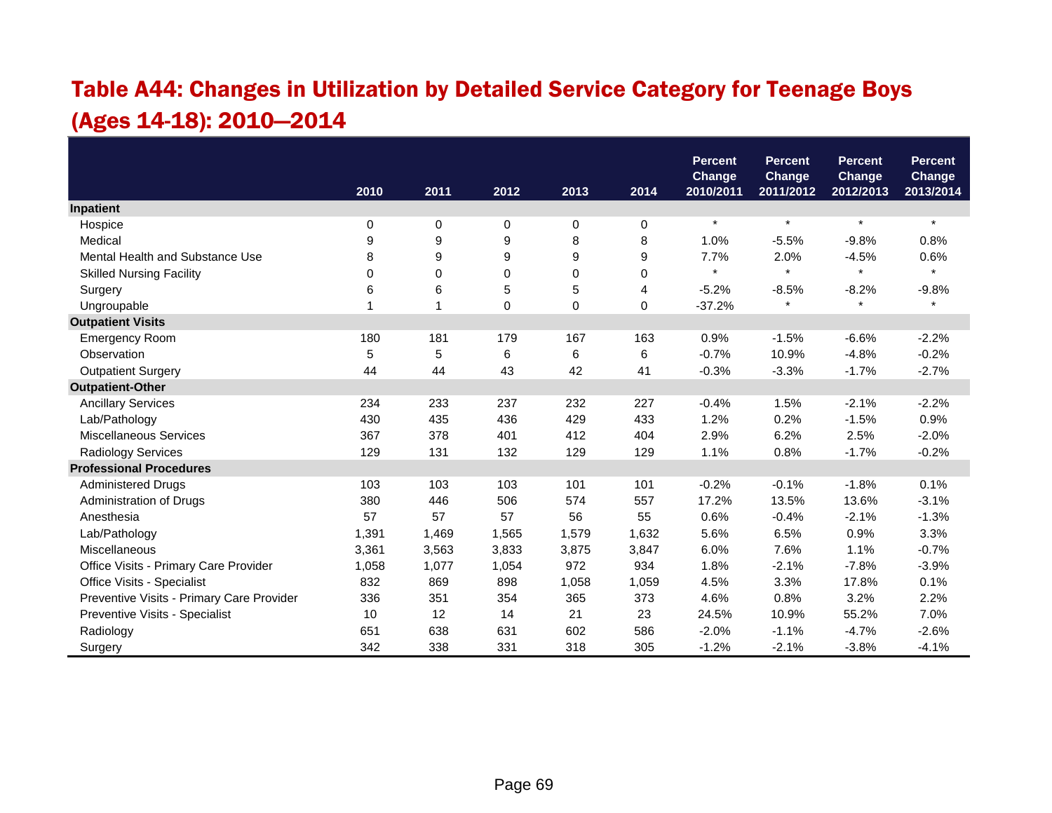## Table A44: Changes in Utilization by Detailed Service Category for Teenage Boys (Ages 14-18): 2010—2014

| | 2010 | 2011 | 2012 | 2013 | 2014 | Percent Change 2010/2011 | Percent Change 2011/2012 | Percent Change 2012/2013 | Percent Change 2013/2014 |
|---|---|---|---|---|---|---|---|---|---|
| **Inpatient** | | | | | | | | | |
| Hospice | 0 | 0 | 0 | 0 | 0 | * | * | * | * |
| Medical | 9 | 9 | 9 | 8 | 8 | 1.0% | -5.5% | -9.8% | 0.8% |
| Mental Health and Substance Use | 8 | 9 | 9 | 9 | 9 | 7.7% | 2.0% | -4.5% | 0.6% |
| Skilled Nursing Facility | 0 | 0 | 0 | 0 | 0 | * | * | * | * |
| Surgery | 6 | 6 | 5 | 5 | 4 | -5.2% | -8.5% | -8.2% | -9.8% |
| Ungroupable | 1 | 1 | 0 | 0 | 0 | -37.2% | * | * | * |
| **Outpatient Visits** | | | | | | | | | |
| Emergency Room | 180 | 181 | 179 | 167 | 163 | 0.9% | -1.5% | -6.6% | -2.2% |
| Observation | 5 | 5 | 6 | 6 | 6 | -0.7% | 10.9% | -4.8% | -0.2% |
| Outpatient Surgery | 44 | 44 | 43 | 42 | 41 | -0.3% | -3.3% | -1.7% | -2.7% |
| **Outpatient-Other** | | | | | | | | | |
| Ancillary Services | 234 | 233 | 237 | 232 | 227 | -0.4% | 1.5% | -2.1% | -2.2% |
| Lab/Pathology | 430 | 435 | 436 | 429 | 433 | 1.2% | 0.2% | -1.5% | 0.9% |
| Miscellaneous Services | 367 | 378 | 401 | 412 | 404 | 2.9% | 6.2% | 2.5% | -2.0% |
| Radiology Services | 129 | 131 | 132 | 129 | 129 | 1.1% | 0.8% | -1.7% | -0.2% |
| **Professional Procedures** | | | | | | | | | |
| Administered Drugs | 103 | 103 | 103 | 101 | 101 | -0.2% | -0.1% | -1.8% | 0.1% |
| Administration of Drugs | 380 | 446 | 506 | 574 | 557 | 17.2% | 13.5% | 13.6% | -3.1% |
| Anesthesia | 57 | 57 | 57 | 56 | 55 | 0.6% | -0.4% | -2.1% | -1.3% |
| Lab/Pathology | 1,391 | 1,469 | 1,565 | 1,579 | 1,632 | 5.6% | 6.5% | 0.9% | 3.3% |
| Miscellaneous | 3,361 | 3,563 | 3,833 | 3,875 | 3,847 | 6.0% | 7.6% | 1.1% | -0.7% |
| Office Visits - Primary Care Provider | 1,058 | 1,077 | 1,054 | 972 | 934 | 1.8% | -2.1% | -7.8% | -3.9% |
| Office Visits - Specialist | 832 | 869 | 898 | 1,058 | 1,059 | 4.5% | 3.3% | 17.8% | 0.1% |
| Preventive Visits - Primary Care Provider | 336 | 351 | 354 | 365 | 373 | 4.6% | 0.8% | 3.2% | 2.2% |
| Preventive Visits - Specialist | 10 | 12 | 14 | 21 | 23 | 24.5% | 10.9% | 55.2% | 7.0% |
| Radiology | 651 | 638 | 631 | 602 | 586 | -2.0% | -1.1% | -4.7% | -2.6% |
| Surgery | 342 | 338 | 331 | 318 | 305 | -1.2% | -2.1% | -3.8% | -4.1% |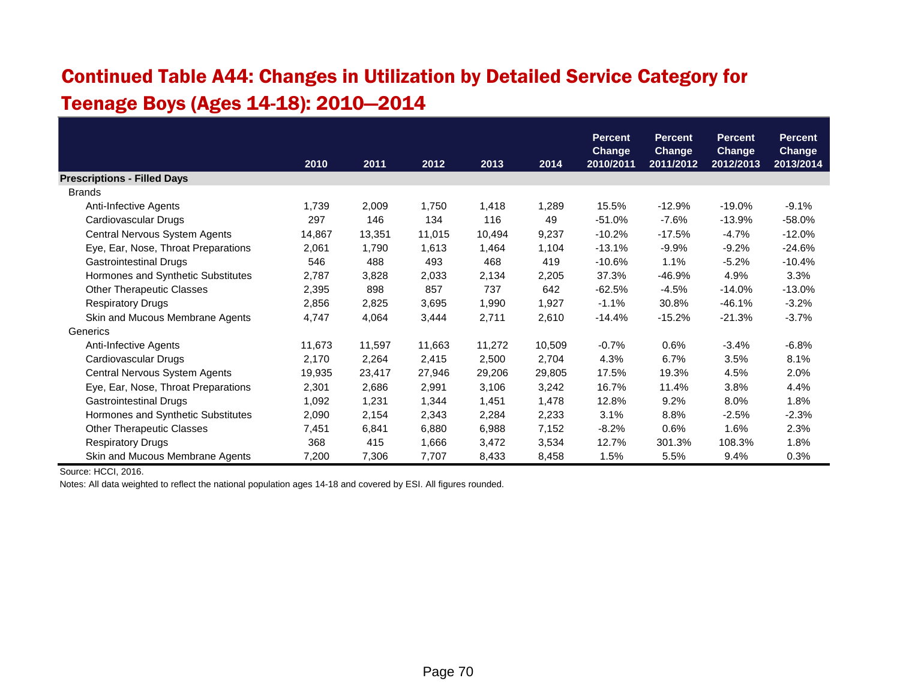## Continued Table A44: Changes in Utilization by Detailed Service Category for Teenage Boys (Ages 14-18): 2010—2014

| | 2010 | 2011 | 2012 | 2013 | 2014 | Percent Change 2010/2011 | Percent Change 2011/2012 | Percent Change 2012/2013 | Percent Change 2013/2014 |
|---|---|---|---|---|---|---|---|---|---|
| **Prescriptions - Filled Days** | | | | | | | | | |
| Brands | | | | | | | | | |
| Anti-Infective Agents | 1,739 | 2,009 | 1,750 | 1,418 | 1,289 | 15.5% | -12.9% | -19.0% | -9.1% |
| Cardiovascular Drugs | 297 | 146 | 134 | 116 | 49 | -51.0% | -7.6% | -13.9% | -58.0% |
| Central Nervous System Agents | 14,867 | 13,351 | 11,015 | 10,494 | 9,237 | -10.2% | -17.5% | -4.7% | -12.0% |
| Eye, Ear, Nose, Throat Preparations | 2,061 | 1,790 | 1,613 | 1,464 | 1,104 | -13.1% | -9.9% | -9.2% | -24.6% |
| Gastrointestinal Drugs | 546 | 488 | 493 | 468 | 419 | -10.6% | 1.1% | -5.2% | -10.4% |
| Hormones and Synthetic Substitutes | 2,787 | 3,828 | 2,033 | 2,134 | 2,205 | 37.3% | -46.9% | 4.9% | 3.3% |
| Other Therapeutic Classes | 2,395 | 898 | 857 | 737 | 642 | -62.5% | -4.5% | -14.0% | -13.0% |
| Respiratory Drugs | 2,856 | 2,825 | 3,695 | 1,990 | 1,927 | -1.1% | 30.8% | -46.1% | -3.2% |
| Skin and Mucous Membrane Agents | 4,747 | 4,064 | 3,444 | 2,711 | 2,610 | -14.4% | -15.2% | -21.3% | -3.7% |
| Generics | | | | | | | | | |
| Anti-Infective Agents | 11,673 | 11,597 | 11,663 | 11,272 | 10,509 | -0.7% | 0.6% | -3.4% | -6.8% |
| Cardiovascular Drugs | 2,170 | 2,264 | 2,415 | 2,500 | 2,704 | 4.3% | 6.7% | 3.5% | 8.1% |
| Central Nervous System Agents | 19,935 | 23,417 | 27,946 | 29,206 | 29,805 | 17.5% | 19.3% | 4.5% | 2.0% |
| Eye, Ear, Nose, Throat Preparations | 2,301 | 2,686 | 2,991 | 3,106 | 3,242 | 16.7% | 11.4% | 3.8% | 4.4% |
| Gastrointestinal Drugs | 1,092 | 1,231 | 1,344 | 1,451 | 1,478 | 12.8% | 9.2% | 8.0% | 1.8% |
| Hormones and Synthetic Substitutes | 2,090 | 2,154 | 2,343 | 2,284 | 2,233 | 3.1% | 8.8% | -2.5% | -2.3% |
| Other Therapeutic Classes | 7,451 | 6,841 | 6,880 | 6,988 | 7,152 | -8.2% | 0.6% | 1.6% | 2.3% |
| Respiratory Drugs | 368 | 415 | 1,666 | 3,472 | 3,534 | 12.7% | 301.3% | 108.3% | 1.8% |
| Skin and Mucous Membrane Agents | 7,200 | 7,306 | 7,707 | 8,433 | 8,458 | 1.5% | 5.5% | 9.4% | 0.3% |

Source: HCCI, 2016.

Notes: All data weighted to reflect the national population ages 14-18 and covered by ESI. All figures rounded.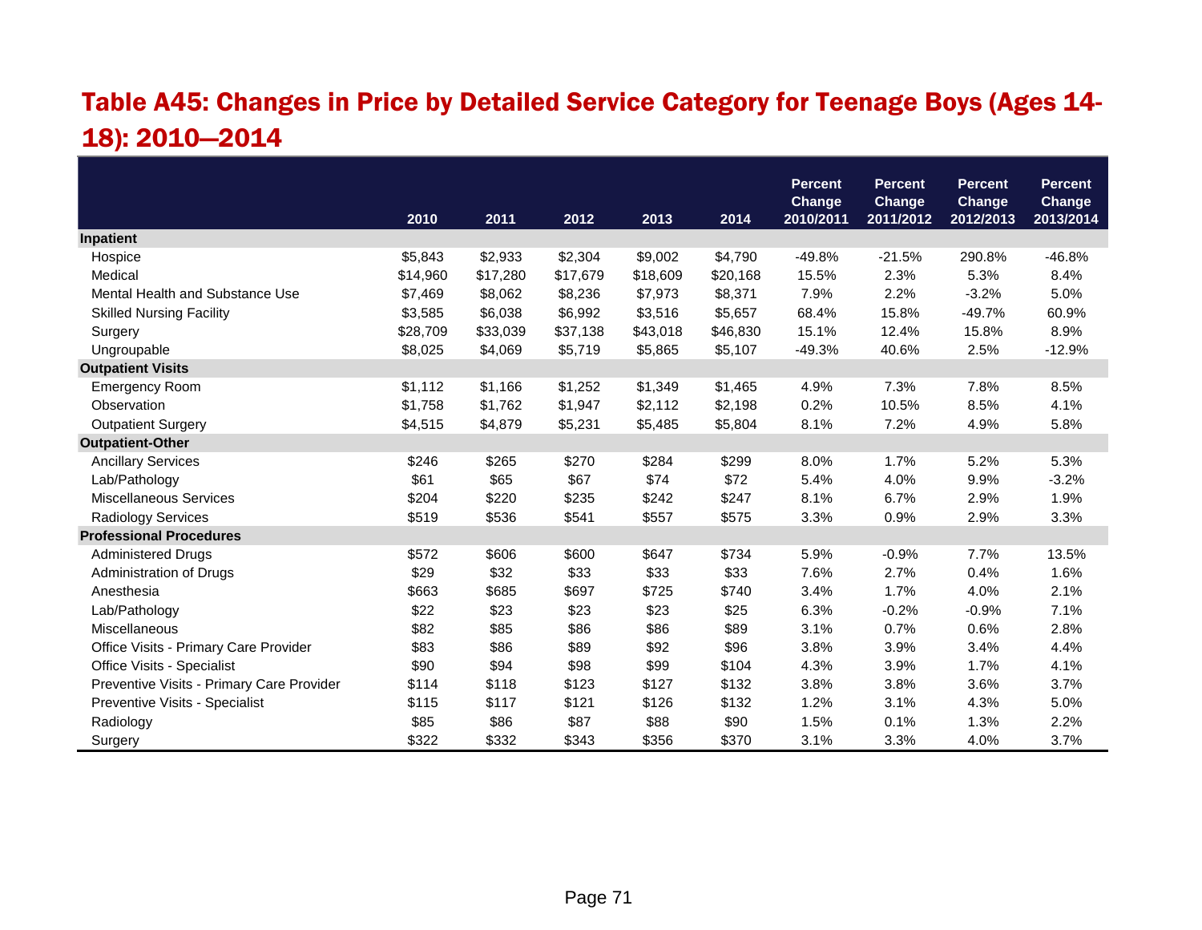## Table A45: Changes in Price by Detailed Service Category for Teenage Boys (Ages 14-18): 2010—2014

| | 2010 | 2011 | 2012 | 2013 | 2014 | Percent Change 2010/2011 | Percent Change 2011/2012 | Percent Change 2012/2013 | Percent Change 2013/2014 |
|---|---|---|---|---|---|---|---|---|---|
| **Inpatient** | | | | | | | | | |
| Hospice | $5,843 | $2,933 | $2,304 | $9,002 | $4,790 | -49.8% | -21.5% | 290.8% | -46.8% |
| Medical | $14,960 | $17,280 | $17,679 | $18,609 | $20,168 | 15.5% | 2.3% | 5.3% | 8.4% |
| Mental Health and Substance Use | $7,469 | $8,062 | $8,236 | $7,973 | $8,371 | 7.9% | 2.2% | -3.2% | 5.0% |
| Skilled Nursing Facility | $3,585 | $6,038 | $6,992 | $3,516 | $5,657 | 68.4% | 15.8% | -49.7% | 60.9% |
| Surgery | $28,709 | $33,039 | $37,138 | $43,018 | $46,830 | 15.1% | 12.4% | 15.8% | 8.9% |
| Ungroupable | $8,025 | $4,069 | $5,719 | $5,865 | $5,107 | -49.3% | 40.6% | 2.5% | -12.9% |
| **Outpatient Visits** | | | | | | | | | |
| Emergency Room | $1,112 | $1,166 | $1,252 | $1,349 | $1,465 | 4.9% | 7.3% | 7.8% | 8.5% |
| Observation | $1,758 | $1,762 | $1,947 | $2,112 | $2,198 | 0.2% | 10.5% | 8.5% | 4.1% |
| Outpatient Surgery | $4,515 | $4,879 | $5,231 | $5,485 | $5,804 | 8.1% | 7.2% | 4.9% | 5.8% |
| **Outpatient-Other** | | | | | | | | | |
| Ancillary Services | $246 | $265 | $270 | $284 | $299 | 8.0% | 1.7% | 5.2% | 5.3% |
| Lab/Pathology | $61 | $65 | $67 | $74 | $72 | 5.4% | 4.0% | 9.9% | -3.2% |
| Miscellaneous Services | $204 | $220 | $235 | $242 | $247 | 8.1% | 6.7% | 2.9% | 1.9% |
| Radiology Services | $519 | $536 | $541 | $557 | $575 | 3.3% | 0.9% | 2.9% | 3.3% |
| **Professional Procedures** | | | | | | | | | |
| Administered Drugs | $572 | $606 | $600 | $647 | $734 | 5.9% | -0.9% | 7.7% | 13.5% |
| Administration of Drugs | $29 | $32 | $33 | $33 | $33 | 7.6% | 2.7% | 0.4% | 1.6% |
| Anesthesia | $663 | $685 | $697 | $725 | $740 | 3.4% | 1.7% | 4.0% | 2.1% |
| Lab/Pathology | $22 | $23 | $23 | $23 | $25 | 6.3% | -0.2% | -0.9% | 7.1% |
| Miscellaneous | $82 | $85 | $86 | $86 | $89 | 3.1% | 0.7% | 0.6% | 2.8% |
| Office Visits - Primary Care Provider | $83 | $86 | $89 | $92 | $96 | 3.8% | 3.9% | 3.4% | 4.4% |
| Office Visits - Specialist | $90 | $94 | $98 | $99 | $104 | 4.3% | 3.9% | 1.7% | 4.1% |
| Preventive Visits - Primary Care Provider | $114 | $118 | $123 | $127 | $132 | 3.8% | 3.8% | 3.6% | 3.7% |
| Preventive Visits - Specialist | $115 | $117 | $121 | $126 | $132 | 1.2% | 3.1% | 4.3% | 5.0% |
| Radiology | $85 | $86 | $87 | $88 | $90 | 1.5% | 0.1% | 1.3% | 2.2% |
| Surgery | $322 | $332 | $343 | $356 | $370 | 3.1% | 3.3% | 4.0% | 3.7% |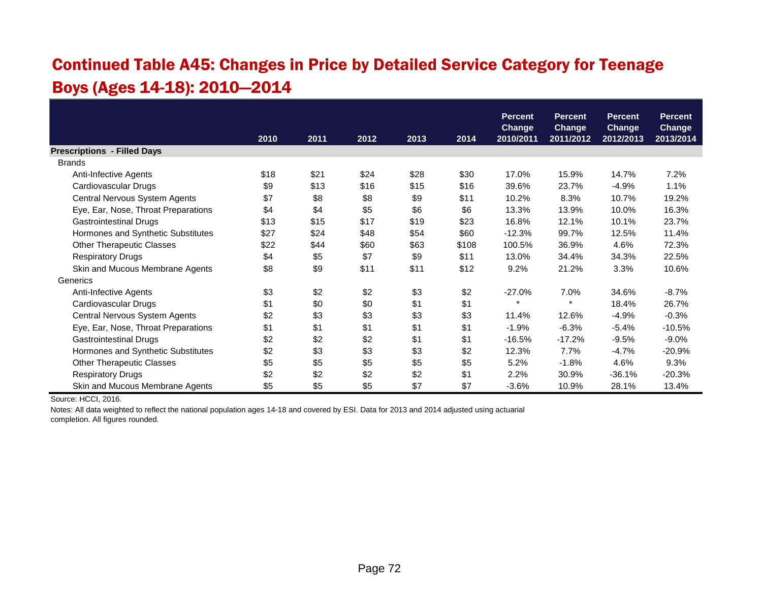# Continued Table A45: Changes in Price by Detailed Service Category for Teenage Boys (Ages 14-18): 2010—2014

| | 2010 | 2011 | 2012 | 2013 | 2014 | Percent Change 2010/2011 | Percent Change 2011/2012 | Percent Change 2012/2013 | Percent Change 2013/2014 |
|---|---|---|---|---|---|---|---|---|---|
| **Prescriptions - Filled Days** | | | | | | | | | |
| Brands | | | | | | | | | |
| Anti-Infective Agents | $18 | $21 | $24 | $28 | $30 | 17.0% | 15.9% | 14.7% | 7.2% |
| Cardiovascular Drugs | $9 | $13 | $16 | $15 | $16 | 39.6% | 23.7% | -4.9% | 1.1% |
| Central Nervous System Agents | $7 | $8 | $8 | $9 | $11 | 10.2% | 8.3% | 10.7% | 19.2% |
| Eye, Ear, Nose, Throat Preparations | $4 | $4 | $5 | $6 | $6 | 13.3% | 13.9% | 10.0% | 16.3% |
| Gastrointestinal Drugs | $13 | $15 | $17 | $19 | $23 | 16.8% | 12.1% | 10.1% | 23.7% |
| Hormones and Synthetic Substitutes | $27 | $24 | $48 | $54 | $60 | -12.3% | 99.7% | 12.5% | 11.4% |
| Other Therapeutic Classes | $22 | $44 | $60 | $63 | $108 | 100.5% | 36.9% | 4.6% | 72.3% |
| Respiratory Drugs | $4 | $5 | $7 | $9 | $11 | 13.0% | 34.4% | 34.3% | 22.5% |
| Skin and Mucous Membrane Agents | $8 | $9 | $11 | $11 | $12 | 9.2% | 21.2% | 3.3% | 10.6% |
| Generics | | | | | | | | | |
| Anti-Infective Agents | $3 | $2 | $2 | $3 | $2 | -27.0% | 7.0% | 34.6% | -8.7% |
| Cardiovascular Drugs | $1 | $0 | $0 | $1 | $1 | * | * | 18.4% | 26.7% |
| Central Nervous System Agents | $2 | $3 | $3 | $3 | $3 | 11.4% | 12.6% | -4.9% | -0.3% |
| Eye, Ear, Nose, Throat Preparations | $1 | $1 | $1 | $1 | $1 | -1.9% | -6.3% | -5.4% | -10.5% |
| Gastrointestinal Drugs | $2 | $2 | $2 | $1 | $1 | -16.5% | -17.2% | -9.5% | -9.0% |
| Hormones and Synthetic Substitutes | $2 | $3 | $3 | $3 | $2 | 12.3% | 7.7% | -4.7% | -20.9% |
| Other Therapeutic Classes | $5 | $5 | $5 | $5 | $5 | 5.2% | -1.8% | 4.6% | 9.3% |
| Respiratory Drugs | $2 | $2 | $2 | $2 | $1 | 2.2% | 30.9% | -36.1% | -20.3% |
| Skin and Mucous Membrane Agents | $5 | $5 | $5 | $7 | $7 | -3.6% | 10.9% | 28.1% | 13.4% |

Source: HCCI, 2016.

Notes: All data weighted to reflect the national population ages 14-18 and covered by ESI. Data for 2013 and 2014 adjusted using actuarial completion. All figures rounded.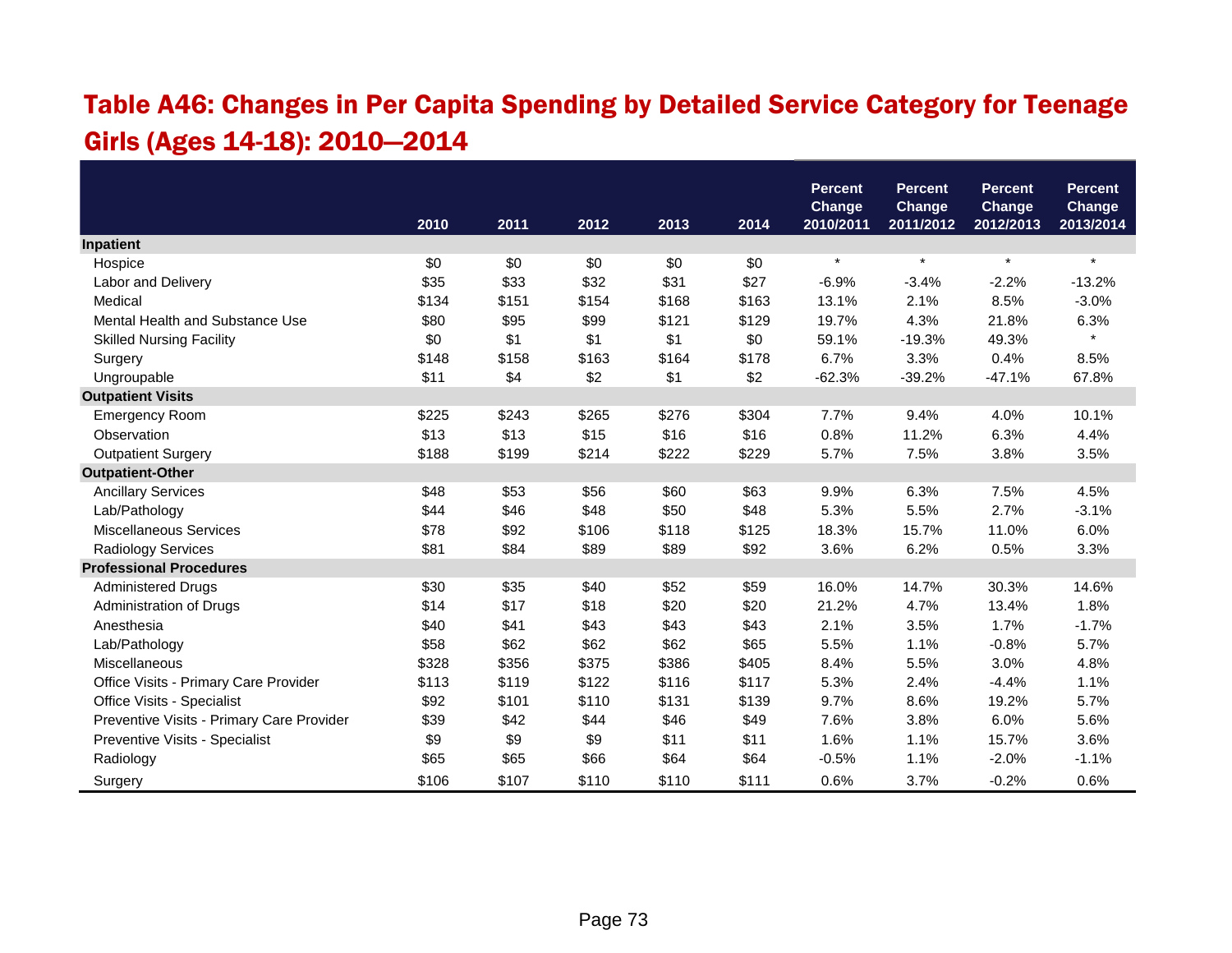## Table A46: Changes in Per Capita Spending by Detailed Service Category for Teenage Girls (Ages 14-18): 2010—2014

| | 2010 | 2011 | 2012 | 2013 | 2014 | Percent Change 2010/2011 | Percent Change 2011/2012 | Percent Change 2012/2013 | Percent Change 2013/2014 |
|---|---|---|---|---|---|---|---|---|---|
| **Inpatient** | | | | | | | | | |
| Hospice | $0 | $0 | $0 | $0 | $0 | * | * | * | * |
| Labor and Delivery | $35 | $33 | $32 | $31 | $27 | -6.9% | -3.4% | -2.2% | -13.2% |
| Medical | $134 | $151 | $154 | $168 | $163 | 13.1% | 2.1% | 8.5% | -3.0% |
| Mental Health and Substance Use | $80 | $95 | $99 | $121 | $129 | 19.7% | 4.3% | 21.8% | 6.3% |
| Skilled Nursing Facility | $0 | $1 | $1 | $1 | $0 | 59.1% | -19.3% | 49.3% | * |
| Surgery | $148 | $158 | $163 | $164 | $178 | 6.7% | 3.3% | 0.4% | 8.5% |
| Ungroupable | $11 | $4 | $2 | $1 | $2 | -62.3% | -39.2% | -47.1% | 67.8% |
| **Outpatient Visits** | | | | | | | | | |
| Emergency Room | $225 | $243 | $265 | $276 | $304 | 7.7% | 9.4% | 4.0% | 10.1% |
| Observation | $13 | $13 | $15 | $16 | $16 | 0.8% | 11.2% | 6.3% | 4.4% |
| Outpatient Surgery | $188 | $199 | $214 | $222 | $229 | 5.7% | 7.5% | 3.8% | 3.5% |
| **Outpatient-Other** | | | | | | | | | |
| Ancillary Services | $48 | $53 | $56 | $60 | $63 | 9.9% | 6.3% | 7.5% | 4.5% |
| Lab/Pathology | $44 | $46 | $48 | $50 | $48 | 5.3% | 5.5% | 2.7% | -3.1% |
| Miscellaneous Services | $78 | $92 | $106 | $118 | $125 | 18.3% | 15.7% | 11.0% | 6.0% |
| Radiology Services | $81 | $84 | $89 | $89 | $92 | 3.6% | 6.2% | 0.5% | 3.3% |
| **Professional Procedures** | | | | | | | | | |
| Administered Drugs | $30 | $35 | $40 | $52 | $59 | 16.0% | 14.7% | 30.3% | 14.6% |
| Administration of Drugs | $14 | $17 | $18 | $20 | $20 | 21.2% | 4.7% | 13.4% | 1.8% |
| Anesthesia | $40 | $41 | $43 | $43 | $43 | 2.1% | 3.5% | 1.7% | -1.7% |
| Lab/Pathology | $58 | $62 | $62 | $62 | $65 | 5.5% | 1.1% | -0.8% | 5.7% |
| Miscellaneous | $328 | $356 | $375 | $386 | $405 | 8.4% | 5.5% | 3.0% | 4.8% |
| Office Visits - Primary Care Provider | $113 | $119 | $122 | $116 | $117 | 5.3% | 2.4% | -4.4% | 1.1% |
| Office Visits - Specialist | $92 | $101 | $110 | $131 | $139 | 9.7% | 8.6% | 19.2% | 5.7% |
| Preventive Visits - Primary Care Provider | $39 | $42 | $44 | $46 | $49 | 7.6% | 3.8% | 6.0% | 5.6% |
| Preventive Visits - Specialist | $9 | $9 | $9 | $11 | $11 | 1.6% | 1.1% | 15.7% | 3.6% |
| Radiology | $65 | $65 | $66 | $64 | $64 | -0.5% | 1.1% | -2.0% | -1.1% |
| Surgery | $106 | $107 | $110 | $110 | $111 | 0.6% | 3.7% | -0.2% | 0.6% |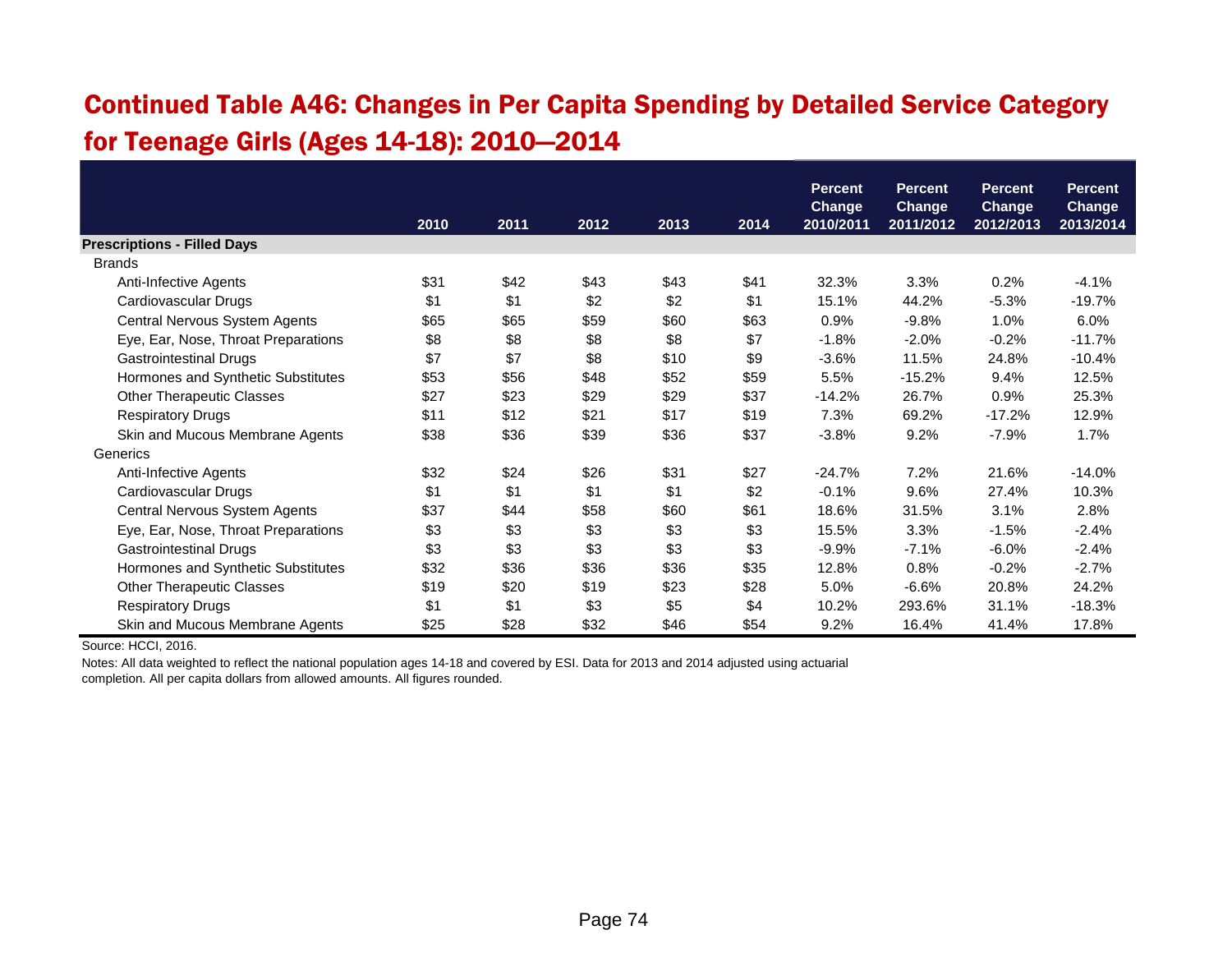## Continued Table A46: Changes in Per Capita Spending by Detailed Service Category for Teenage Girls (Ages 14-18): 2010—2014

| | 2010 | 2011 | 2012 | 2013 | 2014 | Percent Change 2010/2011 | Percent Change 2011/2012 | Percent Change 2012/2013 | Percent Change 2013/2014 |
|---|---|---|---|---|---|---|---|---|---|
| **Prescriptions - Filled Days** | | | | | | | | | |
| Brands | | | | | | | | | |
| Anti-Infective Agents | $31 | $42 | $43 | $43 | $41 | 32.3% | 3.3% | 0.2% | -4.1% |
| Cardiovascular Drugs | $1 | $1 | $2 | $2 | $1 | 15.1% | 44.2% | -5.3% | -19.7% |
| Central Nervous System Agents | $65 | $65 | $59 | $60 | $63 | 0.9% | -9.8% | 1.0% | 6.0% |
| Eye, Ear, Nose, Throat Preparations | $8 | $8 | $8 | $8 | $7 | -1.8% | -2.0% | -0.2% | -11.7% |
| Gastrointestinal Drugs | $7 | $7 | $8 | $10 | $9 | -3.6% | 11.5% | 24.8% | -10.4% |
| Hormones and Synthetic Substitutes | $53 | $56 | $48 | $52 | $59 | 5.5% | -15.2% | 9.4% | 12.5% |
| Other Therapeutic Classes | $27 | $23 | $29 | $29 | $37 | -14.2% | 26.7% | 0.9% | 25.3% |
| Respiratory Drugs | $11 | $12 | $21 | $17 | $19 | 7.3% | 69.2% | -17.2% | 12.9% |
| Skin and Mucous Membrane Agents | $38 | $36 | $39 | $36 | $37 | -3.8% | 9.2% | -7.9% | 1.7% |
| Generics | | | | | | | | | |
| Anti-Infective Agents | $32 | $24 | $26 | $31 | $27 | -24.7% | 7.2% | 21.6% | -14.0% |
| Cardiovascular Drugs | $1 | $1 | $1 | $1 | $2 | -0.1% | 9.6% | 27.4% | 10.3% |
| Central Nervous System Agents | $37 | $44 | $58 | $60 | $61 | 18.6% | 31.5% | 3.1% | 2.8% |
| Eye, Ear, Nose, Throat Preparations | $3 | $3 | $3 | $3 | $3 | 15.5% | 3.3% | -1.5% | -2.4% |
| Gastrointestinal Drugs | $3 | $3 | $3 | $3 | $3 | -9.9% | -7.1% | -6.0% | -2.4% |
| Hormones and Synthetic Substitutes | $32 | $36 | $36 | $36 | $35 | 12.8% | 0.8% | -0.2% | -2.7% |
| Other Therapeutic Classes | $19 | $20 | $19 | $23 | $28 | 5.0% | -6.6% | 20.8% | 24.2% |
| Respiratory Drugs | $1 | $1 | $3 | $5 | $4 | 10.2% | 293.6% | 31.1% | -18.3% |
| Skin and Mucous Membrane Agents | $25 | $28 | $32 | $46 | $54 | 9.2% | 16.4% | 41.4% | 17.8% |

Source: HCCI, 2016.

Notes: All data weighted to reflect the national population ages 14-18 and covered by ESI. Data for 2013 and 2014 adjusted using actuarial completion. All per capita dollars from allowed amounts. All figures rounded.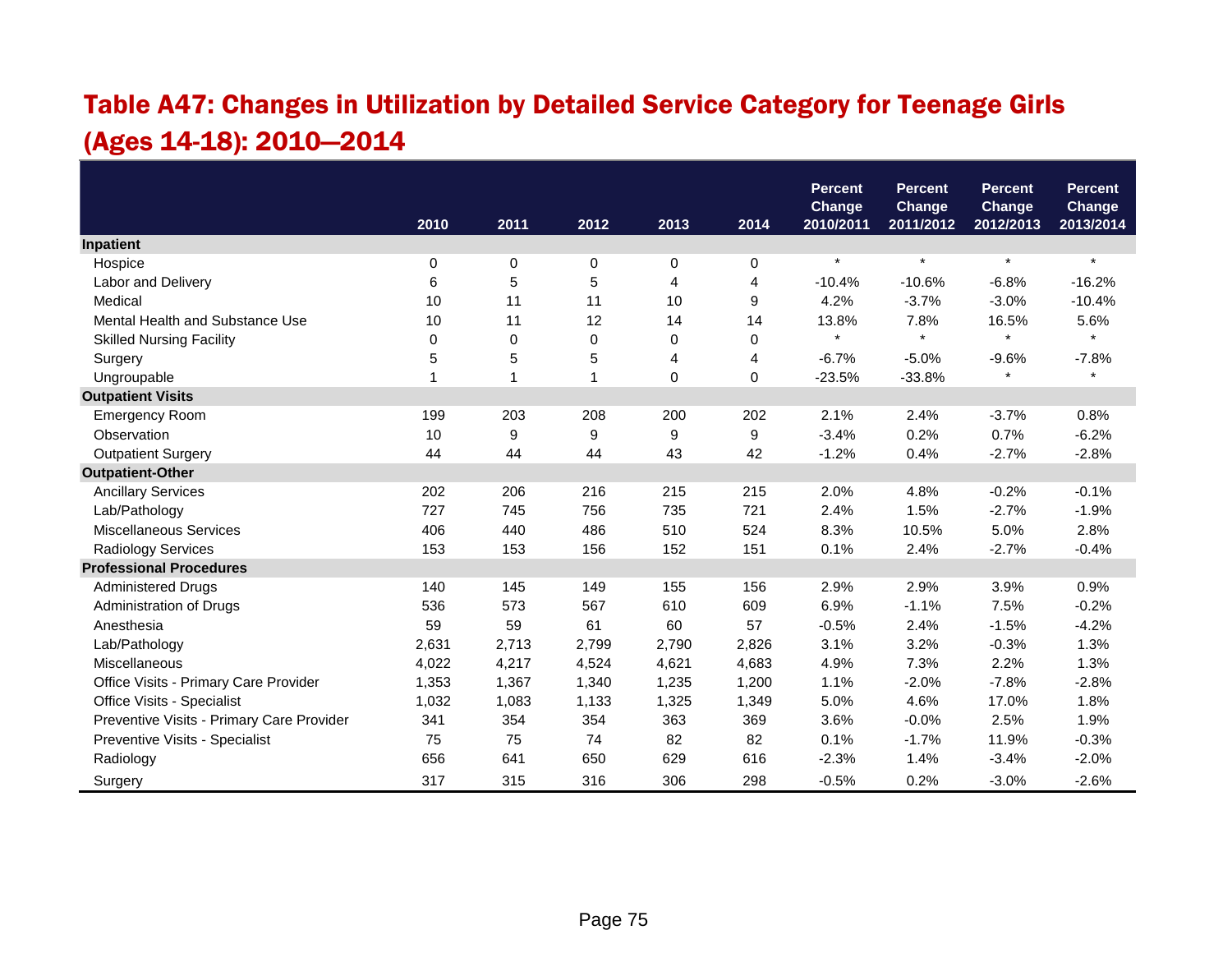## Table A47: Changes in Utilization by Detailed Service Category for Teenage Girls (Ages 14-18): 2010—2014

| | 2010 | 2011 | 2012 | 2013 | 2014 | Percent Change 2010/2011 | Percent Change 2011/2012 | Percent Change 2012/2013 | Percent Change 2013/2014 |
|---|---|---|---|---|---|---|---|---|---|
| **Inpatient** | | | | | | | | | |
| Hospice | 0 | 0 | 0 | 0 | 0 | * | * | * | * |
| Labor and Delivery | 6 | 5 | 5 | 4 | 4 | -10.4% | -10.6% | -6.8% | -16.2% |
| Medical | 10 | 11 | 11 | 10 | 9 | 4.2% | -3.7% | -3.0% | -10.4% |
| Mental Health and Substance Use | 10 | 11 | 12 | 14 | 14 | 13.8% | 7.8% | 16.5% | 5.6% |
| Skilled Nursing Facility | 0 | 0 | 0 | 0 | 0 | * | * | * | * |
| Surgery | 5 | 5 | 5 | 4 | 4 | -6.7% | -5.0% | -9.6% | -7.8% |
| Ungroupable | 1 | 1 | 1 | 0 | 0 | -23.5% | -33.8% | * | * |
| **Outpatient Visits** | | | | | | | | | |
| Emergency Room | 199 | 203 | 208 | 200 | 202 | 2.1% | 2.4% | -3.7% | 0.8% |
| Observation | 10 | 9 | 9 | 9 | 9 | -3.4% | 0.2% | 0.7% | -6.2% |
| Outpatient Surgery | 44 | 44 | 44 | 43 | 42 | -1.2% | 0.4% | -2.7% | -2.8% |
| **Outpatient-Other** | | | | | | | | | |
| Ancillary Services | 202 | 206 | 216 | 215 | 215 | 2.0% | 4.8% | -0.2% | -0.1% |
| Lab/Pathology | 727 | 745 | 756 | 735 | 721 | 2.4% | 1.5% | -2.7% | -1.9% |
| Miscellaneous Services | 406 | 440 | 486 | 510 | 524 | 8.3% | 10.5% | 5.0% | 2.8% |
| Radiology Services | 153 | 153 | 156 | 152 | 151 | 0.1% | 2.4% | -2.7% | -0.4% |
| **Professional Procedures** | | | | | | | | | |
| Administered Drugs | 140 | 145 | 149 | 155 | 156 | 2.9% | 2.9% | 3.9% | 0.9% |
| Administration of Drugs | 536 | 573 | 567 | 610 | 609 | 6.9% | -1.1% | 7.5% | -0.2% |
| Anesthesia | 59 | 59 | 61 | 60 | 57 | -0.5% | 2.4% | -1.5% | -4.2% |
| Lab/Pathology | 2,631 | 2,713 | 2,799 | 2,790 | 2,826 | 3.1% | 3.2% | -0.3% | 1.3% |
| Miscellaneous | 4,022 | 4,217 | 4,524 | 4,621 | 4,683 | 4.9% | 7.3% | 2.2% | 1.3% |
| Office Visits - Primary Care Provider | 1,353 | 1,367 | 1,340 | 1,235 | 1,200 | 1.1% | -2.0% | -7.8% | -2.8% |
| Office Visits - Specialist | 1,032 | 1,083 | 1,133 | 1,325 | 1,349 | 5.0% | 4.6% | 17.0% | 1.8% |
| Preventive Visits - Primary Care Provider | 341 | 354 | 354 | 363 | 369 | 3.6% | -0.0% | 2.5% | 1.9% |
| Preventive Visits - Specialist | 75 | 75 | 74 | 82 | 82 | 0.1% | -1.7% | 11.9% | -0.3% |
| Radiology | 656 | 641 | 650 | 629 | 616 | -2.3% | 1.4% | -3.4% | -2.0% |
| Surgery | 317 | 315 | 316 | 306 | 298 | -0.5% | 0.2% | -3.0% | -2.6% |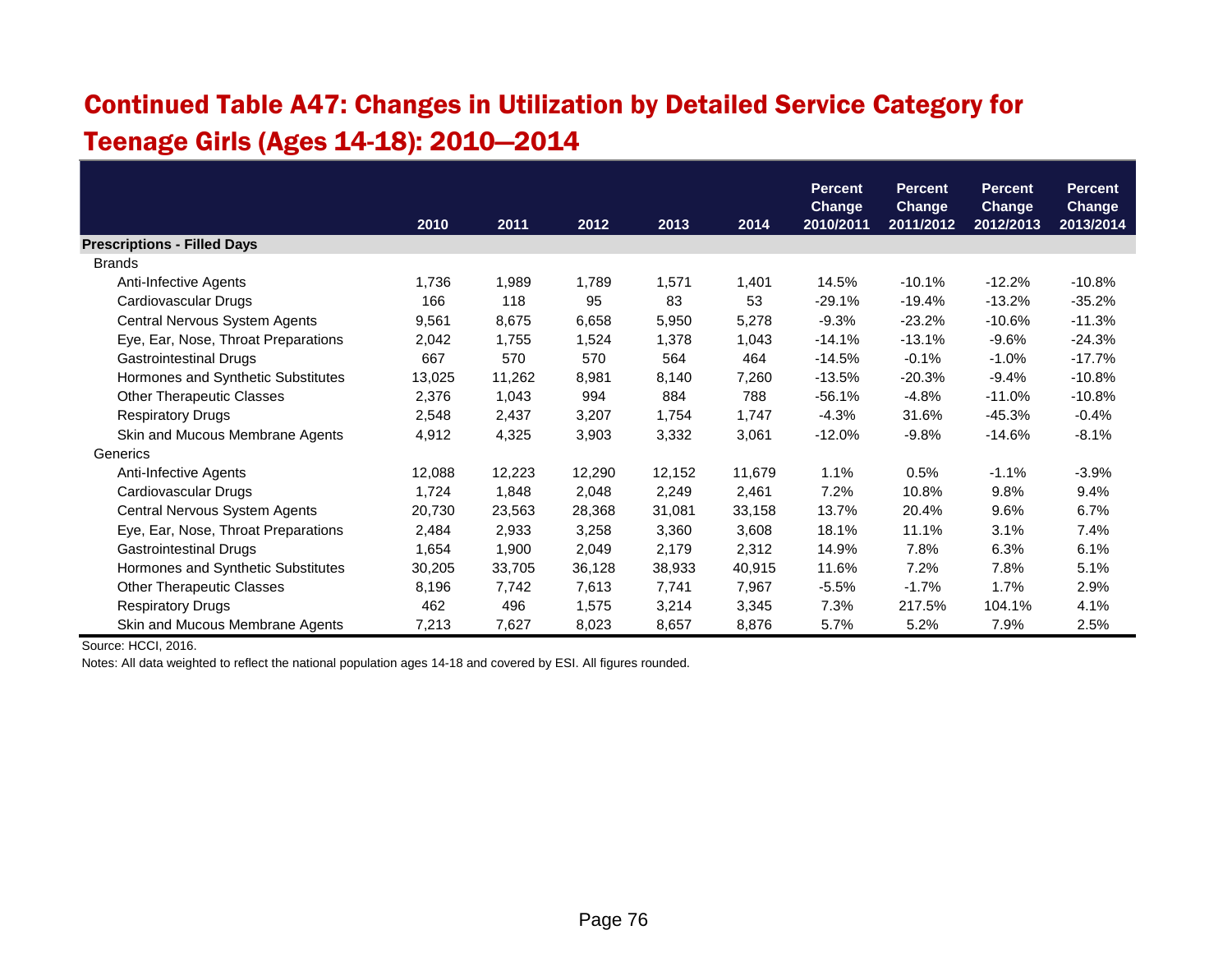# Continued Table A47: Changes in Utilization by Detailed Service Category for Teenage Girls (Ages 14-18): 2010—2014

| | 2010 | 2011 | 2012 | 2013 | 2014 | Percent Change 2010/2011 | Percent Change 2011/2012 | Percent Change 2012/2013 | Percent Change 2013/2014 |
|---|---|---|---|---|---|---|---|---|---|
| **Prescriptions - Filled Days** | | | | | | | | | |
| Brands | | | | | | | | | |
| Anti-Infective Agents | 1,736 | 1,989 | 1,789 | 1,571 | 1,401 | 14.5% | -10.1% | -12.2% | -10.8% |
| Cardiovascular Drugs | 166 | 118 | 95 | 83 | 53 | -29.1% | -19.4% | -13.2% | -35.2% |
| Central Nervous System Agents | 9,561 | 8,675 | 6,658 | 5,950 | 5,278 | -9.3% | -23.2% | -10.6% | -11.3% |
| Eye, Ear, Nose, Throat Preparations | 2,042 | 1,755 | 1,524 | 1,378 | 1,043 | -14.1% | -13.1% | -9.6% | -24.3% |
| Gastrointestinal Drugs | 667 | 570 | 570 | 564 | 464 | -14.5% | -0.1% | -1.0% | -17.7% |
| Hormones and Synthetic Substitutes | 13,025 | 11,262 | 8,981 | 8,140 | 7,260 | -13.5% | -20.3% | -9.4% | -10.8% |
| Other Therapeutic Classes | 2,376 | 1,043 | 994 | 884 | 788 | -56.1% | -4.8% | -11.0% | -10.8% |
| Respiratory Drugs | 2,548 | 2,437 | 3,207 | 1,754 | 1,747 | -4.3% | 31.6% | -45.3% | -0.4% |
| Skin and Mucous Membrane Agents | 4,912 | 4,325 | 3,903 | 3,332 | 3,061 | -12.0% | -9.8% | -14.6% | -8.1% |
| Generics | | | | | | | | | |
| Anti-Infective Agents | 12,088 | 12,223 | 12,290 | 12,152 | 11,679 | 1.1% | 0.5% | -1.1% | -3.9% |
| Cardiovascular Drugs | 1,724 | 1,848 | 2,048 | 2,249 | 2,461 | 7.2% | 10.8% | 9.8% | 9.4% |
| Central Nervous System Agents | 20,730 | 23,563 | 28,368 | 31,081 | 33,158 | 13.7% | 20.4% | 9.6% | 6.7% |
| Eye, Ear, Nose, Throat Preparations | 2,484 | 2,933 | 3,258 | 3,360 | 3,608 | 18.1% | 11.1% | 3.1% | 7.4% |
| Gastrointestinal Drugs | 1,654 | 1,900 | 2,049 | 2,179 | 2,312 | 14.9% | 7.8% | 6.3% | 6.1% |
| Hormones and Synthetic Substitutes | 30,205 | 33,705 | 36,128 | 38,933 | 40,915 | 11.6% | 7.2% | 7.8% | 5.1% |
| Other Therapeutic Classes | 8,196 | 7,742 | 7,613 | 7,741 | 7,967 | -5.5% | -1.7% | 1.7% | 2.9% |
| Respiratory Drugs | 462 | 496 | 1,575 | 3,214 | 3,345 | 7.3% | 217.5% | 104.1% | 4.1% |
| Skin and Mucous Membrane Agents | 7,213 | 7,627 | 8,023 | 8,657 | 8,876 | 5.7% | 5.2% | 7.9% | 2.5% |

Source: HCCI, 2016.

Notes: All data weighted to reflect the national population ages 14-18 and covered by ESI. All figures rounded.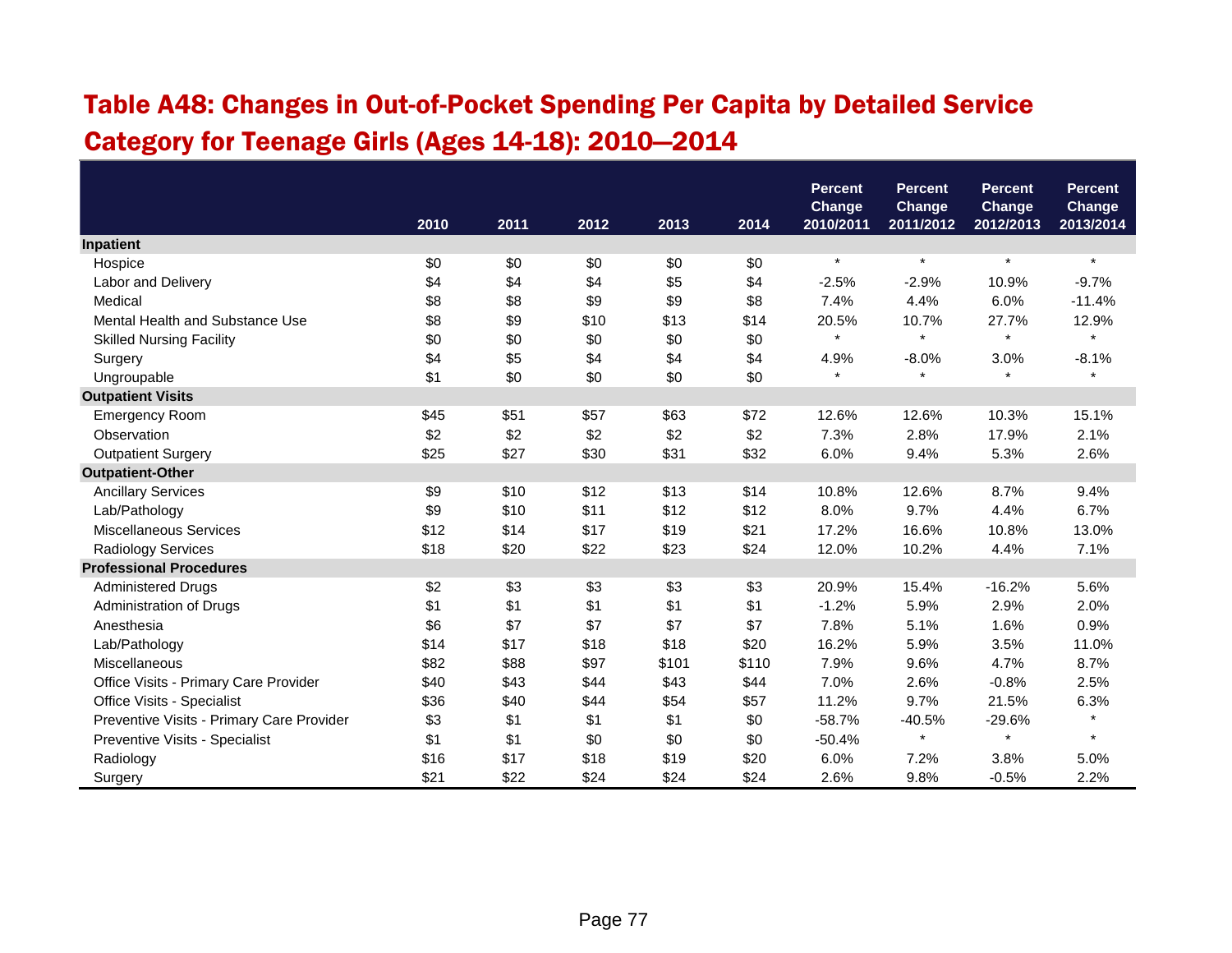## Table A48: Changes in Out-of-Pocket Spending Per Capita by Detailed Service Category for Teenage Girls (Ages 14-18): 2010—2014

| | 2010 | 2011 | 2012 | 2013 | 2014 | Percent Change 2010/2011 | Percent Change 2011/2012 | Percent Change 2012/2013 | Percent Change 2013/2014 |
|---|---|---|---|---|---|---|---|---|---|
| **Inpatient** | | | | | | | | | |
| Hospice | $0 | $0 | $0 | $0 | $0 | * | * | * | * |
| Labor and Delivery | $4 | $4 | $4 | $5 | $4 | -2.5% | -2.9% | 10.9% | -9.7% |
| Medical | $8 | $8 | $9 | $9 | $8 | 7.4% | 4.4% | 6.0% | -11.4% |
| Mental Health and Substance Use | $8 | $9 | $10 | $13 | $14 | 20.5% | 10.7% | 27.7% | 12.9% |
| Skilled Nursing Facility | $0 | $0 | $0 | $0 | $0 | * | * | * | * |
| Surgery | $4 | $5 | $4 | $4 | $4 | 4.9% | -8.0% | 3.0% | -8.1% |
| Ungroupable | $1 | $0 | $0 | $0 | $0 | * | * | * | * |
| **Outpatient Visits** | | | | | | | | | |
| Emergency Room | $45 | $51 | $57 | $63 | $72 | 12.6% | 12.6% | 10.3% | 15.1% |
| Observation | $2 | $2 | $2 | $2 | $2 | 7.3% | 2.8% | 17.9% | 2.1% |
| Outpatient Surgery | $25 | $27 | $30 | $31 | $32 | 6.0% | 9.4% | 5.3% | 2.6% |
| **Outpatient-Other** | | | | | | | | | |
| Ancillary Services | $9 | $10 | $12 | $13 | $14 | 10.8% | 12.6% | 8.7% | 9.4% |
| Lab/Pathology | $9 | $10 | $11 | $12 | $12 | 8.0% | 9.7% | 4.4% | 6.7% |
| Miscellaneous Services | $12 | $14 | $17 | $19 | $21 | 17.2% | 16.6% | 10.8% | 13.0% |
| Radiology Services | $18 | $20 | $22 | $23 | $24 | 12.0% | 10.2% | 4.4% | 7.1% |
| **Professional Procedures** | | | | | | | | | |
| Administered Drugs | $2 | $3 | $3 | $3 | $3 | 20.9% | 15.4% | -16.2% | 5.6% |
| Administration of Drugs | $1 | $1 | $1 | $1 | $1 | -1.2% | 5.9% | 2.9% | 2.0% |
| Anesthesia | $6 | $7 | $7 | $7 | $7 | 7.8% | 5.1% | 1.6% | 0.9% |
| Lab/Pathology | $14 | $17 | $18 | $18 | $20 | 16.2% | 5.9% | 3.5% | 11.0% |
| Miscellaneous | $82 | $88 | $97 | $101 | $110 | 7.9% | 9.6% | 4.7% | 8.7% |
| Office Visits - Primary Care Provider | $40 | $43 | $44 | $43 | $44 | 7.0% | 2.6% | -0.8% | 2.5% |
| Office Visits - Specialist | $36 | $40 | $44 | $54 | $57 | 11.2% | 9.7% | 21.5% | 6.3% |
| Preventive Visits - Primary Care Provider | $3 | $1 | $1 | $1 | $0 | -58.7% | -40.5% | -29.6% | * |
| Preventive Visits - Specialist | $1 | $1 | $0 | $0 | $0 | -50.4% | * | * | * |
| Radiology | $16 | $17 | $18 | $19 | $20 | 6.0% | 7.2% | 3.8% | 5.0% |
| Surgery | $21 | $22 | $24 | $24 | $24 | 2.6% | 9.8% | -0.5% | 2.2% |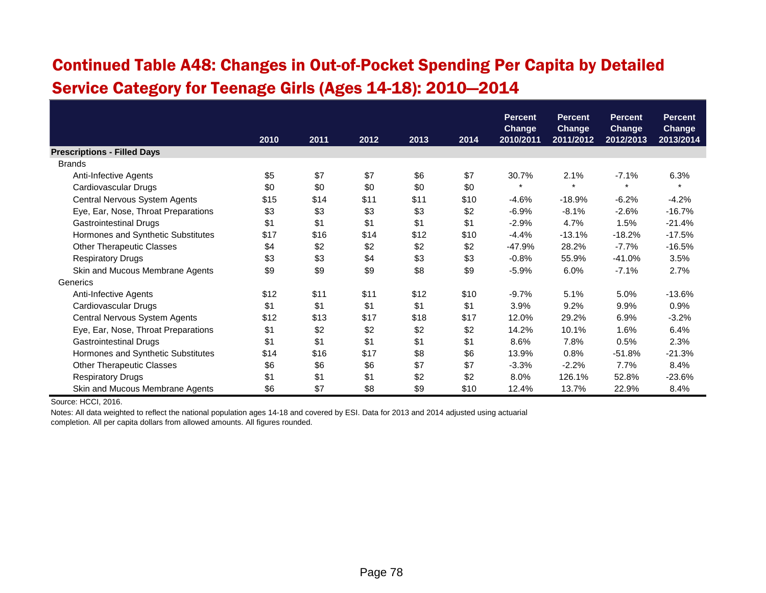# Continued Table A48: Changes in Out-of-Pocket Spending Per Capita by Detailed Service Category for Teenage Girls (Ages 14-18): 2010—2014

| | 2010 | 2011 | 2012 | 2013 | 2014 | Percent Change 2010/2011 | Percent Change 2011/2012 | Percent Change 2012/2013 | Percent Change 2013/2014 |
|---|---|---|---|---|---|---|---|---|---|
| **Prescriptions - Filled Days** | | | | | | | | | |
| Brands | | | | | | | | | |
| Anti-Infective Agents | $5 | $7 | $7 | $6 | $7 | 30.7% | 2.1% | -7.1% | 6.3% |
| Cardiovascular Drugs | $0 | $0 | $0 | $0 | $0 | * | * | * | * |
| Central Nervous System Agents | $15 | $14 | $11 | $11 | $10 | -4.6% | -18.9% | -6.2% | -4.2% |
| Eye, Ear, Nose, Throat Preparations | $3 | $3 | $3 | $3 | $2 | -6.9% | -8.1% | -2.6% | -16.7% |
| Gastrointestinal Drugs | $1 | $1 | $1 | $1 | $1 | -2.9% | 4.7% | 1.5% | -21.4% |
| Hormones and Synthetic Substitutes | $17 | $16 | $14 | $12 | $10 | -4.4% | -13.1% | -18.2% | -17.5% |
| Other Therapeutic Classes | $4 | $2 | $2 | $2 | $2 | -47.9% | 28.2% | -7.7% | -16.5% |
| Respiratory Drugs | $3 | $3 | $4 | $3 | $3 | -0.8% | 55.9% | -41.0% | 3.5% |
| Skin and Mucous Membrane Agents | $9 | $9 | $9 | $8 | $9 | -5.9% | 6.0% | -7.1% | 2.7% |
| Generics | | | | | | | | | |
| Anti-Infective Agents | $12 | $11 | $11 | $12 | $10 | -9.7% | 5.1% | 5.0% | -13.6% |
| Cardiovascular Drugs | $1 | $1 | $1 | $1 | $1 | 3.9% | 9.2% | 9.9% | 0.9% |
| Central Nervous System Agents | $12 | $13 | $17 | $18 | $17 | 12.0% | 29.2% | 6.9% | -3.2% |
| Eye, Ear, Nose, Throat Preparations | $1 | $2 | $2 | $2 | $2 | 14.2% | 10.1% | 1.6% | 6.4% |
| Gastrointestinal Drugs | $1 | $1 | $1 | $1 | $1 | 8.6% | 7.8% | 0.5% | 2.3% |
| Hormones and Synthetic Substitutes | $14 | $16 | $17 | $8 | $6 | 13.9% | 0.8% | -51.8% | -21.3% |
| Other Therapeutic Classes | $6 | $6 | $6 | $7 | $7 | -3.3% | -2.2% | 7.7% | 8.4% |
| Respiratory Drugs | $1 | $1 | $1 | $2 | $2 | 8.0% | 126.1% | 52.8% | -23.6% |
| Skin and Mucous Membrane Agents | $6 | $7 | $8 | $9 | $10 | 12.4% | 13.7% | 22.9% | 8.4% |

Source: HCCI, 2016.

Notes: All data weighted to reflect the national population ages 14-18 and covered by ESI. Data for 2013 and 2014 adjusted using actuarial completion. All per capita dollars from allowed amounts. All figures rounded.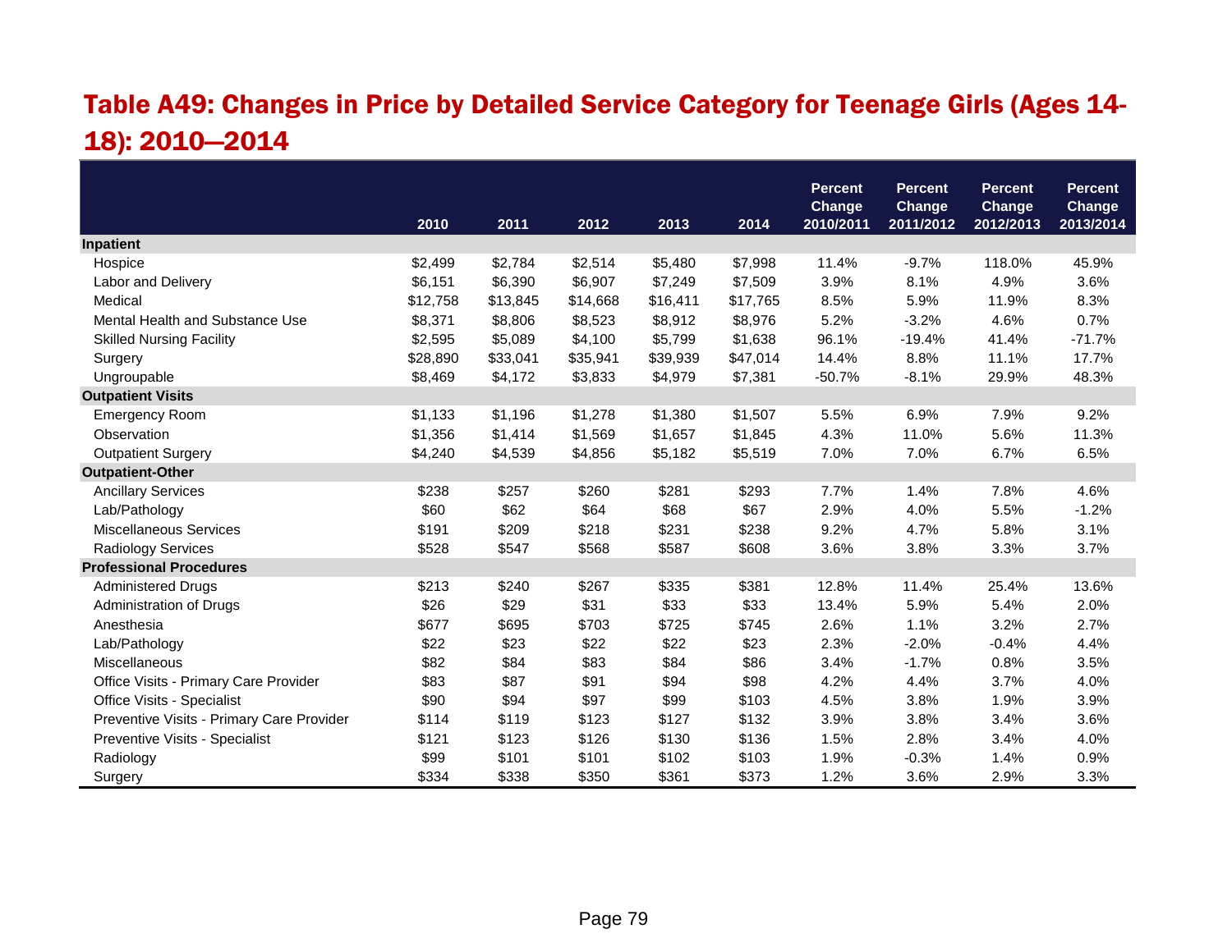## Table A49: Changes in Price by Detailed Service Category for Teenage Girls (Ages 14-18): 2010—2014

| | 2010 | 2011 | 2012 | 2013 | 2014 | Percent Change 2010/2011 | Percent Change 2011/2012 | Percent Change 2012/2013 | Percent Change 2013/2014 |
|---|---|---|---|---|---|---|---|---|---|
| **Inpatient** | | | | | | | | | |
| Hospice | $2,499 | $2,784 | $2,514 | $5,480 | $7,998 | 11.4% | -9.7% | 118.0% | 45.9% |
| Labor and Delivery | $6,151 | $6,390 | $6,907 | $7,249 | $7,509 | 3.9% | 8.1% | 4.9% | 3.6% |
| Medical | $12,758 | $13,845 | $14,668 | $16,411 | $17,765 | 8.5% | 5.9% | 11.9% | 8.3% |
| Mental Health and Substance Use | $8,371 | $8,806 | $8,523 | $8,912 | $8,976 | 5.2% | -3.2% | 4.6% | 0.7% |
| Skilled Nursing Facility | $2,595 | $5,089 | $4,100 | $5,799 | $1,638 | 96.1% | -19.4% | 41.4% | -71.7% |
| Surgery | $28,890 | $33,041 | $35,941 | $39,939 | $47,014 | 14.4% | 8.8% | 11.1% | 17.7% |
| Ungroupable | $8,469 | $4,172 | $3,833 | $4,979 | $7,381 | -50.7% | -8.1% | 29.9% | 48.3% |
| **Outpatient Visits** | | | | | | | | | |
| Emergency Room | $1,133 | $1,196 | $1,278 | $1,380 | $1,507 | 5.5% | 6.9% | 7.9% | 9.2% |
| Observation | $1,356 | $1,414 | $1,569 | $1,657 | $1,845 | 4.3% | 11.0% | 5.6% | 11.3% |
| Outpatient Surgery | $4,240 | $4,539 | $4,856 | $5,182 | $5,519 | 7.0% | 7.0% | 6.7% | 6.5% |
| **Outpatient-Other** | | | | | | | | | |
| Ancillary Services | $238 | $257 | $260 | $281 | $293 | 7.7% | 1.4% | 7.8% | 4.6% |
| Lab/Pathology | $60 | $62 | $64 | $68 | $67 | 2.9% | 4.0% | 5.5% | -1.2% |
| Miscellaneous Services | $191 | $209 | $218 | $231 | $238 | 9.2% | 4.7% | 5.8% | 3.1% |
| Radiology Services | $528 | $547 | $568 | $587 | $608 | 3.6% | 3.8% | 3.3% | 3.7% |
| **Professional Procedures** | | | | | | | | | |
| Administered Drugs | $213 | $240 | $267 | $335 | $381 | 12.8% | 11.4% | 25.4% | 13.6% |
| Administration of Drugs | $26 | $29 | $31 | $33 | $33 | 13.4% | 5.9% | 5.4% | 2.0% |
| Anesthesia | $677 | $695 | $703 | $725 | $745 | 2.6% | 1.1% | 3.2% | 2.7% |
| Lab/Pathology | $22 | $23 | $22 | $22 | $23 | 2.3% | -2.0% | -0.4% | 4.4% |
| Miscellaneous | $82 | $84 | $83 | $84 | $86 | 3.4% | -1.7% | 0.8% | 3.5% |
| Office Visits - Primary Care Provider | $83 | $87 | $91 | $94 | $98 | 4.2% | 4.4% | 3.7% | 4.0% |
| Office Visits - Specialist | $90 | $94 | $97 | $99 | $103 | 4.5% | 3.8% | 1.9% | 3.9% |
| Preventive Visits - Primary Care Provider | $114 | $119 | $123 | $127 | $132 | 3.9% | 3.8% | 3.4% | 3.6% |
| Preventive Visits - Specialist | $121 | $123 | $126 | $130 | $136 | 1.5% | 2.8% | 3.4% | 4.0% |
| Radiology | $99 | $101 | $101 | $102 | $103 | 1.9% | -0.3% | 1.4% | 0.9% |
| Surgery | $334 | $338 | $350 | $361 | $373 | 1.2% | 3.6% | 2.9% | 3.3% |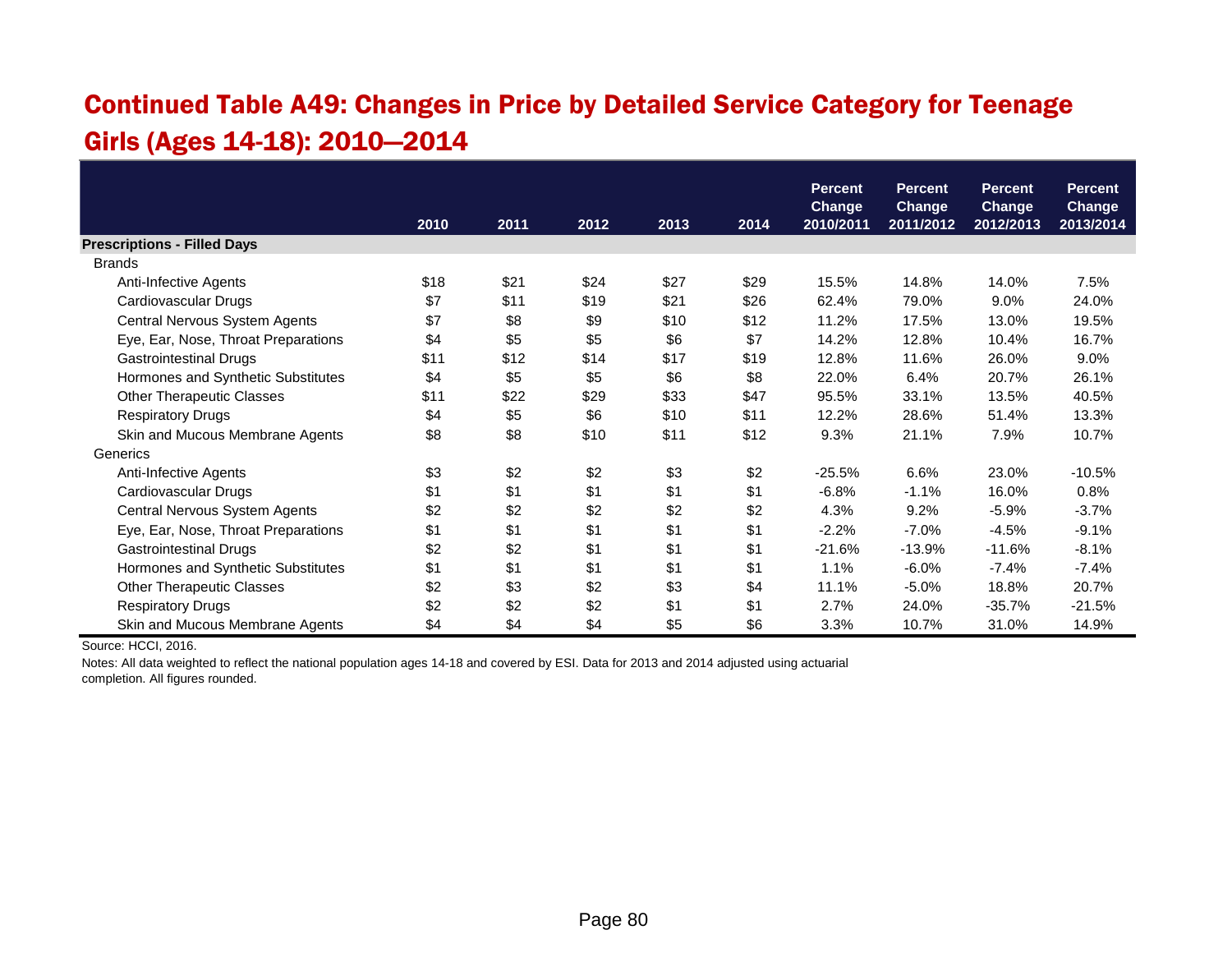## Continued Table A49: Changes in Price by Detailed Service Category for Teenage Girls (Ages 14-18): 2010—2014

| | 2010 | 2011 | 2012 | 2013 | 2014 | Percent Change 2010/2011 | Percent Change 2011/2012 | Percent Change 2012/2013 | Percent Change 2013/2014 |
|---|---|---|---|---|---|---|---|---|---|
| **Prescriptions - Filled Days** | | | | | | | | | |
| Brands | | | | | | | | | |
| Anti-Infective Agents | $18 | $21 | $24 | $27 | $29 | 15.5% | 14.8% | 14.0% | 7.5% |
| Cardiovascular Drugs | $7 | $11 | $19 | $21 | $26 | 62.4% | 79.0% | 9.0% | 24.0% |
| Central Nervous System Agents | $7 | $8 | $9 | $10 | $12 | 11.2% | 17.5% | 13.0% | 19.5% |
| Eye, Ear, Nose, Throat Preparations | $4 | $5 | $5 | $6 | $7 | 14.2% | 12.8% | 10.4% | 16.7% |
| Gastrointestinal Drugs | $11 | $12 | $14 | $17 | $19 | 12.8% | 11.6% | 26.0% | 9.0% |
| Hormones and Synthetic Substitutes | $4 | $5 | $5 | $6 | $8 | 22.0% | 6.4% | 20.7% | 26.1% |
| Other Therapeutic Classes | $11 | $22 | $29 | $33 | $47 | 95.5% | 33.1% | 13.5% | 40.5% |
| Respiratory Drugs | $4 | $5 | $6 | $10 | $11 | 12.2% | 28.6% | 51.4% | 13.3% |
| Skin and Mucous Membrane Agents | $8 | $8 | $10 | $11 | $12 | 9.3% | 21.1% | 7.9% | 10.7% |
| Generics | | | | | | | | | |
| Anti-Infective Agents | $3 | $2 | $2 | $3 | $2 | -25.5% | 6.6% | 23.0% | -10.5% |
| Cardiovascular Drugs | $1 | $1 | $1 | $1 | $1 | -6.8% | -1.1% | 16.0% | 0.8% |
| Central Nervous System Agents | $2 | $2 | $2 | $2 | $2 | 4.3% | 9.2% | -5.9% | -3.7% |
| Eye, Ear, Nose, Throat Preparations | $1 | $1 | $1 | $1 | $1 | -2.2% | -7.0% | -4.5% | -9.1% |
| Gastrointestinal Drugs | $2 | $2 | $1 | $1 | $1 | -21.6% | -13.9% | -11.6% | -8.1% |
| Hormones and Synthetic Substitutes | $1 | $1 | $1 | $1 | $1 | 1.1% | -6.0% | -7.4% | -7.4% |
| Other Therapeutic Classes | $2 | $3 | $2 | $3 | $4 | 11.1% | -5.0% | 18.8% | 20.7% |
| Respiratory Drugs | $2 | $2 | $2 | $1 | $1 | 2.7% | 24.0% | -35.7% | -21.5% |
| Skin and Mucous Membrane Agents | $4 | $4 | $4 | $5 | $6 | 3.3% | 10.7% | 31.0% | 14.9% |

Source: HCCI, 2016.

Notes: All data weighted to reflect the national population ages 14-18 and covered by ESI. Data for 2013 and 2014 adjusted using actuarial completion. All figures rounded.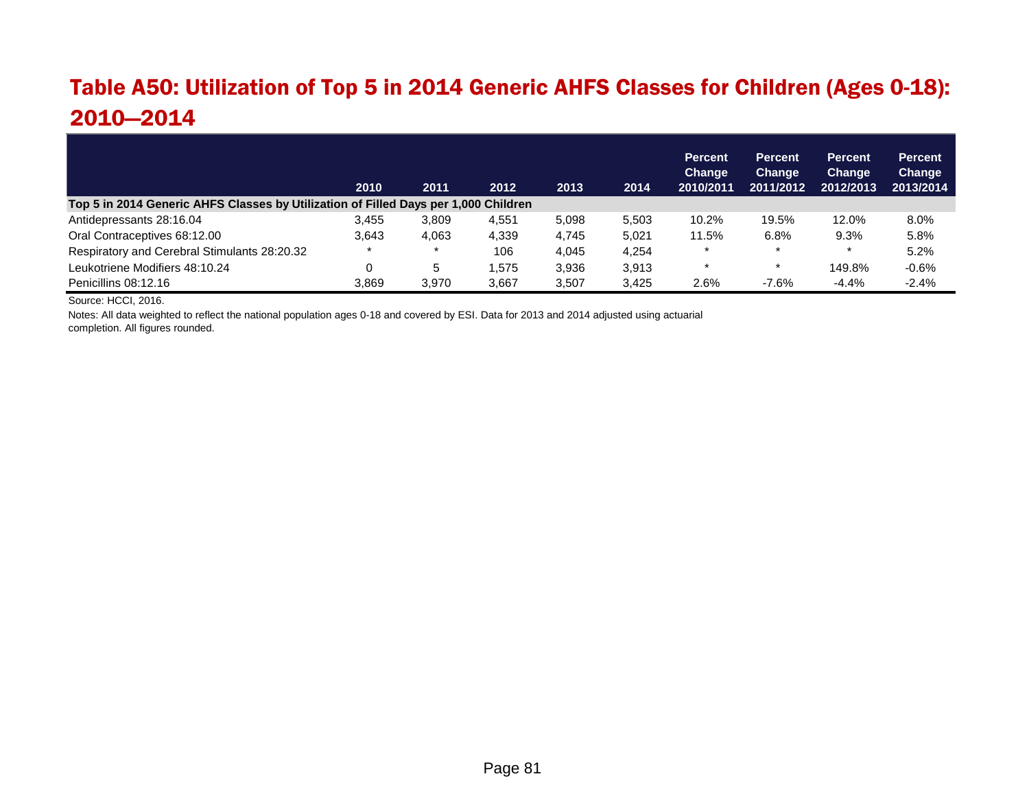## Table A50: Utilization of Top 5 in 2014 Generic AHFS Classes for Children (Ages 0-18): 2010—2014

| | 2010 | 2011 | 2012 | 2013 | 2014 | Percent Change 2010/2011 | Percent Change 2011/2012 | Percent Change 2012/2013 | Percent Change 2013/2014 |
|---|---|---|---|---|---|---|---|---|---|
| **Top 5 in 2014 Generic AHFS Classes by Utilization of Filled Days per 1,000 Children** | | | | | | | | | |
| Antidepressants 28:16.04 | 3,455 | 3,809 | 4,551 | 5,098 | 5,503 | 10.2% | 19.5% | 12.0% | 8.0% |
| Oral Contraceptives 68:12.00 | 3,643 | 4,063 | 4,339 | 4,745 | 5,021 | 11.5% | 6.8% | 9.3% | 5.8% |
| Respiratory and Cerebral Stimulants 28:20.32 | * | * | 106 | 4,045 | 4,254 | * | * | * | 5.2% |
| Leukotriene Modifiers 48:10.24 | 0 | 5 | 1,575 | 3,936 | 3,913 | * | * | 149.8% | -0.6% |
| Penicillins 08:12.16 | 3,869 | 3,970 | 3,667 | 3,507 | 3,425 | 2.6% | -7.6% | -4.4% | -2.4% |

Source: HCCI, 2016.

Notes: All data weighted to reflect the national population ages 0-18 and covered by ESI. Data for 2013 and 2014 adjusted using actuarial completion. All figures rounded.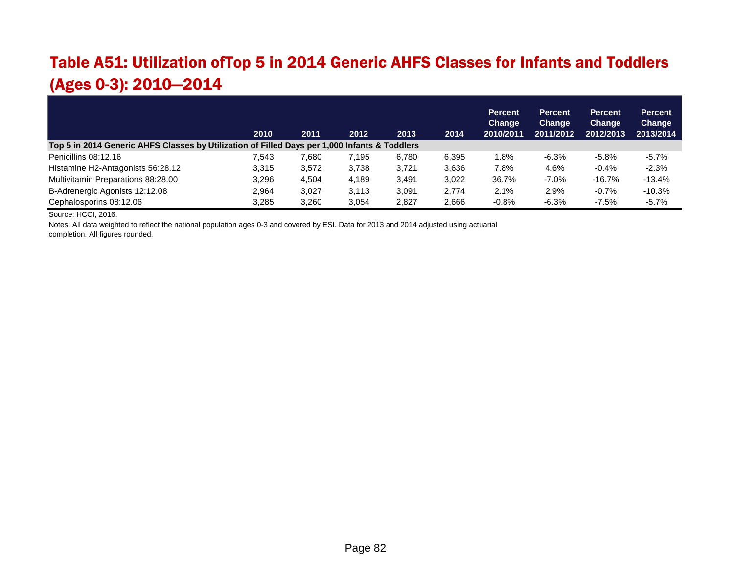# Table A51: Utilization ofTop 5 in 2014 Generic AHFS Classes for Infants and Toddlers (Ages 0-3): 2010—2014

| | 2010 | 2011 | 2012 | 2013 | 2014 | Percent Change 2010/2011 | Percent Change 2011/2012 | Percent Change 2012/2013 | Percent Change 2013/2014 |
|---|---|---|---|---|---|---|---|---|---|
| **Top 5 in 2014 Generic AHFS Classes by Utilization of Filled Days per 1,000 Infants & Toddlers** | | | | | | | | | |
| Penicillins 08:12.16 | 7,543 | 7,680 | 7,195 | 6,780 | 6,395 | 1.8% | -6.3% | -5.8% | -5.7% |
| Histamine H2-Antagonists 56:28.12 | 3,315 | 3,572 | 3,738 | 3,721 | 3,636 | 7.8% | 4.6% | -0.4% | -2.3% |
| Multivitamin Preparations 88:28.00 | 3,296 | 4,504 | 4,189 | 3,491 | 3,022 | 36.7% | -7.0% | -16.7% | -13.4% |
| B-Adrenergic Agonists 12:12.08 | 2,964 | 3,027 | 3,113 | 3,091 | 2,774 | 2.1% | 2.9% | -0.7% | -10.3% |
| Cephalosporins 08:12.06 | 3,285 | 3,260 | 3,054 | 2,827 | 2,666 | -0.8% | -6.3% | -7.5% | -5.7% |

Source: HCCI, 2016.

Notes: All data weighted to reflect the national population ages 0-3 and covered by ESI. Data for 2013 and 2014 adjusted using actuarial completion. All figures rounded.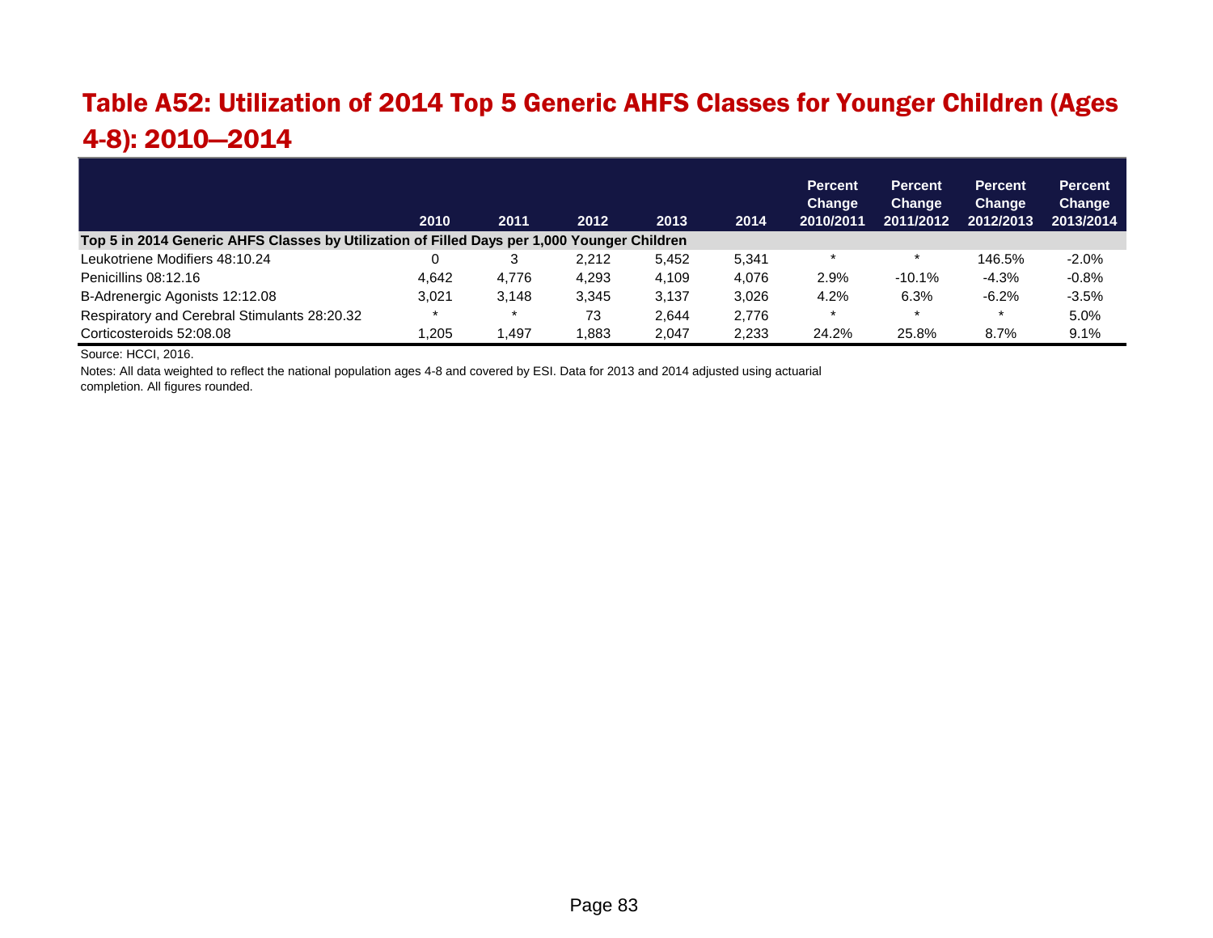# Table A52: Utilization of 2014 Top 5 Generic AHFS Classes for Younger Children (Ages 4-8): 2010—2014

| | 2010 | 2011 | 2012 | 2013 | 2014 | Percent Change 2010/2011 | Percent Change 2011/2012 | Percent Change 2012/2013 | Percent Change 2013/2014 |
|---|---|---|---|---|---|---|---|---|---|
| **Top 5 in 2014 Generic AHFS Classes by Utilization of Filled Days per 1,000 Younger Children** | | | | | | | | | |
| Leukotriene Modifiers 48:10.24 | 0 | 3 | 2,212 | 5,452 | 5,341 | * | * | 146.5% | -2.0% |
| Penicillins 08:12.16 | 4,642 | 4,776 | 4,293 | 4,109 | 4,076 | 2.9% | -10.1% | -4.3% | -0.8% |
| B-Adrenergic Agonists 12:12.08 | 3,021 | 3,148 | 3,345 | 3,137 | 3,026 | 4.2% | 6.3% | -6.2% | -3.5% |
| Respiratory and Cerebral Stimulants 28:20.32 | * | * | 73 | 2,644 | 2,776 | * | * | * | 5.0% |
| Corticosteroids 52:08.08 | 1,205 | 1,497 | 1,883 | 2,047 | 2,233 | 24.2% | 25.8% | 8.7% | 9.1% |

Source: HCCI, 2016.

Notes: All data weighted to reflect the national population ages 4-8 and covered by ESI. Data for 2013 and 2014 adjusted using actuarial completion. All figures rounded.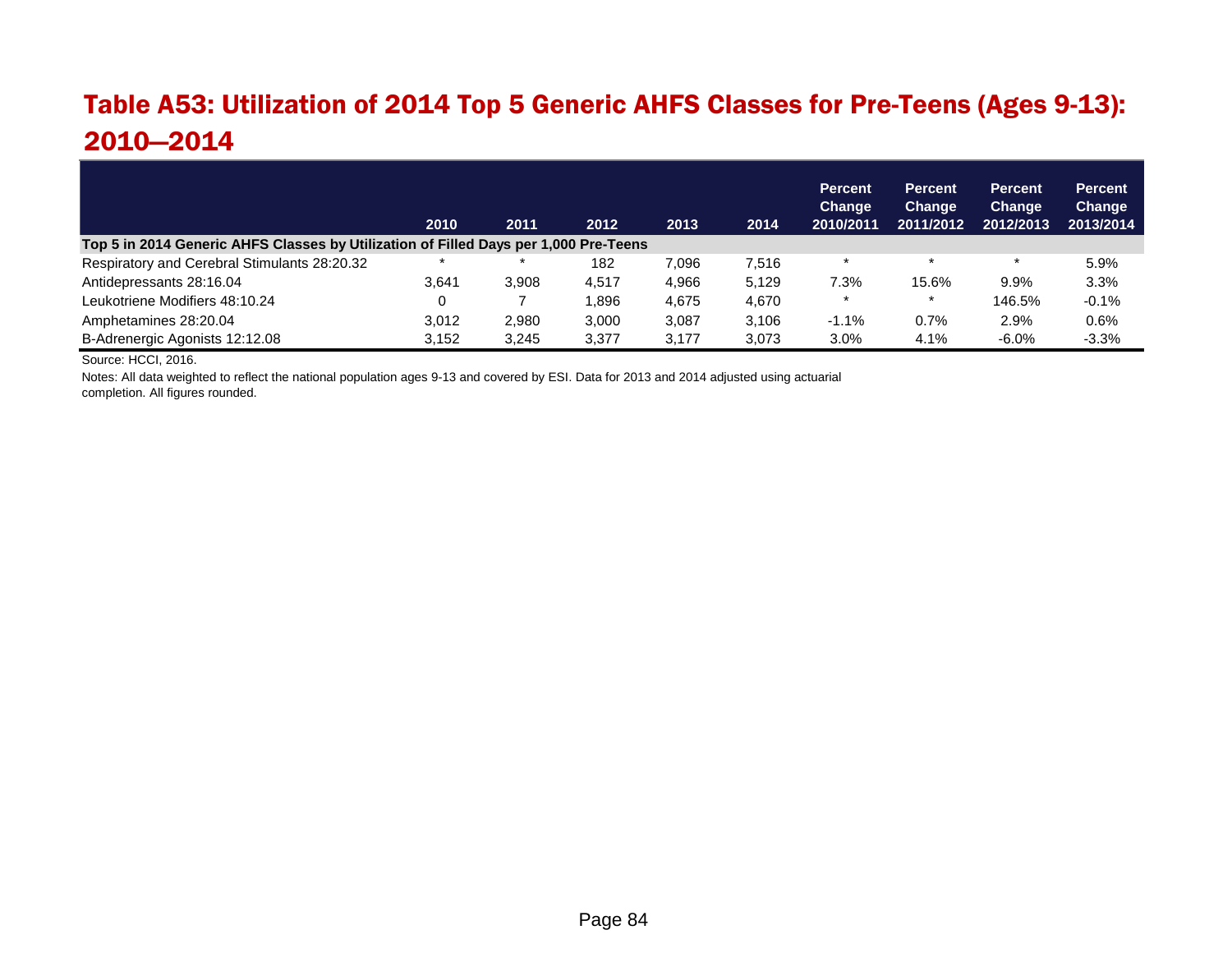## Table A53: Utilization of 2014 Top 5 Generic AHFS Classes for Pre-Teens (Ages 9-13): 2010—2014

| | 2010 | 2011 | 2012 | 2013 | 2014 | Percent Change 2010/2011 | Percent Change 2011/2012 | Percent Change 2012/2013 | Percent Change 2013/2014 |
|---|---|---|---|---|---|---|---|---|---|
| **Top 5 in 2014 Generic AHFS Classes by Utilization of Filled Days per 1,000 Pre-Teens** | | | | | | | | | |
| Respiratory and Cerebral Stimulants 28:20.32 | * | * | 182 | 7,096 | 7,516 | * | * | * | 5.9% |
| Antidepressants 28:16.04 | 3,641 | 3,908 | 4,517 | 4,966 | 5,129 | 7.3% | 15.6% | 9.9% | 3.3% |
| Leukotriene Modifiers 48:10.24 | 0 | 7 | 1,896 | 4,675 | 4,670 | * | * | 146.5% | -0.1% |
| Amphetamines 28:20.04 | 3,012 | 2,980 | 3,000 | 3,087 | 3,106 | -1.1% | 0.7% | 2.9% | 0.6% |
| B-Adrenergic Agonists 12:12.08 | 3,152 | 3,245 | 3,377 | 3,177 | 3,073 | 3.0% | 4.1% | -6.0% | -3.3% |

Source: HCCI, 2016.

Notes: All data weighted to reflect the national population ages 9-13 and covered by ESI. Data for 2013 and 2014 adjusted using actuarial completion. All figures rounded.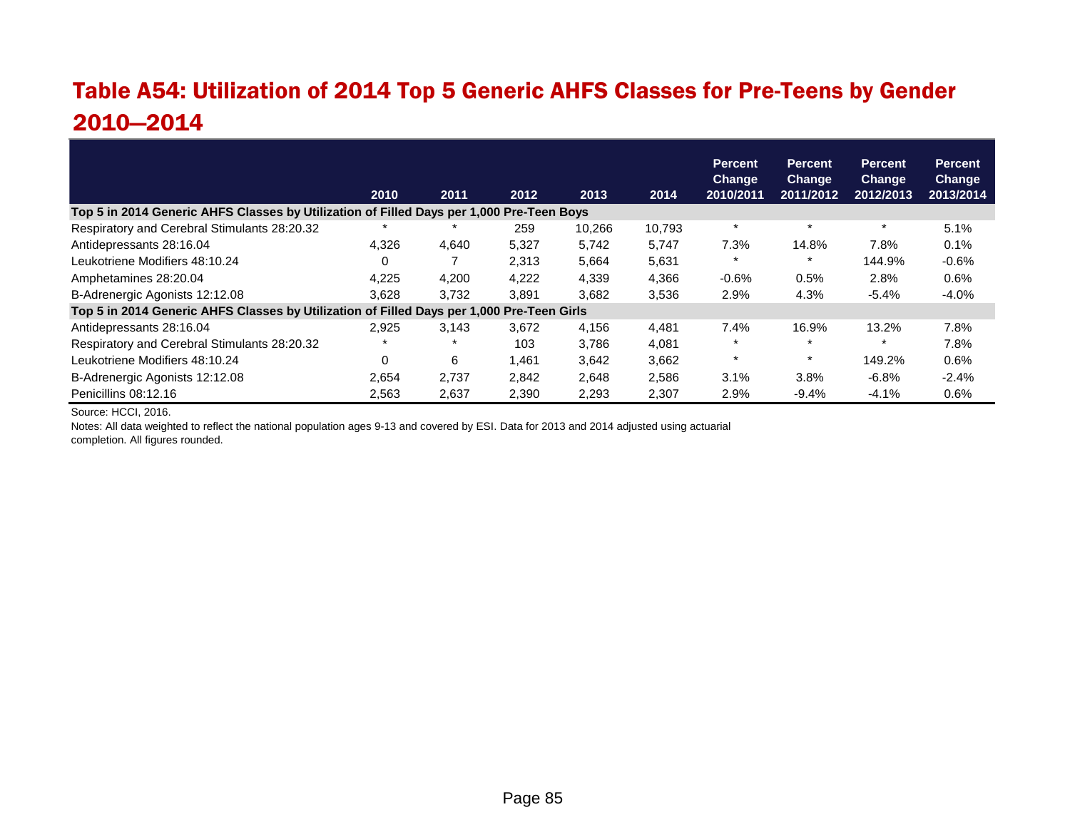## Table A54: Utilization of 2014 Top 5 Generic AHFS Classes for Pre-Teens by Gender 2010—2014

| | 2010 | 2011 | 2012 | 2013 | 2014 | Percent Change 2010/2011 | Percent Change 2011/2012 | Percent Change 2012/2013 | Percent Change 2013/2014 |
|---|---|---|---|---|---|---|---|---|---|
| **Top 5 in 2014 Generic AHFS Classes by Utilization of Filled Days per 1,000 Pre-Teen Boys** | | | | | | | | | |
| Respiratory and Cerebral Stimulants 28:20.32 | * | * | 259 | 10,266 | 10,793 | * | * | * | 5.1% |
| Antidepressants 28:16.04 | 4,326 | 4,640 | 5,327 | 5,742 | 5,747 | 7.3% | 14.8% | 7.8% | 0.1% |
| Leukotriene Modifiers 48:10.24 | 0 | 7 | 2,313 | 5,664 | 5,631 | * | * | 144.9% | -0.6% |
| Amphetamines 28:20.04 | 4,225 | 4,200 | 4,222 | 4,339 | 4,366 | -0.6% | 0.5% | 2.8% | 0.6% |
| B-Adrenergic Agonists 12:12.08 | 3,628 | 3,732 | 3,891 | 3,682 | 3,536 | 2.9% | 4.3% | -5.4% | -4.0% |
| **Top 5 in 2014 Generic AHFS Classes by Utilization of Filled Days per 1,000 Pre-Teen Girls** | | | | | | | | | |
| Antidepressants 28:16.04 | 2,925 | 3,143 | 3,672 | 4,156 | 4,481 | 7.4% | 16.9% | 13.2% | 7.8% |
| Respiratory and Cerebral Stimulants 28:20.32 | * | * | 103 | 3,786 | 4,081 | * | * | * | 7.8% |
| Leukotriene Modifiers 48:10.24 | 0 | 6 | 1,461 | 3,642 | 3,662 | * | * | 149.2% | 0.6% |
| B-Adrenergic Agonists 12:12.08 | 2,654 | 2,737 | 2,842 | 2,648 | 2,586 | 3.1% | 3.8% | -6.8% | -2.4% |
| Penicillins 08:12.16 | 2,563 | 2,637 | 2,390 | 2,293 | 2,307 | 2.9% | -9.4% | -4.1% | 0.6% |

Source: HCCI, 2016.

Notes: All data weighted to reflect the national population ages 9-13 and covered by ESI. Data for 2013 and 2014 adjusted using actuarial completion. All figures rounded.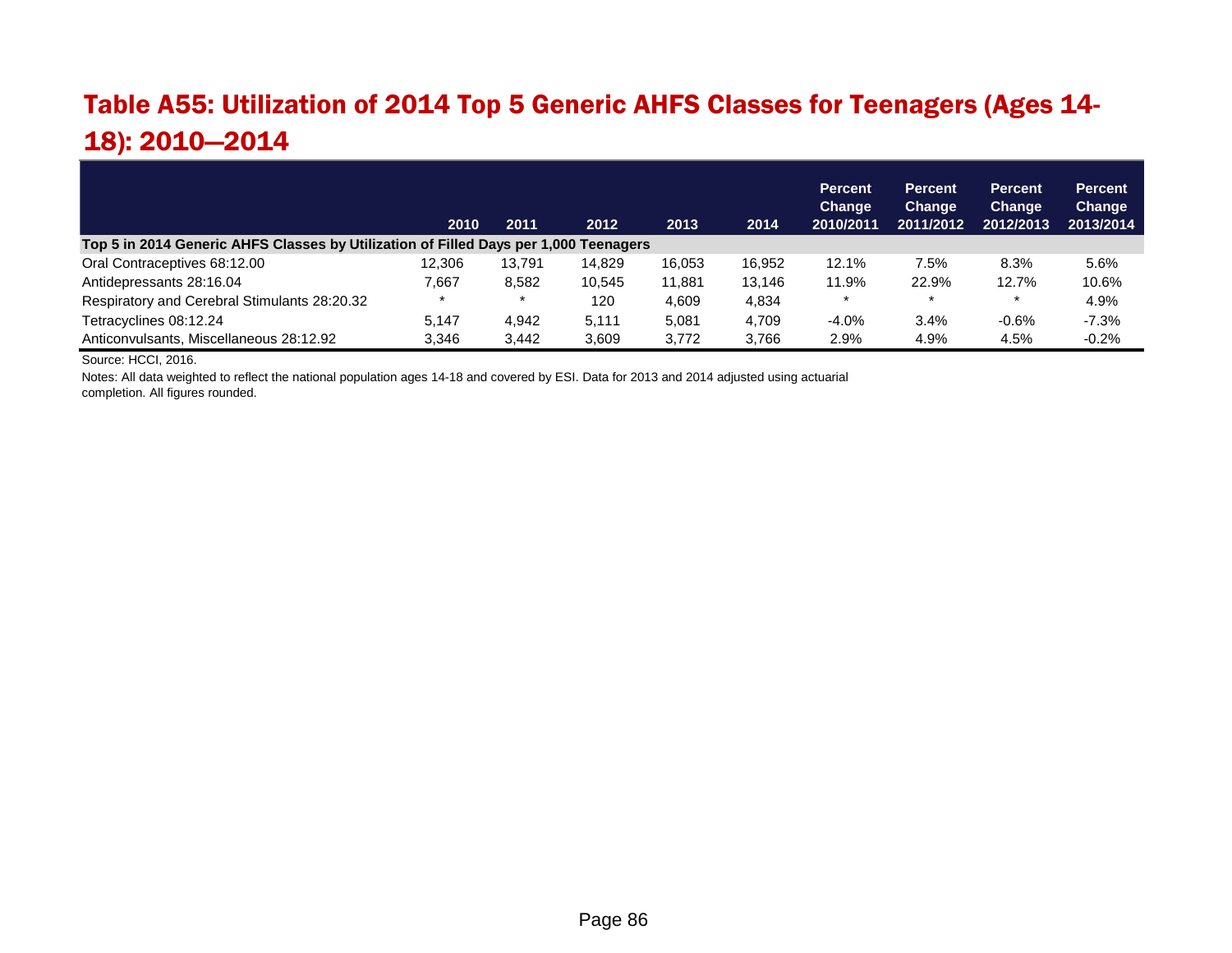# Table A55: Utilization of 2014 Top 5 Generic AHFS Classes for Teenagers (Ages 14-18): 2010—2014

| | 2010 | 2011 | 2012 | 2013 | 2014 | Percent Change 2010/2011 | Percent Change 2011/2012 | Percent Change 2012/2013 | Percent Change 2013/2014 |
|---|---|---|---|---|---|---|---|---|---|
| **Top 5 in 2014 Generic AHFS Classes by Utilization of Filled Days per 1,000 Teenagers** | | | | | | | | | |
| Oral Contraceptives 68:12.00 | 12,306 | 13,791 | 14,829 | 16,053 | 16,952 | 12.1% | 7.5% | 8.3% | 5.6% |
| Antidepressants 28:16.04 | 7,667 | 8,582 | 10,545 | 11,881 | 13,146 | 11.9% | 22.9% | 12.7% | 10.6% |
| Respiratory and Cerebral Stimulants 28:20.32 | * | * | 120 | 4,609 | 4,834 | * | * | * | 4.9% |
| Tetracyclines 08:12.24 | 5,147 | 4,942 | 5,111 | 5,081 | 4,709 | -4.0% | 3.4% | -0.6% | -7.3% |
| Anticonvulsants, Miscellaneous 28:12.92 | 3,346 | 3,442 | 3,609 | 3,772 | 3,766 | 2.9% | 4.9% | 4.5% | -0.2% |

Source: HCCI, 2016.

Notes: All data weighted to reflect the national population ages 14-18 and covered by ESI. Data for 2013 and 2014 adjusted using actuarial completion. All figures rounded.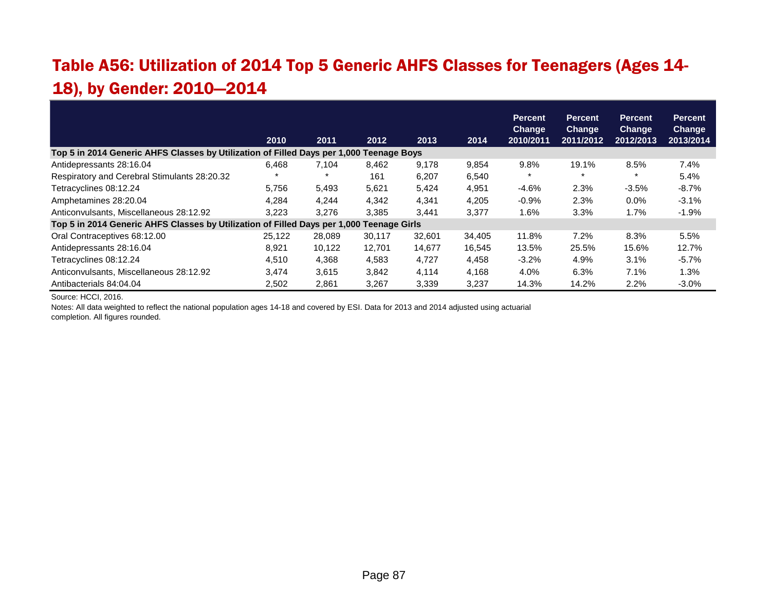# Table A56: Utilization of 2014 Top 5 Generic AHFS Classes for Teenagers (Ages 14-18), by Gender: 2010—2014

| | 2010 | 2011 | 2012 | 2013 | 2014 | Percent Change 2010/2011 | Percent Change 2011/2012 | Percent Change 2012/2013 | Percent Change 2013/2014 |
|---|---|---|---|---|---|---|---|---|---|
| **Top 5 in 2014 Generic AHFS Classes by Utilization of Filled Days per 1,000 Teenage Boys** | | | | | | | | | |
| Antidepressants 28:16.04 | 6,468 | 7,104 | 8,462 | 9,178 | 9,854 | 9.8% | 19.1% | 8.5% | 7.4% |
| Respiratory and Cerebral Stimulants 28:20.32 | * | * | 161 | 6,207 | 6,540 | * | * | * | 5.4% |
| Tetracyclines 08:12.24 | 5,756 | 5,493 | 5,621 | 5,424 | 4,951 | -4.6% | 2.3% | -3.5% | -8.7% |
| Amphetamines 28:20.04 | 4,284 | 4,244 | 4,342 | 4,341 | 4,205 | -0.9% | 2.3% | 0.0% | -3.1% |
| Anticonvulsants, Miscellaneous 28:12.92 | 3,223 | 3,276 | 3,385 | 3,441 | 3,377 | 1.6% | 3.3% | 1.7% | -1.9% |
| **Top 5 in 2014 Generic AHFS Classes by Utilization of Filled Days per 1,000 Teenage Girls** | | | | | | | | | |
| Oral Contraceptives 68:12.00 | 25,122 | 28,089 | 30,117 | 32,601 | 34,405 | 11.8% | 7.2% | 8.3% | 5.5% |
| Antidepressants 28:16.04 | 8,921 | 10,122 | 12,701 | 14,677 | 16,545 | 13.5% | 25.5% | 15.6% | 12.7% |
| Tetracyclines 08:12.24 | 4,510 | 4,368 | 4,583 | 4,727 | 4,458 | -3.2% | 4.9% | 3.1% | -5.7% |
| Anticonvulsants, Miscellaneous 28:12.92 | 3,474 | 3,615 | 3,842 | 4,114 | 4,168 | 4.0% | 6.3% | 7.1% | 1.3% |
| Antibacterials 84:04.04 | 2,502 | 2,861 | 3,267 | 3,339 | 3,237 | 14.3% | 14.2% | 2.2% | -3.0% |

Source: HCCI, 2016.

Notes: All data weighted to reflect the national population ages 14-18 and covered by ESI. Data for 2013 and 2014 adjusted using actuarial completion. All figures rounded.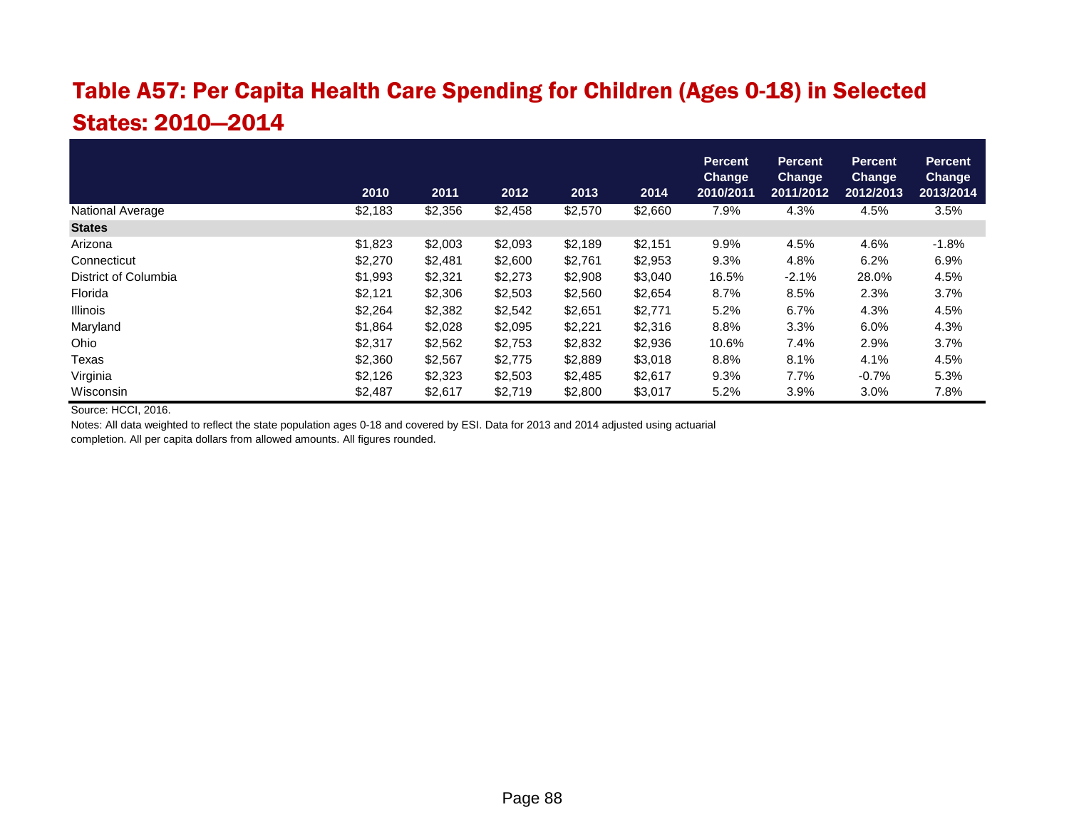## Table A57: Per Capita Health Care Spending for Children (Ages 0-18) in Selected States: 2010—2014

| | 2010 | 2011 | 2012 | 2013 | 2014 | Percent Change 2010/2011 | Percent Change 2011/2012 | Percent Change 2012/2013 | Percent Change 2013/2014 |
|---|---|---|---|---|---|---|---|---|---|
| National Average | $2,183 | $2,356 | $2,458 | $2,570 | $2,660 | 7.9% | 4.3% | 4.5% | 3.5% |
| **States** | | | | | | | | | |
| Arizona | $1,823 | $2,003 | $2,093 | $2,189 | $2,151 | 9.9% | 4.5% | 4.6% | -1.8% |
| Connecticut | $2,270 | $2,481 | $2,600 | $2,761 | $2,953 | 9.3% | 4.8% | 6.2% | 6.9% |
| District of Columbia | $1,993 | $2,321 | $2,273 | $2,908 | $3,040 | 16.5% | -2.1% | 28.0% | 4.5% |
| Florida | $2,121 | $2,306 | $2,503 | $2,560 | $2,654 | 8.7% | 8.5% | 2.3% | 3.7% |
| Illinois | $2,264 | $2,382 | $2,542 | $2,651 | $2,771 | 5.2% | 6.7% | 4.3% | 4.5% |
| Maryland | $1,864 | $2,028 | $2,095 | $2,221 | $2,316 | 8.8% | 3.3% | 6.0% | 4.3% |
| Ohio | $2,317 | $2,562 | $2,753 | $2,832 | $2,936 | 10.6% | 7.4% | 2.9% | 3.7% |
| Texas | $2,360 | $2,567 | $2,775 | $2,889 | $3,018 | 8.8% | 8.1% | 4.1% | 4.5% |
| Virginia | $2,126 | $2,323 | $2,503 | $2,485 | $2,617 | 9.3% | 7.7% | -0.7% | 5.3% |
| Wisconsin | $2,487 | $2,617 | $2,719 | $2,800 | $3,017 | 5.2% | 3.9% | 3.0% | 7.8% |

Source: HCCI, 2016.

Notes: All data weighted to reflect the state population ages 0-18 and covered by ESI. Data for 2013 and 2014 adjusted using actuarial completion. All per capita dollars from allowed amounts. All figures rounded.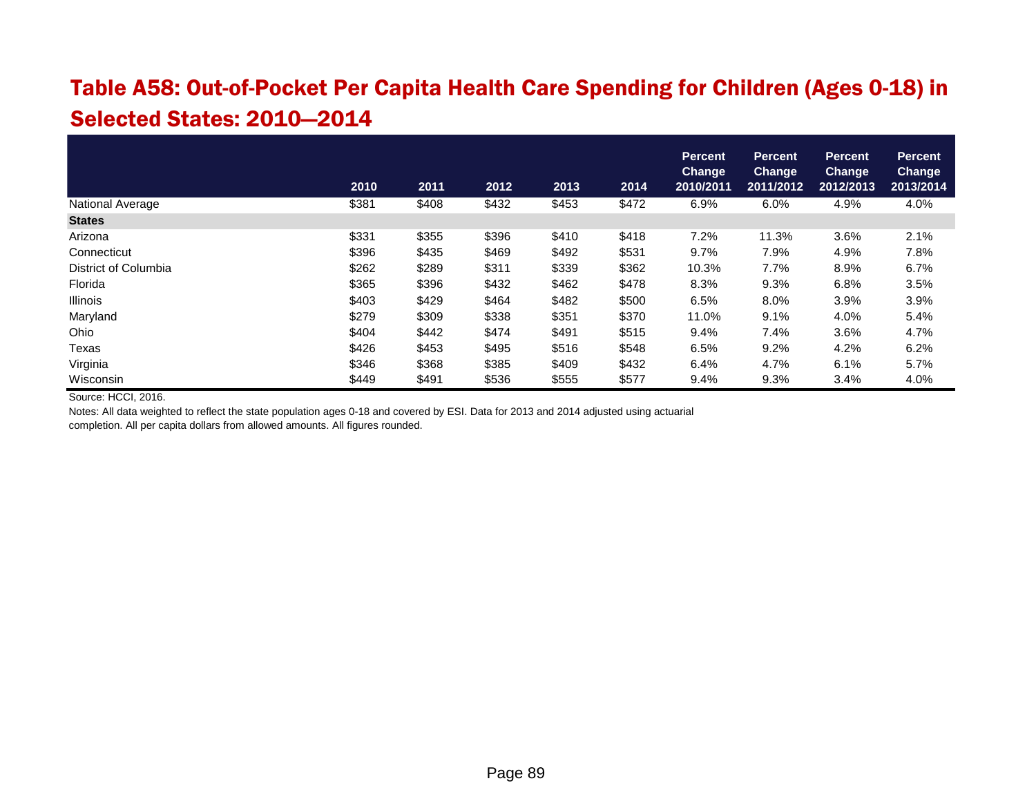## Table A58: Out-of-Pocket Per Capita Health Care Spending for Children (Ages 0-18) in Selected States: 2010—2014

| | 2010 | 2011 | 2012 | 2013 | 2014 | Percent Change 2010/2011 | Percent Change 2011/2012 | Percent Change 2012/2013 | Percent Change 2013/2014 |
|---|---|---|---|---|---|---|---|---|---|
| National Average | $381 | $408 | $432 | $453 | $472 | 6.9% | 6.0% | 4.9% | 4.0% |
| **States** | | | | | | | | | |
| Arizona | $331 | $355 | $396 | $410 | $418 | 7.2% | 11.3% | 3.6% | 2.1% |
| Connecticut | $396 | $435 | $469 | $492 | $531 | 9.7% | 7.9% | 4.9% | 7.8% |
| District of Columbia | $262 | $289 | $311 | $339 | $362 | 10.3% | 7.7% | 8.9% | 6.7% |
| Florida | $365 | $396 | $432 | $462 | $478 | 8.3% | 9.3% | 6.8% | 3.5% |
| Illinois | $403 | $429 | $464 | $482 | $500 | 6.5% | 8.0% | 3.9% | 3.9% |
| Maryland | $279 | $309 | $338 | $351 | $370 | 11.0% | 9.1% | 4.0% | 5.4% |
| Ohio | $404 | $442 | $474 | $491 | $515 | 9.4% | 7.4% | 3.6% | 4.7% |
| Texas | $426 | $453 | $495 | $516 | $548 | 6.5% | 9.2% | 4.2% | 6.2% |
| Virginia | $346 | $368 | $385 | $409 | $432 | 6.4% | 4.7% | 6.1% | 5.7% |
| Wisconsin | $449 | $491 | $536 | $555 | $577 | 9.4% | 9.3% | 3.4% | 4.0% |

Source: HCCI, 2016.

Notes: All data weighted to reflect the state population ages 0-18 and covered by ESI. Data for 2013 and 2014 adjusted using actuarial completion. All per capita dollars from allowed amounts. All figures rounded.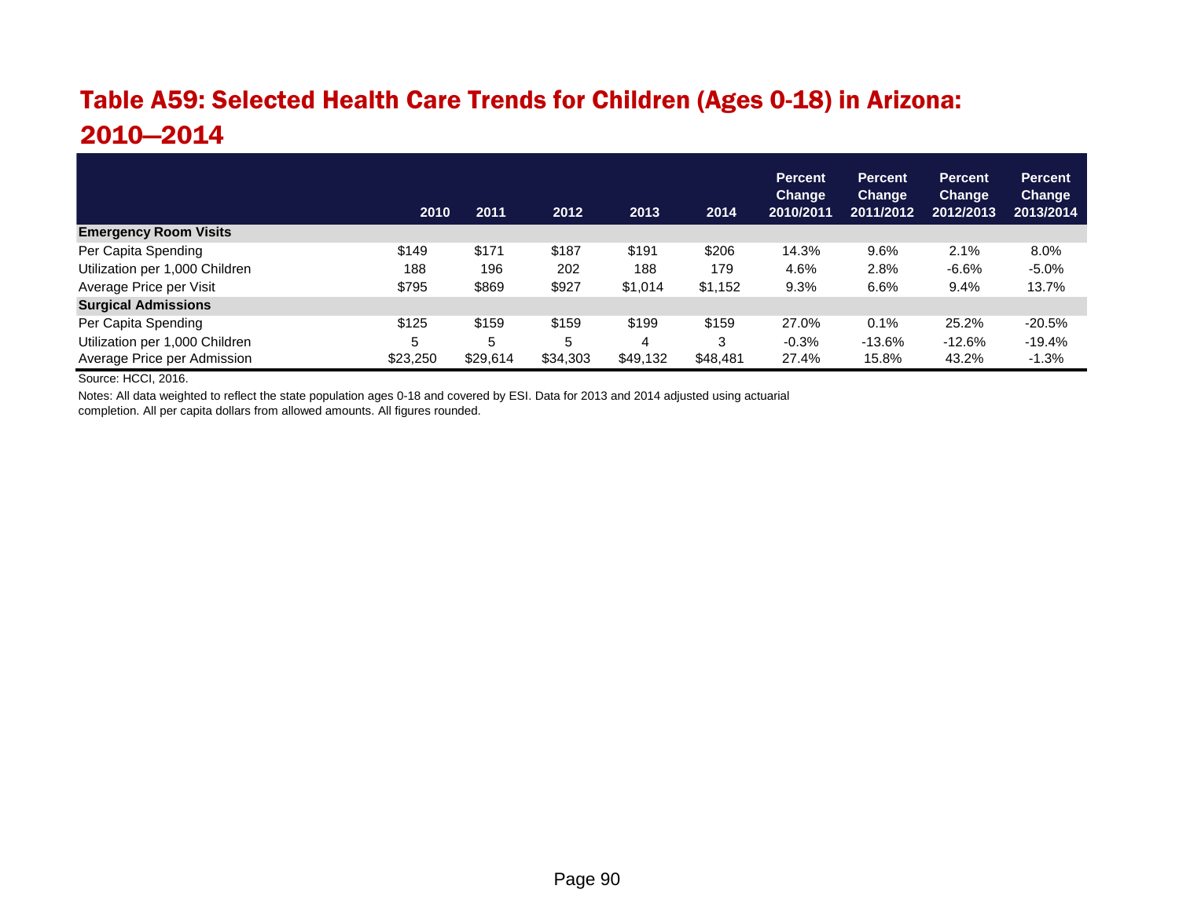## Table A59: Selected Health Care Trends for Children (Ages 0-18) in Arizona: 2010—2014

| | 2010 | 2011 | 2012 | 2013 | 2014 | Percent Change 2010/2011 | Percent Change 2011/2012 | Percent Change 2012/2013 | Percent Change 2013/2014 |
|---|---|---|---|---|---|---|---|---|---|
| **Emergency Room Visits** | | | | | | | | | |
| Per Capita Spending | $149 | $171 | $187 | $191 | $206 | 14.3% | 9.6% | 2.1% | 8.0% |
| Utilization per 1,000 Children | 188 | 196 | 202 | 188 | 179 | 4.6% | 2.8% | -6.6% | -5.0% |
| Average Price per Visit | $795 | $869 | $927 | $1,014 | $1,152 | 9.3% | 6.6% | 9.4% | 13.7% |
| **Surgical Admissions** | | | | | | | | | |
| Per Capita Spending | $125 | $159 | $159 | $199 | $159 | 27.0% | 0.1% | 25.2% | -20.5% |
| Utilization per 1,000 Children | 5 | 5 | 5 | 4 | 3 | -0.3% | -13.6% | -12.6% | -19.4% |
| Average Price per Admission | $23,250 | $29,614 | $34,303 | $49,132 | $48,481 | 27.4% | 15.8% | 43.2% | -1.3% |

Source: HCCI, 2016.

Notes: All data weighted to reflect the state population ages 0-18 and covered by ESI. Data for 2013 and 2014 adjusted using actuarial completion. All per capita dollars from allowed amounts. All figures rounded.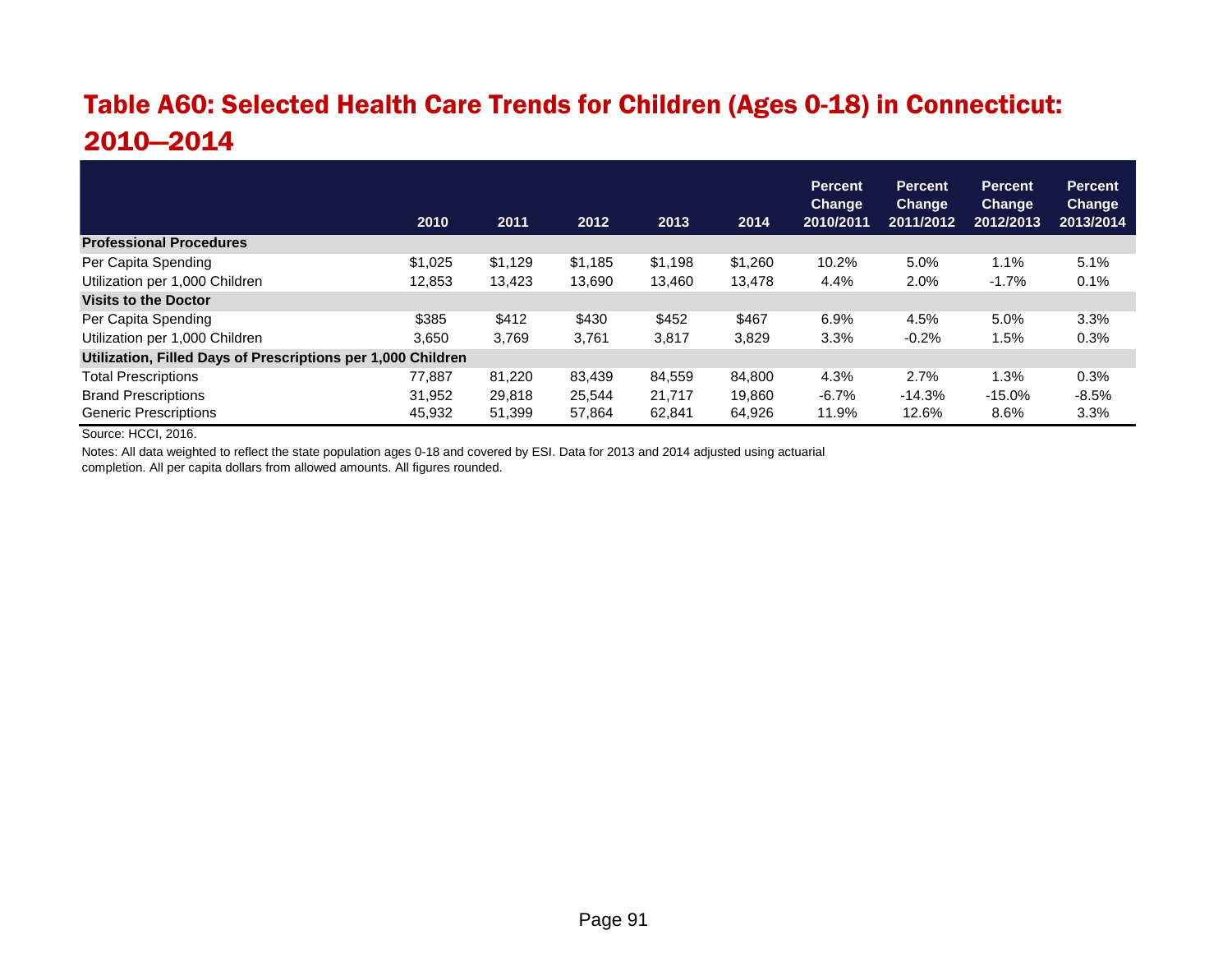# Table A60: Selected Health Care Trends for Children (Ages 0-18) in Connecticut: 2010—2014

| | 2010 | 2011 | 2012 | 2013 | 2014 | Percent Change 2010/2011 | Percent Change 2011/2012 | Percent Change 2012/2013 | Percent Change 2013/2014 |
|---|---|---|---|---|---|---|---|---|---|
| **Professional Procedures** | | | | | | | | | |
| Per Capita Spending | $1,025 | $1,129 | $1,185 | $1,198 | $1,260 | 10.2% | 5.0% | 1.1% | 5.1% |
| Utilization per 1,000 Children | 12,853 | 13,423 | 13,690 | 13,460 | 13,478 | 4.4% | 2.0% | -1.7% | 0.1% |
| **Visits to the Doctor** | | | | | | | | | |
| Per Capita Spending | $385 | $412 | $430 | $452 | $467 | 6.9% | 4.5% | 5.0% | 3.3% |
| Utilization per 1,000 Children | 3,650 | 3,769 | 3,761 | 3,817 | 3,829 | 3.3% | -0.2% | 1.5% | 0.3% |
| **Utilization, Filled Days of Prescriptions per 1,000 Children** | | | | | | | | | |
| Total Prescriptions | 77,887 | 81,220 | 83,439 | 84,559 | 84,800 | 4.3% | 2.7% | 1.3% | 0.3% |
| Brand Prescriptions | 31,952 | 29,818 | 25,544 | 21,717 | 19,860 | -6.7% | -14.3% | -15.0% | -8.5% |
| Generic Prescriptions | 45,932 | 51,399 | 57,864 | 62,841 | 64,926 | 11.9% | 12.6% | 8.6% | 3.3% |

Source: HCCI, 2016.

Notes: All data weighted to reflect the state population ages 0-18 and covered by ESI. Data for 2013 and 2014 adjusted using actuarial completion. All per capita dollars from allowed amounts. All figures rounded.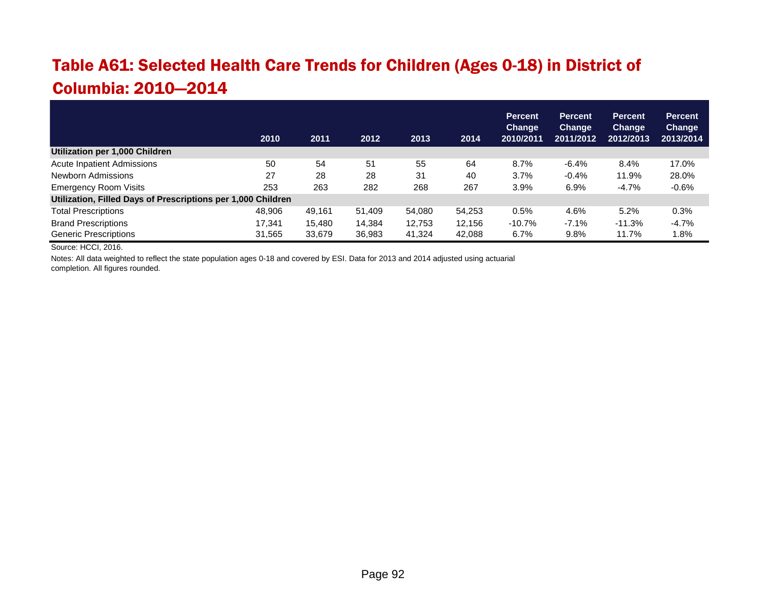# Table A61: Selected Health Care Trends for Children (Ages 0-18) in District of Columbia: 2010—2014

| | 2010 | 2011 | 2012 | 2013 | 2014 | Percent Change 2010/2011 | Percent Change 2011/2012 | Percent Change 2012/2013 | Percent Change 2013/2014 |
|---|---|---|---|---|---|---|---|---|---|
| **Utilization per 1,000 Children** | | | | | | | | | |
| Acute Inpatient Admissions | 50 | 54 | 51 | 55 | 64 | 8.7% | -6.4% | 8.4% | 17.0% |
| Newborn Admissions | 27 | 28 | 28 | 31 | 40 | 3.7% | -0.4% | 11.9% | 28.0% |
| Emergency Room Visits | 253 | 263 | 282 | 268 | 267 | 3.9% | 6.9% | -4.7% | -0.6% |
| **Utilization, Filled Days of Prescriptions per 1,000 Children** | | | | | | | | | |
| Total Prescriptions | 48,906 | 49,161 | 51,409 | 54,080 | 54,253 | 0.5% | 4.6% | 5.2% | 0.3% |
| Brand Prescriptions | 17,341 | 15,480 | 14,384 | 12,753 | 12,156 | -10.7% | -7.1% | -11.3% | -4.7% |
| Generic Prescriptions | 31,565 | 33,679 | 36,983 | 41,324 | 42,088 | 6.7% | 9.8% | 11.7% | 1.8% |

Source: HCCI, 2016.

Notes: All data weighted to reflect the state population ages 0-18 and covered by ESI. Data for 2013 and 2014 adjusted using actuarial completion. All figures rounded.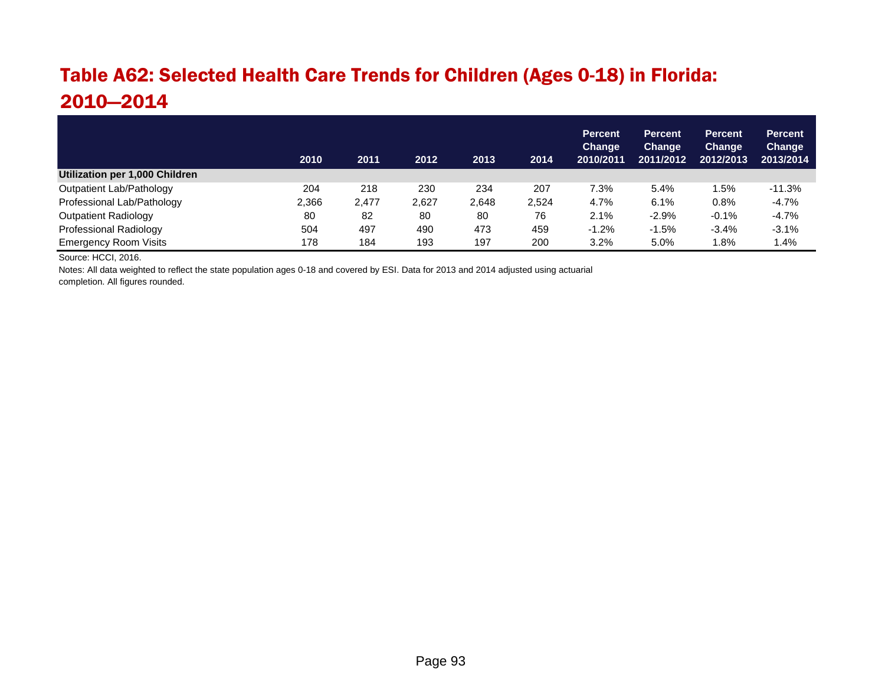# Table A62: Selected Health Care Trends for Children (Ages 0-18) in Florida: 2010—2014

| | 2010 | 2011 | 2012 | 2013 | 2014 | Percent Change 2010/2011 | Percent Change 2011/2012 | Percent Change 2012/2013 | Percent Change 2013/2014 |
|---|---|---|---|---|---|---|---|---|---|
| **Utilization per 1,000 Children** | | | | | | | | | |
| Outpatient Lab/Pathology | 204 | 218 | 230 | 234 | 207 | 7.3% | 5.4% | 1.5% | -11.3% |
| Professional Lab/Pathology | 2,366 | 2,477 | 2,627 | 2,648 | 2,524 | 4.7% | 6.1% | 0.8% | -4.7% |
| Outpatient Radiology | 80 | 82 | 80 | 80 | 76 | 2.1% | -2.9% | -0.1% | -4.7% |
| Professional Radiology | 504 | 497 | 490 | 473 | 459 | -1.2% | -1.5% | -3.4% | -3.1% |
| Emergency Room Visits | 178 | 184 | 193 | 197 | 200 | 3.2% | 5.0% | 1.8% | 1.4% |

Source: HCCI, 2016.

Notes: All data weighted to reflect the state population ages 0-18 and covered by ESI. Data for 2013 and 2014 adjusted using actuarial completion. All figures rounded.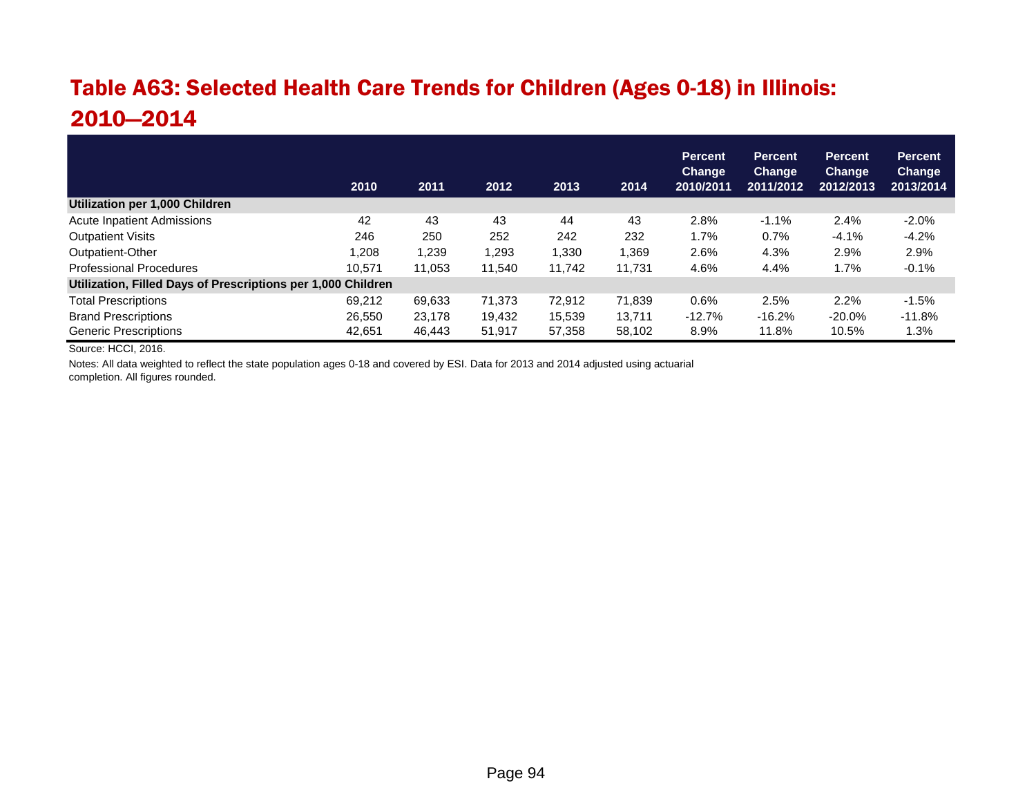## Table A63: Selected Health Care Trends for Children (Ages 0-18) in Illinois: 2010—2014

| | 2010 | 2011 | 2012 | 2013 | 2014 | Percent Change 2010/2011 | Percent Change 2011/2012 | Percent Change 2012/2013 | Percent Change 2013/2014 |
|---|---|---|---|---|---|---|---|---|---|
| **Utilization per 1,000 Children** | | | | | | | | | |
| Acute Inpatient Admissions | 42 | 43 | 43 | 44 | 43 | 2.8% | -1.1% | 2.4% | -2.0% |
| Outpatient Visits | 246 | 250 | 252 | 242 | 232 | 1.7% | 0.7% | -4.1% | -4.2% |
| Outpatient-Other | 1,208 | 1,239 | 1,293 | 1,330 | 1,369 | 2.6% | 4.3% | 2.9% | 2.9% |
| Professional Procedures | 10,571 | 11,053 | 11,540 | 11,742 | 11,731 | 4.6% | 4.4% | 1.7% | -0.1% |
| **Utilization, Filled Days of Prescriptions per 1,000 Children** | | | | | | | | | |
| Total Prescriptions | 69,212 | 69,633 | 71,373 | 72,912 | 71,839 | 0.6% | 2.5% | 2.2% | -1.5% |
| Brand Prescriptions | 26,550 | 23,178 | 19,432 | 15,539 | 13,711 | -12.7% | -16.2% | -20.0% | -11.8% |
| Generic Prescriptions | 42,651 | 46,443 | 51,917 | 57,358 | 58,102 | 8.9% | 11.8% | 10.5% | 1.3% |

Source: HCCI, 2016.

Notes: All data weighted to reflect the state population ages 0-18 and covered by ESI. Data for 2013 and 2014 adjusted using actuarial completion. All figures rounded.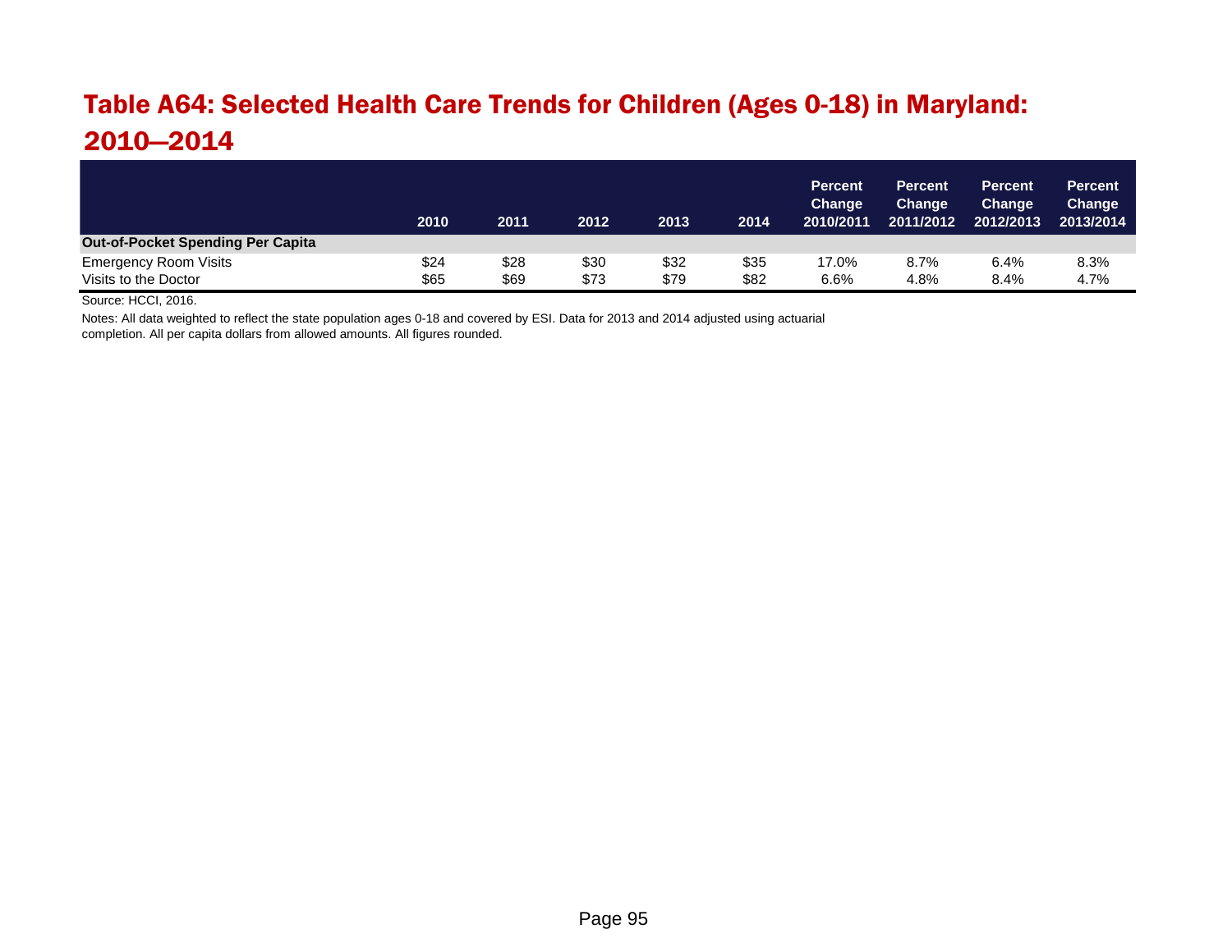# Table A64: Selected Health Care Trends for Children (Ages 0-18) in Maryland: 2010—2014

| | 2010 | 2011 | 2012 | 2013 | 2014 | Percent Change 2010/2011 | Percent Change 2011/2012 | Percent Change 2012/2013 | Percent Change 2013/2014 |
|---|---|---|---|---|---|---|---|---|---|
| **Out-of-Pocket Spending Per Capita** | | | | | | | | | |
| Emergency Room Visits | $24 | $28 | $30 | $32 | $35 | 17.0% | 8.7% | 6.4% | 8.3% |
| Visits to the Doctor | $65 | $69 | $73 | $79 | $82 | 6.6% | 4.8% | 8.4% | 4.7% |

Source: HCCI, 2016.

Notes: All data weighted to reflect the state population ages 0-18 and covered by ESI. Data for 2013 and 2014 adjusted using actuarial completion. All per capita dollars from allowed amounts. All figures rounded.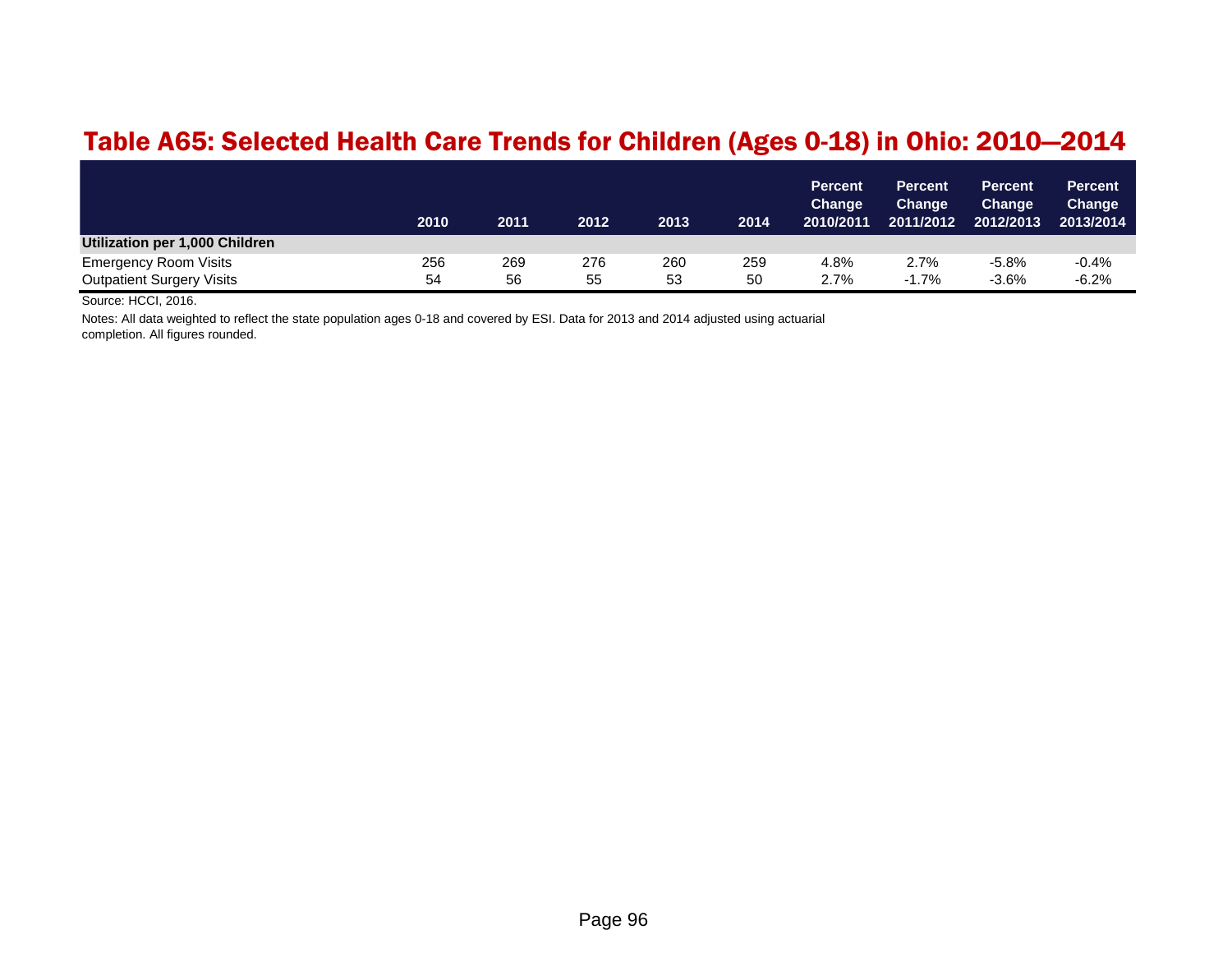## Table A65: Selected Health Care Trends for Children (Ages 0-18) in Ohio: 2010—2014

| | 2010 | 2011 | 2012 | 2013 | 2014 | Percent Change 2010/2011 | Percent Change 2011/2012 | Percent Change 2012/2013 | Percent Change 2013/2014 |
|---|---|---|---|---|---|---|---|---|---|
| **Utilization per 1,000 Children** | | | | | | | | | |
| Emergency Room Visits | 256 | 269 | 276 | 260 | 259 | 4.8% | 2.7% | -5.8% | -0.4% |
| Outpatient Surgery Visits | 54 | 56 | 55 | 53 | 50 | 2.7% | -1.7% | -3.6% | -6.2% |

Source: HCCI, 2016.

Notes: All data weighted to reflect the state population ages 0-18 and covered by ESI. Data for 2013 and 2014 adjusted using actuarial completion. All figures rounded.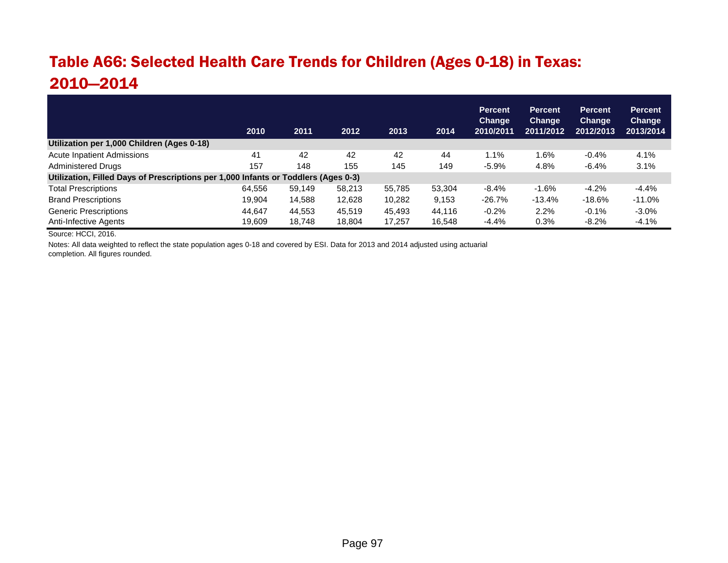## Table A66: Selected Health Care Trends for Children (Ages 0-18) in Texas: 2010—2014

| | 2010 | 2011 | 2012 | 2013 | 2014 | Percent Change 2010/2011 | Percent Change 2011/2012 | Percent Change 2012/2013 | Percent Change 2013/2014 |
|---|---|---|---|---|---|---|---|---|---|
| **Utilization per 1,000 Children (Ages 0-18)** | | | | | | | | | |
| Acute Inpatient Admissions | 41 | 42 | 42 | 42 | 44 | 1.1% | 1.6% | -0.4% | 4.1% |
| Administered Drugs | 157 | 148 | 155 | 145 | 149 | -5.9% | 4.8% | -6.4% | 3.1% |
| **Utilization, Filled Days of Prescriptions per 1,000 Infants or Toddlers (Ages 0-3)** | | | | | | | | | |
| Total Prescriptions | 64,556 | 59,149 | 58,213 | 55,785 | 53,304 | -8.4% | -1.6% | -4.2% | -4.4% |
| Brand Prescriptions | 19,904 | 14,588 | 12,628 | 10,282 | 9,153 | -26.7% | -13.4% | -18.6% | -11.0% |
| Generic Prescriptions | 44,647 | 44,553 | 45,519 | 45,493 | 44,116 | -0.2% | 2.2% | -0.1% | -3.0% |
| Anti-Infective Agents | 19,609 | 18,748 | 18,804 | 17,257 | 16,548 | -4.4% | 0.3% | -8.2% | -4.1% |

Source: HCCI, 2016.

Notes: All data weighted to reflect the state population ages 0-18 and covered by ESI. Data for 2013 and 2014 adjusted using actuarial completion. All figures rounded.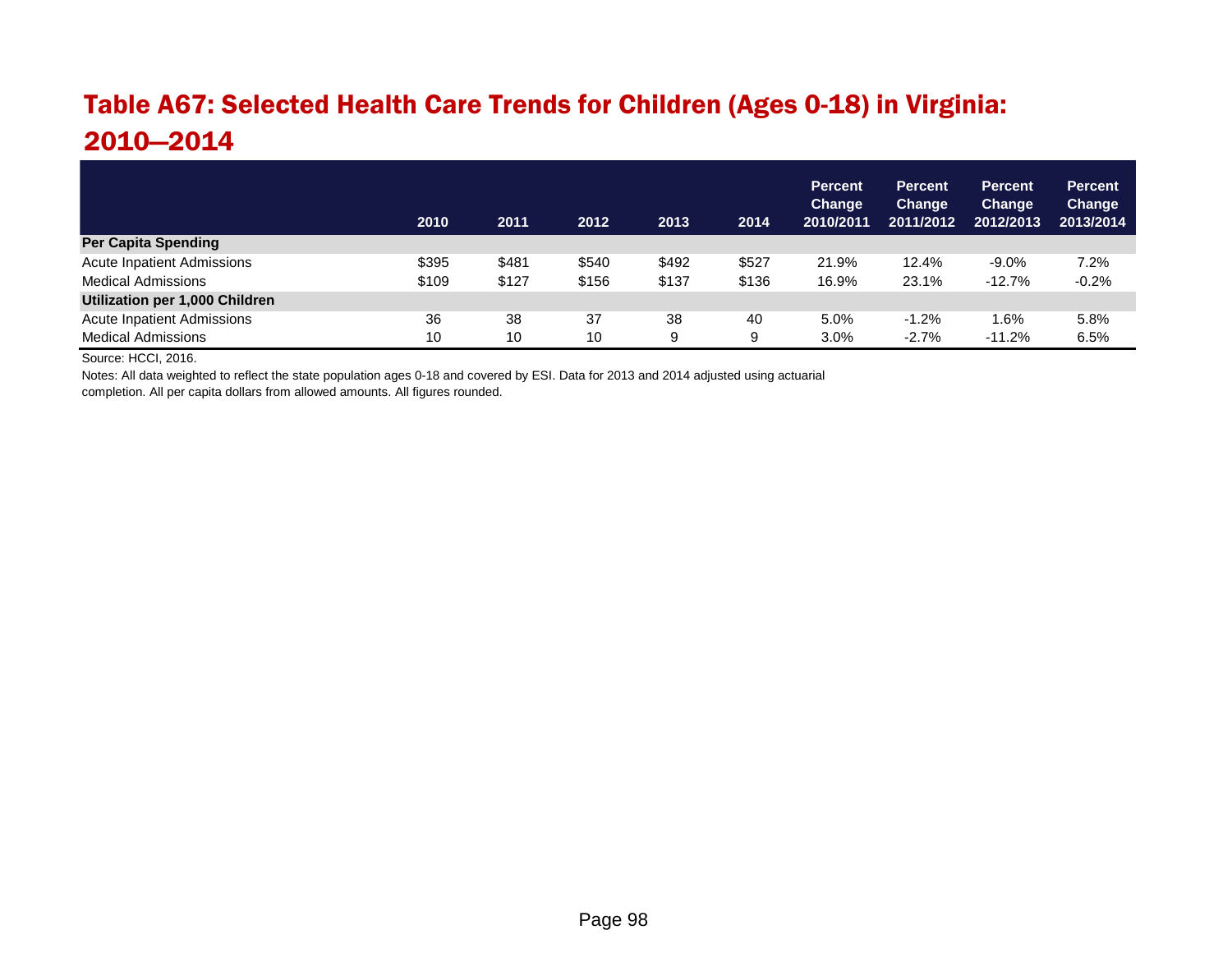# Table A67: Selected Health Care Trends for Children (Ages 0-18) in Virginia: 2010—2014

| | 2010 | 2011 | 2012 | 2013 | 2014 | Percent Change 2010/2011 | Percent Change 2011/2012 | Percent Change 2012/2013 | Percent Change 2013/2014 |
|---|---|---|---|---|---|---|---|---|---|
| **Per Capita Spending** | | | | | | | | | |
| Acute Inpatient Admissions | $395 | $481 | $540 | $492 | $527 | 21.9% | 12.4% | -9.0% | 7.2% |
| Medical Admissions | $109 | $127 | $156 | $137 | $136 | 16.9% | 23.1% | -12.7% | -0.2% |
| **Utilization per 1,000 Children** | | | | | | | | | |
| Acute Inpatient Admissions | 36 | 38 | 37 | 38 | 40 | 5.0% | -1.2% | 1.6% | 5.8% |
| Medical Admissions | 10 | 10 | 10 | 9 | 9 | 3.0% | -2.7% | -11.2% | 6.5% |

Source: HCCI, 2016.

Notes: All data weighted to reflect the state population ages 0-18 and covered by ESI. Data for 2013 and 2014 adjusted using actuarial completion. All per capita dollars from allowed amounts. All figures rounded.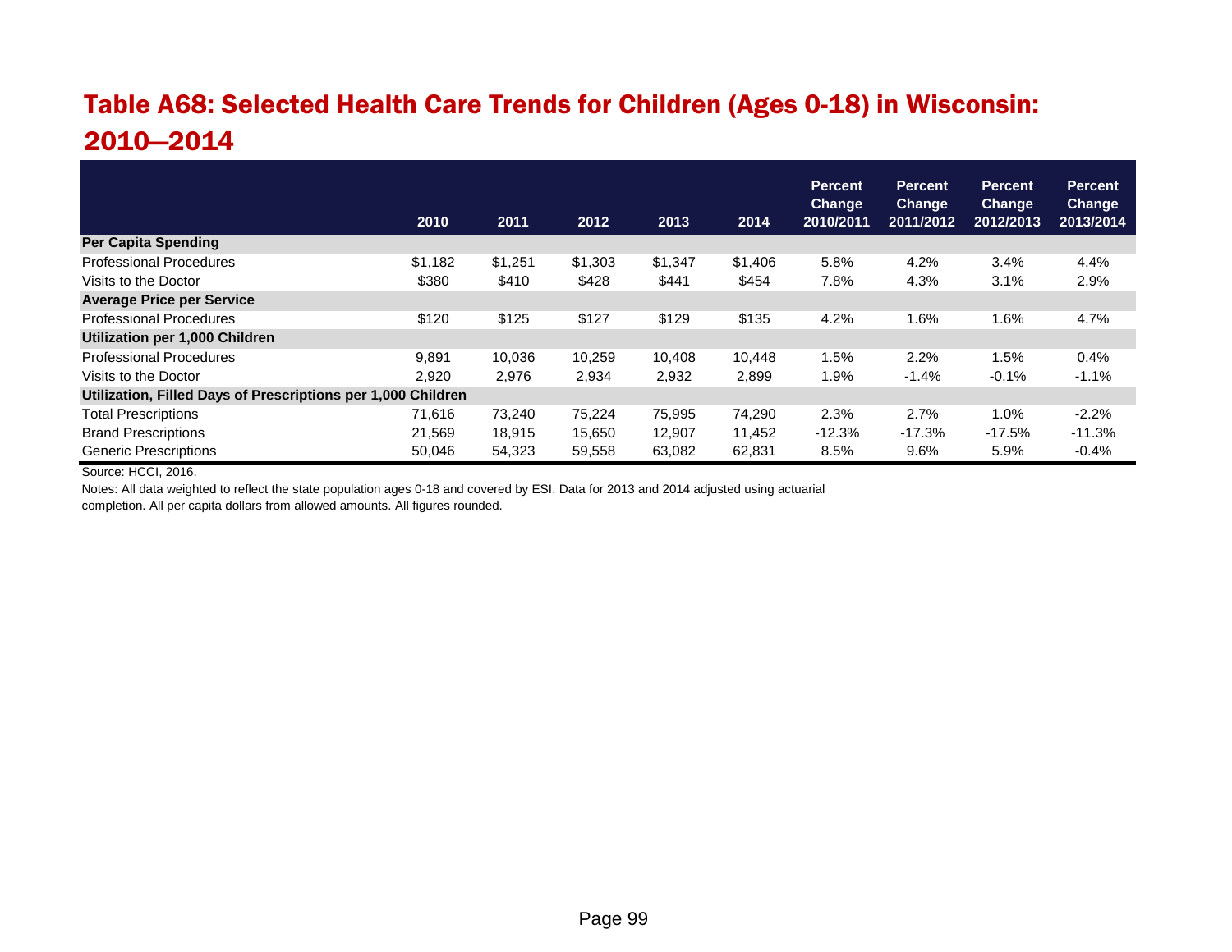# Table A68: Selected Health Care Trends for Children (Ages 0-18) in Wisconsin: 2010—2014

| | 2010 | 2011 | 2012 | 2013 | 2014 | Percent Change 2010/2011 | Percent Change 2011/2012 | Percent Change 2012/2013 | Percent Change 2013/2014 |
|---|---|---|---|---|---|---|---|---|---|
| **Per Capita Spending** | | | | | | | | | |
| Professional Procedures | $1,182 | $1,251 | $1,303 | $1,347 | $1,406 | 5.8% | 4.2% | 3.4% | 4.4% |
| Visits to the Doctor | $380 | $410 | $428 | $441 | $454 | 7.8% | 4.3% | 3.1% | 2.9% |
| **Average Price per Service** | | | | | | | | | |
| Professional Procedures | $120 | $125 | $127 | $129 | $135 | 4.2% | 1.6% | 1.6% | 4.7% |
| **Utilization per 1,000 Children** | | | | | | | | | |
| Professional Procedures | 9,891 | 10,036 | 10,259 | 10,408 | 10,448 | 1.5% | 2.2% | 1.5% | 0.4% |
| Visits to the Doctor | 2,920 | 2,976 | 2,934 | 2,932 | 2,899 | 1.9% | -1.4% | -0.1% | -1.1% |
| **Utilization, Filled Days of Prescriptions per 1,000 Children** | | | | | | | | | |
| Total Prescriptions | 71,616 | 73,240 | 75,224 | 75,995 | 74,290 | 2.3% | 2.7% | 1.0% | -2.2% |
| Brand Prescriptions | 21,569 | 18,915 | 15,650 | 12,907 | 11,452 | -12.3% | -17.3% | -17.5% | -11.3% |
| Generic Prescriptions | 50,046 | 54,323 | 59,558 | 63,082 | 62,831 | 8.5% | 9.6% | 5.9% | -0.4% |

Source: HCCI, 2016.

Notes: All data weighted to reflect the state population ages 0-18 and covered by ESI. Data for 2013 and 2014 adjusted using actuarial completion. All per capita dollars from allowed amounts. All figures rounded.